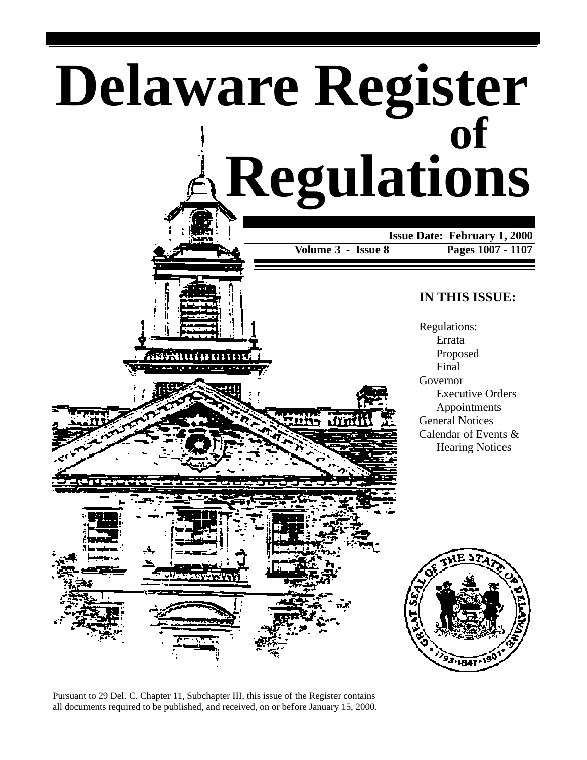# Delaware Register of Regulations

**Issue Date: February 1, 2000**

**Volume 3 - Issue 8** **Pages 1007 - 1107**

## IN THIS ISSUE:

Regulations:
- Errata
- Proposed
- Final

Governor
- Executive Orders
- Appointments

General Notices

Calendar of Events & Hearing Notices

Pursuant to 29 Del. C. Chapter 11, Subchapter III, this issue of the Register contains all documents required to be published, and received, on or before January 15, 2000.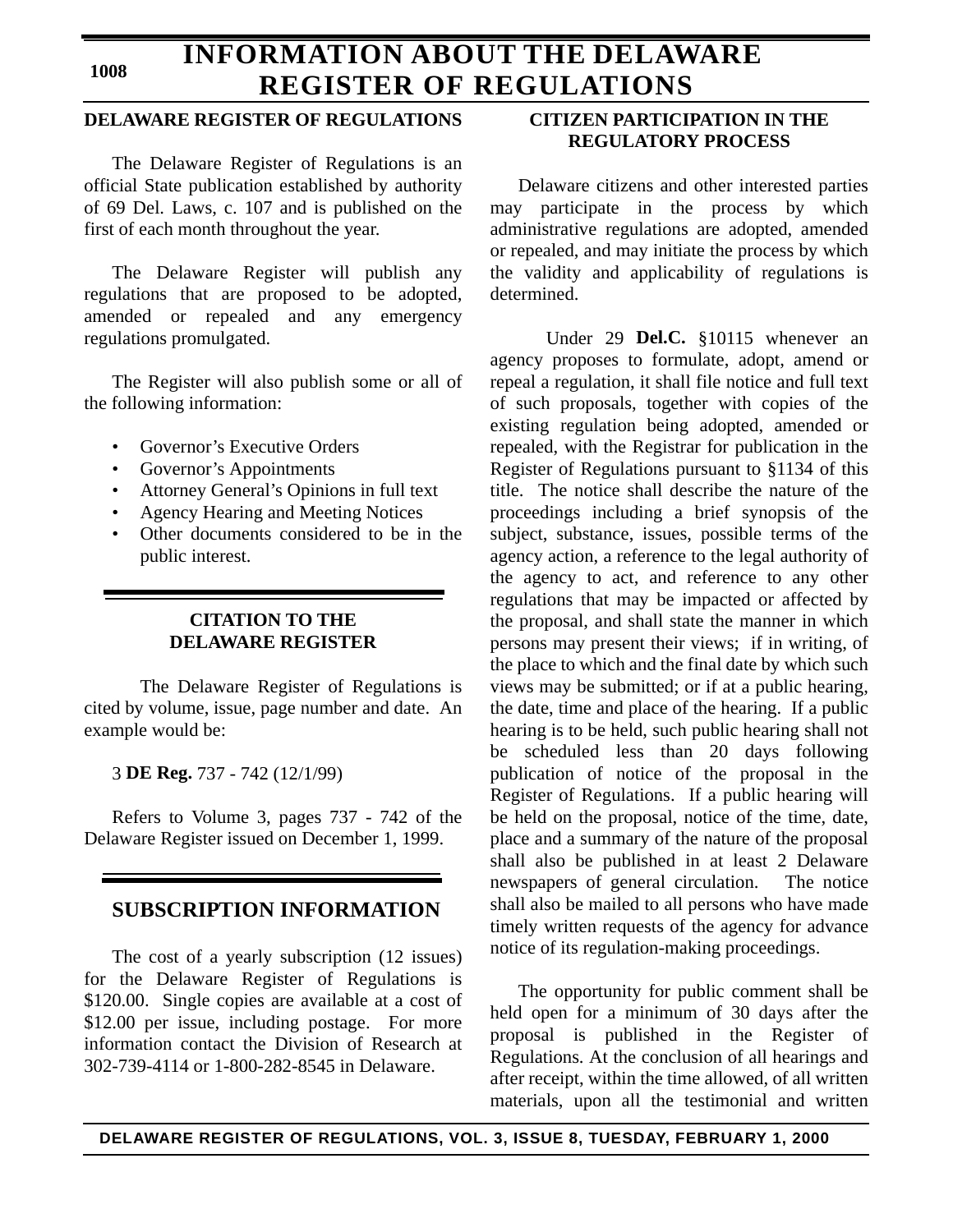# INFORMATION ABOUT THE DELAWARE REGISTER OF REGULATIONS

### DELAWARE REGISTER OF REGULATIONS

The Delaware Register of Regulations is an official State publication established by authority of 69 Del. Laws, c. 107 and is published on the first of each month throughout the year.

The Delaware Register will publish any regulations that are proposed to be adopted, amended or repealed and any emergency regulations promulgated.

The Register will also publish some or all of the following information:

- Governor's Executive Orders
- Governor's Appointments
- Attorney General's Opinions in full text
- Agency Hearing and Meeting Notices
- Other documents considered to be in the public interest.

### CITATION TO THE DELAWARE REGISTER

The Delaware Register of Regulations is cited by volume, issue, page number and date. An example would be:

3 **DE Reg.** 737 - 742 (12/1/99)

Refers to Volume 3, pages 737 - 742 of the Delaware Register issued on December 1, 1999.

## SUBSCRIPTION INFORMATION

The cost of a yearly subscription (12 issues) for the Delaware Register of Regulations is $120.00. Single copies are available at a cost of $12.00 per issue, including postage. For more information contact the Division of Research at 302-739-4114 or 1-800-282-8545 in Delaware.

### CITIZEN PARTICIPATION IN THE REGULATORY PROCESS

Delaware citizens and other interested parties may participate in the process by which administrative regulations are adopted, amended or repealed, and may initiate the process by which the validity and applicability of regulations is determined.

Under 29 **Del.C.** §10115 whenever an agency proposes to formulate, adopt, amend or repeal a regulation, it shall file notice and full text of such proposals, together with copies of the existing regulation being adopted, amended or repealed, with the Registrar for publication in the Register of Regulations pursuant to §1134 of this title. The notice shall describe the nature of the proceedings including a brief synopsis of the subject, substance, issues, possible terms of the agency action, a reference to the legal authority of the agency to act, and reference to any other regulations that may be impacted or affected by the proposal, and shall state the manner in which persons may present their views; if in writing, of the place to which and the final date by which such views may be submitted; or if at a public hearing, the date, time and place of the hearing. If a public hearing is to be held, such public hearing shall not be scheduled less than 20 days following publication of notice of the proposal in the Register of Regulations. If a public hearing will be held on the proposal, notice of the time, date, place and a summary of the nature of the proposal shall also be published in at least 2 Delaware newspapers of general circulation. The notice shall also be mailed to all persons who have made timely written requests of the agency for advance notice of its regulation-making proceedings.

The opportunity for public comment shall be held open for a minimum of 30 days after the proposal is published in the Register of Regulations. At the conclusion of all hearings and after receipt, within the time allowed, of all written materials, upon all the testimonial and written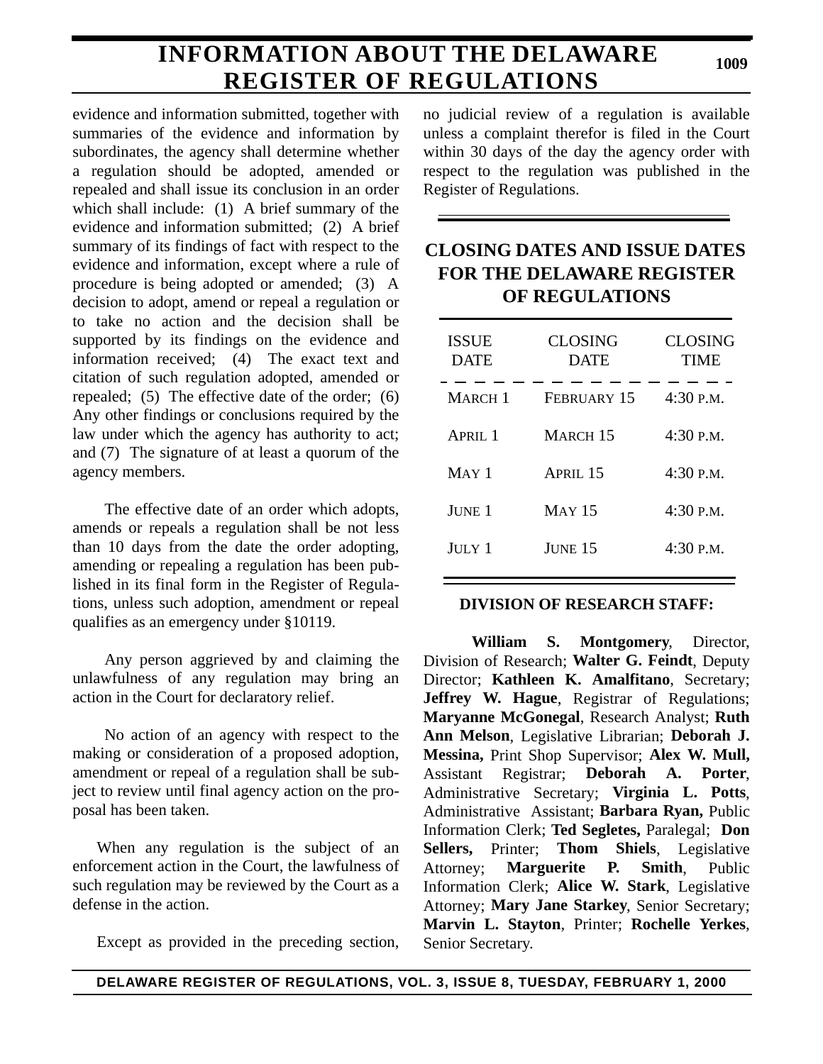evidence and information submitted, together with summaries of the evidence and information by subordinates, the agency shall determine whether a regulation should be adopted, amended or repealed and shall issue its conclusion in an order which shall include: (1) A brief summary of the evidence and information submitted; (2) A brief summary of its findings of fact with respect to the evidence and information, except where a rule of procedure is being adopted or amended; (3) A decision to adopt, amend or repeal a regulation or to take no action and the decision shall be supported by its findings on the evidence and information received; (4) The exact text and citation of such regulation adopted, amended or repealed; (5) The effective date of the order; (6) Any other findings or conclusions required by the law under which the agency has authority to act; and (7) The signature of at least a quorum of the agency members.

The effective date of an order which adopts, amends or repeals a regulation shall be not less than 10 days from the date the order adopting, amending or repealing a regulation has been published in its final form in the Register of Regulations, unless such adoption, amendment or repeal qualifies as an emergency under §10119.

Any person aggrieved by and claiming the unlawfulness of any regulation may bring an action in the Court for declaratory relief.

No action of an agency with respect to the making or consideration of a proposed adoption, amendment or repeal of a regulation shall be subject to review until final agency action on the proposal has been taken.

When any regulation is the subject of an enforcement action in the Court, the lawfulness of such regulation may be reviewed by the Court as a defense in the action.

Except as provided in the preceding section, no judicial review of a regulation is available unless a complaint therefor is filed in the Court within 30 days of the day the agency order with respect to the regulation was published in the Register of Regulations.

## CLOSING DATES AND ISSUE DATES FOR THE DELAWARE REGISTER OF REGULATIONS

| ISSUE DATE | CLOSING DATE | CLOSING TIME |
|---|---|---|
| MARCH 1 | FEBRUARY 15 | 4:30 P.M. |
| APRIL 1 | MARCH 15 | 4:30 P.M. |
| MAY 1 | APRIL 15 | 4:30 P.M. |
| JUNE 1 | MAY 15 | 4:30 P.M. |
| JULY 1 | JUNE 15 | 4:30 P.M. |

### DIVISION OF RESEARCH STAFF:

**William S. Montgomery**, Director, Division of Research; **Walter G. Feindt**, Deputy Director; **Kathleen K. Amalfitano**, Secretary; **Jeffrey W. Hague**, Registrar of Regulations; **Maryanne McGonegal**, Research Analyst; **Ruth Ann Melson**, Legislative Librarian; **Deborah J. Messina,** Print Shop Supervisor; **Alex W. Mull,** Assistant Registrar; **Deborah A. Porter**, Administrative Secretary; **Virginia L. Potts**, Administrative Assistant; **Barbara Ryan,** Public Information Clerk; **Ted Segletes,** Paralegal; **Don Sellers,** Printer; **Thom Shiels**, Legislative Attorney; **Marguerite P. Smith**, Public Information Clerk; **Alice W. Stark**, Legislative Attorney; **Mary Jane Starkey**, Senior Secretary; **Marvin L. Stayton**, Printer; **Rochelle Yerkes**, Senior Secretary.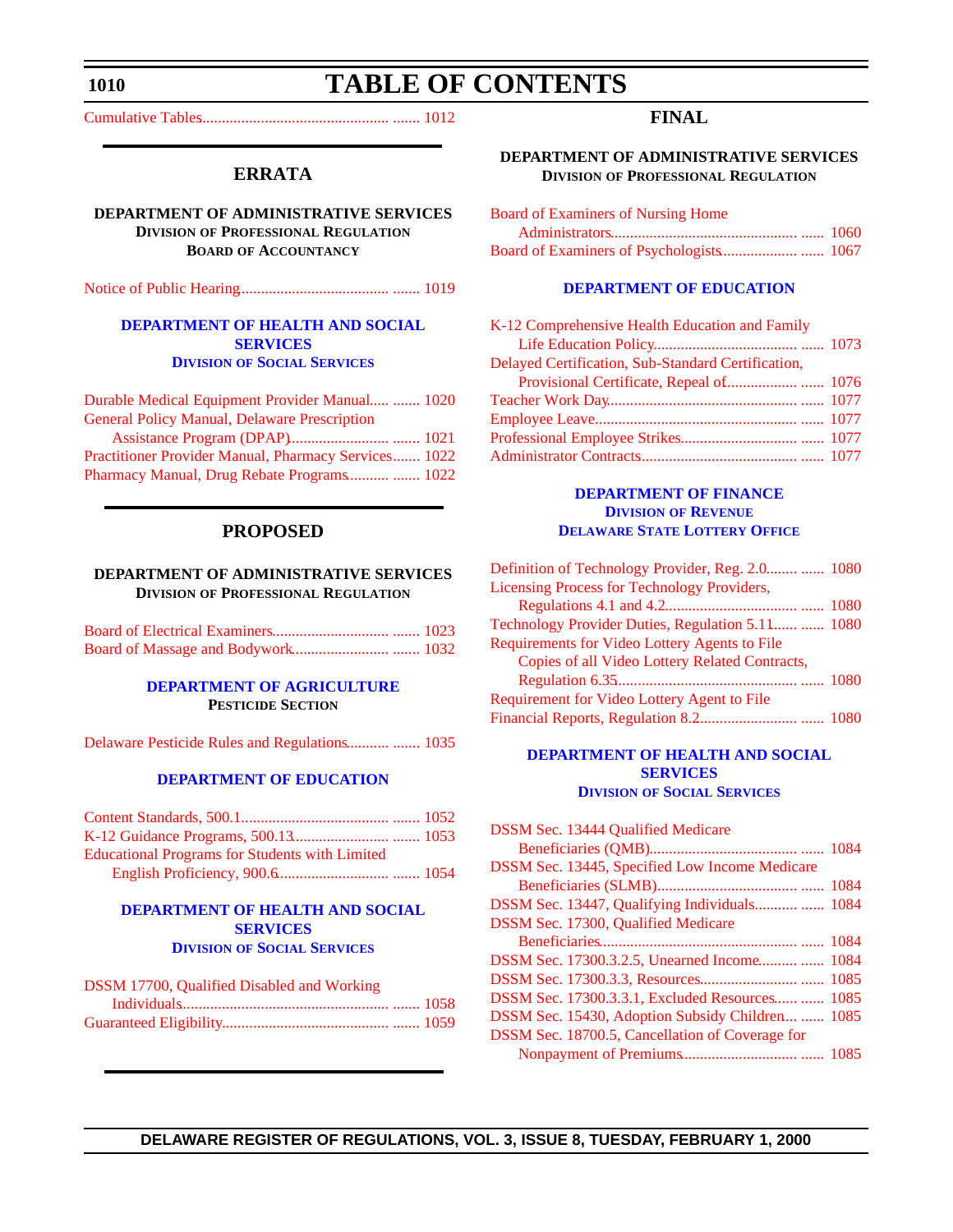# TABLE OF CONTENTS

Cumulative Tables....... 1012

## ERRATA

**DEPARTMENT OF ADMINISTRATIVE SERVICES**
**DIVISION OF PROFESSIONAL REGULATION**
**BOARD OF ACCOUNTANCY**

Notice of Public Hearing....... 1019

**DEPARTMENT OF HEALTH AND SOCIAL SERVICES**
**DIVISION OF SOCIAL SERVICES**

Durable Medical Equipment Provider Manual....... 1020
General Policy Manual, Delaware Prescription Assistance Program (DPAP)....... 1021
Practitioner Provider Manual, Pharmacy Services....... 1022
Pharmacy Manual, Drug Rebate Programs....... 1022

## PROPOSED

**DEPARTMENT OF ADMINISTRATIVE SERVICES**
**DIVISION OF PROFESSIONAL REGULATION**

Board of Electrical Examiners....... 1023
Board of Massage and Bodywork....... 1032

**DEPARTMENT OF AGRICULTURE**
**PESTICIDE SECTION**

Delaware Pesticide Rules and Regulations....... 1035

**DEPARTMENT OF EDUCATION**

Content Standards, 500.1....... 1052
K-12 Guidance Programs, 500.13....... 1053
Educational Programs for Students with Limited English Proficiency, 900.6....... 1054

**DEPARTMENT OF HEALTH AND SOCIAL SERVICES**
**DIVISION OF SOCIAL SERVICES**

DSSM 17700, Qualified Disabled and Working Individuals....... 1058
Guaranteed Eligibility....... 1059

## FINAL

**DEPARTMENT OF ADMINISTRATIVE SERVICES**
**DIVISION OF PROFESSIONAL REGULATION**

Board of Examiners of Nursing Home Administrators....... 1060
Board of Examiners of Psychologists....... 1067

**DEPARTMENT OF EDUCATION**

K-12 Comprehensive Health Education and Family Life Education Policy....... 1073
Delayed Certification, Sub-Standard Certification, Provisional Certificate, Repeal of....... 1076
Teacher Work Day....... 1077
Employee Leave....... 1077
Professional Employee Strikes....... 1077
Administrator Contracts....... 1077

**DEPARTMENT OF FINANCE**
**DIVISION OF REVENUE**
**DELAWARE STATE LOTTERY OFFICE**

Definition of Technology Provider, Reg. 2.0....... 1080
Licensing Process for Technology Providers, Regulations 4.1 and 4.2....... 1080
Technology Provider Duties, Regulation 5.11....... 1080
Requirements for Video Lottery Agents to File Copies of all Video Lottery Related Contracts, Regulation 6.35....... 1080
Requirement for Video Lottery Agent to File Financial Reports, Regulation 8.2....... 1080

**DEPARTMENT OF HEALTH AND SOCIAL SERVICES**
**DIVISION OF SOCIAL SERVICES**

DSSM Sec. 13444 Qualified Medicare Beneficiaries (QMB)....... 1084
DSSM Sec. 13445, Specified Low Income Medicare Beneficiaries (SLMB)....... 1084
DSSM Sec. 13447, Qualifying Individuals....... 1084
DSSM Sec. 17300, Qualified Medicare Beneficiaries....... 1084
DSSM Sec. 17300.3.2.5, Unearned Income....... 1084
DSSM Sec. 17300.3.3, Resources....... 1085
DSSM Sec. 17300.3.3.1, Excluded Resources....... 1085
DSSM Sec. 15430, Adoption Subsidy Children....... 1085
DSSM Sec. 18700.5, Cancellation of Coverage for Nonpayment of Premiums....... 1085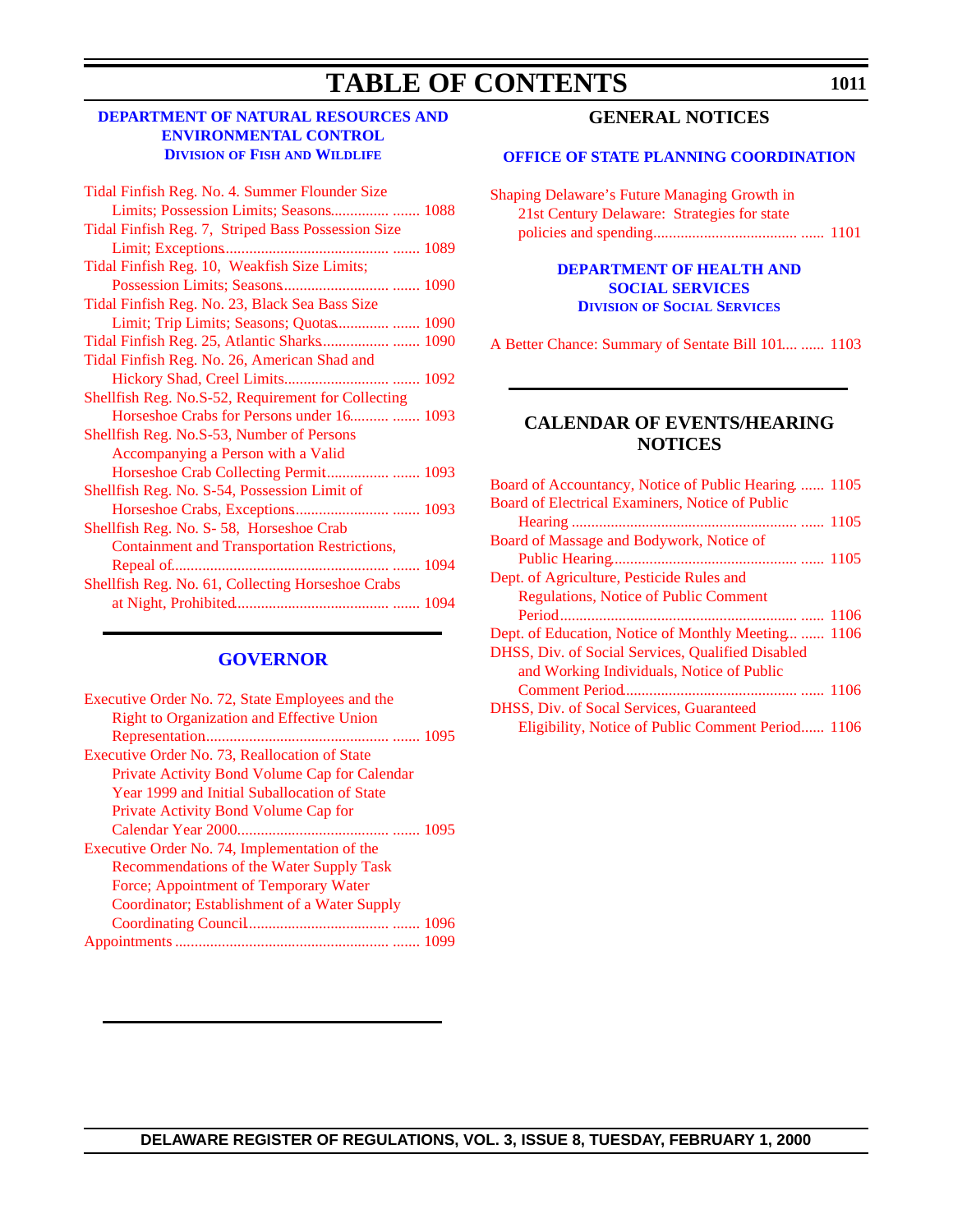# TABLE OF CONTENTS

## DEPARTMENT OF NATURAL RESOURCES AND ENVIRONMENTAL CONTROL

### DIVISION OF FISH AND WILDLIFE

Tidal Finfish Reg. No. 4. Summer Flounder Size Limits; Possession Limits; Seasons ....... 1088

Tidal Finfish Reg. 7, Striped Bass Possession Size Limit; Exceptions ....... 1089

Tidal Finfish Reg. 10, Weakfish Size Limits; Possession Limits; Seasons ....... 1090

Tidal Finfish Reg. No. 23, Black Sea Bass Size Limit; Trip Limits; Seasons; Quotas ....... 1090

Tidal Finfish Reg. 25, Atlantic Sharks ....... 1090

Tidal Finfish Reg. No. 26, American Shad and Hickory Shad, Creel Limits ....... 1092

Shellfish Reg. No.S-52, Requirement for Collecting Horseshoe Crabs for Persons under 16 ....... 1093

Shellfish Reg. No.S-53, Number of Persons Accompanying a Person with a Valid Horseshoe Crab Collecting Permit ....... 1093

Shellfish Reg. No. S-54, Possession Limit of Horseshoe Crabs, Exceptions ....... 1093

Shellfish Reg. No. S- 58, Horseshoe Crab Containment and Transportation Restrictions, Repeal of ....... 1094

Shellfish Reg. No. 61, Collecting Horseshoe Crabs at Night, Prohibited ....... 1094

## GOVERNOR

Executive Order No. 72, State Employees and the Right to Organization and Effective Union Representation ....... 1095

Executive Order No. 73, Reallocation of State Private Activity Bond Volume Cap for Calendar Year 1999 and Initial Suballocation of State Private Activity Bond Volume Cap for Calendar Year 2000 ....... 1095

Executive Order No. 74, Implementation of the Recommendations of the Water Supply Task Force; Appointment of Temporary Water Coordinator; Establishment of a Water Supply Coordinating Council ....... 1096

Appointments ....... 1099

## GENERAL NOTICES

### OFFICE OF STATE PLANNING COORDINATION

Shaping Delaware's Future Managing Growth in 21st Century Delaware: Strategies for state policies and spending ...... 1101

### DEPARTMENT OF HEALTH AND SOCIAL SERVICES

#### DIVISION OF SOCIAL SERVICES

A Better Chance: Summary of Sentate Bill 101.... ...... 1103

## CALENDAR OF EVENTS/HEARING NOTICES

Board of Accountancy, Notice of Public Hearing ...... 1105

Board of Electrical Examiners, Notice of Public Hearing ...... 1105

Board of Massage and Bodywork, Notice of Public Hearing ...... 1105

Dept. of Agriculture, Pesticide Rules and Regulations, Notice of Public Comment Period ...... 1106

Dept. of Education, Notice of Monthly Meeting... ...... 1106

DHSS, Div. of Social Services, Qualified Disabled and Working Individuals, Notice of Public Comment Period ...... 1106

DHSS, Div. of Socal Services, Guaranteed Eligibility, Notice of Public Comment Period...... 1106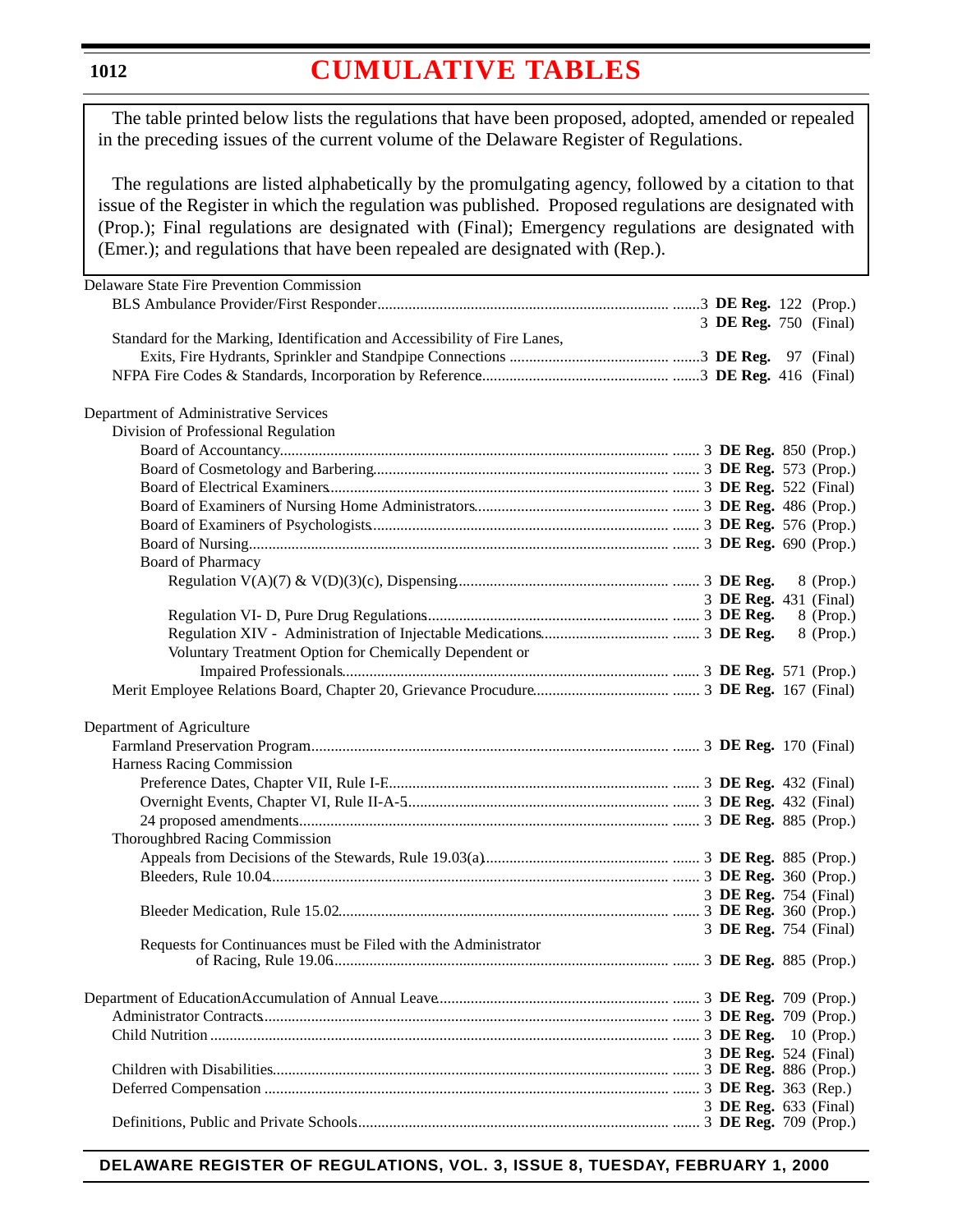# CUMULATIVE TABLES

The table printed below lists the regulations that have been proposed, adopted, amended or repealed in the preceding issues of the current volume of the Delaware Register of Regulations.

The regulations are listed alphabetically by the promulgating agency, followed by a citation to that issue of the Register in which the regulation was published. Proposed regulations are designated with (Prop.); Final regulations are designated with (Final); Emergency regulations are designated with (Emer.); and regulations that have been repealed are designated with (Rep.).

Delaware State Fire Prevention Commission
- BLS Ambulance Provider/First Responder ....... 3 **DE Reg.** 122 (Prop.)
  - 3 **DE Reg.** 750 (Final)
- Standard for the Marking, Identification and Accessibility of Fire Lanes, Exits, Fire Hydrants, Sprinkler and Standpipe Connections ....... 3 **DE Reg.** 97 (Final)
- NFPA Fire Codes & Standards, Incorporation by Reference ....... 3 **DE Reg.** 416 (Final)

Department of Administrative Services
- Division of Professional Regulation
  - Board of Accountancy ....... 3 **DE Reg.** 850 (Prop.)
  - Board of Cosmetology and Barbering ....... 3 **DE Reg.** 573 (Prop.)
  - Board of Electrical Examiners ....... 3 **DE Reg.** 522 (Final)
  - Board of Examiners of Nursing Home Administrators ....... 3 **DE Reg.** 486 (Prop.)
  - Board of Examiners of Psychologists ....... 3 **DE Reg.** 576 (Prop.)
  - Board of Nursing ....... 3 **DE Reg.** 690 (Prop.)
  - Board of Pharmacy
    - Regulation V(A)(7) & V(D)(3)(c), Dispensing ....... 3 **DE Reg.** 8 (Prop.)
      - 3 **DE Reg.** 431 (Final)
    - Regulation VI- D, Pure Drug Regulations ....... 3 **DE Reg.** 8 (Prop.)
    - Regulation XIV - Administration of Injectable Medications ....... 3 **DE Reg.** 8 (Prop.)
    - Voluntary Treatment Option for Chemically Dependent or Impaired Professionals ....... 3 **DE Reg.** 571 (Prop.)
- Merit Employee Relations Board, Chapter 20, Grievance Procudure ....... 3 **DE Reg.** 167 (Final)

Department of Agriculture
- Farmland Preservation Program ....... 3 **DE Reg.** 170 (Final)
- Harness Racing Commission
  - Preference Dates, Chapter VII, Rule I-E ....... 3 **DE Reg.** 432 (Final)
  - Overnight Events, Chapter VI, Rule II-A-5 ....... 3 **DE Reg.** 432 (Final)
  - 24 proposed amendments ....... 3 **DE Reg.** 885 (Prop.)
- Thoroughbred Racing Commission
  - Appeals from Decisions of the Stewards, Rule 19.03(a) ....... 3 **DE Reg.** 885 (Prop.)
  - Bleeders, Rule 10.04 ....... 3 **DE Reg.** 360 (Prop.)
    - 3 **DE Reg.** 754 (Final)
  - Bleeder Medication, Rule 15.02 ....... 3 **DE Reg.** 360 (Prop.)
    - 3 **DE Reg.** 754 (Final)
  - Requests for Continuances must be Filed with the Administrator of Racing, Rule 19.06 ....... 3 **DE Reg.** 885 (Prop.)

Department of EducationAccumulation of Annual Leave ....... 3 **DE Reg.** 709 (Prop.)
- Administrator Contracts ....... 3 **DE Reg.** 709 (Prop.)
- Child Nutrition ....... 3 **DE Reg.** 10 (Prop.)
  - 3 **DE Reg.** 524 (Final)
- Children with Disabilities ....... 3 **DE Reg.** 886 (Prop.)
- Deferred Compensation ....... 3 **DE Reg.** 363 (Rep.)
  - 3 **DE Reg.** 633 (Final)
- Definitions, Public and Private Schools ....... 3 **DE Reg.** 709 (Prop.)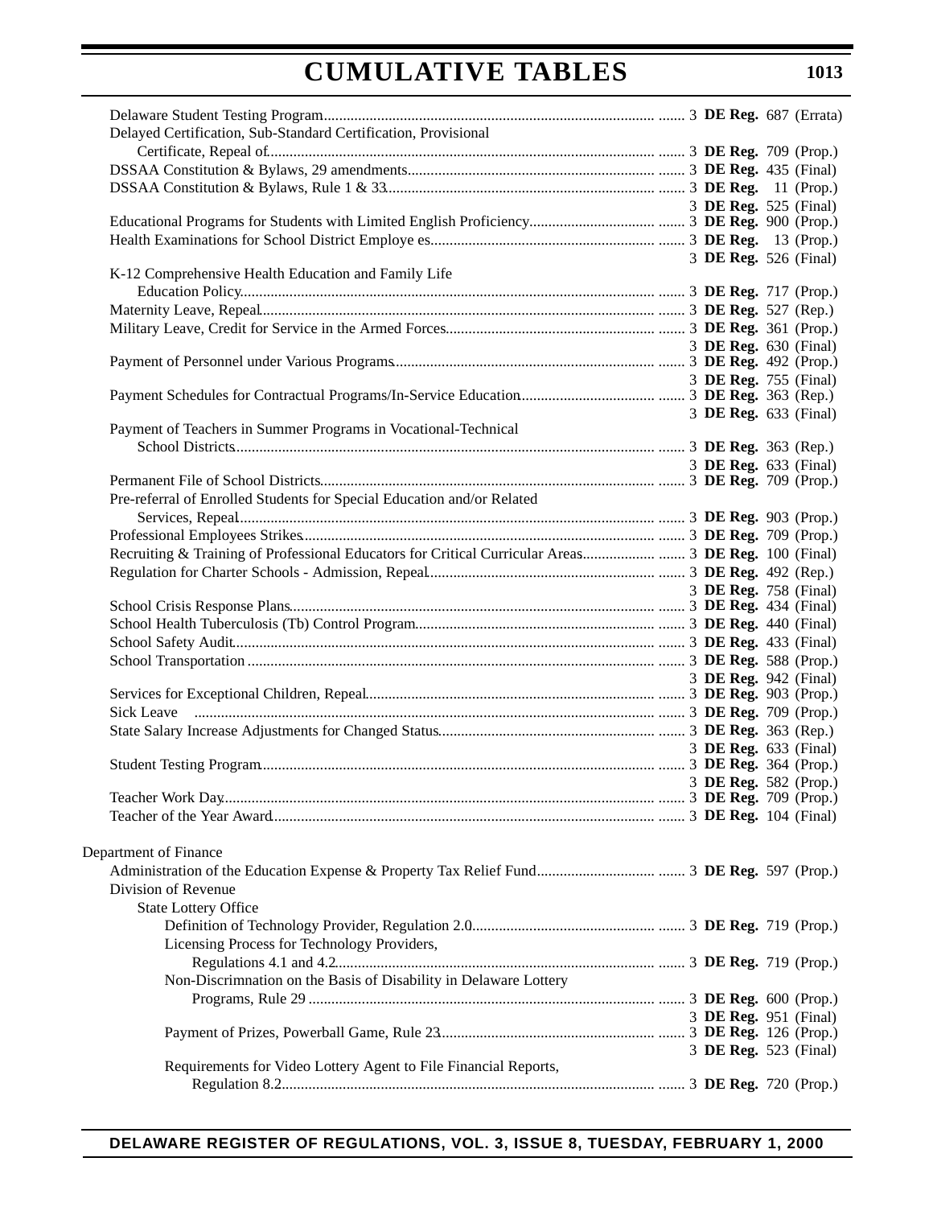Delaware Student Testing Program ....... 3 **DE Reg.** 687 (Errata)

Delayed Certification, Sub-Standard Certification, Provisional Certificate, Repeal of ....... 3 **DE Reg.** 709 (Prop.)

DSSAA Constitution & Bylaws, 29 amendments ....... 3 **DE Reg.** 435 (Final)

DSSAA Constitution & Bylaws, Rule 1 & 33 ....... 3 **DE Reg.** 11 (Prop.)
3 **DE Reg.** 525 (Final)

Educational Programs for Students with Limited English Proficiency ....... 3 **DE Reg.** 900 (Prop.)

Health Examinations for School District Employe es ....... 3 **DE Reg.** 13 (Prop.)
3 **DE Reg.** 526 (Final)

K-12 Comprehensive Health Education and Family Life Education Policy ....... 3 **DE Reg.** 717 (Prop.)

Maternity Leave, Repeal ....... 3 **DE Reg.** 527 (Rep.)

Military Leave, Credit for Service in the Armed Forces ....... 3 **DE Reg.** 361 (Prop.)
3 **DE Reg.** 630 (Final)

Payment of Personnel under Various Programs ....... 3 **DE Reg.** 492 (Prop.)
3 **DE Reg.** 755 (Final)

Payment Schedules for Contractual Programs/In-Service Education ....... 3 **DE Reg.** 363 (Rep.)
3 **DE Reg.** 633 (Final)

Payment of Teachers in Summer Programs in Vocational-Technical School Districts ....... 3 **DE Reg.** 363 (Rep.)
3 **DE Reg.** 633 (Final)

Permanent File of School Districts ....... 3 **DE Reg.** 709 (Prop.)

Pre-referral of Enrolled Students for Special Education and/or Related Services, Repeal ....... 3 **DE Reg.** 903 (Prop.)

Professional Employees Strikes ....... 3 **DE Reg.** 709 (Prop.)

Recruiting & Training of Professional Educators for Critical Curricular Areas ....... 3 **DE Reg.** 100 (Final)

Regulation for Charter Schools - Admission, Repeal ....... 3 **DE Reg.** 492 (Rep.)
3 **DE Reg.** 758 (Final)

School Crisis Response Plans ....... 3 **DE Reg.** 434 (Final)

School Health Tuberculosis (Tb) Control Program ....... 3 **DE Reg.** 440 (Final)

School Safety Audit ....... 3 **DE Reg.** 433 (Final)

School Transportation ....... 3 **DE Reg.** 588 (Prop.)
3 **DE Reg.** 942 (Final)

Services for Exceptional Children, Repeal ....... 3 **DE Reg.** 903 (Prop.)

Sick Leave ....... 3 **DE Reg.** 709 (Prop.)

State Salary Increase Adjustments for Changed Status ....... 3 **DE Reg.** 363 (Rep.)
3 **DE Reg.** 633 (Final)

Student Testing Program ....... 3 **DE Reg.** 364 (Prop.)
3 **DE Reg.** 582 (Prop.)

Teacher Work Day ....... 3 **DE Reg.** 709 (Prop.)

Teacher of the Year Award ....... 3 **DE Reg.** 104 (Final)

Department of Finance

Administration of the Education Expense & Property Tax Relief Fund ....... 3 **DE Reg.** 597 (Prop.)

Division of Revenue

State Lottery Office

Definition of Technology Provider, Regulation 2.0 ....... 3 **DE Reg.** 719 (Prop.)

Licensing Process for Technology Providers, Regulations 4.1 and 4.2 ....... 3 **DE Reg.** 719 (Prop.)

Non-Discrimnation on the Basis of Disability in Delaware Lottery Programs, Rule 29 ....... 3 **DE Reg.** 600 (Prop.)
3 **DE Reg.** 951 (Final)

Payment of Prizes, Powerball Game, Rule 23 ....... 3 **DE Reg.** 126 (Prop.)
3 **DE Reg.** 523 (Final)

Requirements for Video Lottery Agent to File Financial Reports, Regulation 8.2 ....... 3 **DE Reg.** 720 (Prop.)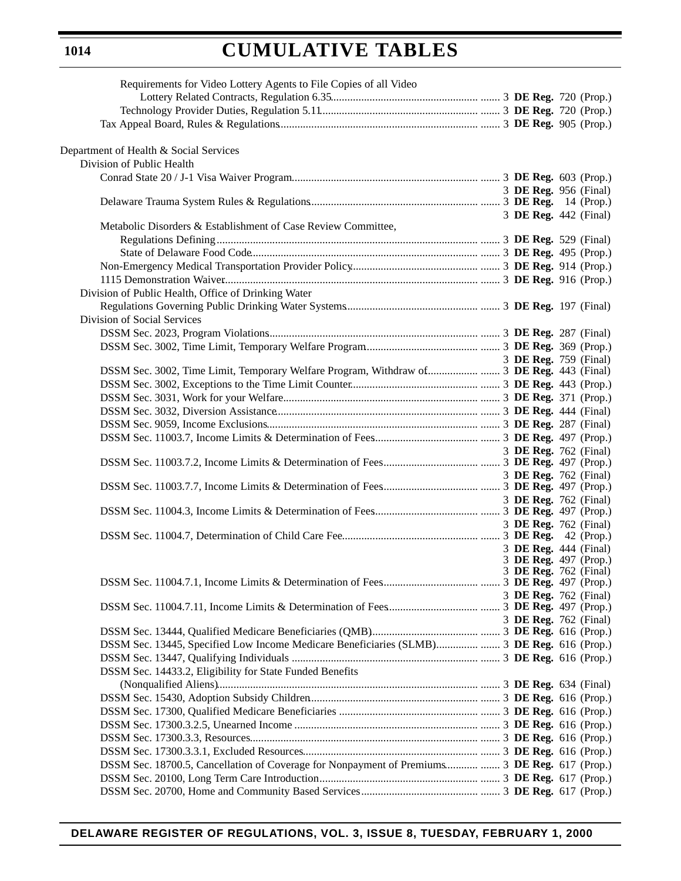# CUMULATIVE TABLES

Requirements for Video Lottery Agents to File Copies of all Video Lottery Related Contracts, Regulation 6.35 ....... 3 **DE Reg.** 720 (Prop.)

Technology Provider Duties, Regulation 5.11 ....... 3 **DE Reg.** 720 (Prop.)

Tax Appeal Board, Rules & Regulations ....... 3 **DE Reg.** 905 (Prop.)

Department of Health & Social Services

Division of Public Health

Conrad State 20 / J-1 Visa Waiver Program ....... 3 **DE Reg.** 603 (Prop.)
3 **DE Reg.** 956 (Final)

Delaware Trauma System Rules & Regulations ....... 3 **DE Reg.** 14 (Prop.)
3 **DE Reg.** 442 (Final)

Metabolic Disorders & Establishment of Case Review Committee,

Regulations Defining ....... 3 **DE Reg.** 529 (Final)

State of Delaware Food Code ....... 3 **DE Reg.** 495 (Prop.)

Non-Emergency Medical Transportation Provider Policy ....... 3 **DE Reg.** 914 (Prop.)

1115 Demonstration Waiver ....... 3 **DE Reg.** 916 (Prop.)

Division of Public Health, Office of Drinking Water

Regulations Governing Public Drinking Water Systems ....... 3 **DE Reg.** 197 (Final)

Division of Social Services

DSSM Sec. 2023, Program Violations ....... 3 **DE Reg.** 287 (Final)

DSSM Sec. 3002, Time Limit, Temporary Welfare Program ....... 3 **DE Reg.** 369 (Prop.)
3 **DE Reg.** 759 (Final)

DSSM Sec. 3002, Time Limit, Temporary Welfare Program, Withdraw of ....... 3 **DE Reg.** 443 (Final)

DSSM Sec. 3002, Exceptions to the Time Limit Counter ....... 3 **DE Reg.** 443 (Prop.)

DSSM Sec. 3031, Work for your Welfare ....... 3 **DE Reg.** 371 (Prop.)

DSSM Sec. 3032, Diversion Assistance ....... 3 **DE Reg.** 444 (Final)

DSSM Sec. 9059, Income Exclusions ....... 3 **DE Reg.** 287 (Final)

DSSM Sec. 11003.7, Income Limits & Determination of Fees ....... 3 **DE Reg.** 497 (Prop.)
3 **DE Reg.** 762 (Final)

DSSM Sec. 11003.7.2, Income Limits & Determination of Fees ....... 3 **DE Reg.** 497 (Prop.)
3 **DE Reg.** 762 (Final)

DSSM Sec. 11003.7.7, Income Limits & Determination of Fees ....... 3 **DE Reg.** 497 (Prop.)
3 **DE Reg.** 762 (Final)

DSSM Sec. 11004.3, Income Limits & Determination of Fees ....... 3 **DE Reg.** 497 (Prop.)
3 **DE Reg.** 762 (Final)

DSSM Sec. 11004.7, Determination of Child Care Fee ....... 3 **DE Reg.** 42 (Prop.)
3 **DE Reg.** 444 (Final)
3 **DE Reg.** 497 (Prop.)
3 **DE Reg.** 762 (Final)

DSSM Sec. 11004.7.1, Income Limits & Determination of Fees ....... 3 **DE Reg.** 497 (Prop.)
3 **DE Reg.** 762 (Final)

DSSM Sec. 11004.7.11, Income Limits & Determination of Fees ....... 3 **DE Reg.** 497 (Prop.)
3 **DE Reg.** 762 (Final)

DSSM Sec. 13444, Qualified Medicare Beneficiaries (QMB) ....... 3 **DE Reg.** 616 (Prop.)

DSSM Sec. 13445, Specified Low Income Medicare Beneficiaries (SLMB) ....... 3 **DE Reg.** 616 (Prop.)

DSSM Sec. 13447, Qualifying Individuals ....... 3 **DE Reg.** 616 (Prop.)

DSSM Sec. 14433.2, Eligibility for State Funded Benefits (Nonqualified Aliens) ....... 3 **DE Reg.** 634 (Final)

DSSM Sec. 15430, Adoption Subsidy Children ....... 3 **DE Reg.** 616 (Prop.)

DSSM Sec. 17300, Qualified Medicare Beneficiaries ....... 3 **DE Reg.** 616 (Prop.)

DSSM Sec. 17300.3.2.5, Unearned Income ....... 3 **DE Reg.** 616 (Prop.)

DSSM Sec. 17300.3.3, Resources ....... 3 **DE Reg.** 616 (Prop.)

DSSM Sec. 17300.3.3.1, Excluded Resources ....... 3 **DE Reg.** 616 (Prop.)

DSSM Sec. 18700.5, Cancellation of Coverage for Nonpayment of Premiums ....... 3 **DE Reg.** 617 (Prop.)

DSSM Sec. 20100, Long Term Care Introduction ....... 3 **DE Reg.** 617 (Prop.)

DSSM Sec. 20700, Home and Community Based Services ....... 3 **DE Reg.** 617 (Prop.)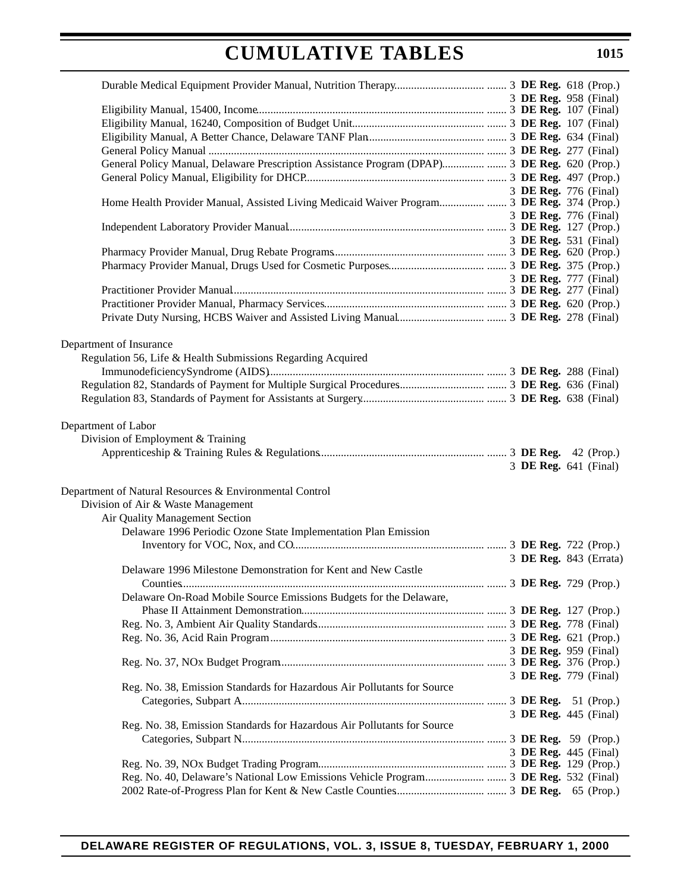Durable Medical Equipment Provider Manual, Nutrition Therapy....... 3 **DE Reg.** 618 (Prop.)
3 **DE Reg.** 958 (Final)

Eligibility Manual, 15400, Income....... 3 **DE Reg.** 107 (Final)

Eligibility Manual, 16240, Composition of Budget Unit....... 3 **DE Reg.** 107 (Final)

Eligibility Manual, A Better Chance, Delaware TANF Plan....... 3 **DE Reg.** 634 (Final)

General Policy Manual ....... 3 **DE Reg.** 277 (Final)

General Policy Manual, Delaware Prescription Assistance Program (DPAP)....... 3 **DE Reg.** 620 (Prop.)

General Policy Manual, Eligibility for DHCP....... 3 **DE Reg.** 497 (Prop.)
3 **DE Reg.** 776 (Final)

Home Health Provider Manual, Assisted Living Medicaid Waiver Program....... 3 **DE Reg.** 374 (Prop.)
3 **DE Reg.** 776 (Final)

Independent Laboratory Provider Manual....... 3 **DE Reg.** 127 (Prop.)
3 **DE Reg.** 531 (Final)

Pharmacy Provider Manual, Drug Rebate Programs....... 3 **DE Reg.** 620 (Prop.)

Pharmacy Provider Manual, Drugs Used for Cosmetic Purposes....... 3 **DE Reg.** 375 (Prop.)
3 **DE Reg.** 777 (Final)

Practitioner Provider Manual....... 3 **DE Reg.** 277 (Final)

Practitioner Provider Manual, Pharmacy Services....... 3 **DE Reg.** 620 (Prop.)

Private Duty Nursing, HCBS Waiver and Assisted Living Manual....... 3 **DE Reg.** 278 (Final)

Department of Insurance

Regulation 56, Life & Health Submissions Regarding Acquired ImmunodeficiencySyndrome (AIDS)....... 3 **DE Reg.** 288 (Final)

Regulation 82, Standards of Payment for Multiple Surgical Procedures....... 3 **DE Reg.** 636 (Final)

Regulation 83, Standards of Payment for Assistants at Surgery....... 3 **DE Reg.** 638 (Final)

Department of Labor

Division of Employment & Training

Apprenticeship & Training Rules & Regulations....... 3 **DE Reg.** 42 (Prop.)
3 **DE Reg.** 641 (Final)

Department of Natural Resources & Environmental Control

Division of Air & Waste Management

Air Quality Management Section

Delaware 1996 Periodic Ozone State Implementation Plan Emission Inventory for VOC, Nox, and CO....... 3 **DE Reg.** 722 (Prop.)
3 **DE Reg.** 843 (Errata)

Delaware 1996 Milestone Demonstration for Kent and New Castle Counties....... 3 **DE Reg.** 729 (Prop.)

Delaware On-Road Mobile Source Emissions Budgets for the Delaware, Phase II Attainment Demonstration....... 3 **DE Reg.** 127 (Prop.)

Reg. No. 3, Ambient Air Quality Standards....... 3 **DE Reg.** 778 (Final)

Reg. No. 36, Acid Rain Program....... 3 **DE Reg.** 621 (Prop.)
3 **DE Reg.** 959 (Final)

Reg. No. 37, NOx Budget Program....... 3 **DE Reg.** 376 (Prop.)
3 **DE Reg.** 779 (Final)

Reg. No. 38, Emission Standards for Hazardous Air Pollutants for Source Categories, Subpart A....... 3 **DE Reg.** 51 (Prop.)
3 **DE Reg.** 445 (Final)

Reg. No. 38, Emission Standards for Hazardous Air Pollutants for Source Categories, Subpart N....... 3 **DE Reg.** 59 (Prop.)
3 **DE Reg.** 445 (Final)

Reg. No. 39, NOx Budget Trading Program....... 3 **DE Reg.** 129 (Prop.)

Reg. No. 40, Delaware's National Low Emissions Vehicle Program....... 3 **DE Reg.** 532 (Final)

2002 Rate-of-Progress Plan for Kent & New Castle Counties....... 3 **DE Reg.** 65 (Prop.)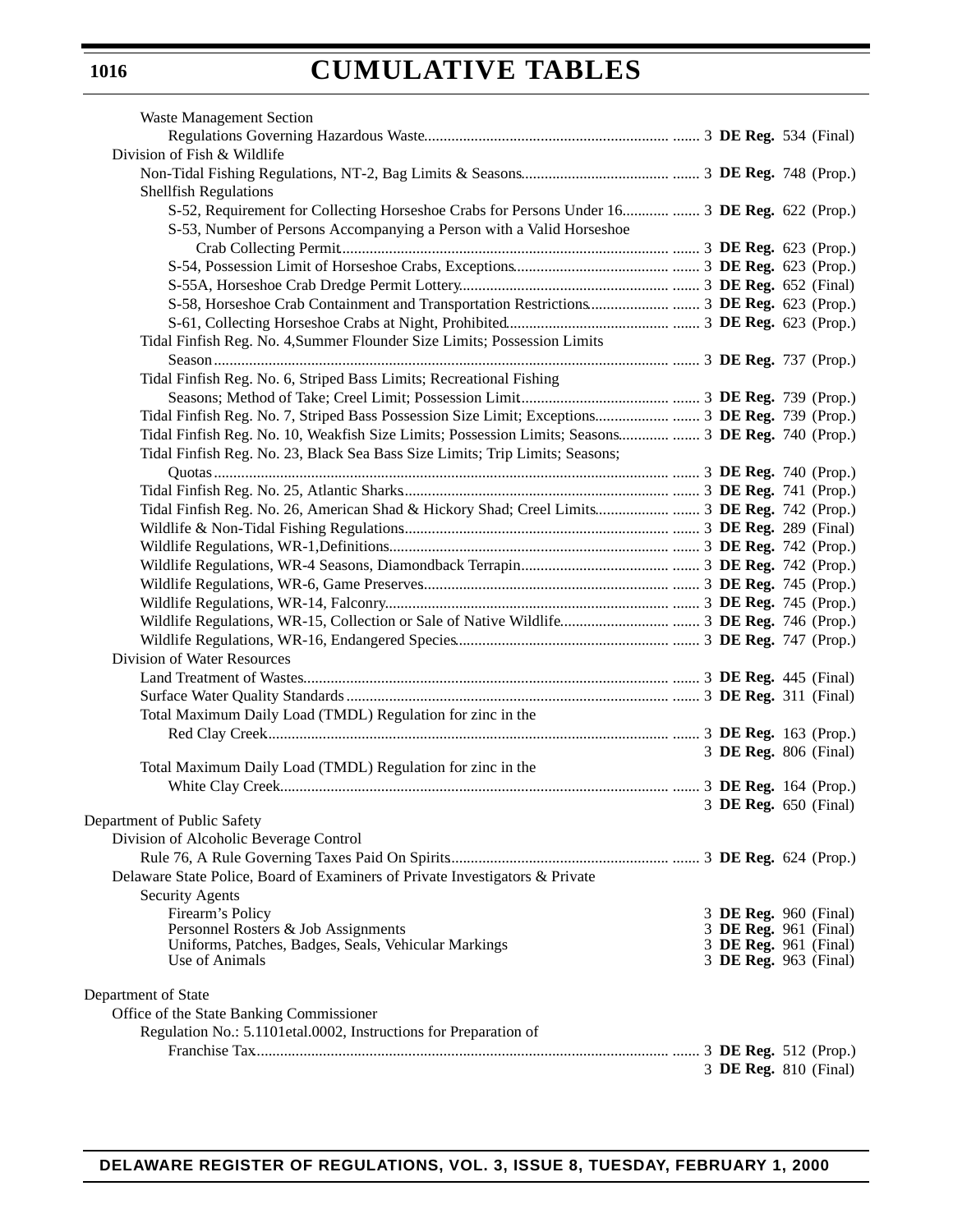Waste Management Section

Regulations Governing Hazardous Waste....... 3 **DE Reg.** 534 (Final)

Division of Fish & Wildlife

Non-Tidal Fishing Regulations, NT-2, Bag Limits & Seasons....... 3 **DE Reg.** 748 (Prop.)

Shellfish Regulations

S-52, Requirement for Collecting Horseshoe Crabs for Persons Under 16....... 3 **DE Reg.** 622 (Prop.)

S-53, Number of Persons Accompanying a Person with a Valid Horseshoe Crab Collecting Permit....... 3 **DE Reg.** 623 (Prop.)

S-54, Possession Limit of Horseshoe Crabs, Exceptions....... 3 **DE Reg.** 623 (Prop.)

S-55A, Horseshoe Crab Dredge Permit Lottery....... 3 **DE Reg.** 652 (Final)

S-58, Horseshoe Crab Containment and Transportation Restrictions....... 3 **DE Reg.** 623 (Prop.)

S-61, Collecting Horseshoe Crabs at Night, Prohibited....... 3 **DE Reg.** 623 (Prop.)

Tidal Finfish Reg. No. 4,Summer Flounder Size Limits; Possession Limits Season....... 3 **DE Reg.** 737 (Prop.)

Tidal Finfish Reg. No. 6, Striped Bass Limits; Recreational Fishing Seasons; Method of Take; Creel Limit; Possession Limit....... 3 **DE Reg.** 739 (Prop.)

Tidal Finfish Reg. No. 7, Striped Bass Possession Size Limit; Exceptions....... 3 **DE Reg.** 739 (Prop.)

Tidal Finfish Reg. No. 10, Weakfish Size Limits; Possession Limits; Seasons....... 3 **DE Reg.** 740 (Prop.)

Tidal Finfish Reg. No. 23, Black Sea Bass Size Limits; Trip Limits; Seasons; Quotas....... 3 **DE Reg.** 740 (Prop.)

Tidal Finfish Reg. No. 25, Atlantic Sharks....... 3 **DE Reg.** 741 (Prop.)

Tidal Finfish Reg. No. 26, American Shad & Hickory Shad; Creel Limits....... 3 **DE Reg.** 742 (Prop.)

Wildlife & Non-Tidal Fishing Regulations....... 3 **DE Reg.** 289 (Final)

Wildlife Regulations, WR-1,Definitions....... 3 **DE Reg.** 742 (Prop.)

Wildlife Regulations, WR-4 Seasons, Diamondback Terrapin....... 3 **DE Reg.** 742 (Prop.)

Wildlife Regulations, WR-6, Game Preserves....... 3 **DE Reg.** 745 (Prop.)

Wildlife Regulations, WR-14, Falconry....... 3 **DE Reg.** 745 (Prop.)

Wildlife Regulations, WR-15, Collection or Sale of Native Wildlife....... 3 **DE Reg.** 746 (Prop.)

Wildlife Regulations, WR-16, Endangered Species....... 3 **DE Reg.** 747 (Prop.)

Division of Water Resources

Land Treatment of Wastes....... 3 **DE Reg.** 445 (Final)

Surface Water Quality Standards....... 3 **DE Reg.** 311 (Final)

Total Maximum Daily Load (TMDL) Regulation for zinc in the Red Clay Creek....... 3 **DE Reg.** 163 (Prop.)
3 **DE Reg.** 806 (Final)

Total Maximum Daily Load (TMDL) Regulation for zinc in the White Clay Creek....... 3 **DE Reg.** 164 (Prop.)
3 **DE Reg.** 650 (Final)

Department of Public Safety

Division of Alcoholic Beverage Control

Rule 76, A Rule Governing Taxes Paid On Spirits....... 3 **DE Reg.** 624 (Prop.)

Delaware State Police, Board of Examiners of Private Investigators & Private Security Agents

Firearm's Policy 3 **DE Reg.** 960 (Final)

Personnel Rosters & Job Assignments 3 **DE Reg.** 961 (Final)

Uniforms, Patches, Badges, Seals, Vehicular Markings 3 **DE Reg.** 961 (Final)

Use of Animals 3 **DE Reg.** 963 (Final)

Department of State

Office of the State Banking Commissioner

Regulation No.: 5.1101etal.0002, Instructions for Preparation of Franchise Tax....... 3 **DE Reg.** 512 (Prop.)
3 **DE Reg.** 810 (Final)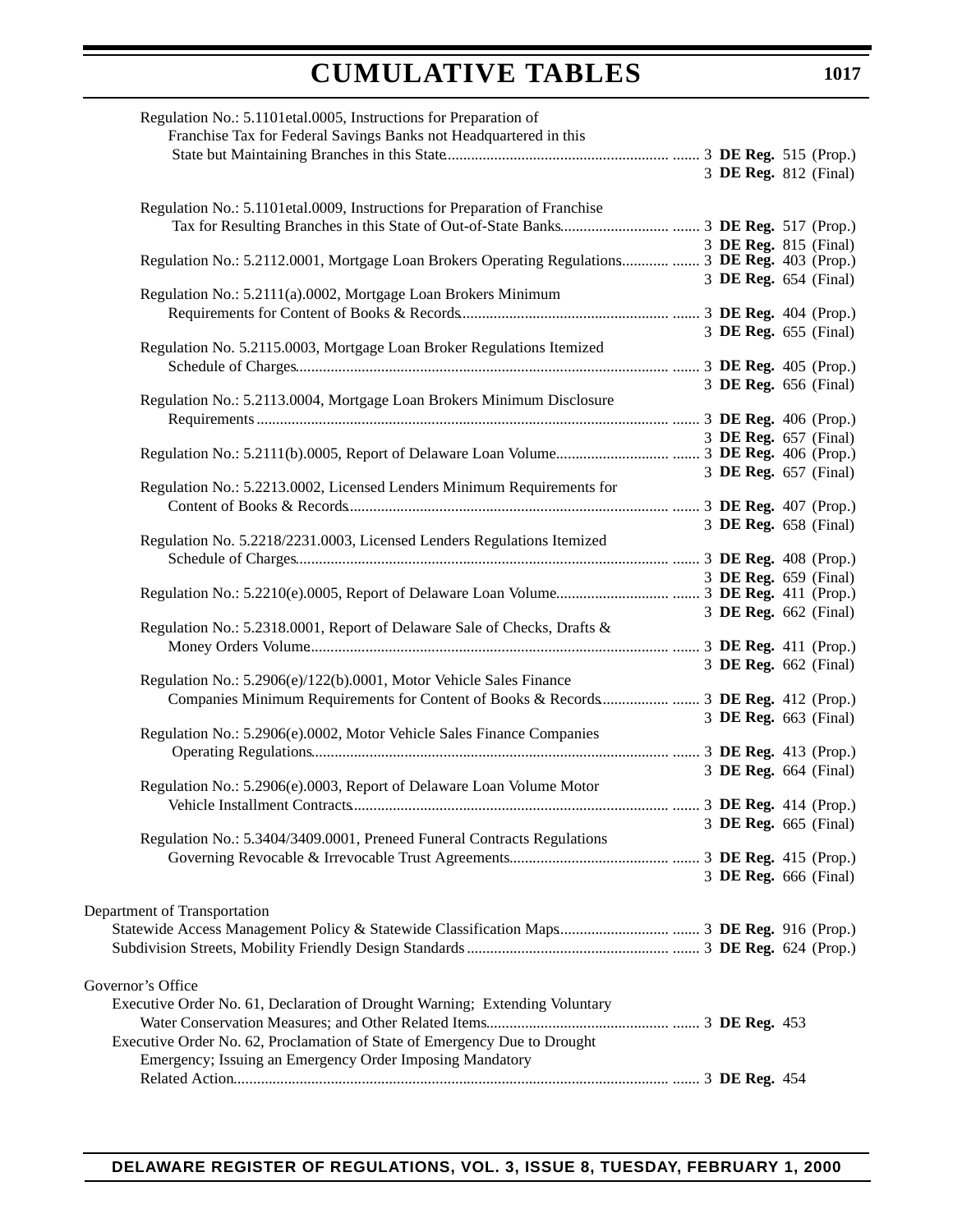Regulation No.: 5.1101etal.0005, Instructions for Preparation of Franchise Tax for Federal Savings Banks not Headquartered in this State but Maintaining Branches in this State ....... 3 **DE Reg.** 515 (Prop.)
3 **DE Reg.** 812 (Final)

Regulation No.: 5.1101etal.0009, Instructions for Preparation of Franchise Tax for Resulting Branches in this State of Out-of-State Banks ....... 3 **DE Reg.** 517 (Prop.)
3 **DE Reg.** 815 (Final)

Regulation No.: 5.2112.0001, Mortgage Loan Brokers Operating Regulations ....... 3 **DE Reg.** 403 (Prop.)
3 **DE Reg.** 654 (Final)

Regulation No.: 5.2111(a).0002, Mortgage Loan Brokers Minimum Requirements for Content of Books & Records ....... 3 **DE Reg.** 404 (Prop.)
3 **DE Reg.** 655 (Final)

Regulation No. 5.2115.0003, Mortgage Loan Broker Regulations Itemized Schedule of Charges ....... 3 **DE Reg.** 405 (Prop.)
3 **DE Reg.** 656 (Final)

Regulation No.: 5.2113.0004, Mortgage Loan Brokers Minimum Disclosure Requirements ....... 3 **DE Reg.** 406 (Prop.)
3 **DE Reg.** 657 (Final)

Regulation No.: 5.2111(b).0005, Report of Delaware Loan Volume ....... 3 **DE Reg.** 406 (Prop.)
3 **DE Reg.** 657 (Final)

Regulation No.: 5.2213.0002, Licensed Lenders Minimum Requirements for Content of Books & Records ....... 3 **DE Reg.** 407 (Prop.)
3 **DE Reg.** 658 (Final)

Regulation No. 5.2218/2231.0003, Licensed Lenders Regulations Itemized Schedule of Charges ....... 3 **DE Reg.** 408 (Prop.)
3 **DE Reg.** 659 (Final)

Regulation No.: 5.2210(e).0005, Report of Delaware Loan Volume ....... 3 **DE Reg.** 411 (Prop.)
3 **DE Reg.** 662 (Final)

Regulation No.: 5.2318.0001, Report of Delaware Sale of Checks, Drafts & Money Orders Volume ....... 3 **DE Reg.** 411 (Prop.)
3 **DE Reg.** 662 (Final)

Regulation No.: 5.2906(e)/122(b).0001, Motor Vehicle Sales Finance Companies Minimum Requirements for Content of Books & Records ....... 3 **DE Reg.** 412 (Prop.)
3 **DE Reg.** 663 (Final)

Regulation No.: 5.2906(e).0002, Motor Vehicle Sales Finance Companies Operating Regulations ....... 3 **DE Reg.** 413 (Prop.)
3 **DE Reg.** 664 (Final)

Regulation No.: 5.2906(e).0003, Report of Delaware Loan Volume Motor Vehicle Installment Contracts ....... 3 **DE Reg.** 414 (Prop.)
3 **DE Reg.** 665 (Final)

Regulation No.: 5.3404/3409.0001, Preneed Funeral Contracts Regulations Governing Revocable & Irrevocable Trust Agreements ....... 3 **DE Reg.** 415 (Prop.)
3 **DE Reg.** 666 (Final)

Department of Transportation

Statewide Access Management Policy & Statewide Classification Maps ....... 3 **DE Reg.** 916 (Prop.)

Subdivision Streets, Mobility Friendly Design Standards ....... 3 **DE Reg.** 624 (Prop.)

Governor's Office

Executive Order No. 61, Declaration of Drought Warning; Extending Voluntary Water Conservation Measures; and Other Related Items ....... 3 **DE Reg.** 453

Executive Order No. 62, Proclamation of State of Emergency Due to Drought Emergency; Issuing an Emergency Order Imposing Mandatory Related Action ....... 3 **DE Reg.** 454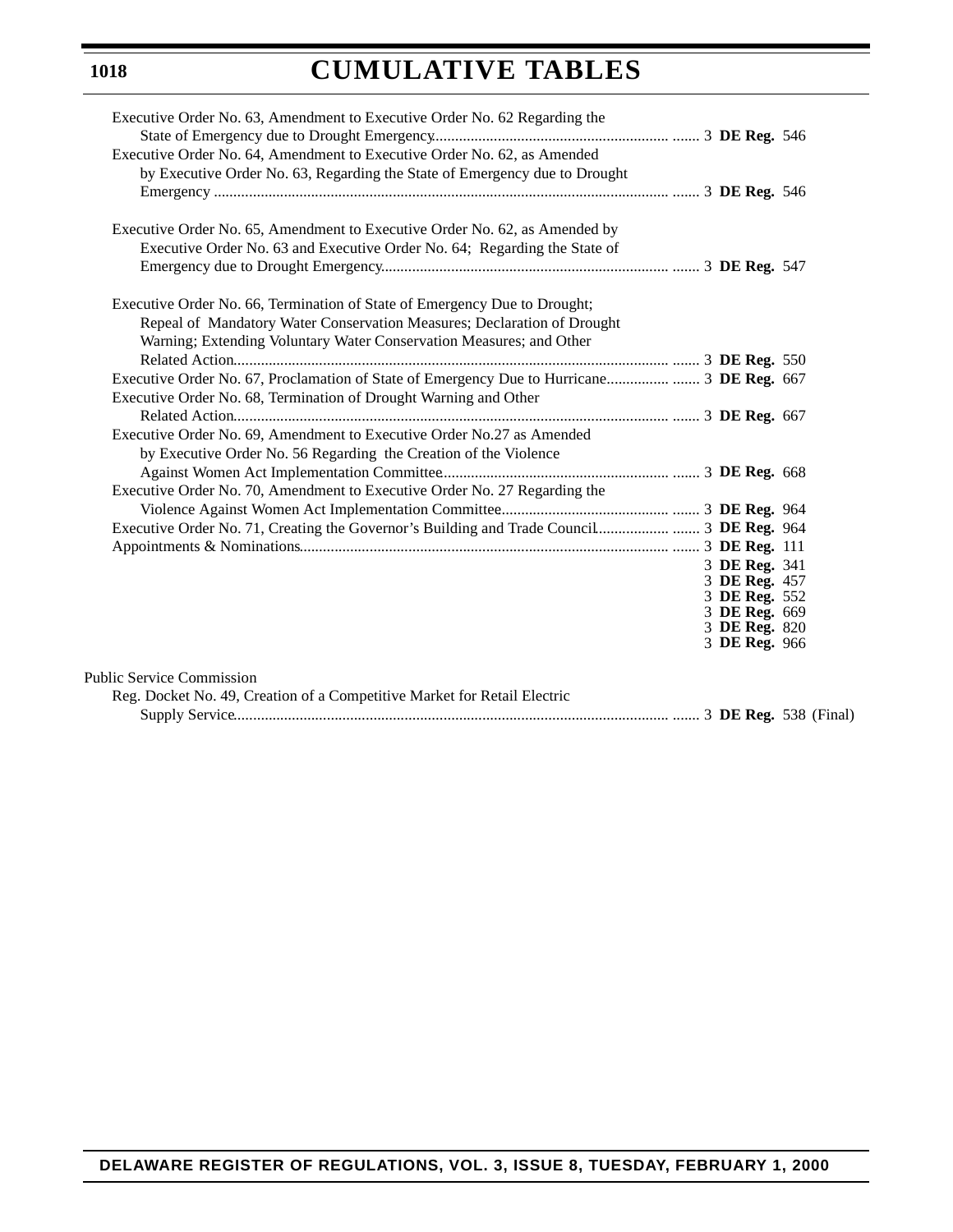Executive Order No. 63, Amendment to Executive Order No. 62 Regarding the State of Emergency due to Drought Emergency............ 3 **DE Reg.** 546

Executive Order No. 64, Amendment to Executive Order No. 62, as Amended by Executive Order No. 63, Regarding the State of Emergency due to Drought Emergency ............ 3 **DE Reg.** 546

Executive Order No. 65, Amendment to Executive Order No. 62, as Amended by Executive Order No. 63 and Executive Order No. 64; Regarding the State of Emergency due to Drought Emergency............ 3 **DE Reg.** 547

Executive Order No. 66, Termination of State of Emergency Due to Drought; Repeal of Mandatory Water Conservation Measures; Declaration of Drought Warning; Extending Voluntary Water Conservation Measures; and Other Related Action............ 3 **DE Reg.** 550

Executive Order No. 67, Proclamation of State of Emergency Due to Hurricane............ 3 **DE Reg.** 667

Executive Order No. 68, Termination of Drought Warning and Other Related Action............ 3 **DE Reg.** 667

Executive Order No. 69, Amendment to Executive Order No.27 as Amended by Executive Order No. 56 Regarding the Creation of the Violence Against Women Act Implementation Committee............ 3 **DE Reg.** 668

Executive Order No. 70, Amendment to Executive Order No. 27 Regarding the Violence Against Women Act Implementation Committee............ 3 **DE Reg.** 964

Executive Order No. 71, Creating the Governor's Building and Trade Council............ 3 **DE Reg.** 964

Appointments & Nominations............ 3 **DE Reg.** 111
3 **DE Reg.** 341
3 **DE Reg.** 457
3 **DE Reg.** 552
3 **DE Reg.** 669
3 **DE Reg.** 820
3 **DE Reg.** 966

Public Service Commission

Reg. Docket No. 49, Creation of a Competitive Market for Retail Electric Supply Service............ 3 **DE Reg.** 538 (Final)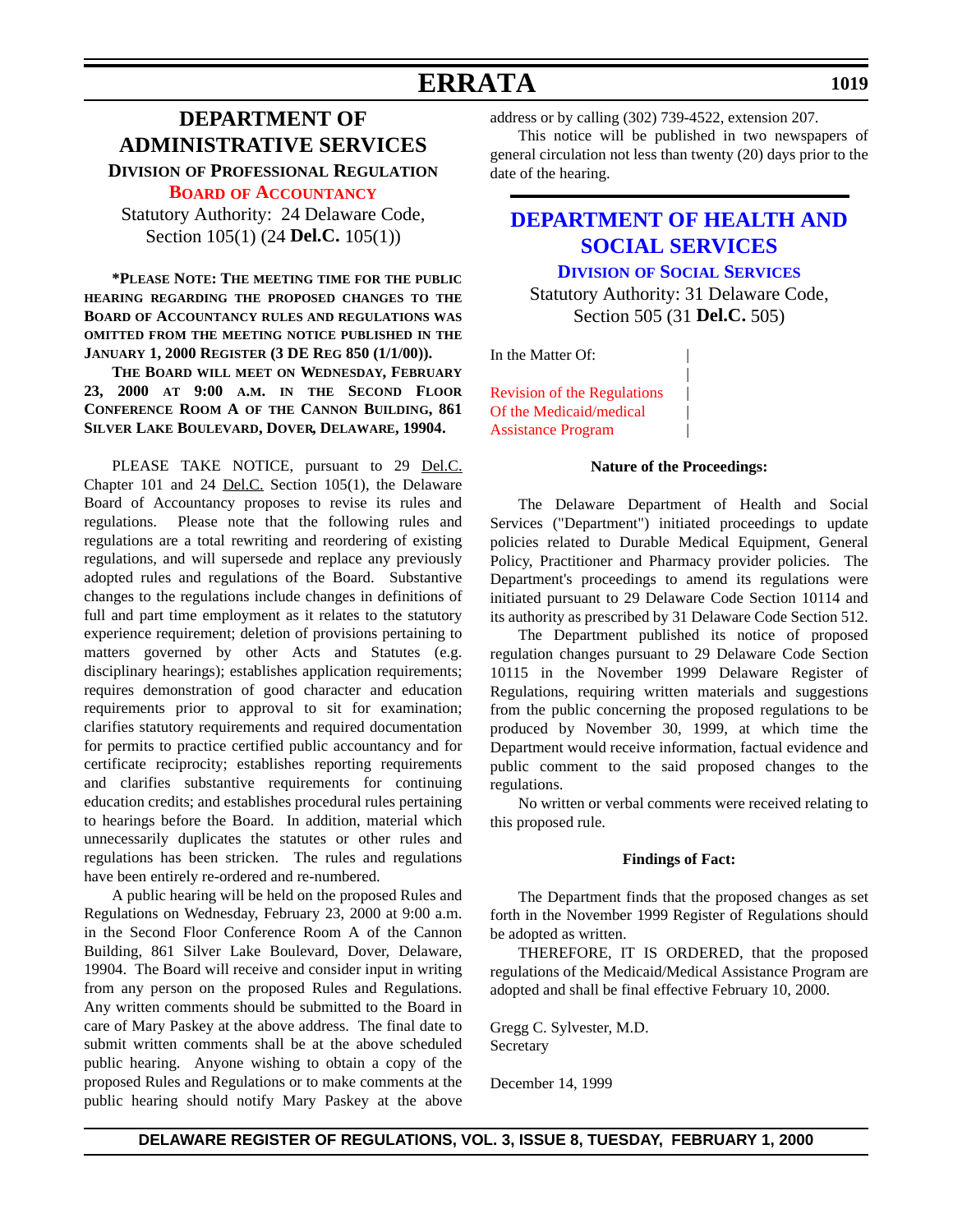# ERRATA

## DEPARTMENT OF ADMINISTRATIVE SERVICES

### DIVISION OF PROFESSIONAL REGULATION

### BOARD OF ACCOUNTANCY

Statutory Authority: 24 Delaware Code, Section 105(1) (24 **Del.C.** 105(1))

**\*PLEASE NOTE: THE MEETING TIME FOR THE PUBLIC HEARING REGARDING THE PROPOSED CHANGES TO THE BOARD OF ACCOUNTANCY RULES AND REGULATIONS WAS OMITTED FROM THE MEETING NOTICE PUBLISHED IN THE JANUARY 1, 2000 REGISTER (3 DE REG 850 (1/1/00)).**

**THE BOARD WILL MEET ON WEDNESDAY, FEBRUARY 23, 2000 AT 9:00 A.M. IN THE SECOND FLOOR CONFERENCE ROOM A OF THE CANNON BUILDING, 861 SILVER LAKE BOULEVARD, DOVER, DELAWARE, 19904.**

PLEASE TAKE NOTICE, pursuant to 29 Del.C. Chapter 101 and 24 Del.C. Section 105(1), the Delaware Board of Accountancy proposes to revise its rules and regulations. Please note that the following rules and regulations are a total rewriting and reordering of existing regulations, and will supersede and replace any previously adopted rules and regulations of the Board. Substantive changes to the regulations include changes in definitions of full and part time employment as it relates to the statutory experience requirement; deletion of provisions pertaining to matters governed by other Acts and Statutes (e.g. disciplinary hearings); establishes application requirements; requires demonstration of good character and education requirements prior to approval to sit for examination; clarifies statutory requirements and required documentation for permits to practice certified public accountancy and for certificate reciprocity; establishes reporting requirements and clarifies substantive requirements for continuing education credits; and establishes procedural rules pertaining to hearings before the Board. In addition, material which unnecessarily duplicates the statutes or other rules and regulations has been stricken. The rules and regulations have been entirely re-ordered and re-numbered.

A public hearing will be held on the proposed Rules and Regulations on Wednesday, February 23, 2000 at 9:00 a.m. in the Second Floor Conference Room A of the Cannon Building, 861 Silver Lake Boulevard, Dover, Delaware, 19904. The Board will receive and consider input in writing from any person on the proposed Rules and Regulations. Any written comments should be submitted to the Board in care of Mary Paskey at the above address. The final date to submit written comments shall be at the above scheduled public hearing. Anyone wishing to obtain a copy of the proposed Rules and Regulations or to make comments at the public hearing should notify Mary Paskey at the above address or by calling (302) 739-4522, extension 207.

This notice will be published in two newspapers of general circulation not less than twenty (20) days prior to the date of the hearing.

## DEPARTMENT OF HEALTH AND SOCIAL SERVICES

### DIVISION OF SOCIAL SERVICES

Statutory Authority: 31 Delaware Code, Section 505 (31 **Del.C.** 505)

In the Matter Of:

Revision of the Regulations Of the Medicaid/medical Assistance Program

**Nature of the Proceedings:**

The Delaware Department of Health and Social Services ("Department") initiated proceedings to update policies related to Durable Medical Equipment, General Policy, Practitioner and Pharmacy provider policies. The Department's proceedings to amend its regulations were initiated pursuant to 29 Delaware Code Section 10114 and its authority as prescribed by 31 Delaware Code Section 512.

The Department published its notice of proposed regulation changes pursuant to 29 Delaware Code Section 10115 in the November 1999 Delaware Register of Regulations, requiring written materials and suggestions from the public concerning the proposed regulations to be produced by November 30, 1999, at which time the Department would receive information, factual evidence and public comment to the said proposed changes to the regulations.

No written or verbal comments were received relating to this proposed rule.

**Findings of Fact:**

The Department finds that the proposed changes as set forth in the November 1999 Register of Regulations should be adopted as written.

THEREFORE, IT IS ORDERED, that the proposed regulations of the Medicaid/Medical Assistance Program are adopted and shall be final effective February 10, 2000.

Gregg C. Sylvester, M.D.
Secretary

December 14, 1999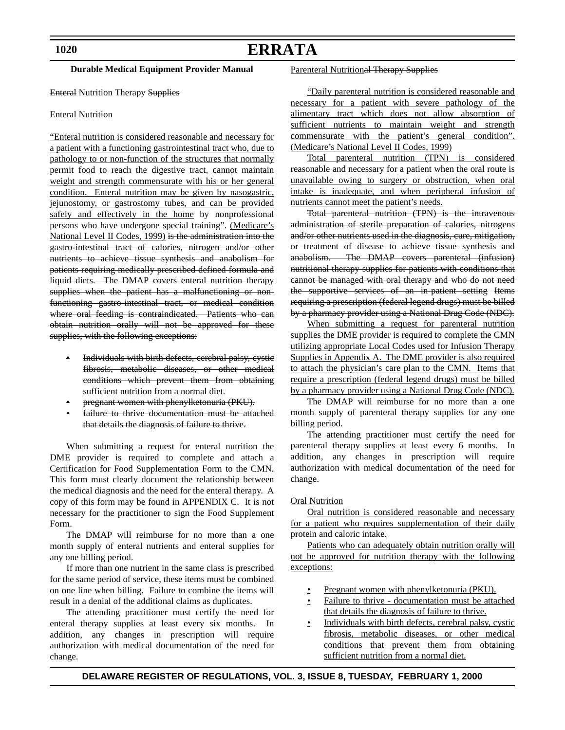**Durable Medical Equipment Provider Manual**

~~Enteral~~ Nutrition Therapy ~~Supplies~~

Enteral Nutrition

<u>"Enteral nutrition is considered reasonable and necessary for a patient with a functioning gastrointestinal tract who, due to pathology to or non-function of the structures that normally permit food to reach the digestive tract, cannot maintain weight and strength commensurate with his or her general condition. Enteral nutrition may be given by nasogastric, jejunostomy, or gastrostomy tubes, and can be provided safely and effectively in the home</u> by nonprofessional persons who have undergone special training". <u>(Medicare's National Level II Codes, 1999)</u> ~~is the administration into the gastro-intestinal tract of calories, nitrogen and/or other nutrients to achieve tissue synthesis and anabolism for patients requiring medically prescribed defined formula and liquid diets. The DMAP covers enteral nutrition therapy supplies when the patient has a malfunctioning or non-functioning gastro-intestinal tract, or medical condition where oral feeding is contraindicated. Patients who can obtain nutrition orally will not be approved for these supplies, with the following exceptions:~~

- ~~Individuals with birth defects, cerebral palsy, cystic fibrosis, metabolic diseases, or other medical conditions which prevent them from obtaining sufficient nutrition from a normal diet.~~
- ~~pregnant women with phenylketonuria (PKU).~~
- ~~failure to thrive documentation must be attached that details the diagnosis of failure to thrive.~~

When submitting a request for enteral nutrition the DME provider is required to complete and attach a Certification for Food Supplementation Form to the CMN. This form must clearly document the relationship between the medical diagnosis and the need for the enteral therapy. A copy of this form may be found in APPENDIX C. It is not necessary for the practitioner to sign the Food Supplement Form.

The DMAP will reimburse for no more than a one month supply of enteral nutrients and enteral supplies for any one billing period.

If more than one nutrient in the same class is prescribed for the same period of service, these items must be combined on one line when billing. Failure to combine the items will result in a denial of the additional claims as duplicates.

The attending practitioner must certify the need for enteral therapy supplies at least every six months. In addition, any changes in prescription will require authorization with medical documentation of the need for change.

<u>Parenteral Nutrition</u>~~al Therapy Supplies~~

<u>"Daily parenteral nutrition is considered reasonable and necessary for a patient with severe pathology of the alimentary tract which does not allow absorption of sufficient nutrients to maintain weight and strength commensurate with the patient's general condition". (Medicare's National Level II Codes, 1999)</u>

<u>Total parenteral nutrition (TPN) is considered reasonable and necessary for a patient when the oral route is unavailable owing to surgery or obstruction, when oral intake is inadequate, and when peripheral infusion of nutrients cannot meet the patient's needs.</u>

~~Total parenteral nutrition (TPN) is the intravenous administration of sterile preparation of calories, nitrogens and/or other nutrients used in the diagnosis, cure, mitigation, or treatment of disease to achieve tissue synthesis and anabolism. The DMAP covers parenteral (infusion) nutritional therapy supplies for patients with conditions that cannot be managed with oral therapy and who do not need the supportive services of an in-patient setting Items requiring a prescription (federal legend drugs) must be billed by a pharmacy provider using a National Drug Code (NDC).~~

<u>When submitting a request for parenteral nutrition supplies the DME provider is required to complete the CMN utilizing appropriate Local Codes used for Infusion Therapy Supplies in Appendix A. The DME provider is also required to attach the physician's care plan to the CMN. Items that require a prescription (federal legend drugs) must be billed by a pharmacy provider using a National Drug Code (NDC).</u>

The DMAP will reimburse for no more than a one month supply of parenteral therapy supplies for any one billing period.

The attending practitioner must certify the need for parenteral therapy supplies at least every 6 months. In addition, any changes in prescription will require authorization with medical documentation of the need for change.

<u>Oral Nutrition</u>

<u>Oral nutrition is considered reasonable and necessary for a patient who requires supplementation of their daily protein and caloric intake.</u>

<u>Patients who can adequately obtain nutrition orally will not be approved for nutrition therapy with the following exceptions:</u>

- <u>Pregnant women with phenylketonuria (PKU).</u>
- <u>Failure to thrive - documentation must be attached that details the diagnosis of failure to thrive.</u>
- <u>Individuals with birth defects, cerebral palsy, cystic fibrosis, metabolic diseases, or other medical conditions that prevent them from obtaining sufficient nutrition from a normal diet.</u>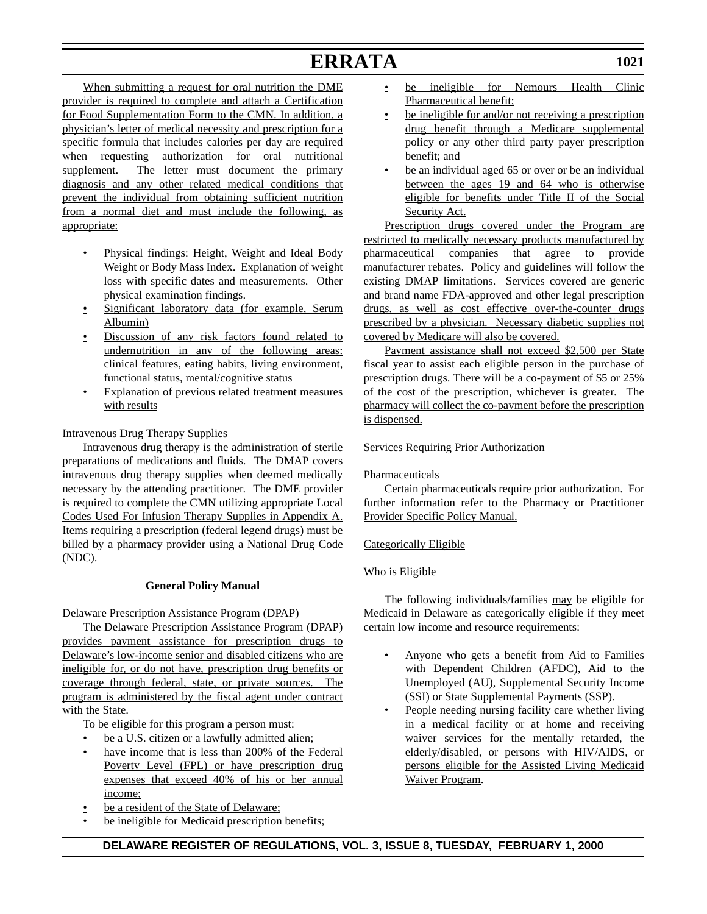When submitting a request for oral nutrition the DME provider is required to complete and attach a Certification for Food Supplementation Form to the CMN. In addition, a physician's letter of medical necessity and prescription for a specific formula that includes calories per day are required when requesting authorization for oral nutritional supplement. The letter must document the primary diagnosis and any other related medical conditions that prevent the individual from obtaining sufficient nutrition from a normal diet and must include the following, as appropriate:

- Physical findings: Height, Weight and Ideal Body Weight or Body Mass Index. Explanation of weight loss with specific dates and measurements. Other physical examination findings.
- Significant laboratory data (for example, Serum Albumin)
- Discussion of any risk factors found related to undernutrition in any of the following areas: clinical features, eating habits, living environment, functional status, mental/cognitive status
- Explanation of previous related treatment measures with results

Intravenous Drug Therapy Supplies

Intravenous drug therapy is the administration of sterile preparations of medications and fluids. The DMAP covers intravenous drug therapy supplies when deemed medically necessary by the attending practitioner. The DME provider is required to complete the CMN utilizing appropriate Local Codes Used For Infusion Therapy Supplies in Appendix A. Items requiring a prescription (federal legend drugs) must be billed by a pharmacy provider using a National Drug Code (NDC).

**General Policy Manual**

Delaware Prescription Assistance Program (DPAP)

The Delaware Prescription Assistance Program (DPAP) provides payment assistance for prescription drugs to Delaware's low-income senior and disabled citizens who are ineligible for, or do not have, prescription drug benefits or coverage through federal, state, or private sources. The program is administered by the fiscal agent under contract with the State.

To be eligible for this program a person must:

- be a U.S. citizen or a lawfully admitted alien;
- have income that is less than 200% of the Federal Poverty Level (FPL) or have prescription drug expenses that exceed 40% of his or her annual income;
- be a resident of the State of Delaware;
- be ineligible for Medicaid prescription benefits;
- be ineligible for Nemours Health Clinic Pharmaceutical benefit;
- be ineligible for and/or not receiving a prescription drug benefit through a Medicare supplemental policy or any other third party payer prescription benefit; and
- be an individual aged 65 or over or be an individual between the ages 19 and 64 who is otherwise eligible for benefits under Title II of the Social Security Act.

Prescription drugs covered under the Program are restricted to medically necessary products manufactured by pharmaceutical companies that agree to provide manufacturer rebates. Policy and guidelines will follow the existing DMAP limitations. Services covered are generic and brand name FDA-approved and other legal prescription drugs, as well as cost effective over-the-counter drugs prescribed by a physician. Necessary diabetic supplies not covered by Medicare will also be covered.

Payment assistance shall not exceed $2,500 per State fiscal year to assist each eligible person in the purchase of prescription drugs. There will be a co-payment of $5 or 25% of the cost of the prescription, whichever is greater. The pharmacy will collect the co-payment before the prescription is dispensed.

Services Requiring Prior Authorization

Pharmaceuticals

Certain pharmaceuticals require prior authorization. For further information refer to the Pharmacy or Practitioner Provider Specific Policy Manual.

Categorically Eligible

Who is Eligible

The following individuals/families may be eligible for Medicaid in Delaware as categorically eligible if they meet certain low income and resource requirements:

- Anyone who gets a benefit from Aid to Families with Dependent Children (AFDC), Aid to the Unemployed (AU), Supplemental Security Income (SSI) or State Supplemental Payments (SSP).
- People needing nursing facility care whether living in a medical facility or at home and receiving waiver services for the mentally retarded, the elderly/disabled, ~~or~~ persons with HIV/AIDS, or persons eligible for the Assisted Living Medicaid Waiver Program.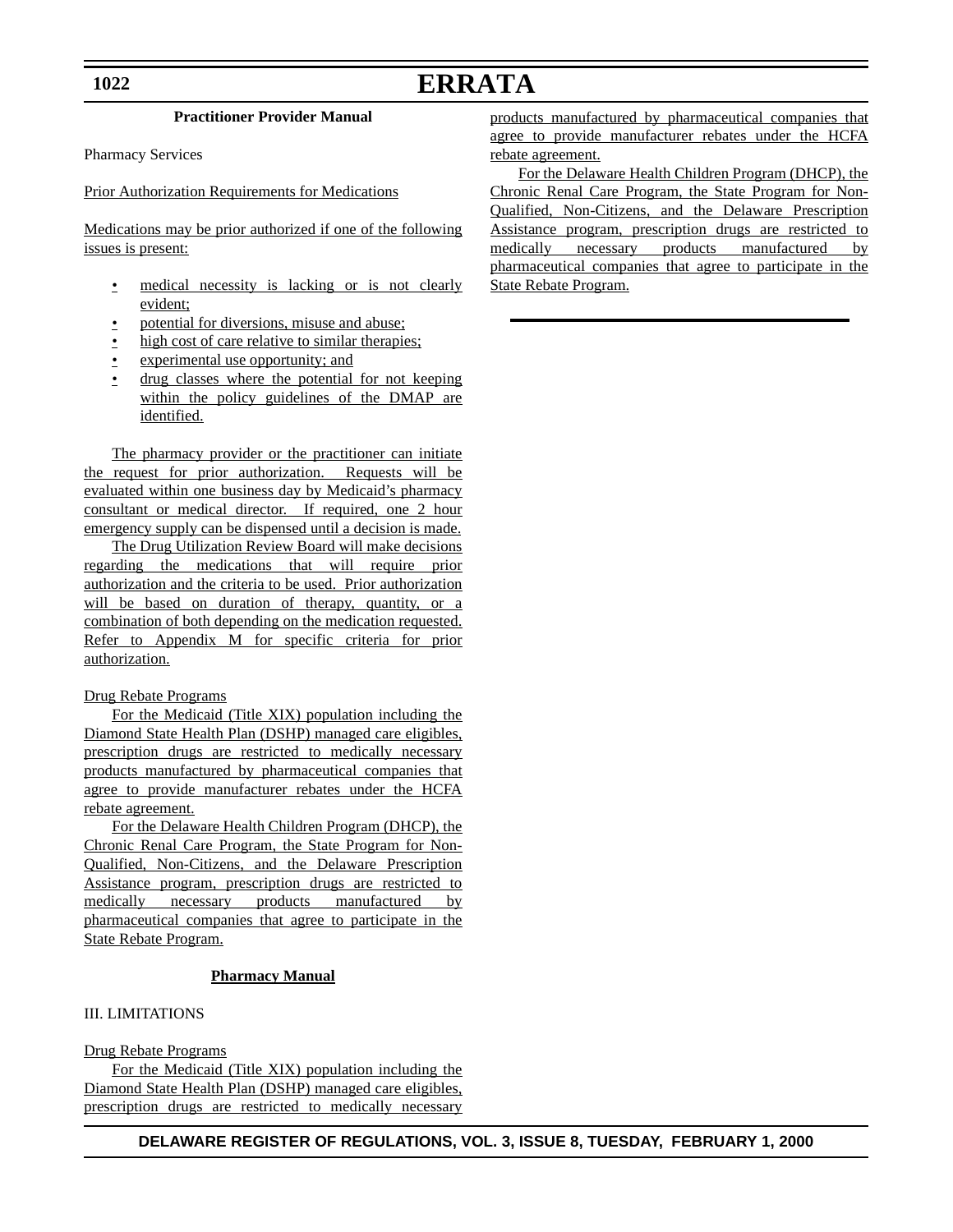**Practitioner Provider Manual**

Pharmacy Services

Prior Authorization Requirements for Medications

Medications may be prior authorized if one of the following issues is present:

- medical necessity is lacking or is not clearly evident;
- potential for diversions, misuse and abuse;
- high cost of care relative to similar therapies;
- experimental use opportunity; and
- drug classes where the potential for not keeping within the policy guidelines of the DMAP are identified.

The pharmacy provider or the practitioner can initiate the request for prior authorization. Requests will be evaluated within one business day by Medicaid's pharmacy consultant or medical director. If required, one 2 hour emergency supply can be dispensed until a decision is made.

The Drug Utilization Review Board will make decisions regarding the medications that will require prior authorization and the criteria to be used. Prior authorization will be based on duration of therapy, quantity, or a combination of both depending on the medication requested. Refer to Appendix M for specific criteria for prior authorization.

Drug Rebate Programs

For the Medicaid (Title XIX) population including the Diamond State Health Plan (DSHP) managed care eligibles, prescription drugs are restricted to medically necessary products manufactured by pharmaceutical companies that agree to provide manufacturer rebates under the HCFA rebate agreement.

For the Delaware Health Children Program (DHCP), the Chronic Renal Care Program, the State Program for Non-Qualified, Non-Citizens, and the Delaware Prescription Assistance program, prescription drugs are restricted to medically necessary products manufactured by pharmaceutical companies that agree to participate in the State Rebate Program.

**Pharmacy Manual**

III. LIMITATIONS

Drug Rebate Programs

For the Medicaid (Title XIX) population including the Diamond State Health Plan (DSHP) managed care eligibles, prescription drugs are restricted to medically necessary products manufactured by pharmaceutical companies that agree to provide manufacturer rebates under the HCFA rebate agreement.

For the Delaware Health Children Program (DHCP), the Chronic Renal Care Program, the State Program for Non-Qualified, Non-Citizens, and the Delaware Prescription Assistance program, prescription drugs are restricted to medically necessary products manufactured by pharmaceutical companies that agree to participate in the State Rebate Program.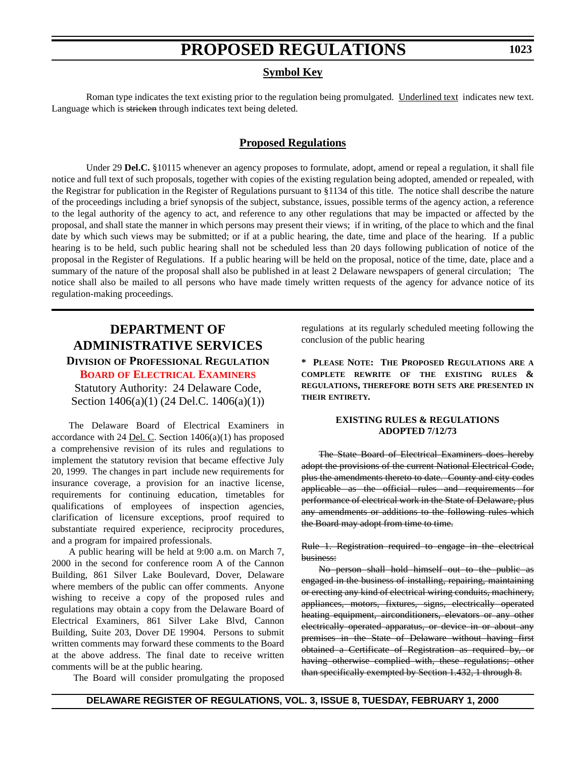# PROPOSED REGULATIONS

## Symbol Key

Roman type indicates the text existing prior to the regulation being promulgated. <u>Underlined text</u> indicates new text. Language which is ~~stricken~~ through indicates text being deleted.

## Proposed Regulations

Under 29 **Del.C.** §10115 whenever an agency proposes to formulate, adopt, amend or repeal a regulation, it shall file notice and full text of such proposals, together with copies of the existing regulation being adopted, amended or repealed, with the Registrar for publication in the Register of Regulations pursuant to §1134 of this title. The notice shall describe the nature of the proceedings including a brief synopsis of the subject, substance, issues, possible terms of the agency action, a reference to the legal authority of the agency to act, and reference to any other regulations that may be impacted or affected by the proposal, and shall state the manner in which persons may present their views; if in writing, of the place to which and the final date by which such views may be submitted; or if at a public hearing, the date, time and place of the hearing. If a public hearing is to be held, such public hearing shall not be scheduled less than 20 days following publication of notice of the proposal in the Register of Regulations. If a public hearing will be held on the proposal, notice of the time, date, place and a summary of the nature of the proposal shall also be published in at least 2 Delaware newspapers of general circulation; The notice shall also be mailed to all persons who have made timely written requests of the agency for advance notice of its regulation-making proceedings.

## DEPARTMENT OF ADMINISTRATIVE SERVICES

### Division of Professional Regulation

### Board of Electrical Examiners

Statutory Authority: 24 Delaware Code, Section 1406(a)(1) (24 Del.C. 1406(a)(1))

The Delaware Board of Electrical Examiners in accordance with 24 <u>Del. C</u>. Section 1406(a)(1) has proposed a comprehensive revision of its rules and regulations to implement the statutory revision that became effective July 20, 1999. The changes in part include new requirements for insurance coverage, a provision for an inactive license, requirements for continuing education, timetables for qualifications of employees of inspection agencies, clarification of licensure exceptions, proof required to substantiate required experience, reciprocity procedures, and a program for impaired professionals.

A public hearing will be held at 9:00 a.m. on March 7, 2000 in the second for conference room A of the Cannon Building, 861 Silver Lake Boulevard, Dover, Delaware where members of the public can offer comments. Anyone wishing to receive a copy of the proposed rules and regulations may obtain a copy from the Delaware Board of Electrical Examiners, 861 Silver Lake Blvd, Cannon Building, Suite 203, Dover DE 19904. Persons to submit written comments may forward these comments to the Board at the above address. The final date to receive written comments will be at the public hearing.

The Board will consider promulgating the proposed regulations at its regularly scheduled meeting following the conclusion of the public hearing

**\* Please Note: The Proposed Regulations are a complete rewrite of the existing rules & regulations, therefore both sets are presented in their entirety.**

**EXISTING RULES & REGULATIONS ADOPTED 7/12/73**

~~The State Board of Electrical Examiners does hereby adopt the provisions of the current National Electrical Code, plus the amendments thereto to date. County and city codes applicable as the official rules and requirements for performance of electrical work in the State of Delaware, plus any amendments or additions to the following rules which the Board may adopt from time to time.~~

~~Rule 1. Registration required to engage in the electrical business:~~

~~No person shall hold himself out to the public as engaged in the business of installing, repairing, maintaining or erecting any kind of electrical wiring conduits, machinery, appliances, motors, fixtures, signs, electrically operated heating equipment, airconditioners, elevators or any other electrically operated apparatus, or device in or about any premises in the State of Delaware without having first obtained a Certificate of Registration as required by, or having otherwise complied with, these regulations; other than specifically exempted by Section 1.432, 1 through 8.~~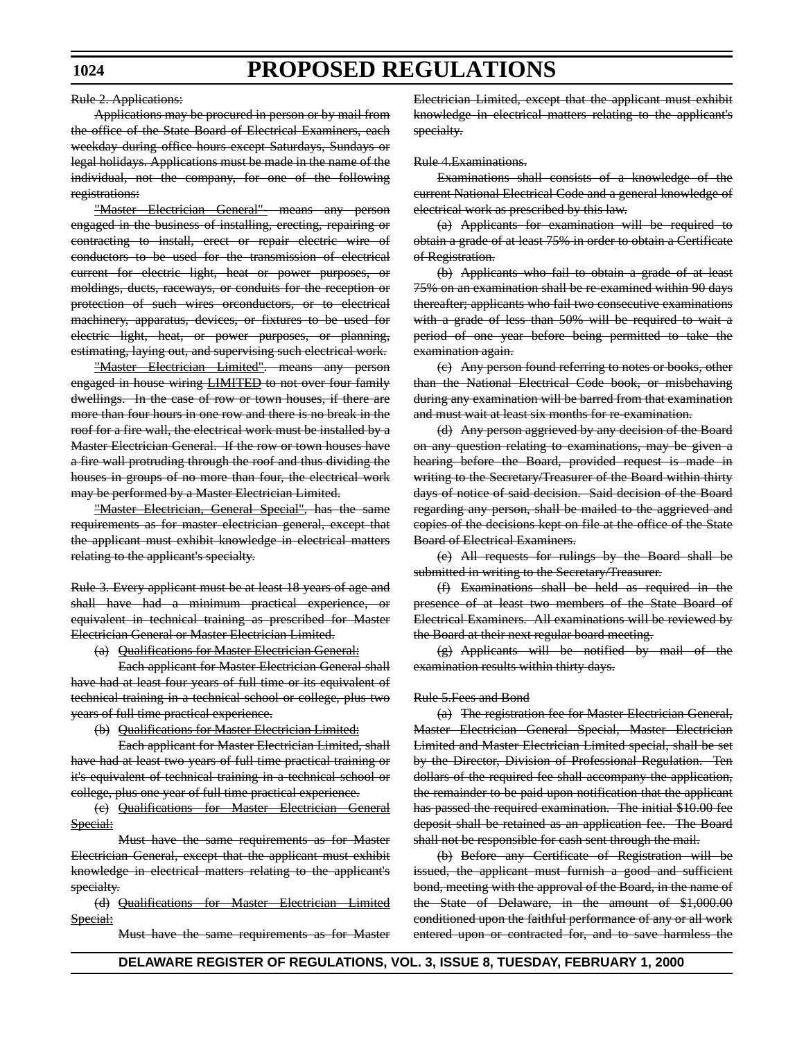Rule 2. Applications:

Applications may be procured in person or by mail from the office of the State Board of Electrical Examiners, each weekday during office hours except Saturdays, Sundays or legal holidays. Applications must be made in the name of the individual, not the company, for one of the following registrations:

"Master Electrician General". means any person engaged in the business of installing, erecting, repairing or contracting to install, erect or repair electric wire of conductors to be used for the transmission of electrical current for electric light, heat or power purposes, or moldings, ducts, raceways, or conduits for the reception or protection of such wires orconductors, or to electrical machinery, apparatus, devices, or fixtures to be used for electric light, heat, or power purposes, or planning, estimating, laying out, and supervising such electrical work.

"Master Electrician Limited". means any person engaged in house wiring LIMITED to not over four family dwellings. In the case of row or town houses, if there are more than four hours in one row and there is no break in the roof for a fire wall, the electrical work must be installed by a Master Electrician General. If the row or town houses have a fire wall protruding through the roof and thus dividing the houses in groups of no more than four, the electrical work may be performed by a Master Electrician Limited.

"Master Electrician, General Special", has the same requirements as for master electrician general, except that the applicant must exhibit knowledge in electrical matters relating to the applicant's specialty.

Rule 3. Every applicant must be at least 18 years of age and shall have had a minimum practical experience, or equivalent in technical training as prescribed for Master Electrician General or Master Electrician Limited.

(a) Qualifications for Master Electrician General:

Each applicant for Master Electrician General shall have had at least four years of full time or its equivalent of technical training in a technical school or college, plus two years of full time practical experience.

(b) Qualifications for Master Electrician Limited:

Each applicant for Master Electrician Limited, shall have had at least two years of full time practical training or it's equivalent of technical training in a technical school or college, plus one year of full time practical experience.

(c) Qualifications for Master Electrician General Special:

Must have the same requirements as for Master Electrician General, except that the applicant must exhibit knowledge in electrical matters relating to the applicant's specialty.

(d) Qualifications for Master Electrician Limited Special:

Must have the same requirements as for Master Electrician Limited, except that the applicant must exhibit knowledge in electrical matters relating to the applicant's specialty.

Rule 4.Examinations.

Examinations shall consists of a knowledge of the current National Electrical Code and a general knowledge of electrical work as prescribed by this law.

(a) Applicants for examination will be required to obtain a grade of at least 75% in order to obtain a Certificate of Registration.

(b) Applicants who fail to obtain a grade of at least 75% on an examination shall be re-examined within 90 days thereafter; applicants who fail two consecutive examinations with a grade of less than 50% will be required to wait a period of one year before being permitted to take the examination again.

(c) Any person found referring to notes or books, other than the National Electrical Code book, or misbehaving during any examination will be barred from that examination and must wait at least six months for re-examination.

(d) Any person aggrieved by any decision of the Board on any question relating to examinations, may be given a hearing before the Board, provided request is made in writing to the Secretary/Treasurer of the Board within thirty days of notice of said decision. Said decision of the Board regarding any person, shall be mailed to the aggrieved and copies of the decisions kept on file at the office of the State Board of Electrical Examiners.

(e) All requests for rulings by the Board shall be submitted in writing to the Secretary/Treasurer.

(f) Examinations shall be held as required in the presence of at least two members of the State Board of Electrical Examiners. All examinations will be reviewed by the Board at their next regular board meeting.

(g) Applicants will be notified by mail of the examination results within thirty days.

Rule 5.Fees and Bond

(a) The registration fee for Master Electrician General, Master Electrician General Special, Master Electrician Limited and Master Electrician Limited special, shall be set by the Director, Division of Professional Regulation. Ten dollars of the required fee shall accompany the application, the remainder to be paid upon notification that the applicant has passed the required examination. The initial $10.00 fee deposit shall be retained as an application fee. The Board shall not be responsible for cash sent through the mail.

(b) Before any Certificate of Registration will be issued, the applicant must furnish a good and sufficient bond, meeting with the approval of the Board, in the name of the State of Delaware, in the amount of $1,000.00 conditioned upon the faithful performance of any or all work entered upon or contracted for, and to save harmless the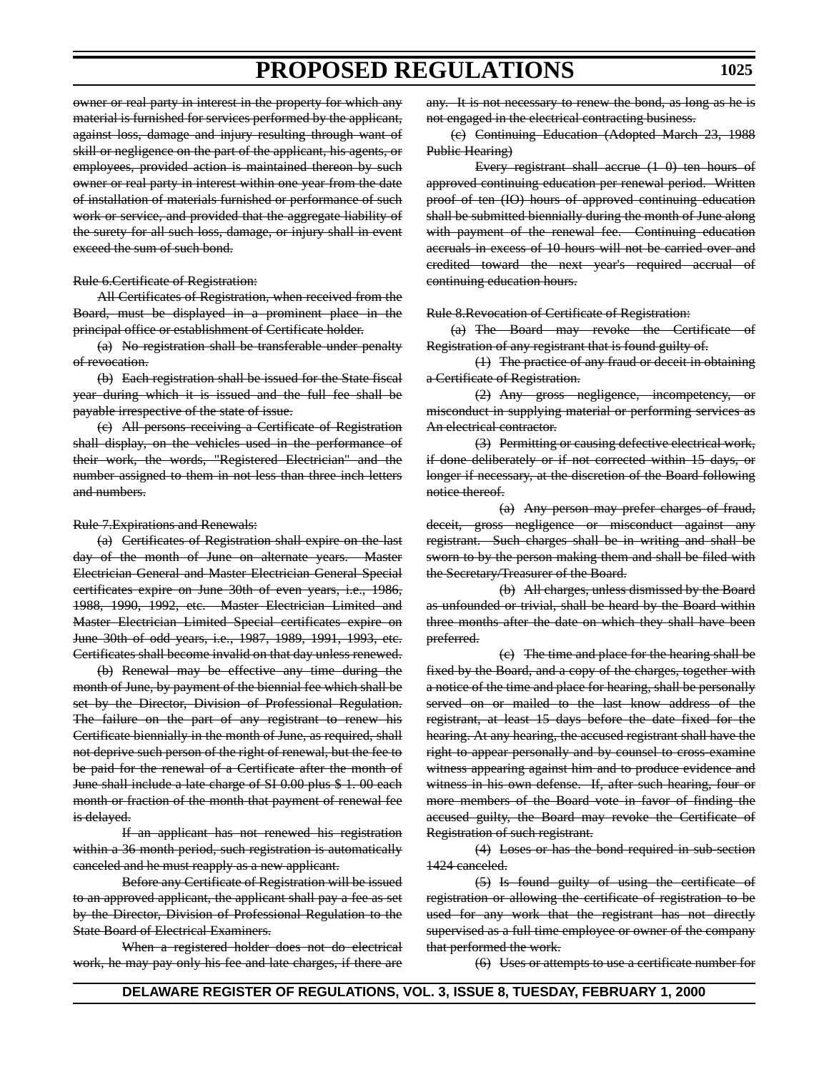~~owner or real party in interest in the property for which any material is furnished for services performed by the applicant, against loss, damage and injury resulting through want of skill or negligence on the part of the applicant, his agents, or employees, provided action is maintained thereon by such owner or real party in interest within one year from the date of installation of materials furnished or performance of such work or service, and provided that the aggregate liability of the surety for all such loss, damage, or injury shall in event exceed the sum of such bond.~~

~~Rule 6.Certificate of Registration:~~

~~All Certificates of Registration, when received from the Board, must be displayed in a prominent place in the principal office or establishment of Certificate holder.~~

~~(a) No registration shall be transferable under penalty of revocation.~~

~~(b) Each registration shall be issued for the State fiscal year during which it is issued and the full fee shall be payable irrespective of the state of issue.~~

~~(c) All persons receiving a Certificate of Registration shall display, on the vehicles used in the performance of their work, the words, "Registered Electrician" and the number assigned to them in not less than three inch letters and numbers.~~

~~Rule 7.Expirations and Renewals:~~

~~(a) Certificates of Registration shall expire on the last day of the month of June on alternate years. Master Electrician General and Master Electrician General Special certificates expire on June 30th of even years, i.e., 1986, 1988, 1990, 1992, etc. Master Electrician Limited and Master Electrician Limited Special certificates expire on June 30th of odd years, i.e., 1987, 1989, 1991, 1993, etc. Certificates shall become invalid on that day unless renewed.~~

~~(b) Renewal may be effective any time during the month of June, by payment of the biennial fee which shall be set by the Director, Division of Professional Regulation. The failure on the part of any registrant to renew his Certificate biennially in the month of June, as required, shall not deprive such person of the right of renewal, but the fee to be paid for the renewal of a Certificate after the month of June shall include a late charge of SI 0.00 plus $ 1. 00 each month or fraction of the month that payment of renewal fee is delayed.~~

~~If an applicant has not renewed his registration within a 36 month period, such registration is automatically canceled and he must reapply as a new applicant.~~

~~Before any Certificate of Registration will be issued to an approved applicant, the applicant shall pay a fee as set by the Director, Division of Professional Regulation to the State Board of Electrical Examiners.~~

~~When a registered holder does not do electrical work, he may pay only his fee and late charges, if there are any. It is not necessary to renew the bond, as long as he is not engaged in the electrical contracting business.~~

~~(c) Continuing Education (Adopted March 23, 1988 Public Hearing)~~

~~Every registrant shall accrue (1 0) ten hours of approved continuing education per renewal period. Written proof of ten (IO) hours of approved continuing education shall be submitted biennially during the month of June along with payment of the renewal fee. Continuing education accruals in excess of 10 hours will not be carried over and credited toward the next year's required accrual of continuing education hours.~~

~~Rule 8.Revocation of Certificate of Registration:~~

~~(a) The Board may revoke the Certificate of Registration of any registrant that is found guilty of.~~

~~(1) The practice of any fraud or deceit in obtaining a Certificate of Registration.~~

~~(2) Any gross negligence, incompetency, or misconduct in supplying material or performing services as An electrical contractor.~~

~~(3) Permitting or causing defective electrical work, if done deliberately or if not corrected within 15 days, or longer if necessary, at the discretion of the Board following notice thereof.~~

~~(a) Any person may prefer charges of fraud, deceit, gross negligence or misconduct against any registrant. Such charges shall be in writing and shall be sworn to by the person making them and shall be filed with the Secretary/Treasurer of the Board.~~

~~(b) All charges, unless dismissed by the Board as unfounded or trivial, shall be heard by the Board within three months after the date on which they shall have been preferred.~~

~~(c) The time and place for the hearing shall be fixed by the Board, and a copy of the charges, together with a notice of the time and place for hearing, shall be personally served on or mailed to the last know address of the registrant, at least 15 days before the date fixed for the hearing. At any hearing, the accused registrant shall have the right to appear personally and by counsel to cross-examine witness appearing against him and to produce evidence and witness in his own defense. If, after such hearing, four or more members of the Board vote in favor of finding the accused guilty, the Board may revoke the Certificate of Registration of such registrant.~~

~~(4) Loses or has the bond required in sub-section 1424 canceled.~~

~~(5) Is found guilty of using the certificate of registration or allowing the certificate of registration to be used for any work that the registrant has not directly supervised as a full-time employee or owner of the company that performed the work.~~

~~(6) Uses or attempts to use a certificate number for~~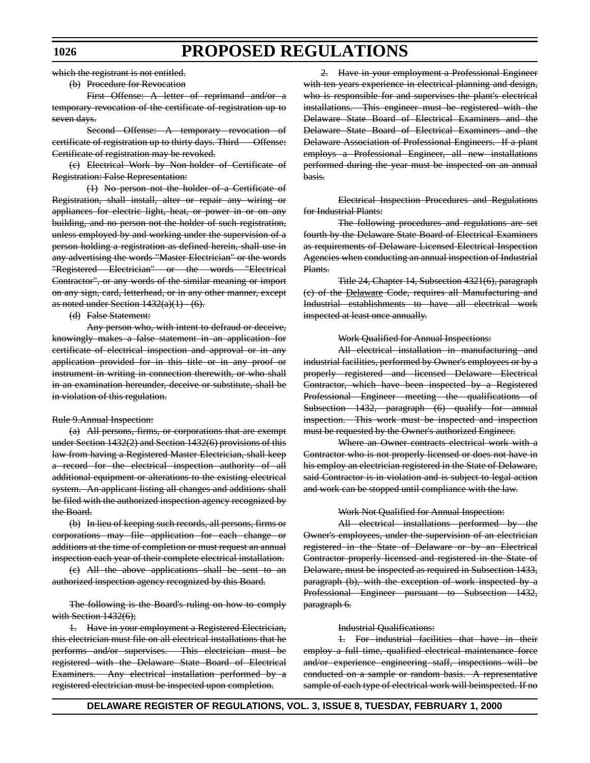which the registrant is not entitled.

(b) Procedure for Revocation

First Offense: A letter of reprimand and/or a temporary revocation of the certificate of registration up to seven days.

Second Offense: A temporary revocation of certificate of registration up to thirty days. Third Offense: Certificate of registration may be revoked.

(c) Electrical Work by Non-holder of Certificate of Registration: False Representation:

(1) No person not the holder of a Certificate of Registration, shall install, alter or repair any wiring or appliances for electric light, heat, or power in or on any building, and no person not the holder of such registration, unless employed by and working under the supervision of a person holding a registration as defined herein, shall use in any advertising the words "Master Electrician" or the words "Registered Electrician" or the words "Electrical Contractor", or any words of the similar meaning or import on any sign, card, letterhead, or in any other manner, except as noted under Section 1432(a)(1) - (6).

(d) False Statement:

Any person who, with intent to defraud or deceive, knowingly makes a false statement in an application for certificate of electrical inspection and approval or in any application provided for in this title or in any proof or instrument in writing in connection therewith, or who shall in an examination hereunder, deceive or substitute, shall be in violation of this regulation.

Rule 9.Annual Inspection:

(a) All persons, firms, or corporations that are exempt under Section 1432(2) and Section 1432(6) provisions of this law from having a Registered Master Electrician, shall keep a record for the electrical inspection authority of all additional equipment or alterations to the existing electrical system. An applicant listing all changes and additions shall be filed with the authorized inspection agency recognized by the Board.

(b) In lieu of keeping such records, all persons, firms or corporations may file application for each change or additions at the time of completion or must request an annual inspection each year of their complete electrical installation.

(c) All the above applications shall be sent to an authorized inspection agency recognized by this Board.

The following is the Board's ruling on how to comply with Section 1432(6);

1. Have in your employment a Registered Electrician, this electrician must file on all electrical installations that he performs and/or supervises. This electrician must be registered with the Delaware State Board of Electrical Examiners. Any electrical installation performed by a registered electrician must be inspected upon completion.

2. Have in your employment a Professional Engineer with ten years experience in electrical planning and design, who is responsible for and supervises the plant's electrical installations. This engineer must be registered with the Delaware State Board of Electrical Examiners and the Delaware State Board of Electrical Examiners and the Delaware Association of Professional Engineers. If a plant employs a Professional Engineer, all new installations performed during the year must be inspected on an annual basis.

Electrical Inspection Procedures and Regulations for Industrial Plants:

The following procedures and regulations are set fourth by the Delaware State Board of Electrical Examiners as requirements of Delaware Licensed Electrical Inspection Agencies when conducting an annual inspection of Industrial Plants.

Title 24, Chapter 14, Subsection 4321(6), paragraph (c) of the Delaware Code, requires all Manufacturing and Industrial establishments to have all electrical work inspected at least once annually.

Work Qualified for Annual Inspections:

All electrical installation in manufacturing and industrial facilities, performed by Owner's employees or by a properly registered and licensed Delaware Electrical Contractor, which have been inspected by a Registered Professional Engineer meeting the qualifications of Subsection 1432, paragraph (6) qualify for annual inspection. This work must be inspected and inspection must be requested by the Owner's authorized Engineer.

Where an Owner contracts electrical work with a Contractor who is not properly licensed or does not have in his employ an electrician registered in the State of Delaware, said Contractor is in violation and is subject to legal action and work can be stopped until compliance with the law.

Work Not Qualified for Annual Inspection:

All electrical installations performed by the Owner's employees, under the supervision of an electrician registered in the State of Delaware or by an Electrical Contractor properly licensed and registered in the State of Delaware, must be inspected as required in Subsection 1433, paragraph (b), with the exception of work inspected by a Professional Engineer pursuant to Subsection 1432, paragraph 6.

Industrial Qualifications:

1. For industrial facilities that have in their employ a full time, qualified electrical maintenance force and/or experience engineering staff, inspections will be conducted on a sample or random basis. A representative sample of each type of electrical work will beinspected. If no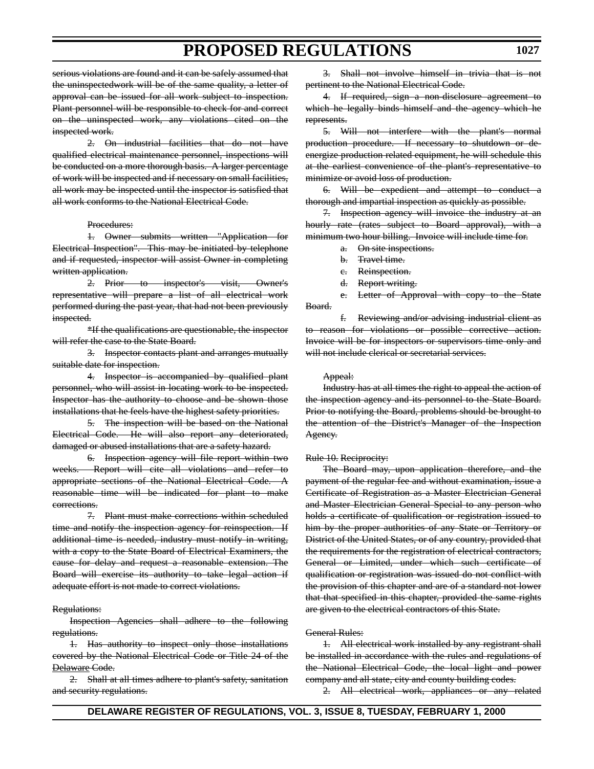~~serious violations are found and it can be safely assumed that the uninspectedwork will be of the same quality, a letter of approval can be issued for all work subject to inspection. Plant personnel will be responsible to check for and correct on the uninspected work, any violations cited on the inspected work.~~

~~2. On industrial facilities that do not have qualified electrical maintenance personnel, inspections will be conducted on a more thorough basis. A larger percentage of work will be inspected and if necessary on small facilities, all work may be inspected until the inspector is satisfied that all work conforms to the National Electrical Code.~~

~~Procedures:~~

~~1. Owner submits written "Application for Electrical Inspection". This may be initiated by telephone and if requested, inspector will assist Owner in completing written application.~~

~~2. Prior to inspector's visit, Owner's representative will prepare a list of all electrical work performed during the past year, that had not been previously inspected.~~

~~*If the qualifications are questionable, the inspector will refer the case to the State Board.~~

~~3. Inspector contacts plant and arranges mutually suitable date for inspection.~~

~~4. Inspector is accompanied by qualified plant personnel, who will assist in locating work to be inspected. Inspector has the authority to choose and be shown those installations that he feels have the highest safety priorities.~~

~~5. The inspection will be based on the National Electrical Code. He will also report any deteriorated, damaged or abused installations that are a safety hazard.~~

~~6. Inspection agency will file report within two weeks. Report will cite all violations and refer to appropriate sections of the National Electrical Code. A reasonable time will be indicated for plant to make corrections.~~

~~7. Plant must make corrections within scheduled time and notify the inspection agency for reinspection. If additional time is needed, industry must notify in writing, with a copy to the State Board of Electrical Examiners, the cause for delay and request a reasonable extension. The Board will exercise its authority to take legal action if adequate effort is not made to correct violations.~~

~~Regulations:~~

~~Inspection Agencies shall adhere to the following regulations.~~

~~1. Has authority to inspect only those installations covered by the National Electrical Code or Title 24 of the Delaware Code.~~

~~2. Shall at all times adhere to plant's safety, sanitation and security regulations.~~

~~3. Shall not involve himself in trivia that is not pertinent to the National Electrical Code.~~

~~4. If required, sign a non-disclosure agreement to which he legally binds himself and the agency which he represents.~~

~~5. Will not interfere with the plant's normal production procedure. If necessary to shutdown or de-energize production related equipment, he will schedule this at the earliest convenience of the plant's representative to minimize or avoid loss of production.~~

~~6. Will be expedient and attempt to conduct a thorough and impartial inspection as quickly as possible.~~

~~7. Inspection agency will invoice the industry at an hourly rate (rates subject to Board approval), with a minimum two hour billing. Invoice will include time for.~~

~~a. On site inspections.~~

~~b. Travel time.~~

~~c. Reinspection.~~

~~d. Report writing.~~

~~e. Letter of Approval with copy to the State Board.~~

~~f. Reviewing and/or advising industrial client as to reason for violations or possible corrective action. Invoice will be for inspectors or supervisors time only and will not include clerical or secretarial services.~~

~~Appeal:~~

~~Industry has at all times the right to appeal the action of the inspection agency and its personnel to the State Board. Prior to notifying the Board, problems should be brought to the attention of the District's Manager of the Inspection Agency.~~

~~Rule 10. Reciprocity:~~

~~The Board may, upon application therefore, and the payment of the regular fee and without examination, issue a Certificate of Registration as a Master Electrician General and Master Electrician General Special to any person who holds a certificate of qualification or registration issued to him by the proper authorities of any State or Territory or District of the United States, or of any country, provided that the requirements for the registration of electrical contractors, General or Limited, under which such certificate of qualification or registration was issued do not conflict with the provision of this chapter and are of a standard not lower that that specified in this chapter, provided the same rights are given to the electrical contractors of this State.~~

~~General Rules:~~

~~1. All electrical work installed by any registrant shall be installed in accordance with the rules and regulations of the National Electrical Code, the local light and power company and all state, city and county building codes.~~

~~2. All electrical work, appliances or any related~~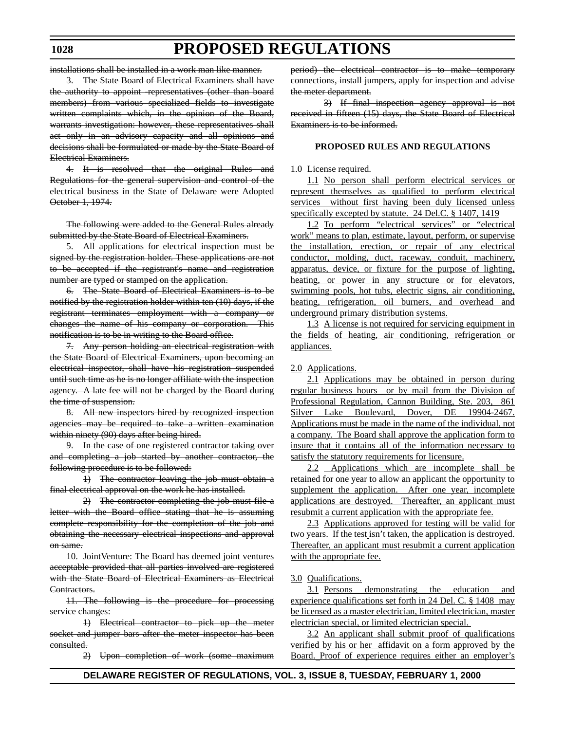~~installations shall be installed in a work man like manner.~~

~~3. The State Board of Electrical Examiners shall have the authority to appoint representatives (other than board members) from various specialized fields to investigate written complaints which, in the opinion of the Board, warrants investigation: however, these representatives shall act only in an advisory capacity and all opinions and decisions shall be formulated or made by the State Board of Electrical Examiners.~~

~~4. It is resolved that the original Rules and Regulations for the general supervision and control of the electrical business in the State of Delaware were Adopted October 1, 1974.~~

~~The following were added to the General Rules already submitted by the State Board of Electrical Examiners.~~

~~5. All applications for electrical inspection must be signed by the registration holder. These applications are not to be accepted if the registrant's name and registration number are typed or stamped on the application.~~

~~6. The State Board of Electrical Examiners is to be notified by the registration holder within ten (10) days, if the registrant terminates employment with a company or changes the name of his company or corporation. This notification is to be in writing to the Board office.~~

~~7. Any person holding an electrical registration with the State Board of Electrical Examiners, upon becoming an electrical inspector, shall have his registration suspended until such time as he is no longer affiliate with the inspection agency. A late fee will not be charged by the Board during the time of suspension.~~

~~8. All new inspectors hired by recognized inspection agencies may be required to take a written examination within ninety (90) days after being hired.~~

~~9. In the case of one registered contractor taking over and completing a job started by another contractor, the following procedure is to be followed:~~

~~1) The contractor leaving the job must obtain a final electrical approval on the work he has installed.~~

~~2) The contractor completing the job must file a letter with the Board office stating that he is assuming complete responsibility for the completion of the job and obtaining the necessary electrical inspections and approval on same.~~

~~10. JointVenture: The Board has deemed joint ventures acceptable provided that all parties involved are registered with the State Board of Electrical Examiners as Electrical Contractors.~~

~~11. The following is the procedure for processing service changes:~~

~~1) Electrical contractor to pick up the meter socket and jumper bars after the meter inspector has been consulted.~~

~~2) Upon completion of work (some maximum period) the electrical contractor is to make temporary connections, install jumpers, apply for inspection and advise the meter department.~~

~~3) If final inspection agency approval is not received in fifteen (15) days, the State Board of Electrical Examiners is to be informed.~~

**PROPOSED RULES AND REGULATIONS**

<u>1.0 License required.</u>

<u>1.1 No person shall perform electrical services or represent themselves as qualified to perform electrical services without first having been duly licensed unless specifically excepted by statute. 24 Del.C. § 1407, 1419</u>

<u>1.2 To perform “electrical services” or “electrical work” means to plan, estimate, layout, perform, or supervise the installation, erection, or repair of any electrical conductor, molding, duct, raceway, conduit, machinery, apparatus, device, or fixture for the purpose of lighting, heating, or power in any structure or for elevators, swimming pools, hot tubs, electric signs, air conditioning, heating, refrigeration, oil burners, and overhead and underground primary distribution systems.</u>

<u>1.3 A license is not required for servicing equipment in the fields of heating, air conditioning, refrigeration or appliances.</u>

<u>2.0 Applications.</u>

<u>2.1 Applications may be obtained in person during regular business hours or by mail from the Division of Professional Regulation, Cannon Building, Ste. 203, 861 Silver Lake Boulevard, Dover, DE 19904-2467. Applications must be made in the name of the individual, not a company. The Board shall approve the application form to insure that it contains all of the information necessary to satisfy the statutory requirements for licensure.</u>

<u>2.2 Applications which are incomplete shall be retained for one year to allow an applicant the opportunity to supplement the application. After one year, incomplete applications are destroyed. Thereafter, an applicant must resubmit a current application with the appropriate fee.</u>

<u>2.3 Applications approved for testing will be valid for two years. If the test isn’t taken, the application is destroyed. Thereafter, an applicant must resubmit a current application with the appropriate fee.</u>

<u>3.0 Qualifications.</u>

<u>3.1 Persons demonstrating the education and experience qualifications set forth in 24 Del. C. § 1408 may be licensed as a master electrician, limited electrician, master electrician special, or limited electrician special.</u>

<u>3.2 An applicant shall submit proof of qualifications verified by his or her affidavit on a form approved by the Board. Proof of experience requires either an employer’s</u>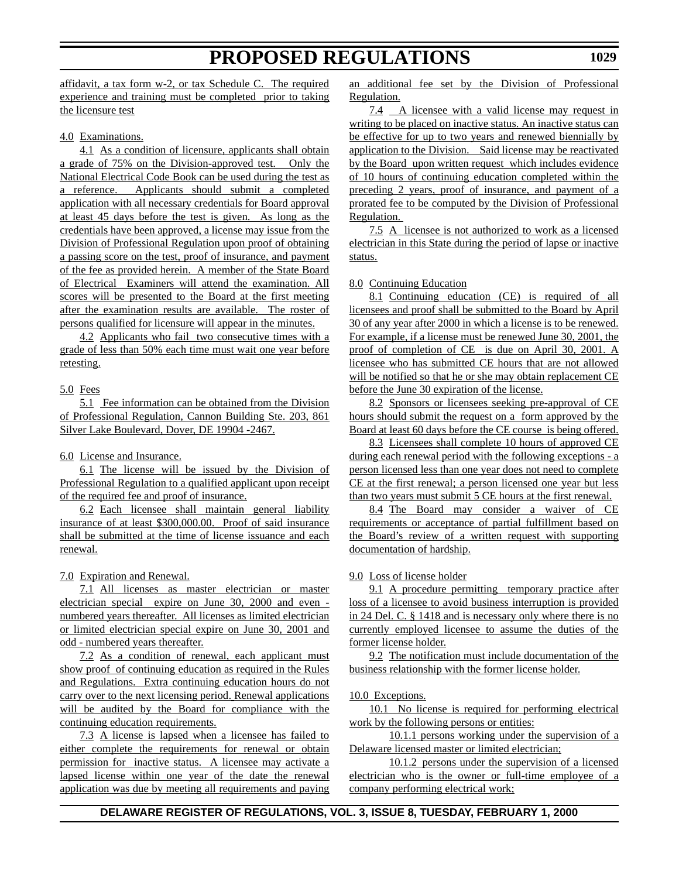affidavit, a tax form w-2, or tax Schedule C. The required experience and training must be completed prior to taking the licensure test

4.0 Examinations.

4.1 As a condition of licensure, applicants shall obtain a grade of 75% on the Division-approved test. Only the National Electrical Code Book can be used during the test as a reference. Applicants should submit a completed application with all necessary credentials for Board approval at least 45 days before the test is given. As long as the credentials have been approved, a license may issue from the Division of Professional Regulation upon proof of obtaining a passing score on the test, proof of insurance, and payment of the fee as provided herein. A member of the State Board of Electrical Examiners will attend the examination. All scores will be presented to the Board at the first meeting after the examination results are available. The roster of persons qualified for licensure will appear in the minutes.

4.2 Applicants who fail two consecutive times with a grade of less than 50% each time must wait one year before retesting.

5.0 Fees

5.1 Fee information can be obtained from the Division of Professional Regulation, Cannon Building Ste. 203, 861 Silver Lake Boulevard, Dover, DE 19904 -2467.

6.0 License and Insurance.

6.1 The license will be issued by the Division of Professional Regulation to a qualified applicant upon receipt of the required fee and proof of insurance.

6.2 Each licensee shall maintain general liability insurance of at least $300,000.00. Proof of said insurance shall be submitted at the time of license issuance and each renewal.

7.0 Expiration and Renewal.

7.1 All licenses as master electrician or master electrician special expire on June 30, 2000 and even - numbered years thereafter. All licenses as limited electrician or limited electrician special expire on June 30, 2001 and odd - numbered years thereafter.

7.2 As a condition of renewal, each applicant must show proof of continuing education as required in the Rules and Regulations. Extra continuing education hours do not carry over to the next licensing period. Renewal applications will be audited by the Board for compliance with the continuing education requirements.

7.3 A license is lapsed when a licensee has failed to either complete the requirements for renewal or obtain permission for inactive status. A licensee may activate a lapsed license within one year of the date the renewal application was due by meeting all requirements and paying an additional fee set by the Division of Professional Regulation.

7.4 A licensee with a valid license may request in writing to be placed on inactive status. An inactive status can be effective for up to two years and renewed biennially by application to the Division. Said license may be reactivated by the Board upon written request which includes evidence of 10 hours of continuing education completed within the preceding 2 years, proof of insurance, and payment of a prorated fee to be computed by the Division of Professional Regulation.

7.5 A licensee is not authorized to work as a licensed electrician in this State during the period of lapse or inactive status.

8.0 Continuing Education

8.1 Continuing education (CE) is required of all licensees and proof shall be submitted to the Board by April 30 of any year after 2000 in which a license is to be renewed. For example, if a license must be renewed June 30, 2001, the proof of completion of CE is due on April 30, 2001. A licensee who has submitted CE hours that are not allowed will be notified so that he or she may obtain replacement CE before the June 30 expiration of the license.

8.2 Sponsors or licensees seeking pre-approval of CE hours should submit the request on a form approved by the Board at least 60 days before the CE course is being offered.

8.3 Licensees shall complete 10 hours of approved CE during each renewal period with the following exceptions - a person licensed less than one year does not need to complete CE at the first renewal; a person licensed one year but less than two years must submit 5 CE hours at the first renewal.

8.4 The Board may consider a waiver of CE requirements or acceptance of partial fulfillment based on the Board's review of a written request with supporting documentation of hardship.

9.0 Loss of license holder

9.1 A procedure permitting temporary practice after loss of a licensee to avoid business interruption is provided in 24 Del. C. § 1418 and is necessary only where there is no currently employed licensee to assume the duties of the former license holder.

9.2 The notification must include documentation of the business relationship with the former license holder.

10.0 Exceptions.

10.1 No license is required for performing electrical work by the following persons or entities:

10.1.1 persons working under the supervision of a Delaware licensed master or limited electrician;

10.1.2 persons under the supervision of a licensed electrician who is the owner or full-time employee of a company performing electrical work;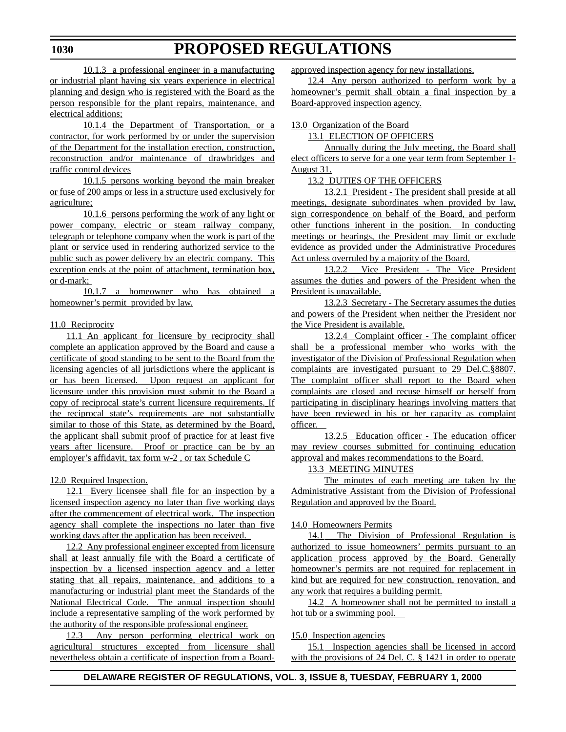10.1.3 a professional engineer in a manufacturing or industrial plant having six years experience in electrical planning and design who is registered with the Board as the person responsible for the plant repairs, maintenance, and electrical additions;

10.1.4 the Department of Transportation, or a contractor, for work performed by or under the supervision of the Department for the installation erection, construction, reconstruction and/or maintenance of drawbridges and traffic control devices

10.1.5 persons working beyond the main breaker or fuse of 200 amps or less in a structure used exclusively for agriculture;

10.1.6 persons performing the work of any light or power company, electric or steam railway company, telegraph or telephone company when the work is part of the plant or service used in rendering authorized service to the public such as power delivery by an electric company. This exception ends at the point of attachment, termination box, or d-mark;

10.1.7 a homeowner who has obtained a homeowner's permit provided by law.

11.0 Reciprocity

11.1 An applicant for licensure by reciprocity shall complete an application approved by the Board and cause a certificate of good standing to be sent to the Board from the licensing agencies of all jurisdictions where the applicant is or has been licensed. Upon request an applicant for licensure under this provision must submit to the Board a copy of reciprocal state's current licensure requirements. If the reciprocal state's requirements are not substantially similar to those of this State, as determined by the Board, the applicant shall submit proof of practice for at least five years after licensure. Proof or practice can be by an employer's affidavit, tax form w-2 , or tax Schedule C

12.0 Required Inspection.

12.1 Every licensee shall file for an inspection by a licensed inspection agency no later than five working days after the commencement of electrical work. The inspection agency shall complete the inspections no later than five working days after the application has been received.

12.2 Any professional engineer excepted from licensure shall at least annually file with the Board a certificate of inspection by a licensed inspection agency and a letter stating that all repairs, maintenance, and additions to a manufacturing or industrial plant meet the Standards of the National Electrical Code. The annual inspection should include a representative sampling of the work performed by the authority of the responsible professional engineer.

12.3 Any person performing electrical work on agricultural structures excepted from licensure shall nevertheless obtain a certificate of inspection from a Board-approved inspection agency for new installations.

12.4 Any person authorized to perform work by a homeowner's permit shall obtain a final inspection by a Board-approved inspection agency.

13.0 Organization of the Board

13.1 ELECTION OF OFFICERS

Annually during the July meeting, the Board shall elect officers to serve for a one year term from September 1-August 31.

13.2 DUTIES OF THE OFFICERS

13.2.1 President - The president shall preside at all meetings, designate subordinates when provided by law, sign correspondence on behalf of the Board, and perform other functions inherent in the position. In conducting meetings or hearings, the President may limit or exclude evidence as provided under the Administrative Procedures Act unless overruled by a majority of the Board.

13.2.2 Vice President - The Vice President assumes the duties and powers of the President when the President is unavailable.

13.2.3 Secretary - The Secretary assumes the duties and powers of the President when neither the President nor the Vice President is available.

13.2.4 Complaint officer - The complaint officer shall be a professional member who works with the investigator of the Division of Professional Regulation when complaints are investigated pursuant to 29 Del.C.§8807. The complaint officer shall report to the Board when complaints are closed and recuse himself or herself from participating in disciplinary hearings involving matters that have been reviewed in his or her capacity as complaint officer.

13.2.5 Education officer - The education officer may review courses submitted for continuing education approval and makes recommendations to the Board.

13.3 MEETING MINUTES

The minutes of each meeting are taken by the Administrative Assistant from the Division of Professional Regulation and approved by the Board.

14.0 Homeowners Permits

14.1 The Division of Professional Regulation is authorized to issue homeowners' permits pursuant to an application process approved by the Board. Generally homeowner's permits are not required for replacement in kind but are required for new construction, renovation, and any work that requires a building permit.

14.2 A homeowner shall not be permitted to install a hot tub or a swimming pool.

15.0 Inspection agencies

15.1 Inspection agencies shall be licensed in accord with the provisions of 24 Del. C. § 1421 in order to operate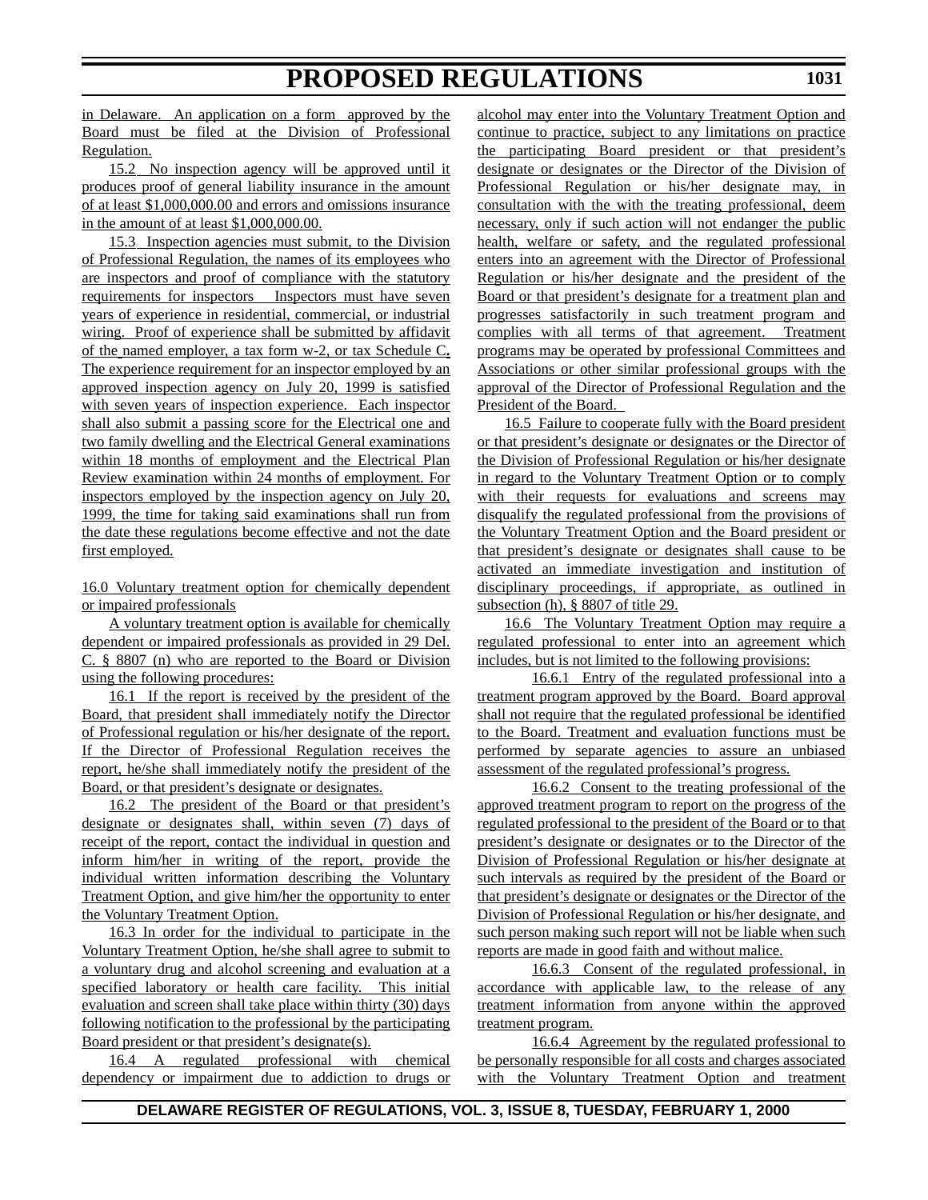in Delaware. An application on a form approved by the Board must be filed at the Division of Professional Regulation.

15.2 No inspection agency will be approved until it produces proof of general liability insurance in the amount of at least $1,000,000.00 and errors and omissions insurance in the amount of at least $1,000,000.00.

15.3 Inspection agencies must submit, to the Division of Professional Regulation, the names of its employees who are inspectors and proof of compliance with the statutory requirements for inspectors Inspectors must have seven years of experience in residential, commercial, or industrial wiring. Proof of experience shall be submitted by affidavit of the named employer, a tax form w-2, or tax Schedule C**.** The experience requirement for an inspector employed by an approved inspection agency on July 20, 1999 is satisfied with seven years of inspection experience. Each inspector shall also submit a passing score for the Electrical one and two family dwelling and the Electrical General examinations within 18 months of employment and the Electrical Plan Review examination within 24 months of employment. For inspectors employed by the inspection agency on July 20, 1999, the time for taking said examinations shall run from the date these regulations become effective and not the date first employed.

16.0 Voluntary treatment option for chemically dependent or impaired professionals

A voluntary treatment option is available for chemically dependent or impaired professionals as provided in 29 Del. C. § 8807 (n) who are reported to the Board or Division using the following procedures:

16.1 If the report is received by the president of the Board, that president shall immediately notify the Director of Professional regulation or his/her designate of the report. If the Director of Professional Regulation receives the report, he/she shall immediately notify the president of the Board, or that president's designate or designates.

16.2 The president of the Board or that president's designate or designates shall, within seven (7) days of receipt of the report, contact the individual in question and inform him/her in writing of the report, provide the individual written information describing the Voluntary Treatment Option, and give him/her the opportunity to enter the Voluntary Treatment Option.

16.3 In order for the individual to participate in the Voluntary Treatment Option, he/she shall agree to submit to a voluntary drug and alcohol screening and evaluation at a specified laboratory or health care facility. This initial evaluation and screen shall take place within thirty (30) days following notification to the professional by the participating Board president or that president's designate(s).

16.4 A regulated professional with chemical dependency or impairment due to addiction to drugs or alcohol may enter into the Voluntary Treatment Option and continue to practice, subject to any limitations on practice the participating Board president or that president's designate or designates or the Director of the Division of Professional Regulation or his/her designate may, in consultation with the with the treating professional, deem necessary, only if such action will not endanger the public health, welfare or safety, and the regulated professional enters into an agreement with the Director of Professional Regulation or his/her designate and the president of the Board or that president's designate for a treatment plan and progresses satisfactorily in such treatment program and complies with all terms of that agreement. Treatment programs may be operated by professional Committees and Associations or other similar professional groups with the approval of the Director of Professional Regulation and the President of the Board.

16.5 Failure to cooperate fully with the Board president or that president's designate or designates or the Director of the Division of Professional Regulation or his/her designate in regard to the Voluntary Treatment Option or to comply with their requests for evaluations and screens may disqualify the regulated professional from the provisions of the Voluntary Treatment Option and the Board president or that president's designate or designates shall cause to be activated an immediate investigation and institution of disciplinary proceedings, if appropriate, as outlined in subsection (h), § 8807 of title 29.

16.6 The Voluntary Treatment Option may require a regulated professional to enter into an agreement which includes, but is not limited to the following provisions:

16.6.1 Entry of the regulated professional into a treatment program approved by the Board. Board approval shall not require that the regulated professional be identified to the Board. Treatment and evaluation functions must be performed by separate agencies to assure an unbiased assessment of the regulated professional's progress.

16.6.2 Consent to the treating professional of the approved treatment program to report on the progress of the regulated professional to the president of the Board or to that president's designate or designates or to the Director of the Division of Professional Regulation or his/her designate at such intervals as required by the president of the Board or that president's designate or designates or the Director of the Division of Professional Regulation or his/her designate, and such person making such report will not be liable when such reports are made in good faith and without malice.

16.6.3 Consent of the regulated professional, in accordance with applicable law, to the release of any treatment information from anyone within the approved treatment program.

16.6.4 Agreement by the regulated professional to be personally responsible for all costs and charges associated with the Voluntary Treatment Option and treatment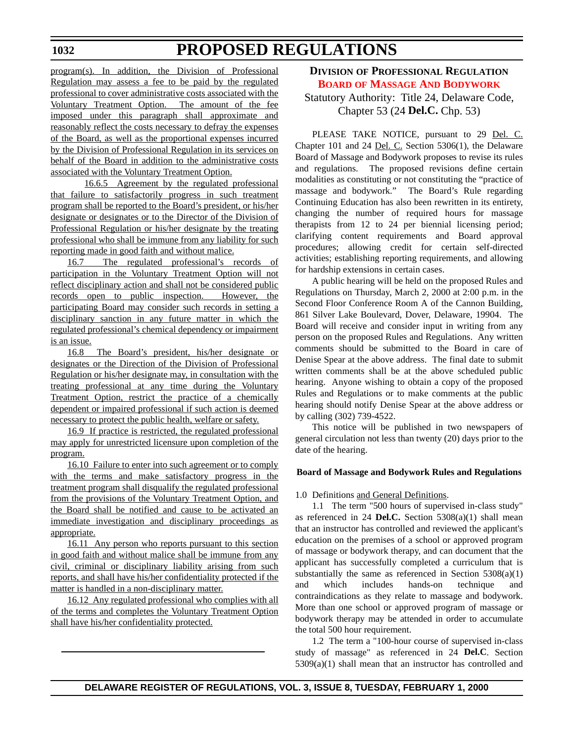program(s). In addition, the Division of Professional Regulation may assess a fee to be paid by the regulated professional to cover administrative costs associated with the Voluntary Treatment Option. The amount of the fee imposed under this paragraph shall approximate and reasonably reflect the costs necessary to defray the expenses of the Board, as well as the proportional expenses incurred by the Division of Professional Regulation in its services on behalf of the Board in addition to the administrative costs associated with the Voluntary Treatment Option.

16.6.5 Agreement by the regulated professional that failure to satisfactorily progress in such treatment program shall be reported to the Board's president, or his/her designate or designates or to the Director of the Division of Professional Regulation or his/her designate by the treating professional who shall be immune from any liability for such reporting made in good faith and without malice.

16.7 The regulated professional's records of participation in the Voluntary Treatment Option will not reflect disciplinary action and shall not be considered public records open to public inspection. However, the participating Board may consider such records in setting a disciplinary sanction in any future matter in which the regulated professional's chemical dependency or impairment is an issue.

16.8 The Board's president, his/her designate or designates or the Direction of the Division of Professional Regulation or his/her designate may, in consultation with the treating professional at any time during the Voluntary Treatment Option, restrict the practice of a chemically dependent or impaired professional if such action is deemed necessary to protect the public health, welfare or safety.

16.9 If practice is restricted, the regulated professional may apply for unrestricted licensure upon completion of the program.

16.10 Failure to enter into such agreement or to comply with the terms and make satisfactory progress in the treatment program shall disqualify the regulated professional from the provisions of the Voluntary Treatment Option, and the Board shall be notified and cause to be activated an immediate investigation and disciplinary proceedings as appropriate.

16.11 Any person who reports pursuant to this section in good faith and without malice shall be immune from any civil, criminal or disciplinary liability arising from such reports, and shall have his/her confidentiality protected if the matter is handled in a non-disciplinary matter.

16.12 Any regulated professional who complies with all of the terms and completes the Voluntary Treatment Option shall have his/her confidentiality protected.

---

## DIVISION OF PROFESSIONAL REGULATION

### BOARD OF MASSAGE AND BODYWORK

Statutory Authority: Title 24, Delaware Code, Chapter 53 (24 **Del.C.** Chp. 53)

PLEASE TAKE NOTICE, pursuant to 29 Del. C. Chapter 101 and 24 Del. C. Section 5306(1), the Delaware Board of Massage and Bodywork proposes to revise its rules and regulations. The proposed revisions define certain modalities as constituting or not constituting the "practice of massage and bodywork." The Board's Rule regarding Continuing Education has also been rewritten in its entirety, changing the number of required hours for massage therapists from 12 to 24 per biennial licensing period; clarifying content requirements and Board approval procedures; allowing credit for certain self-directed activities; establishing reporting requirements, and allowing for hardship extensions in certain cases.

A public hearing will be held on the proposed Rules and Regulations on Thursday, March 2, 2000 at 2:00 p.m. in the Second Floor Conference Room A of the Cannon Building, 861 Silver Lake Boulevard, Dover, Delaware, 19904. The Board will receive and consider input in writing from any person on the proposed Rules and Regulations. Any written comments should be submitted to the Board in care of Denise Spear at the above address. The final date to submit written comments shall be at the above scheduled public hearing. Anyone wishing to obtain a copy of the proposed Rules and Regulations or to make comments at the public hearing should notify Denise Spear at the above address or by calling (302) 739-4522.

This notice will be published in two newspapers of general circulation not less than twenty (20) days prior to the date of the hearing.

**Board of Massage and Bodywork Rules and Regulations**

1.0 Definitions and General Definitions.

1.1 The term "500 hours of supervised in-class study" as referenced in 24 **Del.C.** Section 5308(a)(1) shall mean that an instructor has controlled and reviewed the applicant's education on the premises of a school or approved program of massage or bodywork therapy, and can document that the applicant has successfully completed a curriculum that is substantially the same as referenced in Section 5308(a)(1) and which includes hands-on technique and contraindications as they relate to massage and bodywork. More than one school or approved program of massage or bodywork therapy may be attended in order to accumulate the total 500 hour requirement.

1.2 The term a "100-hour course of supervised in-class study of massage" as referenced in 24 **Del.C**. Section 5309(a)(1) shall mean that an instructor has controlled and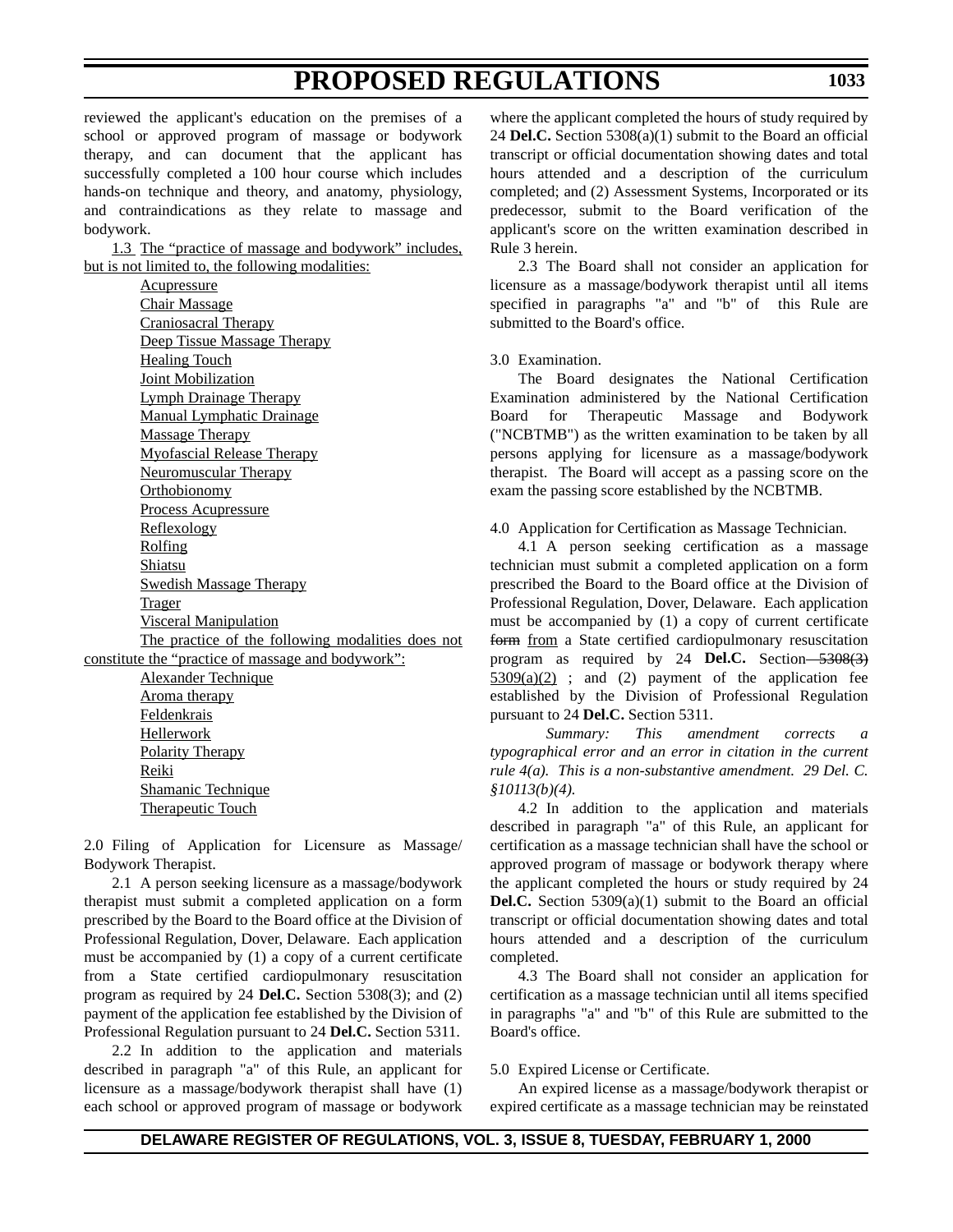reviewed the applicant's education on the premises of a school or approved program of massage or bodywork therapy, and can document that the applicant has successfully completed a 100 hour course which includes hands-on technique and theory, and anatomy, physiology, and contraindications as they relate to massage and bodywork.

<u>1.3 The "practice of massage and bodywork" includes, but is not limited to, the following modalities:</u>

- <u>Acupressure</u>
- <u>Chair Massage</u>
- <u>Craniosacral Therapy</u>
- <u>Deep Tissue Massage Therapy</u>
- <u>Healing Touch</u>
- <u>Joint Mobilization</u>
- <u>Lymph Drainage Therapy</u>
- <u>Manual Lymphatic Drainage</u>
- <u>Massage Therapy</u>
- <u>Myofascial Release Therapy</u>
- <u>Neuromuscular Therapy</u>
- <u>Orthobionomy</u>
- <u>Process Acupressure</u>
- <u>Reflexology</u>
- <u>Rolfing</u>
- <u>Shiatsu</u>
- <u>Swedish Massage Therapy</u>
- <u>Trager</u>
- <u>Visceral Manipulation</u>

<u>The practice of the following modalities does not constitute the "practice of massage and bodywork":</u>

- <u>Alexander Technique</u>
- <u>Aroma therapy</u>
- <u>Feldenkrais</u>
- <u>Hellerwork</u>
- <u>Polarity Therapy</u>
- <u>Reiki</u>
- <u>Shamanic Technique</u>
- <u>Therapeutic Touch</u>

2.0 Filing of Application for Licensure as Massage/ Bodywork Therapist.

2.1 A person seeking licensure as a massage/bodywork therapist must submit a completed application on a form prescribed by the Board to the Board office at the Division of Professional Regulation, Dover, Delaware. Each application must be accompanied by (1) a copy of a current certificate from a State certified cardiopulmonary resuscitation program as required by 24 **Del.C.** Section 5308(3); and (2) payment of the application fee established by the Division of Professional Regulation pursuant to 24 **Del.C.** Section 5311.

2.2 In addition to the application and materials described in paragraph "a" of this Rule, an applicant for licensure as a massage/bodywork therapist shall have (1) each school or approved program of massage or bodywork where the applicant completed the hours of study required by 24 **Del.C.** Section 5308(a)(1) submit to the Board an official transcript or official documentation showing dates and total hours attended and a description of the curriculum completed; and (2) Assessment Systems, Incorporated or its predecessor, submit to the Board verification of the applicant's score on the written examination described in Rule 3 herein.

2.3 The Board shall not consider an application for licensure as a massage/bodywork therapist until all items specified in paragraphs "a" and "b" of this Rule are submitted to the Board's office.

3.0 Examination.

The Board designates the National Certification Examination administered by the National Certification Board for Therapeutic Massage and Bodywork ("NCBTMB") as the written examination to be taken by all persons applying for licensure as a massage/bodywork therapist. The Board will accept as a passing score on the exam the passing score established by the NCBTMB.

4.0 Application for Certification as Massage Technician.

4.1 A person seeking certification as a massage technician must submit a completed application on a form prescribed the Board to the Board office at the Division of Professional Regulation, Dover, Delaware. Each application must be accompanied by (1) a copy of current certificate ~~form~~ <u>from</u> a State certified cardiopulmonary resuscitation program as required by 24 **Del.C.** Section ~~5308(3)~~ <u>5309(a)(2)</u> ; and (2) payment of the application fee established by the Division of Professional Regulation pursuant to 24 **Del.C.** Section 5311.

*Summary: This amendment corrects a typographical error and an error in citation in the current rule 4(a). This is a non-substantive amendment. 29 Del. C. §10113(b)(4).*

4.2 In addition to the application and materials described in paragraph "a" of this Rule, an applicant for certification as a massage technician shall have the school or approved program of massage or bodywork therapy where the applicant completed the hours or study required by 24 **Del.C.** Section 5309(a)(1) submit to the Board an official transcript or official documentation showing dates and total hours attended and a description of the curriculum completed.

4.3 The Board shall not consider an application for certification as a massage technician until all items specified in paragraphs "a" and "b" of this Rule are submitted to the Board's office.

5.0 Expired License or Certificate.

An expired license as a massage/bodywork therapist or expired certificate as a massage technician may be reinstated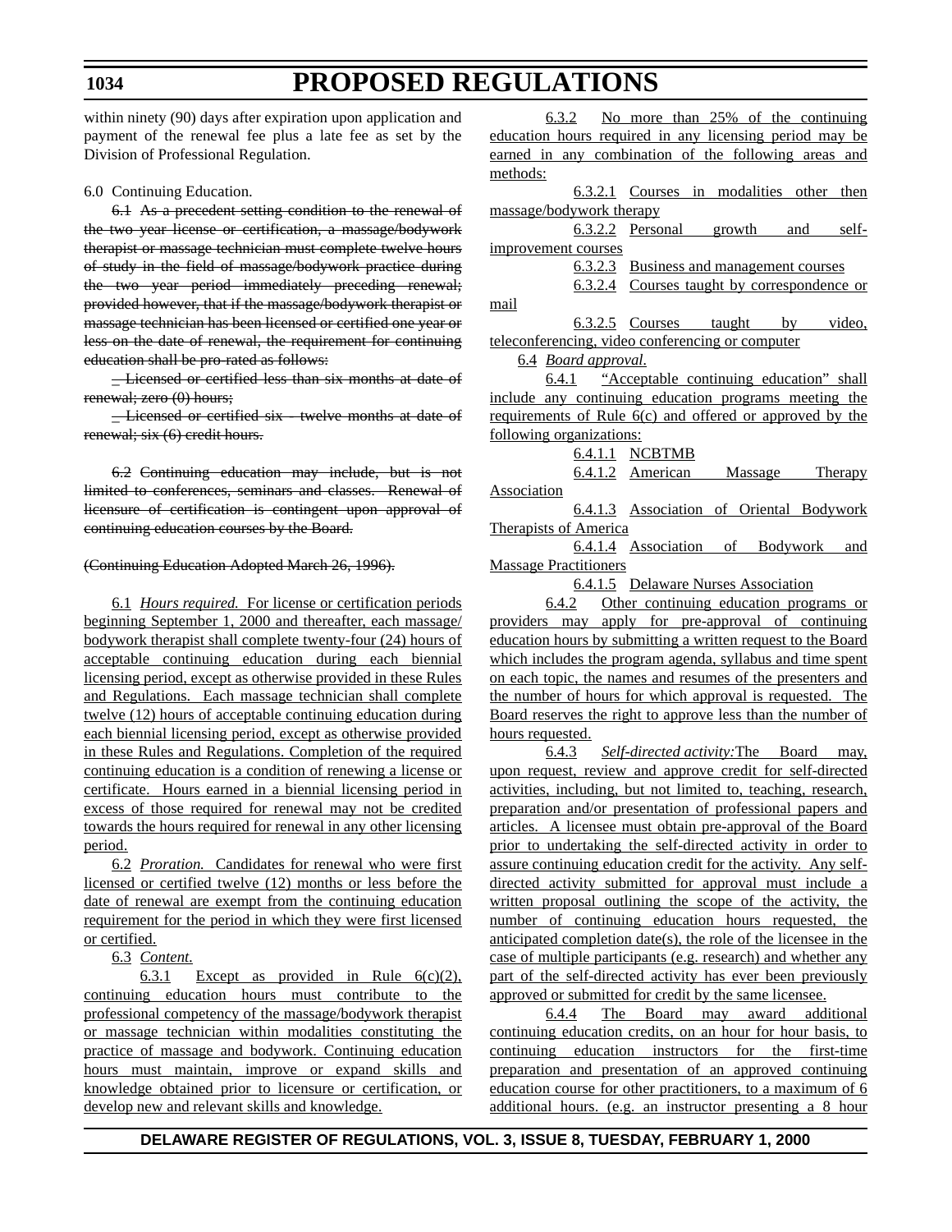within ninety (90) days after expiration upon application and payment of the renewal fee plus a late fee as set by the Division of Professional Regulation.

6.0 Continuing Education.

~~6.1 As a precedent setting condition to the renewal of the two year license or certification, a massage/bodywork therapist or massage technician must complete twelve hours of study in the field of massage/bodywork practice during the two year period immediately preceding renewal; provided however, that if the massage/bodywork therapist or massage technician has been licensed or certified one year or less on the date of renewal, the requirement for continuing education shall be pro-rated as follows:~~

~~_ Licensed or certified less than six months at date of renewal; zero (0) hours;~~

~~_ Licensed or certified six - twelve months at date of renewal; six (6) credit hours.~~

~~6.2 Continuing education may include, but is not limited to conferences, seminars and classes. Renewal of licensure of certification is contingent upon approval of continuing education courses by the Board.~~

~~(Continuing Education Adopted March 26, 1996).~~

<u>6.1 *Hours required.* For license or certification periods beginning September 1, 2000 and thereafter, each massage/bodywork therapist shall complete twenty-four (24) hours of acceptable continuing education during each biennial licensing period, except as otherwise provided in these Rules and Regulations. Each massage technician shall complete twelve (12) hours of acceptable continuing education during each biennial licensing period, except as otherwise provided in these Rules and Regulations. Completion of the required continuing education is a condition of renewing a license or certificate. Hours earned in a biennial licensing period in excess of those required for renewal may not be credited towards the hours required for renewal in any other licensing period.</u>

<u>6.2 *Proration.* Candidates for renewal who were first licensed or certified twelve (12) months or less before the date of renewal are exempt from the continuing education requirement for the period in which they were first licensed or certified.</u>

<u>6.3 *Content.*</u>

<u>6.3.1 Except as provided in Rule 6(c)(2), continuing education hours must contribute to the professional competency of the massage/bodywork therapist or massage technician within modalities constituting the practice of massage and bodywork. Continuing education hours must maintain, improve or expand skills and knowledge obtained prior to licensure or certification, or develop new and relevant skills and knowledge.</u>

<u>6.3.2 No more than 25% of the continuing education hours required in any licensing period may be earned in any combination of the following areas and methods:</u>

<u>6.3.2.1 Courses in modalities other then massage/bodywork therapy</u>

<u>6.3.2.2 Personal growth and self-improvement courses</u>

<u>6.3.2.3 Business and management courses</u>

<u>6.3.2.4 Courses taught by correspondence or mail</u>

<u>6.3.2.5 Courses taught by video, teleconferencing, video conferencing or computer</u>

<u>6.4 *Board approval.*</u>

<u>6.4.1 "Acceptable continuing education" shall include any continuing education programs meeting the requirements of Rule 6(c) and offered or approved by the following organizations:</u>

<u>6.4.1.1 NCBTMB</u>

<u>6.4.1.2 American Massage Therapy Association</u>

<u>6.4.1.3 Association of Oriental Bodywork Therapists of America</u>

<u>6.4.1.4 Association of Bodywork and Massage Practitioners</u>

<u>6.4.1.5 Delaware Nurses Association</u>

<u>6.4.2 Other continuing education programs or providers may apply for pre-approval of continuing education hours by submitting a written request to the Board which includes the program agenda, syllabus and time spent on each topic, the names and resumes of the presenters and the number of hours for which approval is requested. The Board reserves the right to approve less than the number of hours requested.</u>

<u>6.4.3 *Self-directed activity:* The Board may, upon request, review and approve credit for self-directed activities, including, but not limited to, teaching, research, preparation and/or presentation of professional papers and articles. A licensee must obtain pre-approval of the Board prior to undertaking the self-directed activity in order to assure continuing education credit for the activity. Any self-directed activity submitted for approval must include a written proposal outlining the scope of the activity, the number of continuing education hours requested, the anticipated completion date(s), the role of the licensee in the case of multiple participants (e.g. research) and whether any part of the self-directed activity has ever been previously approved or submitted for credit by the same licensee.</u>

<u>6.4.4 The Board may award additional continuing education credits, on an hour for hour basis, to continuing education instructors for the first-time preparation and presentation of an approved continuing education course for other practitioners, to a maximum of 6 additional hours. (e.g. an instructor presenting a 8 hour</u>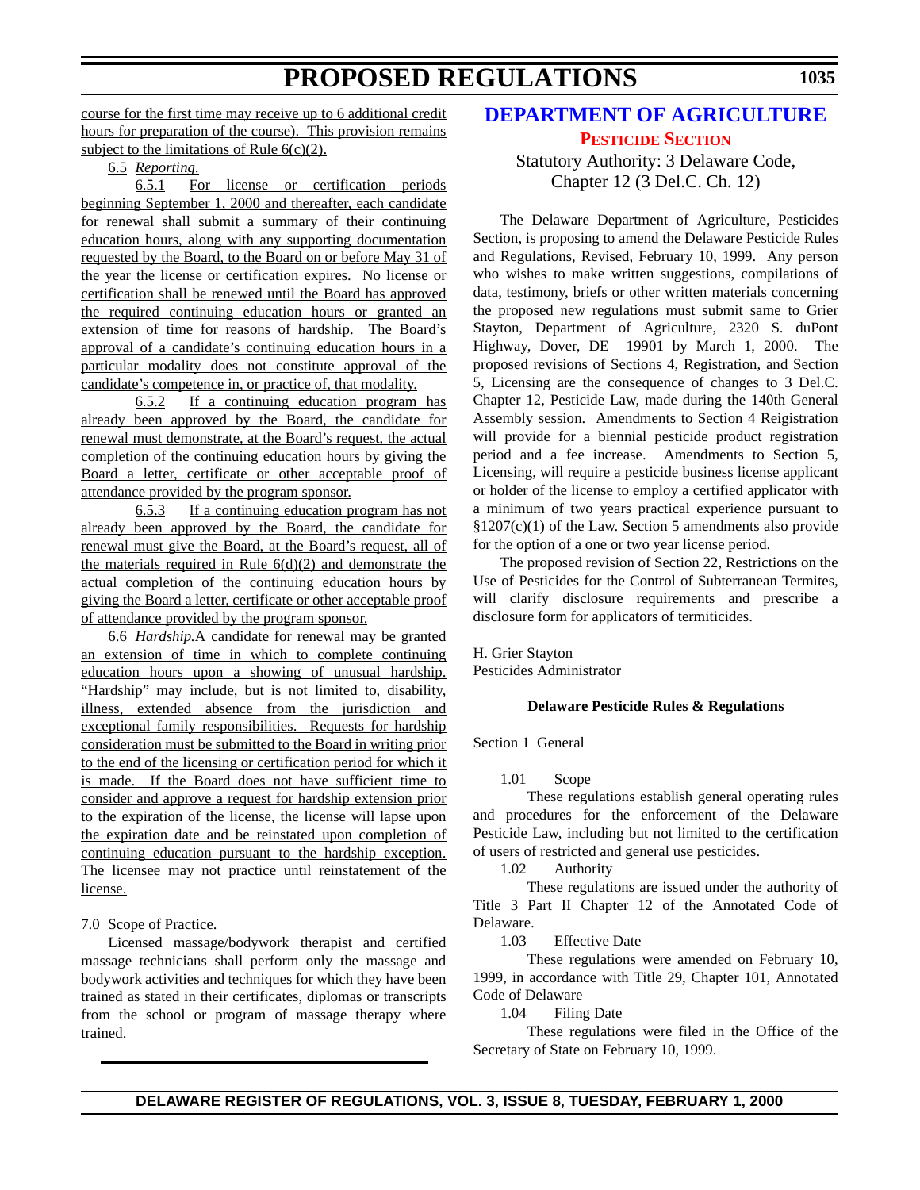course for the first time may receive up to 6 additional credit hours for preparation of the course). This provision remains subject to the limitations of Rule 6(c)(2).

6.5 *Reporting.*

6.5.1 For license or certification periods beginning September 1, 2000 and thereafter, each candidate for renewal shall submit a summary of their continuing education hours, along with any supporting documentation requested by the Board, to the Board on or before May 31 of the year the license or certification expires. No license or certification shall be renewed until the Board has approved the required continuing education hours or granted an extension of time for reasons of hardship. The Board's approval of a candidate's continuing education hours in a particular modality does not constitute approval of the candidate's competence in, or practice of, that modality.

6.5.2 If a continuing education program has already been approved by the Board, the candidate for renewal must demonstrate, at the Board's request, the actual completion of the continuing education hours by giving the Board a letter, certificate or other acceptable proof of attendance provided by the program sponsor.

6.5.3 If a continuing education program has not already been approved by the Board, the candidate for renewal must give the Board, at the Board's request, all of the materials required in Rule 6(d)(2) and demonstrate the actual completion of the continuing education hours by giving the Board a letter, certificate or other acceptable proof of attendance provided by the program sponsor.

6.6 *Hardship.* A candidate for renewal may be granted an extension of time in which to complete continuing education hours upon a showing of unusual hardship. "Hardship" may include, but is not limited to, disability, illness, extended absence from the jurisdiction and exceptional family responsibilities. Requests for hardship consideration must be submitted to the Board in writing prior to the end of the licensing or certification period for which it is made. If the Board does not have sufficient time to consider and approve a request for hardship extension prior to the expiration of the license, the license will lapse upon the expiration date and be reinstated upon completion of continuing education pursuant to the hardship exception. The licensee may not practice until reinstatement of the license.

7.0 Scope of Practice.

Licensed massage/bodywork therapist and certified massage technicians shall perform only the massage and bodywork activities and techniques for which they have been trained as stated in their certificates, diplomas or transcripts from the school or program of massage therapy where trained.

# DEPARTMENT OF AGRICULTURE

## Pesticide Section

Statutory Authority: 3 Delaware Code, Chapter 12 (3 Del.C. Ch. 12)

The Delaware Department of Agriculture, Pesticides Section, is proposing to amend the Delaware Pesticide Rules and Regulations, Revised, February 10, 1999. Any person who wishes to make written suggestions, compilations of data, testimony, briefs or other written materials concerning the proposed new regulations must submit same to Grier Stayton, Department of Agriculture, 2320 S. duPont Highway, Dover, DE 19901 by March 1, 2000. The proposed revisions of Sections 4, Registration, and Section 5, Licensing are the consequence of changes to 3 Del.C. Chapter 12, Pesticide Law, made during the 140th General Assembly session. Amendments to Section 4 Reigistration will provide for a biennial pesticide product registration period and a fee increase. Amendments to Section 5, Licensing, will require a pesticide business license applicant or holder of the license to employ a certified applicator with a minimum of two years practical experience pursuant to §1207(c)(1) of the Law. Section 5 amendments also provide for the option of a one or two year license period.

The proposed revision of Section 22, Restrictions on the Use of Pesticides for the Control of Subterranean Termites, will clarify disclosure requirements and prescribe a disclosure form for applicators of termiticides.

H. Grier Stayton
Pesticides Administrator

**Delaware Pesticide Rules & Regulations**

Section 1 General

1.01 Scope

These regulations establish general operating rules and procedures for the enforcement of the Delaware Pesticide Law, including but not limited to the certification of users of restricted and general use pesticides.

1.02 Authority

These regulations are issued under the authority of Title 3 Part II Chapter 12 of the Annotated Code of Delaware.

1.03 Effective Date

These regulations were amended on February 10, 1999, in accordance with Title 29, Chapter 101, Annotated Code of Delaware

1.04 Filing Date

These regulations were filed in the Office of the Secretary of State on February 10, 1999.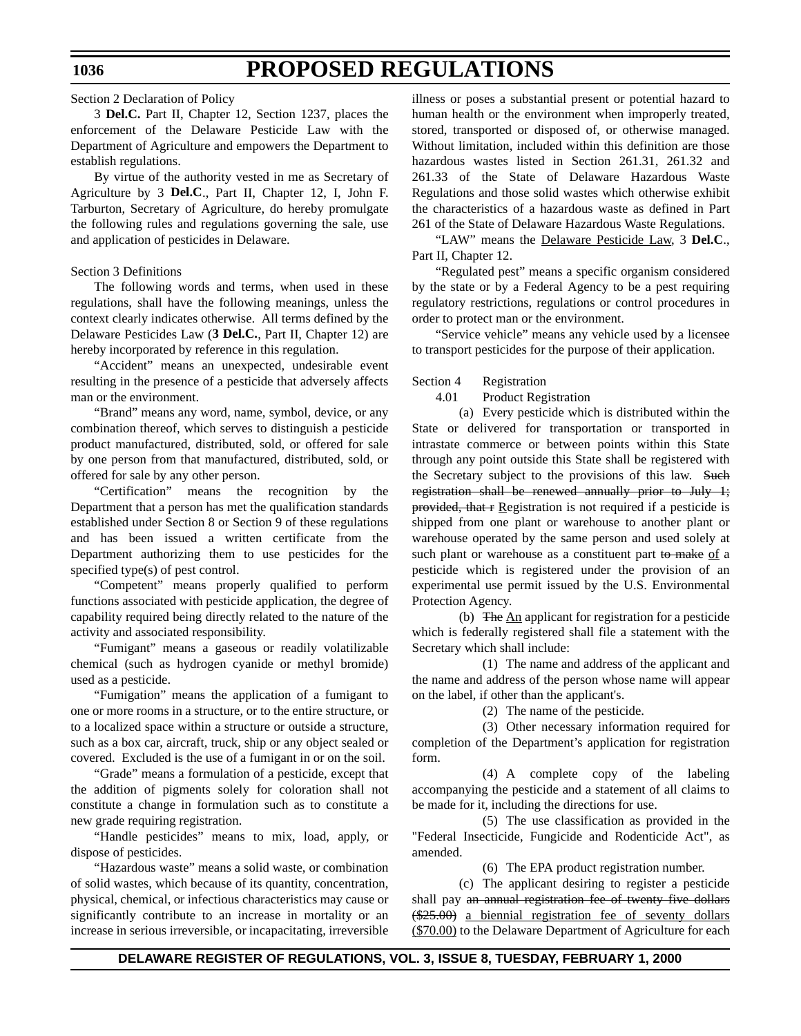Section 2 Declaration of Policy

3 **Del.C.** Part II, Chapter 12, Section 1237, places the enforcement of the Delaware Pesticide Law with the Department of Agriculture and empowers the Department to establish regulations.

By virtue of the authority vested in me as Secretary of Agriculture by 3 **Del.C**., Part II, Chapter 12, I, John F. Tarburton, Secretary of Agriculture, do hereby promulgate the following rules and regulations governing the sale, use and application of pesticides in Delaware.

Section 3 Definitions

The following words and terms, when used in these regulations, shall have the following meanings, unless the context clearly indicates otherwise. All terms defined by the Delaware Pesticides Law (**3 Del.C.**, Part II, Chapter 12) are hereby incorporated by reference in this regulation.

"Accident" means an unexpected, undesirable event resulting in the presence of a pesticide that adversely affects man or the environment.

"Brand" means any word, name, symbol, device, or any combination thereof, which serves to distinguish a pesticide product manufactured, distributed, sold, or offered for sale by one person from that manufactured, distributed, sold, or offered for sale by any other person.

"Certification" means the recognition by the Department that a person has met the qualification standards established under Section 8 or Section 9 of these regulations and has been issued a written certificate from the Department authorizing them to use pesticides for the specified type(s) of pest control.

"Competent" means properly qualified to perform functions associated with pesticide application, the degree of capability required being directly related to the nature of the activity and associated responsibility.

"Fumigant" means a gaseous or readily volatilizable chemical (such as hydrogen cyanide or methyl bromide) used as a pesticide.

"Fumigation" means the application of a fumigant to one or more rooms in a structure, or to the entire structure, or to a localized space within a structure or outside a structure, such as a box car, aircraft, truck, ship or any object sealed or covered. Excluded is the use of a fumigant in or on the soil.

"Grade" means a formulation of a pesticide, except that the addition of pigments solely for coloration shall not constitute a change in formulation such as to constitute a new grade requiring registration.

"Handle pesticides" means to mix, load, apply, or dispose of pesticides.

"Hazardous waste" means a solid waste, or combination of solid wastes, which because of its quantity, concentration, physical, chemical, or infectious characteristics may cause or significantly contribute to an increase in mortality or an increase in serious irreversible, or incapacitating, irreversible illness or poses a substantial present or potential hazard to human health or the environment when improperly treated, stored, transported or disposed of, or otherwise managed. Without limitation, included within this definition are those hazardous wastes listed in Section 261.31, 261.32 and 261.33 of the State of Delaware Hazardous Waste Regulations and those solid wastes which otherwise exhibit the characteristics of a hazardous waste as defined in Part 261 of the State of Delaware Hazardous Waste Regulations.

"LAW" means the <u>Delaware Pesticide Law</u>, 3 **Del.C**., Part II, Chapter 12.

"Regulated pest" means a specific organism considered by the state or by a Federal Agency to be a pest requiring regulatory restrictions, regulations or control procedures in order to protect man or the environment.

"Service vehicle" means any vehicle used by a licensee to transport pesticides for the purpose of their application.

Section 4 Registration

4.01 Product Registration

(a) Every pesticide which is distributed within the State or delivered for transportation or transported in intrastate commerce or between points within this State through any point outside this State shall be registered with the Secretary subject to the provisions of this law. ~~Such registration shall be renewed annually prior to July 1; provided, that r~~ <u>R</u>egistration is not required if a pesticide is shipped from one plant or warehouse to another plant or warehouse operated by the same person and used solely at such plant or warehouse as a constituent part ~~to make~~ <u>of</u> a pesticide which is registered under the provision of an experimental use permit issued by the U.S. Environmental Protection Agency.

(b) ~~The~~ <u>An</u> applicant for registration for a pesticide which is federally registered shall file a statement with the Secretary which shall include:

(1) The name and address of the applicant and the name and address of the person whose name will appear on the label, if other than the applicant's.

(2) The name of the pesticide.

(3) Other necessary information required for completion of the Department's application for registration form.

(4) A complete copy of the labeling accompanying the pesticide and a statement of all claims to be made for it, including the directions for use.

(5) The use classification as provided in the "Federal Insecticide, Fungicide and Rodenticide Act", as amended.

(6) The EPA product registration number.

(c) The applicant desiring to register a pesticide shall pay ~~an annual registration fee of twenty five dollars ($25.00)~~ <u>a biennial registration fee of seventy dollars ($70.00)</u> to the Delaware Department of Agriculture for each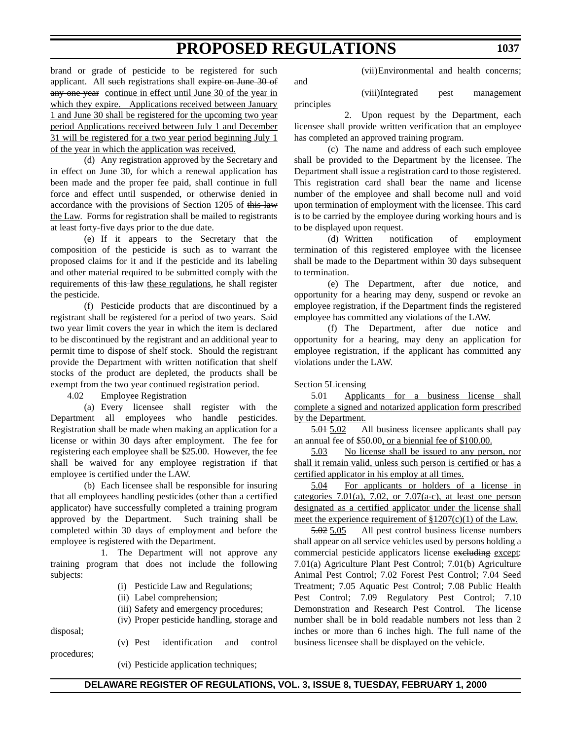brand or grade of pesticide to be registered for such applicant. All ~~such~~ registrations shall ~~expire on June 30 of any one year~~ continue in effect until June 30 of the year in which they expire. Applications received between January 1 and June 30 shall be registered for the upcoming two year period Applications received between July 1 and December 31 will be registered for a two year period beginning July 1 of the year in which the application was received.

(d) Any registration approved by the Secretary and in effect on June 30, for which a renewal application has been made and the proper fee paid, shall continue in full force and effect until suspended, or otherwise denied in accordance with the provisions of Section 1205 of ~~this law~~ the Law. Forms for registration shall be mailed to registrants at least forty-five days prior to the due date.

(e) If it appears to the Secretary that the composition of the pesticide is such as to warrant the proposed claims for it and if the pesticide and its labeling and other material required to be submitted comply with the requirements of ~~this law~~ these regulations, he shall register the pesticide.

(f) Pesticide products that are discontinued by a registrant shall be registered for a period of two years. Said two year limit covers the year in which the item is declared to be discontinued by the registrant and an additional year to permit time to dispose of shelf stock. Should the registrant provide the Department with written notification that shelf stocks of the product are depleted, the products shall be exempt from the two year continued registration period.

4.02 Employee Registration

(a) Every licensee shall register with the Department all employees who handle pesticides. Registration shall be made when making an application for a license or within 30 days after employment. The fee for registering each employee shall be $25.00. However, the fee shall be waived for any employee registration if that employee is certified under the LAW.

(b) Each licensee shall be responsible for insuring that all employees handling pesticides (other than a certified applicator) have successfully completed a training program approved by the Department. Such training shall be completed within 30 days of employment and before the employee is registered with the Department.

1. The Department will not approve any training program that does not include the following subjects:

(i) Pesticide Law and Regulations;

(ii) Label comprehension;

(iii) Safety and emergency procedures;

(iv) Proper pesticide handling, storage and disposal;

(v) Pest identification and control procedures;

(vi) Pesticide application techniques;

(vii) Environmental and health concerns; and

(viii) Integrated pest management principles

2. Upon request by the Department, each licensee shall provide written verification that an employee has completed an approved training program.

(c) The name and address of each such employee shall be provided to the Department by the licensee. The Department shall issue a registration card to those registered. This registration card shall bear the name and license number of the employee and shall become null and void upon termination of employment with the licensee. This card is to be carried by the employee during working hours and is to be displayed upon request.

(d) Written notification of employment termination of this registered employee with the licensee shall be made to the Department within 30 days subsequent to termination.

(e) The Department, after due notice, and opportunity for a hearing may deny, suspend or revoke an employee registration, if the Department finds the registered employee has committed any violations of the LAW.

(f) The Department, after due notice and opportunity for a hearing, may deny an application for employee registration, if the applicant has committed any violations under the LAW.

Section 5 Licensing

5.01 Applicants for a business license shall complete a signed and notarized application form prescribed by the Department.

~~5.01~~ 5.02 All business licensee applicants shall pay an annual fee of $50.00, or a biennial fee of $100.00.

5.03 No license shall be issued to any person, nor shall it remain valid, unless such person is certified or has a certified applicator in his employ at all times.

5.04 For applicants or holders of a license in categories 7.01(a), 7.02, or 7.07(a-c), at least one person designated as a certified applicator under the license shall meet the experience requirement of §1207(c)(1) of the Law.

~~5.02~~ 5.05 All pest control business license numbers shall appear on all service vehicles used by persons holding a commercial pesticide applicators license ~~excluding~~ except: 7.01(a) Agriculture Plant Pest Control; 7.01(b) Agriculture Animal Pest Control; 7.02 Forest Pest Control; 7.04 Seed Treatment; 7.05 Aquatic Pest Control; 7.08 Public Health Pest Control; 7.09 Regulatory Pest Control; 7.10 Demonstration and Research Pest Control. The license number shall be in bold readable numbers not less than 2 inches or more than 6 inches high. The full name of the business licensee shall be displayed on the vehicle.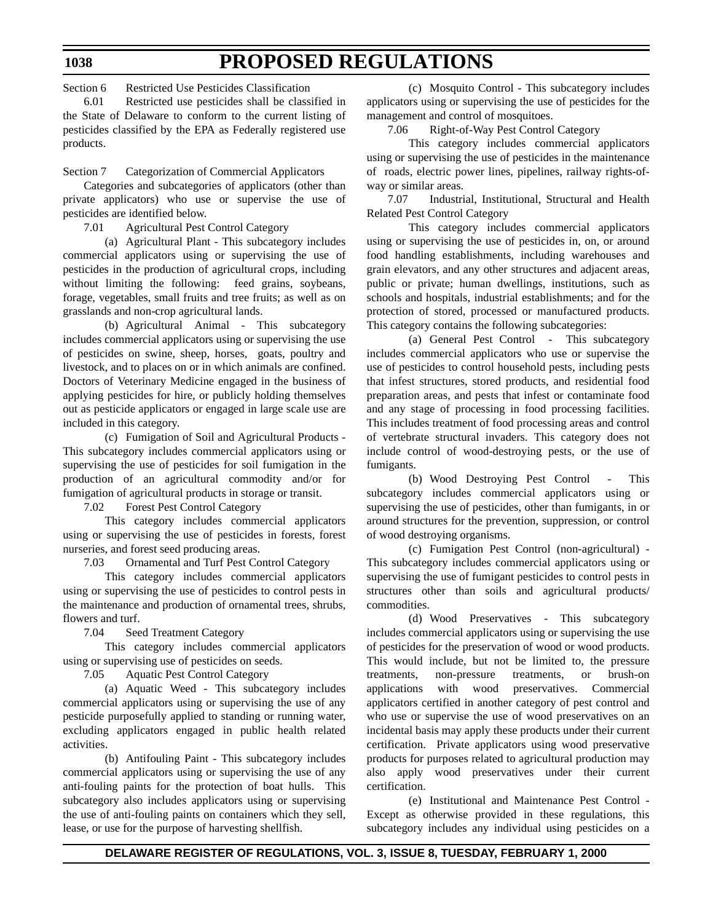Section 6 Restricted Use Pesticides Classification

6.01 Restricted use pesticides shall be classified in the State of Delaware to conform to the current listing of pesticides classified by the EPA as Federally registered use products.

Section 7 Categorization of Commercial Applicators

Categories and subcategories of applicators (other than private applicators) who use or supervise the use of pesticides are identified below.

7.01 Agricultural Pest Control Category

(a) Agricultural Plant - This subcategory includes commercial applicators using or supervising the use of pesticides in the production of agricultural crops, including without limiting the following: feed grains, soybeans, forage, vegetables, small fruits and tree fruits; as well as on grasslands and non-crop agricultural lands.

(b) Agricultural Animal - This subcategory includes commercial applicators using or supervising the use of pesticides on swine, sheep, horses, goats, poultry and livestock, and to places on or in which animals are confined. Doctors of Veterinary Medicine engaged in the business of applying pesticides for hire, or publicly holding themselves out as pesticide applicators or engaged in large scale use are included in this category.

(c) Fumigation of Soil and Agricultural Products - This subcategory includes commercial applicators using or supervising the use of pesticides for soil fumigation in the production of an agricultural commodity and/or for fumigation of agricultural products in storage or transit.

7.02 Forest Pest Control Category

This category includes commercial applicators using or supervising the use of pesticides in forests, forest nurseries, and forest seed producing areas.

7.03 Ornamental and Turf Pest Control Category

This category includes commercial applicators using or supervising the use of pesticides to control pests in the maintenance and production of ornamental trees, shrubs, flowers and turf.

7.04 Seed Treatment Category

This category includes commercial applicators using or supervising use of pesticides on seeds.

7.05 Aquatic Pest Control Category

(a) Aquatic Weed - This subcategory includes commercial applicators using or supervising the use of any pesticide purposefully applied to standing or running water, excluding applicators engaged in public health related activities.

(b) Antifouling Paint - This subcategory includes commercial applicators using or supervising the use of any anti-fouling paints for the protection of boat hulls. This subcategory also includes applicators using or supervising the use of anti-fouling paints on containers which they sell, lease, or use for the purpose of harvesting shellfish.

(c) Mosquito Control - This subcategory includes applicators using or supervising the use of pesticides for the management and control of mosquitoes.

7.06 Right-of-Way Pest Control Category

This category includes commercial applicators using or supervising the use of pesticides in the maintenance of roads, electric power lines, pipelines, railway rights-of-way or similar areas.

7.07 Industrial, Institutional, Structural and Health Related Pest Control Category

This category includes commercial applicators using or supervising the use of pesticides in, on, or around food handling establishments, including warehouses and grain elevators, and any other structures and adjacent areas, public or private; human dwellings, institutions, such as schools and hospitals, industrial establishments; and for the protection of stored, processed or manufactured products. This category contains the following subcategories:

(a) General Pest Control - This subcategory includes commercial applicators who use or supervise the use of pesticides to control household pests, including pests that infest structures, stored products, and residential food preparation areas, and pests that infest or contaminate food and any stage of processing in food processing facilities. This includes treatment of food processing areas and control of vertebrate structural invaders. This category does not include control of wood-destroying pests, or the use of fumigants.

(b) Wood Destroying Pest Control - This subcategory includes commercial applicators using or supervising the use of pesticides, other than fumigants, in or around structures for the prevention, suppression, or control of wood destroying organisms.

(c) Fumigation Pest Control (non-agricultural) - This subcategory includes commercial applicators using or supervising the use of fumigant pesticides to control pests in structures other than soils and agricultural products/ commodities.

(d) Wood Preservatives - This subcategory includes commercial applicators using or supervising the use of pesticides for the preservation of wood or wood products. This would include, but not be limited to, the pressure treatments, non-pressure treatments, or brush-on applications with wood preservatives. Commercial applicators certified in another category of pest control and who use or supervise the use of wood preservatives on an incidental basis may apply these products under their current certification. Private applicators using wood preservative products for purposes related to agricultural production may also apply wood preservatives under their current certification.

(e) Institutional and Maintenance Pest Control - Except as otherwise provided in these regulations, this subcategory includes any individual using pesticides on a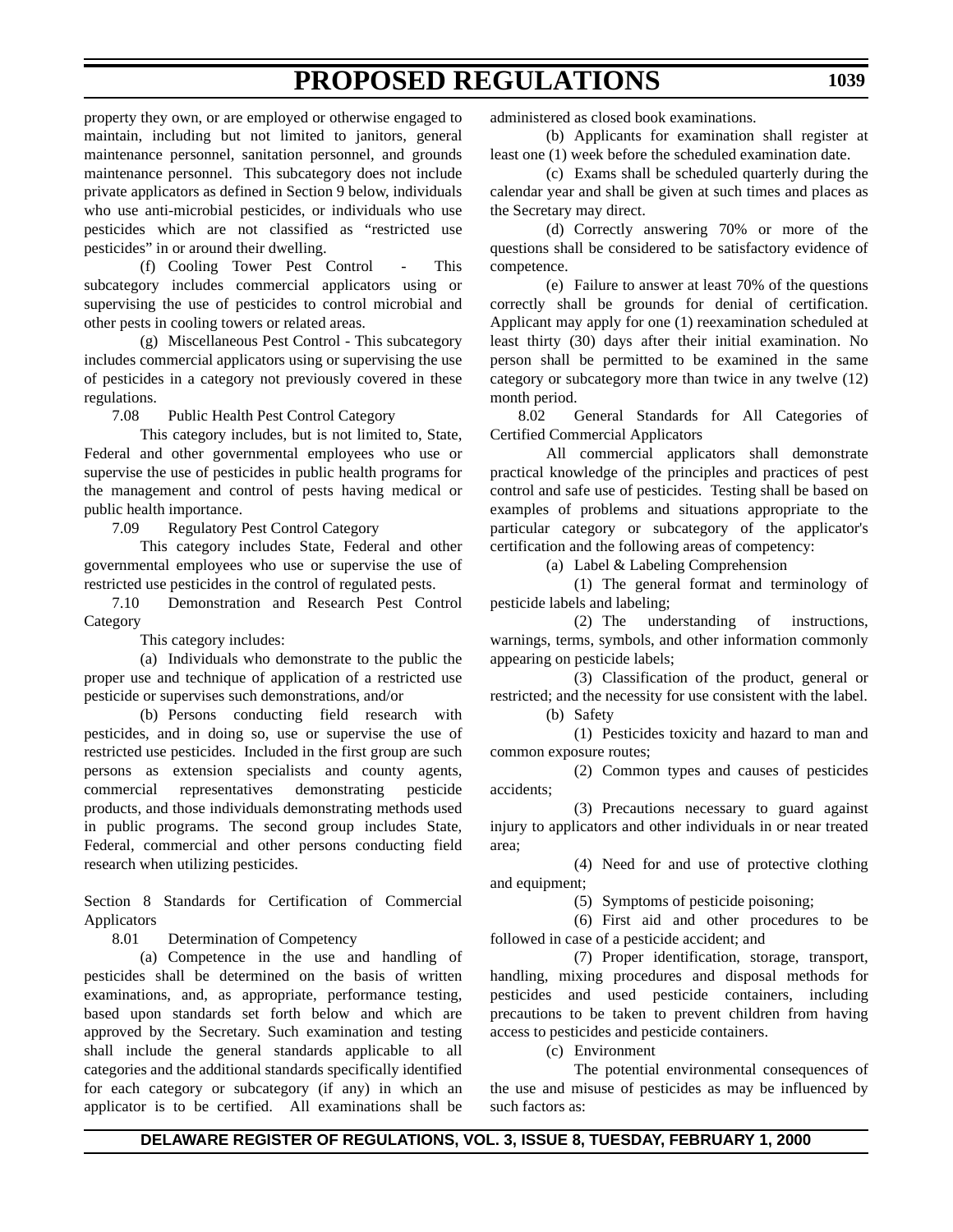property they own, or are employed or otherwise engaged to maintain, including but not limited to janitors, general maintenance personnel, sanitation personnel, and grounds maintenance personnel. This subcategory does not include private applicators as defined in Section 9 below, individuals who use anti-microbial pesticides, or individuals who use pesticides which are not classified as "restricted use pesticides" in or around their dwelling.

(f) Cooling Tower Pest Control - This subcategory includes commercial applicators using or supervising the use of pesticides to control microbial and other pests in cooling towers or related areas.

(g) Miscellaneous Pest Control - This subcategory includes commercial applicators using or supervising the use of pesticides in a category not previously covered in these regulations.

7.08 Public Health Pest Control Category

This category includes, but is not limited to, State, Federal and other governmental employees who use or supervise the use of pesticides in public health programs for the management and control of pests having medical or public health importance.

7.09 Regulatory Pest Control Category

This category includes State, Federal and other governmental employees who use or supervise the use of restricted use pesticides in the control of regulated pests.

7.10 Demonstration and Research Pest Control Category

This category includes:

(a) Individuals who demonstrate to the public the proper use and technique of application of a restricted use pesticide or supervises such demonstrations, and/or

(b) Persons conducting field research with pesticides, and in doing so, use or supervise the use of restricted use pesticides. Included in the first group are such persons as extension specialists and county agents, commercial representatives demonstrating pesticide products, and those individuals demonstrating methods used in public programs. The second group includes State, Federal, commercial and other persons conducting field research when utilizing pesticides.

Section 8 Standards for Certification of Commercial Applicators

8.01 Determination of Competency

(a) Competence in the use and handling of pesticides shall be determined on the basis of written examinations, and, as appropriate, performance testing, based upon standards set forth below and which are approved by the Secretary. Such examination and testing shall include the general standards applicable to all categories and the additional standards specifically identified for each category or subcategory (if any) in which an applicator is to be certified. All examinations shall be administered as closed book examinations.

(b) Applicants for examination shall register at least one (1) week before the scheduled examination date.

(c) Exams shall be scheduled quarterly during the calendar year and shall be given at such times and places as the Secretary may direct.

(d) Correctly answering 70% or more of the questions shall be considered to be satisfactory evidence of competence.

(e) Failure to answer at least 70% of the questions correctly shall be grounds for denial of certification. Applicant may apply for one (1) reexamination scheduled at least thirty (30) days after their initial examination. No person shall be permitted to be examined in the same category or subcategory more than twice in any twelve (12) month period.

8.02 General Standards for All Categories of Certified Commercial Applicators

All commercial applicators shall demonstrate practical knowledge of the principles and practices of pest control and safe use of pesticides. Testing shall be based on examples of problems and situations appropriate to the particular category or subcategory of the applicator's certification and the following areas of competency:

(a) Label & Labeling Comprehension

(1) The general format and terminology of pesticide labels and labeling;

(2) The understanding of instructions, warnings, terms, symbols, and other information commonly appearing on pesticide labels;

(3) Classification of the product, general or restricted; and the necessity for use consistent with the label.

(b) Safety

(1) Pesticides toxicity and hazard to man and common exposure routes;

(2) Common types and causes of pesticides accidents;

(3) Precautions necessary to guard against injury to applicators and other individuals in or near treated area;

(4) Need for and use of protective clothing and equipment;

(5) Symptoms of pesticide poisoning;

(6) First aid and other procedures to be followed in case of a pesticide accident; and

(7) Proper identification, storage, transport, handling, mixing procedures and disposal methods for pesticides and used pesticide containers, including precautions to be taken to prevent children from having access to pesticides and pesticide containers.

(c) Environment

The potential environmental consequences of the use and misuse of pesticides as may be influenced by such factors as: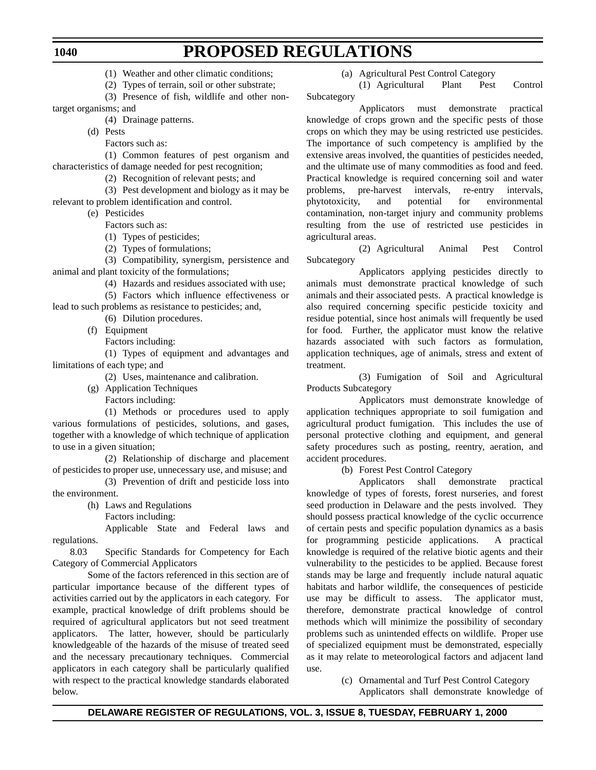(1) Weather and other climatic conditions;

(2) Types of terrain, soil or other substrate;

(3) Presence of fish, wildlife and other non-target organisms; and

(4) Drainage patterns.

(d) Pests

Factors such as:

(1) Common features of pest organism and characteristics of damage needed for pest recognition;

(2) Recognition of relevant pests; and

(3) Pest development and biology as it may be relevant to problem identification and control.

(e) Pesticides

Factors such as:

(1) Types of pesticides;

(2) Types of formulations;

(3) Compatibility, synergism, persistence and animal and plant toxicity of the formulations;

(4) Hazards and residues associated with use;

(5) Factors which influence effectiveness or lead to such problems as resistance to pesticides; and,

(6) Dilution procedures.

(f) Equipment

Factors including:

(1) Types of equipment and advantages and limitations of each type; and

(2) Uses, maintenance and calibration.

(g) Application Techniques

Factors including:

(1) Methods or procedures used to apply various formulations of pesticides, solutions, and gases, together with a knowledge of which technique of application to use in a given situation;

(2) Relationship of discharge and placement of pesticides to proper use, unnecessary use, and misuse; and

(3) Prevention of drift and pesticide loss into the environment.

(h) Laws and Regulations

Factors including:

Applicable State and Federal laws and regulations.

8.03 Specific Standards for Competency for Each Category of Commercial Applicators

Some of the factors referenced in this section are of particular importance because of the different types of activities carried out by the applicators in each category. For example, practical knowledge of drift problems should be required of agricultural applicators but not seed treatment applicators. The latter, however, should be particularly knowledgeable of the hazards of the misuse of treated seed and the necessary precautionary techniques. Commercial applicators in each category shall be particularly qualified with respect to the practical knowledge standards elaborated below.

(a) Agricultural Pest Control Category

(1) Agricultural Plant Pest Control Subcategory

Applicators must demonstrate practical knowledge of crops grown and the specific pests of those crops on which they may be using restricted use pesticides. The importance of such competency is amplified by the extensive areas involved, the quantities of pesticides needed, and the ultimate use of many commodities as food and feed. Practical knowledge is required concerning soil and water problems, pre-harvest intervals, re-entry intervals, phytotoxicity, and potential for environmental contamination, non-target injury and community problems resulting from the use of restricted use pesticides in agricultural areas.

(2) Agricultural Animal Pest Control Subcategory

Applicators applying pesticides directly to animals must demonstrate practical knowledge of such animals and their associated pests. A practical knowledge is also required concerning specific pesticide toxicity and residue potential, since host animals will frequently be used for food. Further, the applicator must know the relative hazards associated with such factors as formulation, application techniques, age of animals, stress and extent of treatment.

(3) Fumigation of Soil and Agricultural Products Subcategory

Applicators must demonstrate knowledge of application techniques appropriate to soil fumigation and agricultural product fumigation. This includes the use of personal protective clothing and equipment, and general safety procedures such as posting, reentry, aeration, and accident procedures.

(b) Forest Pest Control Category

Applicators shall demonstrate practical knowledge of types of forests, forest nurseries, and forest seed production in Delaware and the pests involved. They should possess practical knowledge of the cyclic occurrence of certain pests and specific population dynamics as a basis for programming pesticide applications. A practical knowledge is required of the relative biotic agents and their vulnerability to the pesticides to be applied. Because forest stands may be large and frequently include natural aquatic habitats and harbor wildlife, the consequences of pesticide use may be difficult to assess. The applicator must, therefore, demonstrate practical knowledge of control methods which will minimize the possibility of secondary problems such as unintended effects on wildlife. Proper use of specialized equipment must be demonstrated, especially as it may relate to meteorological factors and adjacent land use.

(c) Ornamental and Turf Pest Control Category

Applicators shall demonstrate knowledge of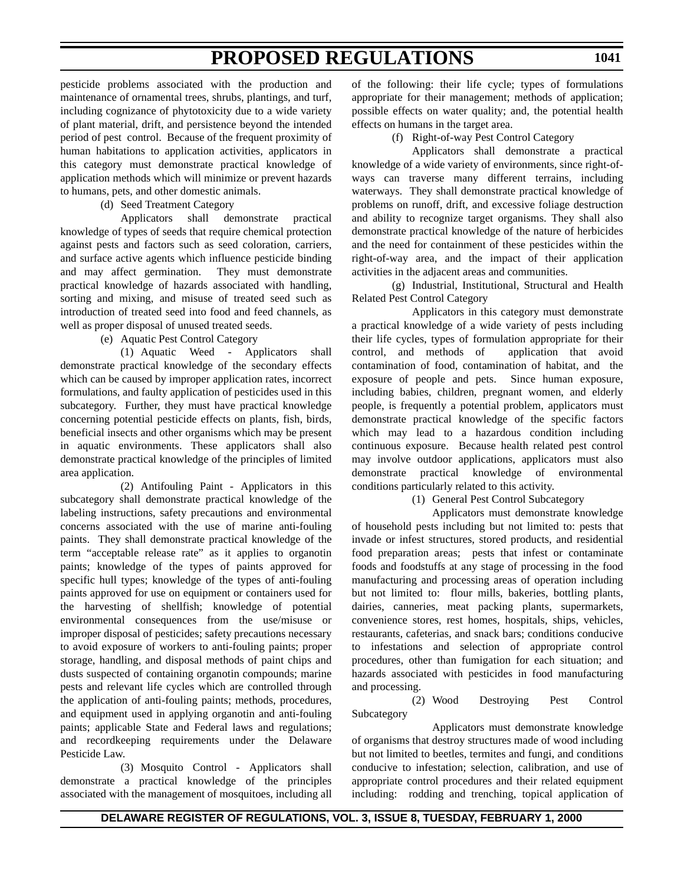pesticide problems associated with the production and maintenance of ornamental trees, shrubs, plantings, and turf, including cognizance of phytotoxicity due to a wide variety of plant material, drift, and persistence beyond the intended period of pest control. Because of the frequent proximity of human habitations to application activities, applicators in this category must demonstrate practical knowledge of application methods which will minimize or prevent hazards to humans, pets, and other domestic animals.

(d) Seed Treatment Category

Applicators shall demonstrate practical knowledge of types of seeds that require chemical protection against pests and factors such as seed coloration, carriers, and surface active agents which influence pesticide binding and may affect germination. They must demonstrate practical knowledge of hazards associated with handling, sorting and mixing, and misuse of treated seed such as introduction of treated seed into food and feed channels, as well as proper disposal of unused treated seeds.

(e) Aquatic Pest Control Category

(1) Aquatic Weed - Applicators shall demonstrate practical knowledge of the secondary effects which can be caused by improper application rates, incorrect formulations, and faulty application of pesticides used in this subcategory. Further, they must have practical knowledge concerning potential pesticide effects on plants, fish, birds, beneficial insects and other organisms which may be present in aquatic environments. These applicators shall also demonstrate practical knowledge of the principles of limited area application.

(2) Antifouling Paint - Applicators in this subcategory shall demonstrate practical knowledge of the labeling instructions, safety precautions and environmental concerns associated with the use of marine anti-fouling paints. They shall demonstrate practical knowledge of the term "acceptable release rate" as it applies to organotin paints; knowledge of the types of paints approved for specific hull types; knowledge of the types of anti-fouling paints approved for use on equipment or containers used for the harvesting of shellfish; knowledge of potential environmental consequences from the use/misuse or improper disposal of pesticides; safety precautions necessary to avoid exposure of workers to anti-fouling paints; proper storage, handling, and disposal methods of paint chips and dusts suspected of containing organotin compounds; marine pests and relevant life cycles which are controlled through the application of anti-fouling paints; methods, procedures, and equipment used in applying organotin and anti-fouling paints; applicable State and Federal laws and regulations; and recordkeeping requirements under the Delaware Pesticide Law.

(3) Mosquito Control - Applicators shall demonstrate a practical knowledge of the principles associated with the management of mosquitoes, including all of the following: their life cycle; types of formulations appropriate for their management; methods of application; possible effects on water quality; and, the potential health effects on humans in the target area.

(f) Right-of-way Pest Control Category

Applicators shall demonstrate a practical knowledge of a wide variety of environments, since right-of-ways can traverse many different terrains, including waterways. They shall demonstrate practical knowledge of problems on runoff, drift, and excessive foliage destruction and ability to recognize target organisms. They shall also demonstrate practical knowledge of the nature of herbicides and the need for containment of these pesticides within the right-of-way area, and the impact of their application activities in the adjacent areas and communities.

(g) Industrial, Institutional, Structural and Health Related Pest Control Category

Applicators in this category must demonstrate a practical knowledge of a wide variety of pests including their life cycles, types of formulation appropriate for their control, and methods of application that avoid contamination of food, contamination of habitat, and the exposure of people and pets. Since human exposure, including babies, children, pregnant women, and elderly people, is frequently a potential problem, applicators must demonstrate practical knowledge of the specific factors which may lead to a hazardous condition including continuous exposure. Because health related pest control may involve outdoor applications, applicators must also demonstrate practical knowledge of environmental conditions particularly related to this activity.

(1) General Pest Control Subcategory

Applicators must demonstrate knowledge of household pests including but not limited to: pests that invade or infest structures, stored products, and residential food preparation areas; pests that infest or contaminate foods and foodstuffs at any stage of processing in the food manufacturing and processing areas of operation including but not limited to: flour mills, bakeries, bottling plants, dairies, canneries, meat packing plants, supermarkets, convenience stores, rest homes, hospitals, ships, vehicles, restaurants, cafeterias, and snack bars; conditions conducive to infestations and selection of appropriate control procedures, other than fumigation for each situation; and hazards associated with pesticides in food manufacturing and processing.

(2) Wood Destroying Pest Control Subcategory

Applicators must demonstrate knowledge of organisms that destroy structures made of wood including but not limited to beetles, termites and fungi, and conditions conducive to infestation; selection, calibration, and use of appropriate control procedures and their related equipment including: rodding and trenching, topical application of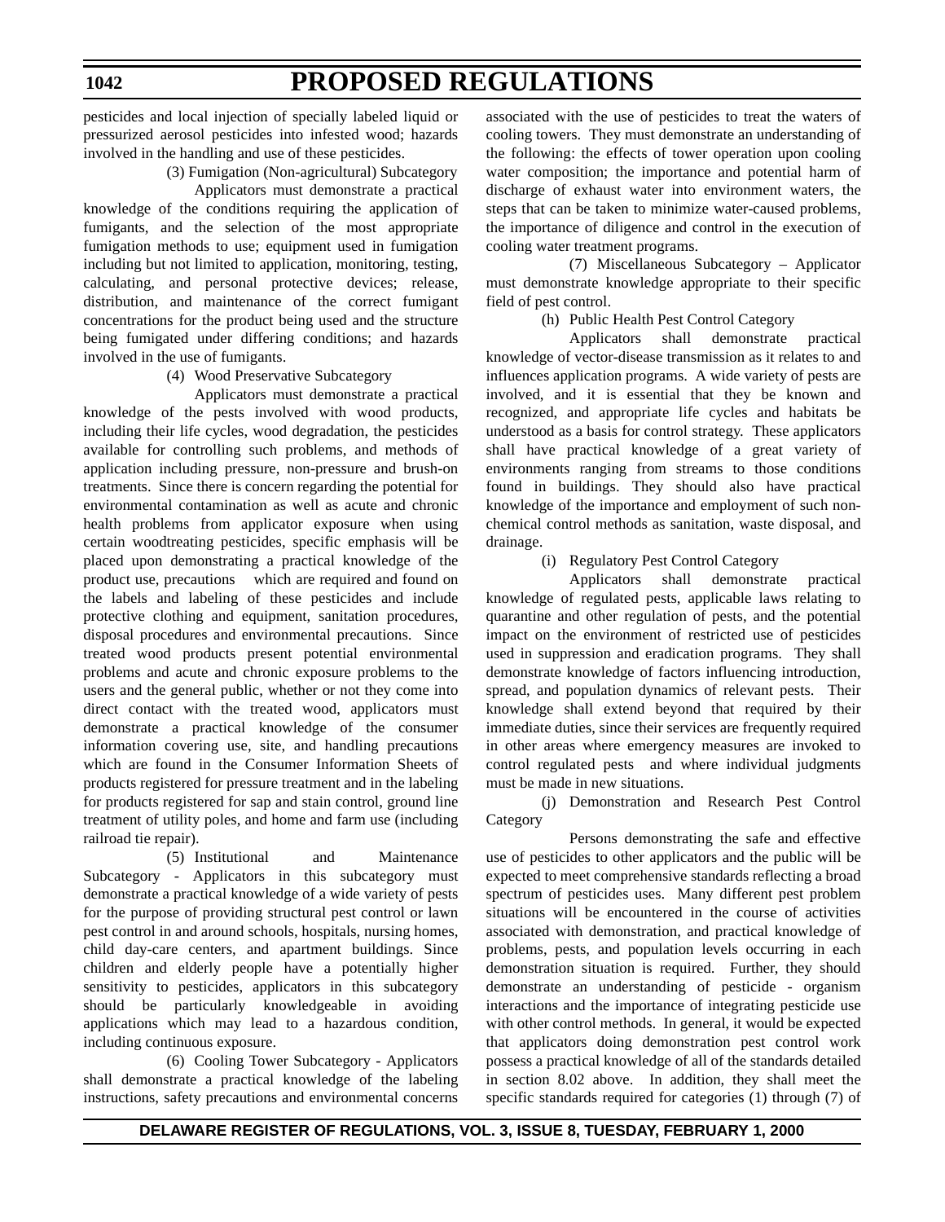pesticides and local injection of specially labeled liquid or pressurized aerosol pesticides into infested wood; hazards involved in the handling and use of these pesticides.

(3) Fumigation (Non-agricultural) Subcategory

Applicators must demonstrate a practical knowledge of the conditions requiring the application of fumigants, and the selection of the most appropriate fumigation methods to use; equipment used in fumigation including but not limited to application, monitoring, testing, calculating, and personal protective devices; release, distribution, and maintenance of the correct fumigant concentrations for the product being used and the structure being fumigated under differing conditions; and hazards involved in the use of fumigants.

(4) Wood Preservative Subcategory

Applicators must demonstrate a practical knowledge of the pests involved with wood products, including their life cycles, wood degradation, the pesticides available for controlling such problems, and methods of application including pressure, non-pressure and brush-on treatments. Since there is concern regarding the potential for environmental contamination as well as acute and chronic health problems from applicator exposure when using certain woodtreating pesticides, specific emphasis will be placed upon demonstrating a practical knowledge of the product use, precautions which are required and found on the labels and labeling of these pesticides and include protective clothing and equipment, sanitation procedures, disposal procedures and environmental precautions. Since treated wood products present potential environmental problems and acute and chronic exposure problems to the users and the general public, whether or not they come into direct contact with the treated wood, applicators must demonstrate a practical knowledge of the consumer information covering use, site, and handling precautions which are found in the Consumer Information Sheets of products registered for pressure treatment and in the labeling for products registered for sap and stain control, ground line treatment of utility poles, and home and farm use (including railroad tie repair).

(5) Institutional and Maintenance Subcategory - Applicators in this subcategory must demonstrate a practical knowledge of a wide variety of pests for the purpose of providing structural pest control or lawn pest control in and around schools, hospitals, nursing homes, child day-care centers, and apartment buildings. Since children and elderly people have a potentially higher sensitivity to pesticides, applicators in this subcategory should be particularly knowledgeable in avoiding applications which may lead to a hazardous condition, including continuous exposure.

(6) Cooling Tower Subcategory - Applicators shall demonstrate a practical knowledge of the labeling instructions, safety precautions and environmental concerns associated with the use of pesticides to treat the waters of cooling towers. They must demonstrate an understanding of the following: the effects of tower operation upon cooling water composition; the importance and potential harm of discharge of exhaust water into environment waters, the steps that can be taken to minimize water-caused problems, the importance of diligence and control in the execution of cooling water treatment programs.

(7) Miscellaneous Subcategory – Applicator must demonstrate knowledge appropriate to their specific field of pest control.

(h) Public Health Pest Control Category

Applicators shall demonstrate practical knowledge of vector-disease transmission as it relates to and influences application programs. A wide variety of pests are involved, and it is essential that they be known and recognized, and appropriate life cycles and habitats be understood as a basis for control strategy. These applicators shall have practical knowledge of a great variety of environments ranging from streams to those conditions found in buildings. They should also have practical knowledge of the importance and employment of such non-chemical control methods as sanitation, waste disposal, and drainage.

(i) Regulatory Pest Control Category

Applicators shall demonstrate practical knowledge of regulated pests, applicable laws relating to quarantine and other regulation of pests, and the potential impact on the environment of restricted use of pesticides used in suppression and eradication programs. They shall demonstrate knowledge of factors influencing introduction, spread, and population dynamics of relevant pests. Their knowledge shall extend beyond that required by their immediate duties, since their services are frequently required in other areas where emergency measures are invoked to control regulated pests and where individual judgments must be made in new situations.

(j) Demonstration and Research Pest Control Category

Persons demonstrating the safe and effective use of pesticides to other applicators and the public will be expected to meet comprehensive standards reflecting a broad spectrum of pesticides uses. Many different pest problem situations will be encountered in the course of activities associated with demonstration, and practical knowledge of problems, pests, and population levels occurring in each demonstration situation is required. Further, they should demonstrate an understanding of pesticide - organism interactions and the importance of integrating pesticide use with other control methods. In general, it would be expected that applicators doing demonstration pest control work possess a practical knowledge of all of the standards detailed in section 8.02 above. In addition, they shall meet the specific standards required for categories (1) through (7) of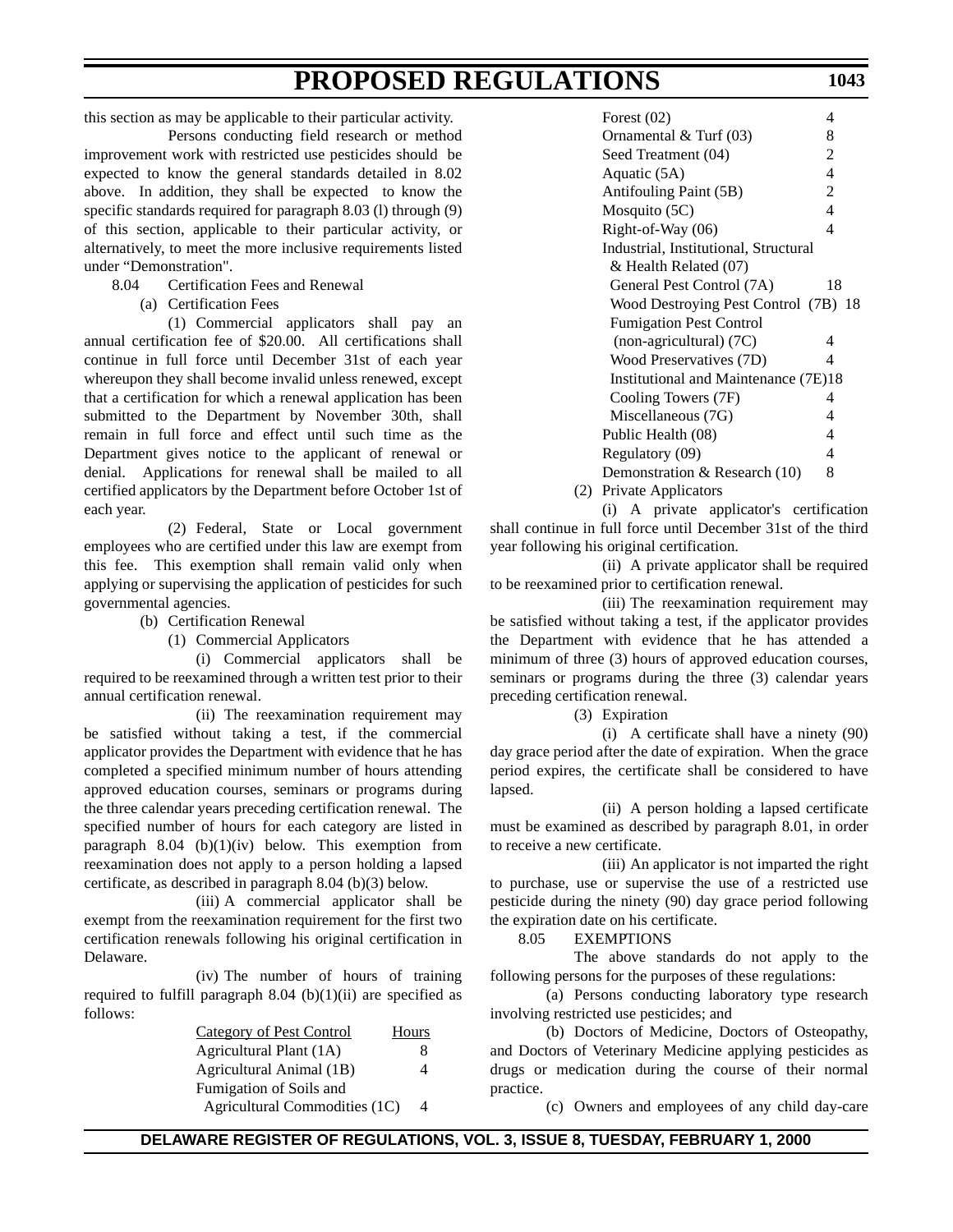this section as may be applicable to their particular activity.

Persons conducting field research or method improvement work with restricted use pesticides should be expected to know the general standards detailed in 8.02 above. In addition, they shall be expected to know the specific standards required for paragraph 8.03 (l) through (9) of this section, applicable to their particular activity, or alternatively, to meet the more inclusive requirements listed under "Demonstration".

8.04 Certification Fees and Renewal

(a) Certification Fees

(1) Commercial applicators shall pay an annual certification fee of $20.00. All certifications shall continue in full force until December 31st of each year whereupon they shall become invalid unless renewed, except that a certification for which a renewal application has been submitted to the Department by November 30th, shall remain in full force and effect until such time as the Department gives notice to the applicant of renewal or denial. Applications for renewal shall be mailed to all certified applicators by the Department before October 1st of each year.

(2) Federal, State or Local government employees who are certified under this law are exempt from this fee. This exemption shall remain valid only when applying or supervising the application of pesticides for such governmental agencies.

(b) Certification Renewal

(1) Commercial Applicators

(i) Commercial applicators shall be required to be reexamined through a written test prior to their annual certification renewal.

(ii) The reexamination requirement may be satisfied without taking a test, if the commercial applicator provides the Department with evidence that he has completed a specified minimum number of hours attending approved education courses, seminars or programs during the three calendar years preceding certification renewal. The specified number of hours for each category are listed in paragraph 8.04 (b)(1)(iv) below. This exemption from reexamination does not apply to a person holding a lapsed certificate, as described in paragraph 8.04 (b)(3) below.

(iii) A commercial applicator shall be exempt from the reexamination requirement for the first two certification renewals following his original certification in Delaware.

(iv) The number of hours of training required to fulfill paragraph 8.04 (b)(1)(ii) are specified as follows:

| Category of Pest Control | Hours |
|---|---|
| Agricultural Plant (1A) | 8 |
| Agricultural Animal (1B) | 4 |
| Fumigation of Soils and Agricultural Commodities (1C) | 4 |
| Forest (02) | 4 |
| Ornamental & Turf (03) | 8 |
| Seed Treatment (04) | 2 |
| Aquatic (5A) | 4 |
| Antifouling Paint (5B) | 2 |
| Mosquito (5C) | 4 |
| Right-of-Way (06) | 4 |
| Industrial, Institutional, Structural & Health Related (07) | |
| General Pest Control (7A) | 18 |
| Wood Destroying Pest Control (7B) | 18 |
| Fumigation Pest Control (non-agricultural) (7C) | 4 |
| Wood Preservatives (7D) | 4 |
| Institutional and Maintenance (7E) | 18 |
| Cooling Towers (7F) | 4 |
| Miscellaneous (7G) | 4 |
| Public Health (08) | 4 |
| Regulatory (09) | 4 |
| Demonstration & Research (10) | 8 |

(2) Private Applicators

(i) A private applicator's certification shall continue in full force until December 31st of the third year following his original certification.

(ii) A private applicator shall be required to be reexamined prior to certification renewal.

(iii) The reexamination requirement may be satisfied without taking a test, if the applicator provides the Department with evidence that he has attended a minimum of three (3) hours of approved education courses, seminars or programs during the three (3) calendar years preceding certification renewal.

(3) Expiration

(i) A certificate shall have a ninety (90) day grace period after the date of expiration. When the grace period expires, the certificate shall be considered to have lapsed.

(ii) A person holding a lapsed certificate must be examined as described by paragraph 8.01, in order to receive a new certificate.

(iii) An applicator is not imparted the right to purchase, use or supervise the use of a restricted use pesticide during the ninety (90) day grace period following the expiration date on his certificate.

8.05 EXEMPTIONS

The above standards do not apply to the following persons for the purposes of these regulations:

(a) Persons conducting laboratory type research involving restricted use pesticides; and

(b) Doctors of Medicine, Doctors of Osteopathy, and Doctors of Veterinary Medicine applying pesticides as drugs or medication during the course of their normal practice.

(c) Owners and employees of any child day-care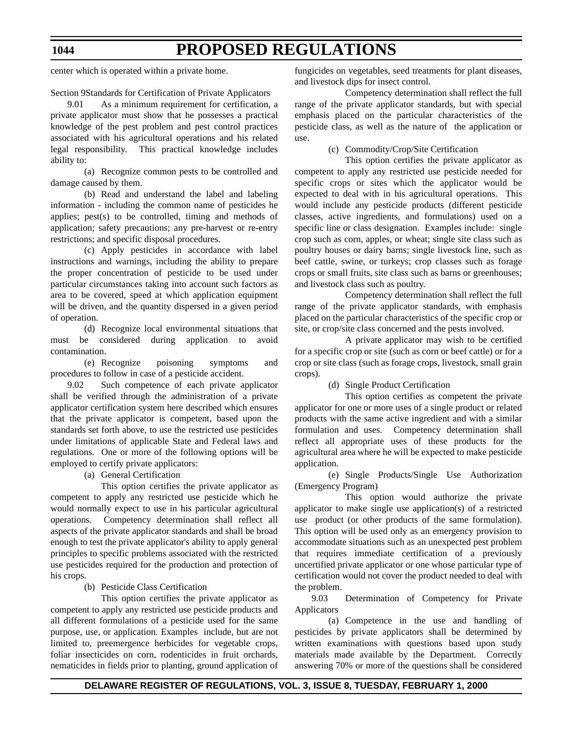center which is operated within a private home.

Section 9Standards for Certification of Private Applicators

9.01 As a minimum requirement for certification, a private applicator must show that he possesses a practical knowledge of the pest problem and pest control practices associated with his agricultural operations and his related legal responsibility. This practical knowledge includes ability to:

(a) Recognize common pests to be controlled and damage caused by them.

(b) Read and understand the label and labeling information - including the common name of pesticides he applies; pest(s) to be controlled, timing and methods of application; safety precautions; any pre-harvest or re-entry restrictions; and specific disposal procedures.

(c) Apply pesticides in accordance with label instructions and warnings, including the ability to prepare the proper concentration of pesticide to be used under particular circumstances taking into account such factors as area to be covered, speed at which application equipment will be driven, and the quantity dispersed in a given period of operation.

(d) Recognize local environmental situations that must be considered during application to avoid contamination.

(e) Recognize poisoning symptoms and procedures to follow in case of a pesticide accident.

9.02 Such competence of each private applicator shall be verified through the administration of a private applicator certification system here described which ensures that the private applicator is competent, based upon the standards set forth above, to use the restricted use pesticides under limitations of applicable State and Federal laws and regulations. One or more of the following options will be employed to certify private applicators:

(a) General Certification

This option certifies the private applicator as competent to apply any restricted use pesticide which he would normally expect to use in his particular agricultural operations. Competency determination shall reflect all aspects of the private applicator standards and shall be broad enough to test the private applicator's ability to apply general principles to specific problems associated with the restricted use pesticides required for the production and protection of his crops.

(b) Pesticide Class Certification

This option certifies the private applicator as competent to apply any restricted use pesticide products and all different formulations of a pesticide used for the same purpose, use, or application. Examples include, but are not limited to, preemergence herbicides for vegetable crops, foliar insecticides on corn, rodenticides in fruit orchards, nematicides in fields prior to planting, ground application of fungicides on vegetables, seed treatments for plant diseases, and livestock dips for insect control.

Competency determination shall reflect the full range of the private applicator standards, but with special emphasis placed on the particular characteristics of the pesticide class, as well as the nature of the application or use.

(c) Commodity/Crop/Site Certification

This option certifies the private applicator as competent to apply any restricted use pesticide needed for specific crops or sites which the applicator would be expected to deal with in his agricultural operations. This would include any pesticide products (different pesticide classes, active ingredients, and formulations) used on a specific line or class designation. Examples include: single crop such as corn, apples, or wheat; single site class such as poultry houses or dairy barns; single livestock line, such as beef cattle, swine, or turkeys; crop classes such as forage crops or small fruits, site class such as barns or greenhouses; and livestock class such as poultry.

Competency determination shall reflect the full range of the private applicator standards, with emphasis placed on the particular characteristics of the specific crop or site, or crop/site class concerned and the pests involved.

A private applicator may wish to be certified for a specific crop or site (such as corn or beef cattle) or for a crop or site class (such as forage crops, livestock, small grain crops).

(d) Single Product Certification

This option certifies as competent the private applicator for one or more uses of a single product or related products with the same active ingredient and with a similar formulation and uses. Competency determination shall reflect all appropriate uses of these products for the agricultural area where he will be expected to make pesticide application.

(e) Single Products/Single Use Authorization (Emergency Program)

This option would authorize the private applicator to make single use application(s) of a restricted use product (or other products of the same formulation). This option will be used only as an emergency provision to accommodate situations such as an unexpected pest problem that requires immediate certification of a previously uncertified private applicator or one whose particular type of certification would not cover the product needed to deal with the problem.

9.03 Determination of Competency for Private Applicators

(a) Competence in the use and handling of pesticides by private applicators shall be determined by written examinations with questions based upon study materials made available by the Department. Correctly answering 70% or more of the questions shall be considered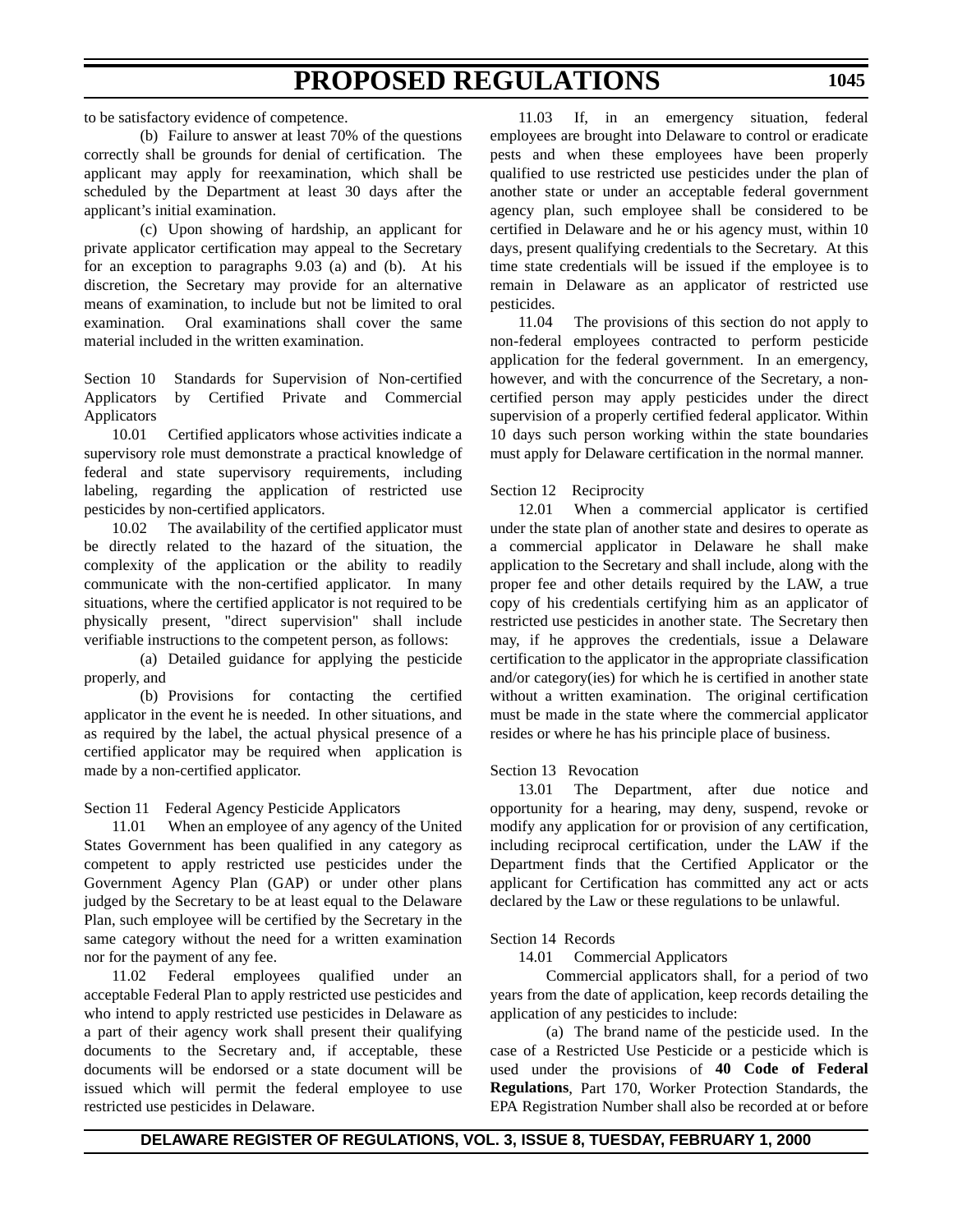to be satisfactory evidence of competence.

(b) Failure to answer at least 70% of the questions correctly shall be grounds for denial of certification. The applicant may apply for reexamination, which shall be scheduled by the Department at least 30 days after the applicant's initial examination.

(c) Upon showing of hardship, an applicant for private applicator certification may appeal to the Secretary for an exception to paragraphs 9.03 (a) and (b). At his discretion, the Secretary may provide for an alternative means of examination, to include but not be limited to oral examination. Oral examinations shall cover the same material included in the written examination.

Section 10 Standards for Supervision of Non-certified Applicators by Certified Private and Commercial Applicators

10.01 Certified applicators whose activities indicate a supervisory role must demonstrate a practical knowledge of federal and state supervisory requirements, including labeling, regarding the application of restricted use pesticides by non-certified applicators.

10.02 The availability of the certified applicator must be directly related to the hazard of the situation, the complexity of the application or the ability to readily communicate with the non-certified applicator. In many situations, where the certified applicator is not required to be physically present, "direct supervision" shall include verifiable instructions to the competent person, as follows:

(a) Detailed guidance for applying the pesticide properly, and

(b) Provisions for contacting the certified applicator in the event he is needed. In other situations, and as required by the label, the actual physical presence of a certified applicator may be required when application is made by a non-certified applicator.

Section 11 Federal Agency Pesticide Applicators

11.01 When an employee of any agency of the United States Government has been qualified in any category as competent to apply restricted use pesticides under the Government Agency Plan (GAP) or under other plans judged by the Secretary to be at least equal to the Delaware Plan, such employee will be certified by the Secretary in the same category without the need for a written examination nor for the payment of any fee.

11.02 Federal employees qualified under an acceptable Federal Plan to apply restricted use pesticides and who intend to apply restricted use pesticides in Delaware as a part of their agency work shall present their qualifying documents to the Secretary and, if acceptable, these documents will be endorsed or a state document will be issued which will permit the federal employee to use restricted use pesticides in Delaware.

11.03 If, in an emergency situation, federal employees are brought into Delaware to control or eradicate pests and when these employees have been properly qualified to use restricted use pesticides under the plan of another state or under an acceptable federal government agency plan, such employee shall be considered to be certified in Delaware and he or his agency must, within 10 days, present qualifying credentials to the Secretary. At this time state credentials will be issued if the employee is to remain in Delaware as an applicator of restricted use pesticides.

11.04 The provisions of this section do not apply to non-federal employees contracted to perform pesticide application for the federal government. In an emergency, however, and with the concurrence of the Secretary, a non-certified person may apply pesticides under the direct supervision of a properly certified federal applicator. Within 10 days such person working within the state boundaries must apply for Delaware certification in the normal manner.

Section 12 Reciprocity

12.01 When a commercial applicator is certified under the state plan of another state and desires to operate as a commercial applicator in Delaware he shall make application to the Secretary and shall include, along with the proper fee and other details required by the LAW, a true copy of his credentials certifying him as an applicator of restricted use pesticides in another state. The Secretary then may, if he approves the credentials, issue a Delaware certification to the applicator in the appropriate classification and/or category(ies) for which he is certified in another state without a written examination. The original certification must be made in the state where the commercial applicator resides or where he has his principle place of business.

Section 13 Revocation

13.01 The Department, after due notice and opportunity for a hearing, may deny, suspend, revoke or modify any application for or provision of any certification, including reciprocal certification, under the LAW if the Department finds that the Certified Applicator or the applicant for Certification has committed any act or acts declared by the Law or these regulations to be unlawful.

Section 14 Records

14.01 Commercial Applicators

Commercial applicators shall, for a period of two years from the date of application, keep records detailing the application of any pesticides to include:

(a) The brand name of the pesticide used. In the case of a Restricted Use Pesticide or a pesticide which is used under the provisions of **40 Code of Federal Regulations**, Part 170, Worker Protection Standards, the EPA Registration Number shall also be recorded at or before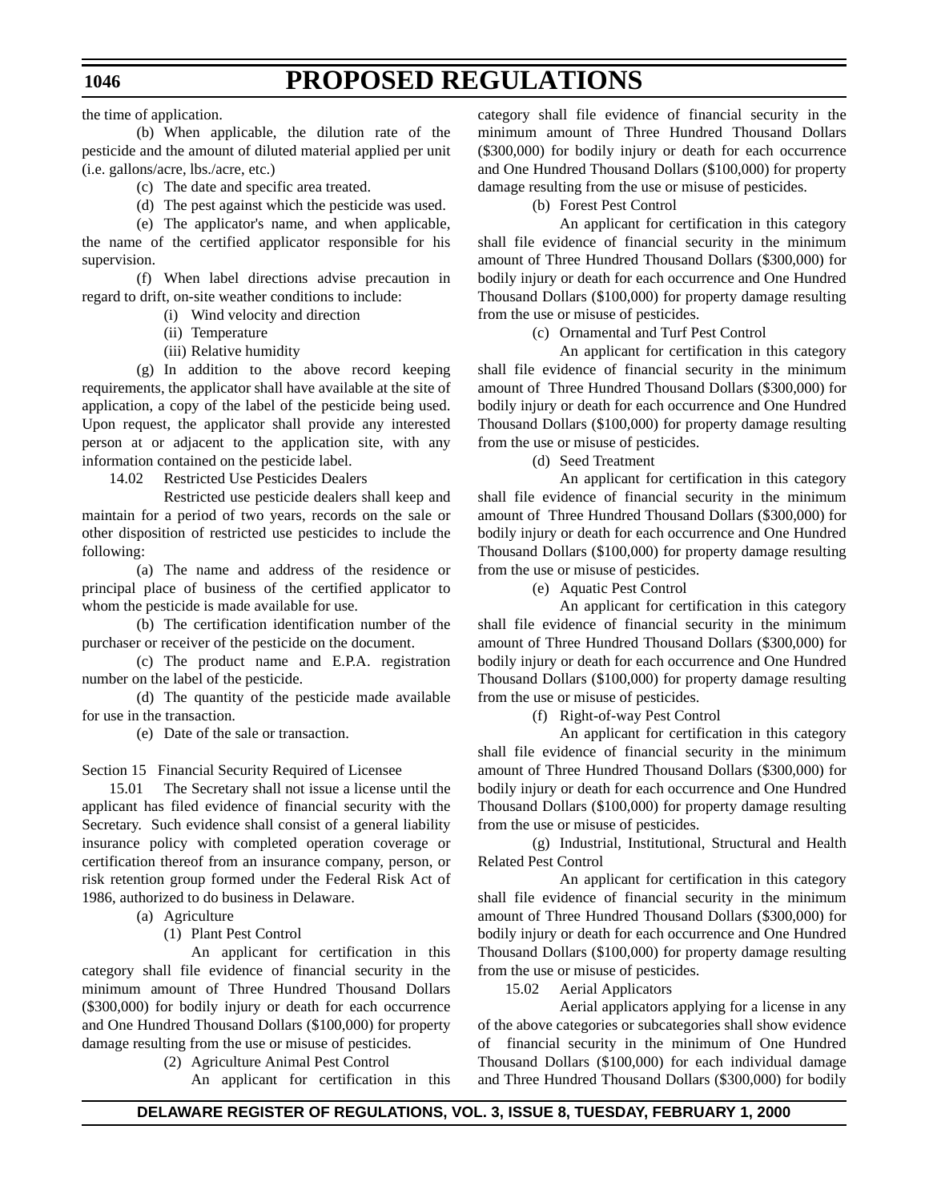the time of application.

(b) When applicable, the dilution rate of the pesticide and the amount of diluted material applied per unit (i.e. gallons/acre, lbs./acre, etc.)

(c) The date and specific area treated.

(d) The pest against which the pesticide was used.

(e) The applicator's name, and when applicable, the name of the certified applicator responsible for his supervision.

(f) When label directions advise precaution in regard to drift, on-site weather conditions to include:

(i) Wind velocity and direction

(ii) Temperature

(iii) Relative humidity

(g) In addition to the above record keeping requirements, the applicator shall have available at the site of application, a copy of the label of the pesticide being used. Upon request, the applicator shall provide any interested person at or adjacent to the application site, with any information contained on the pesticide label.

14.02 Restricted Use Pesticides Dealers

Restricted use pesticide dealers shall keep and maintain for a period of two years, records on the sale or other disposition of restricted use pesticides to include the following:

(a) The name and address of the residence or principal place of business of the certified applicator to whom the pesticide is made available for use.

(b) The certification identification number of the purchaser or receiver of the pesticide on the document.

(c) The product name and E.P.A. registration number on the label of the pesticide.

(d) The quantity of the pesticide made available for use in the transaction.

(e) Date of the sale or transaction.

Section 15 Financial Security Required of Licensee

15.01 The Secretary shall not issue a license until the applicant has filed evidence of financial security with the Secretary. Such evidence shall consist of a general liability insurance policy with completed operation coverage or certification thereof from an insurance company, person, or risk retention group formed under the Federal Risk Act of 1986, authorized to do business in Delaware.

(a) Agriculture

(1) Plant Pest Control

An applicant for certification in this category shall file evidence of financial security in the minimum amount of Three Hundred Thousand Dollars ($300,000) for bodily injury or death for each occurrence and One Hundred Thousand Dollars ($100,000) for property damage resulting from the use or misuse of pesticides.

(2) Agriculture Animal Pest Control

An applicant for certification in this category shall file evidence of financial security in the minimum amount of Three Hundred Thousand Dollars ($300,000) for bodily injury or death for each occurrence and One Hundred Thousand Dollars ($100,000) for property damage resulting from the use or misuse of pesticides.

(b) Forest Pest Control

An applicant for certification in this category shall file evidence of financial security in the minimum amount of Three Hundred Thousand Dollars ($300,000) for bodily injury or death for each occurrence and One Hundred Thousand Dollars ($100,000) for property damage resulting from the use or misuse of pesticides.

(c) Ornamental and Turf Pest Control

An applicant for certification in this category shall file evidence of financial security in the minimum amount of Three Hundred Thousand Dollars ($300,000) for bodily injury or death for each occurrence and One Hundred Thousand Dollars ($100,000) for property damage resulting from the use or misuse of pesticides.

(d) Seed Treatment

An applicant for certification in this category shall file evidence of financial security in the minimum amount of Three Hundred Thousand Dollars ($300,000) for bodily injury or death for each occurrence and One Hundred Thousand Dollars ($100,000) for property damage resulting from the use or misuse of pesticides.

(e) Aquatic Pest Control

An applicant for certification in this category shall file evidence of financial security in the minimum amount of Three Hundred Thousand Dollars ($300,000) for bodily injury or death for each occurrence and One Hundred Thousand Dollars ($100,000) for property damage resulting from the use or misuse of pesticides.

(f) Right-of-way Pest Control

An applicant for certification in this category shall file evidence of financial security in the minimum amount of Three Hundred Thousand Dollars ($300,000) for bodily injury or death for each occurrence and One Hundred Thousand Dollars ($100,000) for property damage resulting from the use or misuse of pesticides.

(g) Industrial, Institutional, Structural and Health Related Pest Control

An applicant for certification in this category shall file evidence of financial security in the minimum amount of Three Hundred Thousand Dollars ($300,000) for bodily injury or death for each occurrence and One Hundred Thousand Dollars ($100,000) for property damage resulting from the use or misuse of pesticides.

15.02 Aerial Applicators

Aerial applicators applying for a license in any of the above categories or subcategories shall show evidence of financial security in the minimum of One Hundred Thousand Dollars ($100,000) for each individual damage and Three Hundred Thousand Dollars ($300,000) for bodily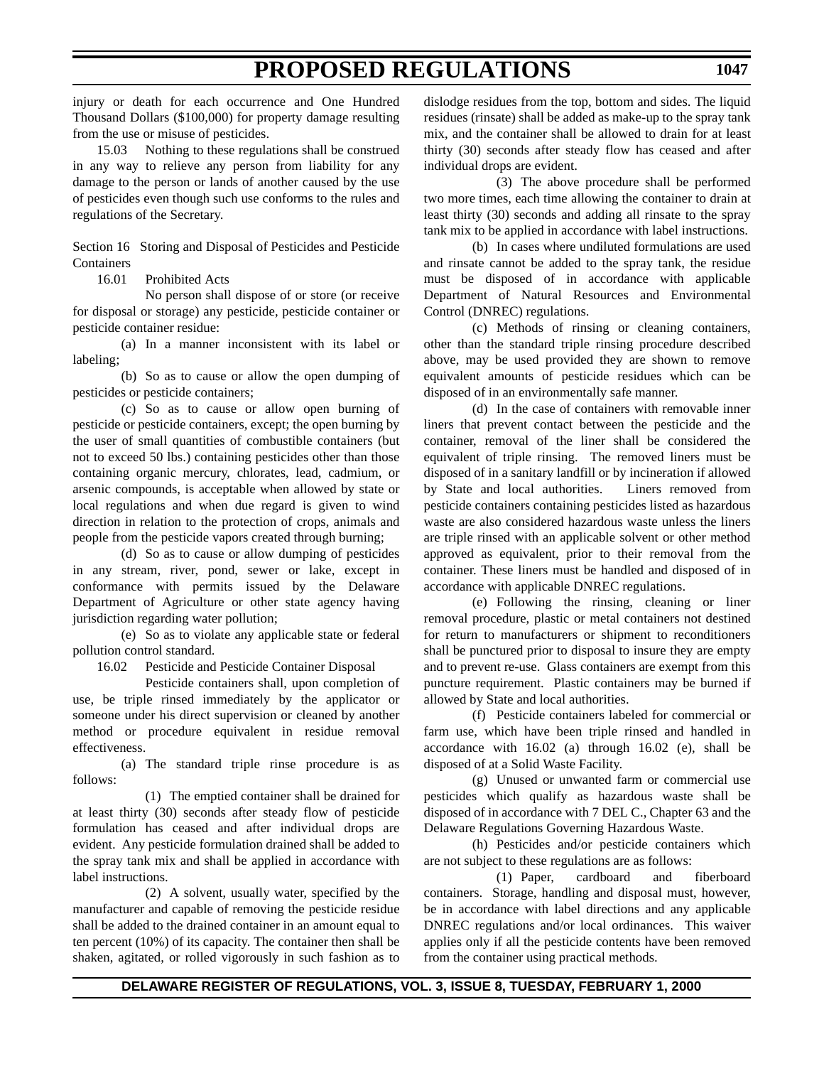injury or death for each occurrence and One Hundred Thousand Dollars ($100,000) for property damage resulting from the use or misuse of pesticides.

15.03 Nothing to these regulations shall be construed in any way to relieve any person from liability for any damage to the person or lands of another caused by the use of pesticides even though such use conforms to the rules and regulations of the Secretary.

Section 16 Storing and Disposal of Pesticides and Pesticide Containers

16.01 Prohibited Acts

No person shall dispose of or store (or receive for disposal or storage) any pesticide, pesticide container or pesticide container residue:

(a) In a manner inconsistent with its label or labeling;

(b) So as to cause or allow the open dumping of pesticides or pesticide containers;

(c) So as to cause or allow open burning of pesticide or pesticide containers, except; the open burning by the user of small quantities of combustible containers (but not to exceed 50 lbs.) containing pesticides other than those containing organic mercury, chlorates, lead, cadmium, or arsenic compounds, is acceptable when allowed by state or local regulations and when due regard is given to wind direction in relation to the protection of crops, animals and people from the pesticide vapors created through burning;

(d) So as to cause or allow dumping of pesticides in any stream, river, pond, sewer or lake, except in conformance with permits issued by the Delaware Department of Agriculture or other state agency having jurisdiction regarding water pollution;

(e) So as to violate any applicable state or federal pollution control standard.

16.02 Pesticide and Pesticide Container Disposal

Pesticide containers shall, upon completion of use, be triple rinsed immediately by the applicator or someone under his direct supervision or cleaned by another method or procedure equivalent in residue removal effectiveness.

(a) The standard triple rinse procedure is as follows:

(1) The emptied container shall be drained for at least thirty (30) seconds after steady flow of pesticide formulation has ceased and after individual drops are evident. Any pesticide formulation drained shall be added to the spray tank mix and shall be applied in accordance with label instructions.

(2) A solvent, usually water, specified by the manufacturer and capable of removing the pesticide residue shall be added to the drained container in an amount equal to ten percent (10%) of its capacity. The container then shall be shaken, agitated, or rolled vigorously in such fashion as to dislodge residues from the top, bottom and sides. The liquid residues (rinsate) shall be added as make-up to the spray tank mix, and the container shall be allowed to drain for at least thirty (30) seconds after steady flow has ceased and after individual drops are evident.

(3) The above procedure shall be performed two more times, each time allowing the container to drain at least thirty (30) seconds and adding all rinsate to the spray tank mix to be applied in accordance with label instructions.

(b) In cases where undiluted formulations are used and rinsate cannot be added to the spray tank, the residue must be disposed of in accordance with applicable Department of Natural Resources and Environmental Control (DNREC) regulations.

(c) Methods of rinsing or cleaning containers, other than the standard triple rinsing procedure described above, may be used provided they are shown to remove equivalent amounts of pesticide residues which can be disposed of in an environmentally safe manner.

(d) In the case of containers with removable inner liners that prevent contact between the pesticide and the container, removal of the liner shall be considered the equivalent of triple rinsing. The removed liners must be disposed of in a sanitary landfill or by incineration if allowed by State and local authorities. Liners removed from pesticide containers containing pesticides listed as hazardous waste are also considered hazardous waste unless the liners are triple rinsed with an applicable solvent or other method approved as equivalent, prior to their removal from the container. These liners must be handled and disposed of in accordance with applicable DNREC regulations.

(e) Following the rinsing, cleaning or liner removal procedure, plastic or metal containers not destined for return to manufacturers or shipment to reconditioners shall be punctured prior to disposal to insure they are empty and to prevent re-use. Glass containers are exempt from this puncture requirement. Plastic containers may be burned if allowed by State and local authorities.

(f) Pesticide containers labeled for commercial or farm use, which have been triple rinsed and handled in accordance with 16.02 (a) through 16.02 (e), shall be disposed of at a Solid Waste Facility.

(g) Unused or unwanted farm or commercial use pesticides which qualify as hazardous waste shall be disposed of in accordance with 7 DEL C., Chapter 63 and the Delaware Regulations Governing Hazardous Waste.

(h) Pesticides and/or pesticide containers which are not subject to these regulations are as follows:

(1) Paper, cardboard and fiberboard containers. Storage, handling and disposal must, however, be in accordance with label directions and any applicable DNREC regulations and/or local ordinances. This waiver applies only if all the pesticide contents have been removed from the container using practical methods.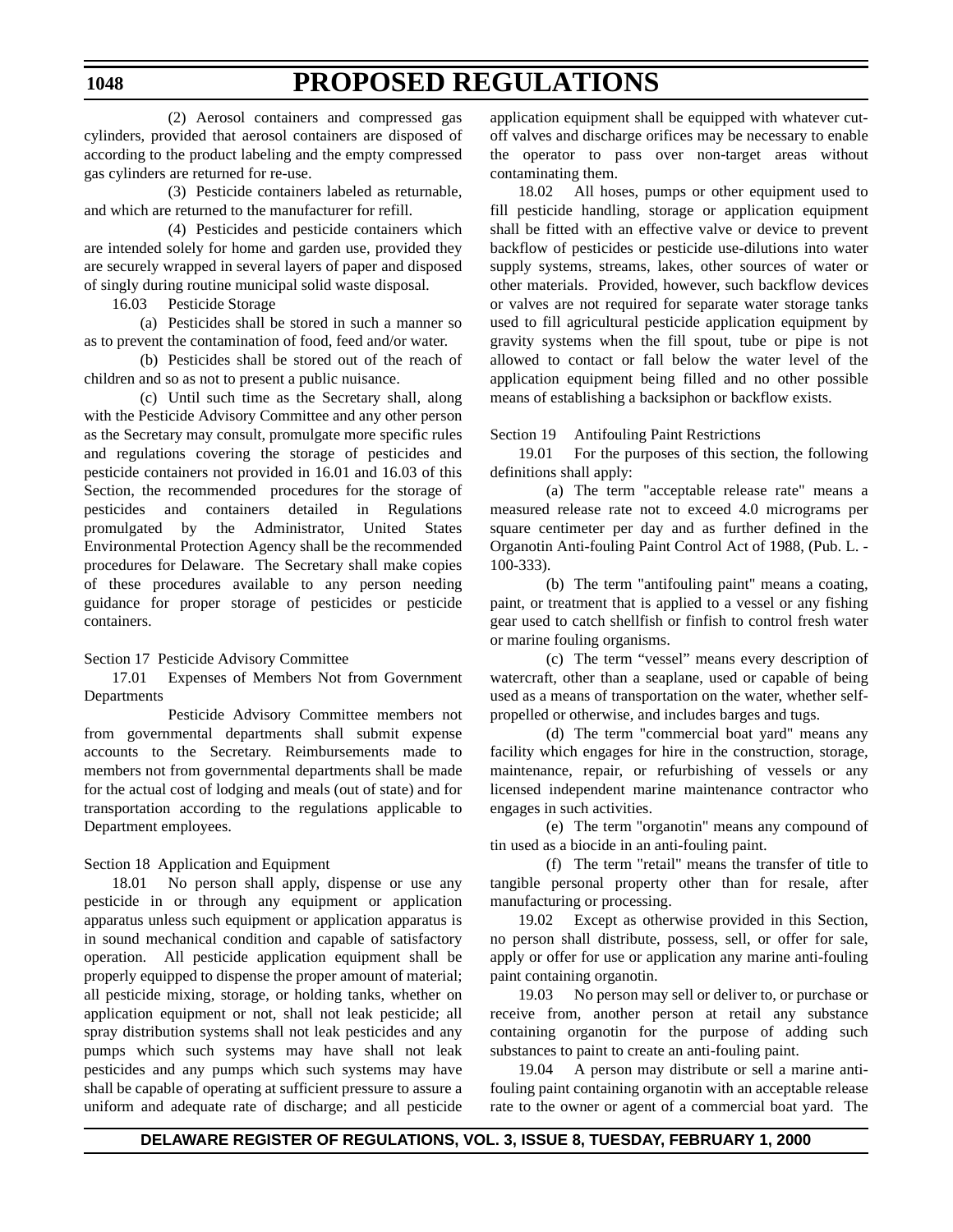(2) Aerosol containers and compressed gas cylinders, provided that aerosol containers are disposed of according to the product labeling and the empty compressed gas cylinders are returned for re-use.

(3) Pesticide containers labeled as returnable, and which are returned to the manufacturer for refill.

(4) Pesticides and pesticide containers which are intended solely for home and garden use, provided they are securely wrapped in several layers of paper and disposed of singly during routine municipal solid waste disposal.

16.03 Pesticide Storage

(a) Pesticides shall be stored in such a manner so as to prevent the contamination of food, feed and/or water.

(b) Pesticides shall be stored out of the reach of children and so as not to present a public nuisance.

(c) Until such time as the Secretary shall, along with the Pesticide Advisory Committee and any other person as the Secretary may consult, promulgate more specific rules and regulations covering the storage of pesticides and pesticide containers not provided in 16.01 and 16.03 of this Section, the recommended procedures for the storage of pesticides and containers detailed in Regulations promulgated by the Administrator, United States Environmental Protection Agency shall be the recommended procedures for Delaware. The Secretary shall make copies of these procedures available to any person needing guidance for proper storage of pesticides or pesticide containers.

Section 17 Pesticide Advisory Committee

17.01 Expenses of Members Not from Government Departments

Pesticide Advisory Committee members not from governmental departments shall submit expense accounts to the Secretary. Reimbursements made to members not from governmental departments shall be made for the actual cost of lodging and meals (out of state) and for transportation according to the regulations applicable to Department employees.

Section 18 Application and Equipment

18.01 No person shall apply, dispense or use any pesticide in or through any equipment or application apparatus unless such equipment or application apparatus is in sound mechanical condition and capable of satisfactory operation. All pesticide application equipment shall be properly equipped to dispense the proper amount of material; all pesticide mixing, storage, or holding tanks, whether on application equipment or not, shall not leak pesticide; all spray distribution systems shall not leak pesticides and any pumps which such systems may have shall not leak pesticides and any pumps which such systems may have shall be capable of operating at sufficient pressure to assure a uniform and adequate rate of discharge; and all pesticide application equipment shall be equipped with whatever cut-off valves and discharge orifices may be necessary to enable the operator to pass over non-target areas without contaminating them.

18.02 All hoses, pumps or other equipment used to fill pesticide handling, storage or application equipment shall be fitted with an effective valve or device to prevent backflow of pesticides or pesticide use-dilutions into water supply systems, streams, lakes, other sources of water or other materials. Provided, however, such backflow devices or valves are not required for separate water storage tanks used to fill agricultural pesticide application equipment by gravity systems when the fill spout, tube or pipe is not allowed to contact or fall below the water level of the application equipment being filled and no other possible means of establishing a backsiphon or backflow exists.

Section 19 Antifouling Paint Restrictions

19.01 For the purposes of this section, the following definitions shall apply:

(a) The term "acceptable release rate" means a measured release rate not to exceed 4.0 micrograms per square centimeter per day and as further defined in the Organotin Anti-fouling Paint Control Act of 1988, (Pub. L. - 100-333).

(b) The term "antifouling paint" means a coating, paint, or treatment that is applied to a vessel or any fishing gear used to catch shellfish or finfish to control fresh water or marine fouling organisms.

(c) The term "vessel" means every description of watercraft, other than a seaplane, used or capable of being used as a means of transportation on the water, whether self-propelled or otherwise, and includes barges and tugs.

(d) The term "commercial boat yard" means any facility which engages for hire in the construction, storage, maintenance, repair, or refurbishing of vessels or any licensed independent marine maintenance contractor who engages in such activities.

(e) The term "organotin" means any compound of tin used as a biocide in an anti-fouling paint.

(f) The term "retail" means the transfer of title to tangible personal property other than for resale, after manufacturing or processing.

19.02 Except as otherwise provided in this Section, no person shall distribute, possess, sell, or offer for sale, apply or offer for use or application any marine anti-fouling paint containing organotin.

19.03 No person may sell or deliver to, or purchase or receive from, another person at retail any substance containing organotin for the purpose of adding such substances to paint to create an anti-fouling paint.

19.04 A person may distribute or sell a marine anti-fouling paint containing organotin with an acceptable release rate to the owner or agent of a commercial boat yard. The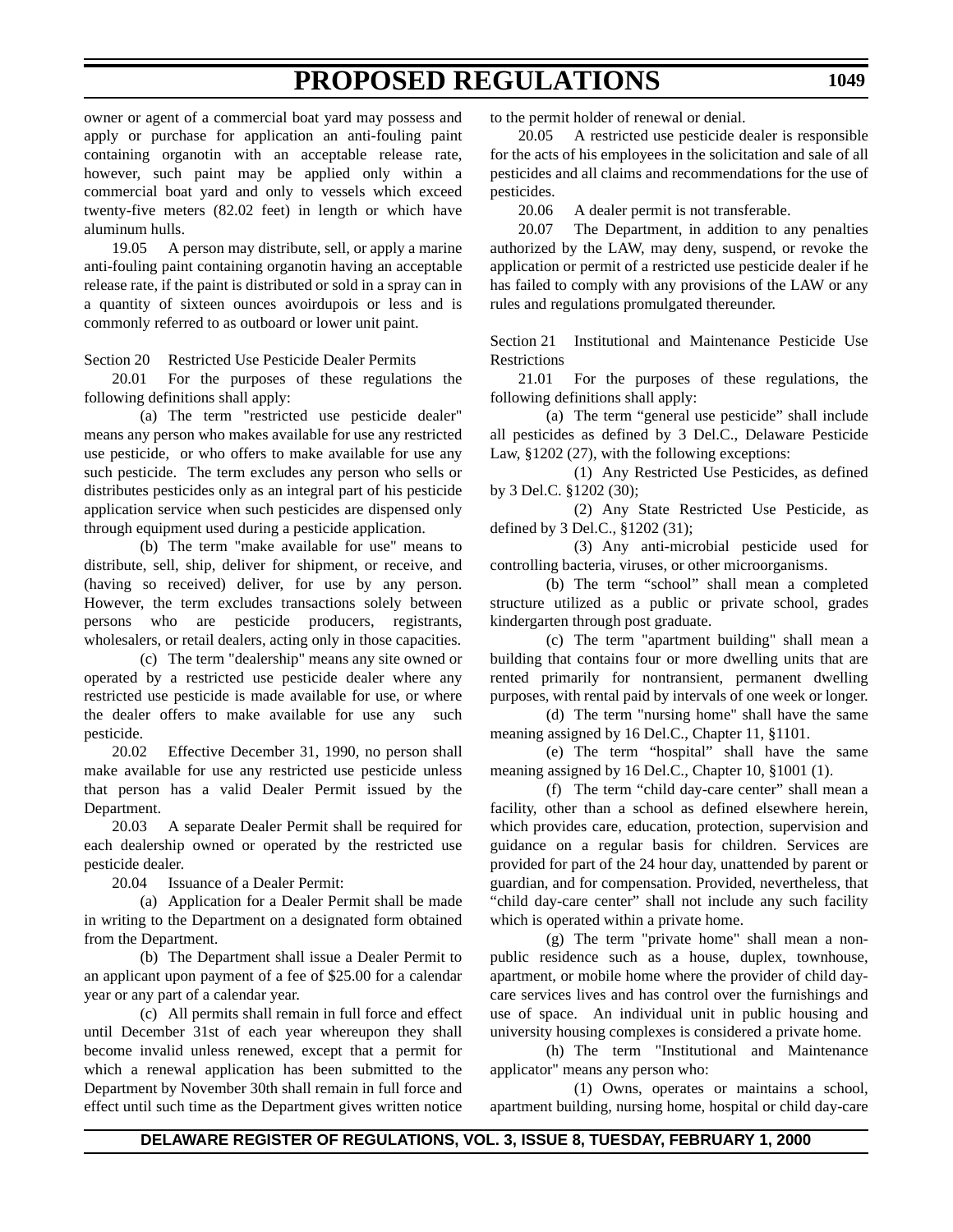owner or agent of a commercial boat yard may possess and apply or purchase for application an anti-fouling paint containing organotin with an acceptable release rate, however, such paint may be applied only within a commercial boat yard and only to vessels which exceed twenty-five meters (82.02 feet) in length or which have aluminum hulls.

19.05 A person may distribute, sell, or apply a marine anti-fouling paint containing organotin having an acceptable release rate, if the paint is distributed or sold in a spray can in a quantity of sixteen ounces avoirdupois or less and is commonly referred to as outboard or lower unit paint.

Section 20 Restricted Use Pesticide Dealer Permits

20.01 For the purposes of these regulations the following definitions shall apply:

(a) The term "restricted use pesticide dealer" means any person who makes available for use any restricted use pesticide, or who offers to make available for use any such pesticide. The term excludes any person who sells or distributes pesticides only as an integral part of his pesticide application service when such pesticides are dispensed only through equipment used during a pesticide application.

(b) The term "make available for use" means to distribute, sell, ship, deliver for shipment, or receive, and (having so received) deliver, for use by any person. However, the term excludes transactions solely between persons who are pesticide producers, registrants, wholesalers, or retail dealers, acting only in those capacities.

(c) The term "dealership" means any site owned or operated by a restricted use pesticide dealer where any restricted use pesticide is made available for use, or where the dealer offers to make available for use any such pesticide.

20.02 Effective December 31, 1990, no person shall make available for use any restricted use pesticide unless that person has a valid Dealer Permit issued by the Department.

20.03 A separate Dealer Permit shall be required for each dealership owned or operated by the restricted use pesticide dealer.

20.04 Issuance of a Dealer Permit:

(a) Application for a Dealer Permit shall be made in writing to the Department on a designated form obtained from the Department.

(b) The Department shall issue a Dealer Permit to an applicant upon payment of a fee of $25.00 for a calendar year or any part of a calendar year.

(c) All permits shall remain in full force and effect until December 31st of each year whereupon they shall become invalid unless renewed, except that a permit for which a renewal application has been submitted to the Department by November 30th shall remain in full force and effect until such time as the Department gives written notice to the permit holder of renewal or denial.

20.05 A restricted use pesticide dealer is responsible for the acts of his employees in the solicitation and sale of all pesticides and all claims and recommendations for the use of pesticides.

20.06 A dealer permit is not transferable.

20.07 The Department, in addition to any penalties authorized by the LAW, may deny, suspend, or revoke the application or permit of a restricted use pesticide dealer if he has failed to comply with any provisions of the LAW or any rules and regulations promulgated thereunder.

Section 21 Institutional and Maintenance Pesticide Use Restrictions

21.01 For the purposes of these regulations, the following definitions shall apply:

(a) The term “general use pesticide” shall include all pesticides as defined by 3 Del.C., Delaware Pesticide Law, §1202 (27), with the following exceptions:

(1) Any Restricted Use Pesticides, as defined by 3 Del.C. §1202 (30);

(2) Any State Restricted Use Pesticide, as defined by 3 Del.C., §1202 (31);

(3) Any anti-microbial pesticide used for controlling bacteria, viruses, or other microorganisms.

(b) The term “school” shall mean a completed structure utilized as a public or private school, grades kindergarten through post graduate.

(c) The term "apartment building" shall mean a building that contains four or more dwelling units that are rented primarily for nontransient, permanent dwelling purposes, with rental paid by intervals of one week or longer.

(d) The term "nursing home" shall have the same meaning assigned by 16 Del.C., Chapter 11, §1101.

(e) The term “hospital” shall have the same meaning assigned by 16 Del.C., Chapter 10, §1001 (1).

(f) The term “child day-care center” shall mean a facility, other than a school as defined elsewhere herein, which provides care, education, protection, supervision and guidance on a regular basis for children. Services are provided for part of the 24 hour day, unattended by parent or guardian, and for compensation. Provided, nevertheless, that “child day-care center” shall not include any such facility which is operated within a private home.

(g) The term "private home" shall mean a non-public residence such as a house, duplex, townhouse, apartment, or mobile home where the provider of child day-care services lives and has control over the furnishings and use of space. An individual unit in public housing and university housing complexes is considered a private home.

(h) The term "Institutional and Maintenance applicator" means any person who:

(1) Owns, operates or maintains a school, apartment building, nursing home, hospital or child day-care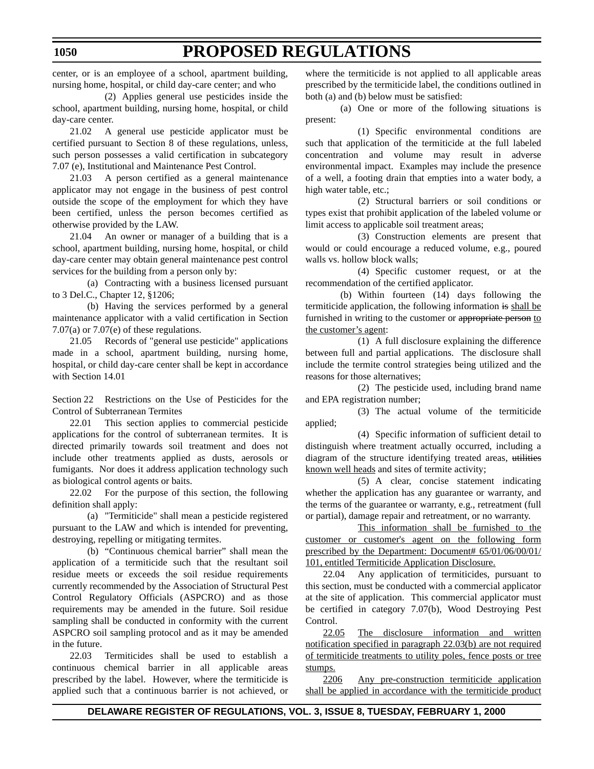center, or is an employee of a school, apartment building, nursing home, hospital, or child day-care center; and who

(2) Applies general use pesticides inside the school, apartment building, nursing home, hospital, or child day-care center.

21.02 A general use pesticide applicator must be certified pursuant to Section 8 of these regulations, unless, such person possesses a valid certification in subcategory 7.07 (e), Institutional and Maintenance Pest Control.

21.03 A person certified as a general maintenance applicator may not engage in the business of pest control outside the scope of the employment for which they have been certified, unless the person becomes certified as otherwise provided by the LAW.

21.04 An owner or manager of a building that is a school, apartment building, nursing home, hospital, or child day-care center may obtain general maintenance pest control services for the building from a person only by:

(a) Contracting with a business licensed pursuant to 3 Del.C., Chapter 12, §1206;

(b) Having the services performed by a general maintenance applicator with a valid certification in Section 7.07(a) or 7.07(e) of these regulations.

21.05 Records of "general use pesticide" applications made in a school, apartment building, nursing home, hospital, or child day-care center shall be kept in accordance with Section 14.01

Section 22 Restrictions on the Use of Pesticides for the Control of Subterranean Termites

22.01 This section applies to commercial pesticide applications for the control of subterranean termites. It is directed primarily towards soil treatment and does not include other treatments applied as dusts, aerosols or fumigants. Nor does it address application technology such as biological control agents or baits.

22.02 For the purpose of this section, the following definition shall apply:

(a) "Termiticide" shall mean a pesticide registered pursuant to the LAW and which is intended for preventing, destroying, repelling or mitigating termites.

(b) "Continuous chemical barrier" shall mean the application of a termiticide such that the resultant soil residue meets or exceeds the soil residue requirements currently recommended by the Association of Structural Pest Control Regulatory Officials (ASPCRO) and as those requirements may be amended in the future. Soil residue sampling shall be conducted in conformity with the current ASPCRO soil sampling protocol and as it may be amended in the future.

22.03 Termiticides shall be used to establish a continuous chemical barrier in all applicable areas prescribed by the label. However, where the termiticide is applied such that a continuous barrier is not achieved, or where the termiticide is not applied to all applicable areas prescribed by the termiticide label, the conditions outlined in both (a) and (b) below must be satisfied:

(a) One or more of the following situations is present:

(1) Specific environmental conditions are such that application of the termiticide at the full labeled concentration and volume may result in adverse environmental impact. Examples may include the presence of a well, a footing drain that empties into a water body, a high water table, etc.;

(2) Structural barriers or soil conditions or types exist that prohibit application of the labeled volume or limit access to applicable soil treatment areas;

(3) Construction elements are present that would or could encourage a reduced volume, e.g., poured walls vs. hollow block walls;

(4) Specific customer request, or at the recommendation of the certified applicator.

(b) Within fourteen (14) days following the termiticide application, the following information ~~is~~ shall be furnished in writing to the customer or ~~appropriate person~~ to the customer's agent:

(1) A full disclosure explaining the difference between full and partial applications. The disclosure shall include the termite control strategies being utilized and the reasons for those alternatives;

(2) The pesticide used, including brand name and EPA registration number;

(3) The actual volume of the termiticide applied;

(4) Specific information of sufficient detail to distinguish where treatment actually occurred, including a diagram of the structure identifying treated areas, ~~utilities~~ known well heads and sites of termite activity;

(5) A clear, concise statement indicating whether the application has any guarantee or warranty, and the terms of the guarantee or warranty, e.g., retreatment (full or partial), damage repair and retreatment, or no warranty.

This information shall be furnished to the customer or customer's agent on the following form prescribed by the Department: Document# 65/01/06/00/01/101, entitled Termiticide Application Disclosure.

22.04 Any application of termiticides, pursuant to this section, must be conducted with a commercial applicator at the site of application. This commercial applicator must be certified in category 7.07(b), Wood Destroying Pest Control.

22.05 The disclosure information and written notification specified in paragraph 22.03(b) are not required of termiticide treatments to utility poles, fence posts or tree stumps.

2206 Any pre-construction termiticide application shall be applied in accordance with the termiticide product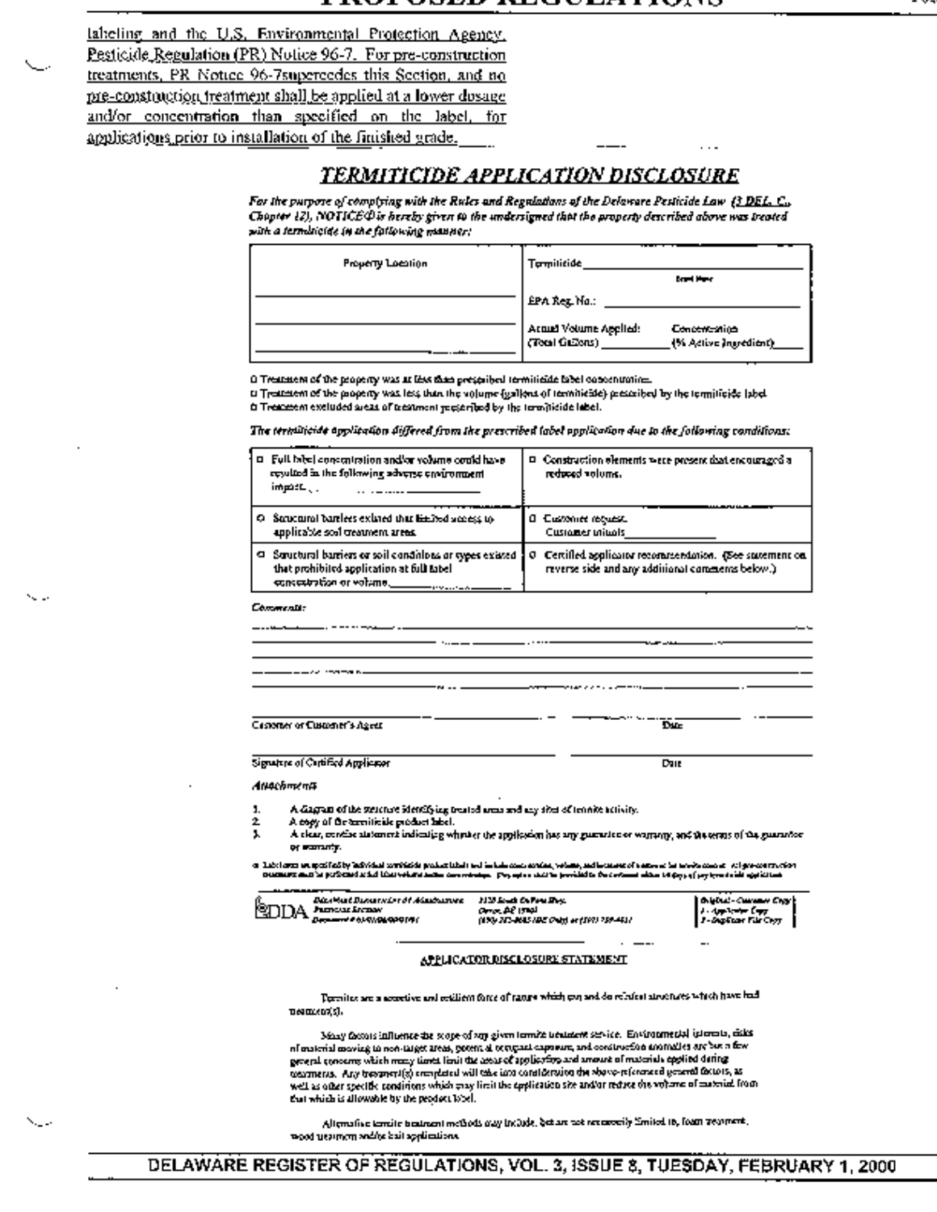labeling and the U.S. Environmental Protection Agency, Pesticide Regulation (PR) Notice 96-7. For pre-construction treatments, PR Notice 96-7supercedes this Section, and no pre-constuction treatment shall be applied at a lower dosage and/or concentration than specified on the label, for applications prior to installation of the finished grade.

## *TERMITICIDE APPLICATION DISCLOSURE*

*For the purpose of complying with the Rules and Regulations of the Delaware Pesticide Law (3 DEL. C., Chapter 12), NOTICE® is hereby given to the undersigned that the property described above was treated with a termiticide in the following manner:*

| Property Location | Termiticide ____________ (Brand Name) |
|---|---|
| ____________ | EPA Reg. No.: ____________ |
| ____________ | Actual Volume Applied: (Total Gallons) ________ Concentration (% Active Ingredient) ____ |
| ____________ | |

- ☐ Treatment of the property was at less than prescribed termiticide label concentration.
- ☐ Treatment of the property was less than the volume (gallons of termiticide) prescribed by the termiticide label.
- ☐ Treatment excluded areas of treatment prescribed by the termiticide label.

*The termiticide application differed from the prescribed label application due to the following conditions:*

| | |
|---|---|
| ☐ Full label concentration and/or volume could have resulted in the following adverse environment impact. ____________ | ☐ Construction elements were present that encouraged a reduced volume. |
| ☐ Structural barriers existed that limited access to applicable soil treatment areas. | ☐ Customer request. Customer initials ____________ |
| ☐ Structural barriers or soil conditions or types existed that prohibited application at full label concentration or volume. ____________ | ☐ Certified applicator recommendation. (See statement on reverse side and any additional comments below.) |

*Comments:*

____________________________________________

____________________________________________

____________________________________________

____________________________________________

Customer or Customer's Agent ____________ Date ____________

Signature of Certified Applicator ____________ Date ____________

*Attachments*

1. A diagram of the structure identifying treated areas and any sites of termite activity.
2. A copy of the termiticide product label.
3. A clear, concise statement indicating whether the application has any guarantee or warranty, and the terms of the guarantee or warranty.

® Label rates as specified by individual termiticide product labels and include concentration, volume, and locations of treatment for termite control. All pre-construction treatments shall be performed at full label volume and/or concentrations. This notice shall be provided to the customer within 10 days of any termiticide application.

DDA Delaware Department of Agriculture, Pesticide Section, Document # ____ | 2320 South DuPont Hwy. Dover, DE 19901 (302) 739-4811 | Original - Customer Copy; 1 - Applicator Copy; 2 - Applicator File Copy

### APPLICATOR DISCLOSURE STATEMENT

Termites are a secretive and resilient force of nature which can and do reinfest structures which have had treatment(s).

Many factors influence the scope of any given termite treatment service. Environmental interests, risks of material moving to non-target areas, potential occupant exposure, and construction anomalies are but a few general concerns which many times limit the areas of application and amount of materials applied during treatments. Any treatment(s) completed will take into consideration the above-referenced general factors, as well as other specific conditions which may limit the application site and/or reduce the volume of material from that which is allowable by the product label.

Alternative termite treatment methods may include, but are not necessarily limited to, foam treatment, wood treatment and/or bait applications.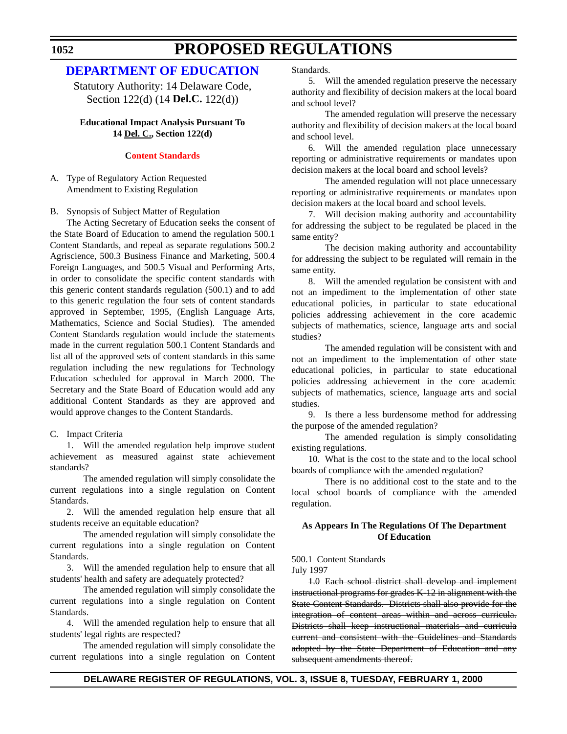# DEPARTMENT OF EDUCATION

Statutory Authority: 14 Delaware Code, Section 122(d) (14 **Del.C.** 122(d))

**Educational Impact Analysis Pursuant To 14 Del. C., Section 122(d)**

**Content Standards**

A. Type of Regulatory Action Requested
Amendment to Existing Regulation

B. Synopsis of Subject Matter of Regulation

The Acting Secretary of Education seeks the consent of the State Board of Education to amend the regulation 500.1 Content Standards, and repeal as separate regulations 500.2 Agriscience, 500.3 Business Finance and Marketing, 500.4 Foreign Languages, and 500.5 Visual and Performing Arts, in order to consolidate the specific content standards with this generic content standards regulation (500.1) and to add to this generic regulation the four sets of content standards approved in September, 1995, (English Language Arts, Mathematics, Science and Social Studies). The amended Content Standards regulation would include the statements made in the current regulation 500.1 Content Standards and list all of the approved sets of content standards in this same regulation including the new regulations for Technology Education scheduled for approval in March 2000. The Secretary and the State Board of Education would add any additional Content Standards as they are approved and would approve changes to the Content Standards.

C. Impact Criteria

1. Will the amended regulation help improve student achievement as measured against state achievement standards?

The amended regulation will simply consolidate the current regulations into a single regulation on Content Standards.

2. Will the amended regulation help ensure that all students receive an equitable education?

The amended regulation will simply consolidate the current regulations into a single regulation on Content Standards.

3. Will the amended regulation help to ensure that all students' health and safety are adequately protected?

The amended regulation will simply consolidate the current regulations into a single regulation on Content Standards.

4. Will the amended regulation help to ensure that all students' legal rights are respected?

The amended regulation will simply consolidate the current regulations into a single regulation on Content Standards.

5. Will the amended regulation preserve the necessary authority and flexibility of decision makers at the local board and school level?

The amended regulation will preserve the necessary authority and flexibility of decision makers at the local board and school level.

6. Will the amended regulation place unnecessary reporting or administrative requirements or mandates upon decision makers at the local board and school levels?

The amended regulation will not place unnecessary reporting or administrative requirements or mandates upon decision makers at the local board and school levels.

7. Will decision making authority and accountability for addressing the subject to be regulated be placed in the same entity?

The decision making authority and accountability for addressing the subject to be regulated will remain in the same entity.

8. Will the amended regulation be consistent with and not an impediment to the implementation of other state educational policies, in particular to state educational policies addressing achievement in the core academic subjects of mathematics, science, language arts and social studies?

The amended regulation will be consistent with and not an impediment to the implementation of other state educational policies, in particular to state educational policies addressing achievement in the core academic subjects of mathematics, science, language arts and social studies.

9. Is there a less burdensome method for addressing the purpose of the amended regulation?

The amended regulation is simply consolidating existing regulations.

10. What is the cost to the state and to the local school boards of compliance with the amended regulation?

There is no additional cost to the state and to the local school boards of compliance with the amended regulation.

**As Appears In The Regulations Of The Department Of Education**

500.1 Content Standards
July 1997

~~1.0 Each school district shall develop and implement instructional programs for grades K-12 in alignment with the State Content Standards. Districts shall also provide for the integration of content areas within and across curricula. Districts shall keep instructional materials and curricula current and consistent with the Guidelines and Standards adopted by the State Department of Education and any subsequent amendments thereof.~~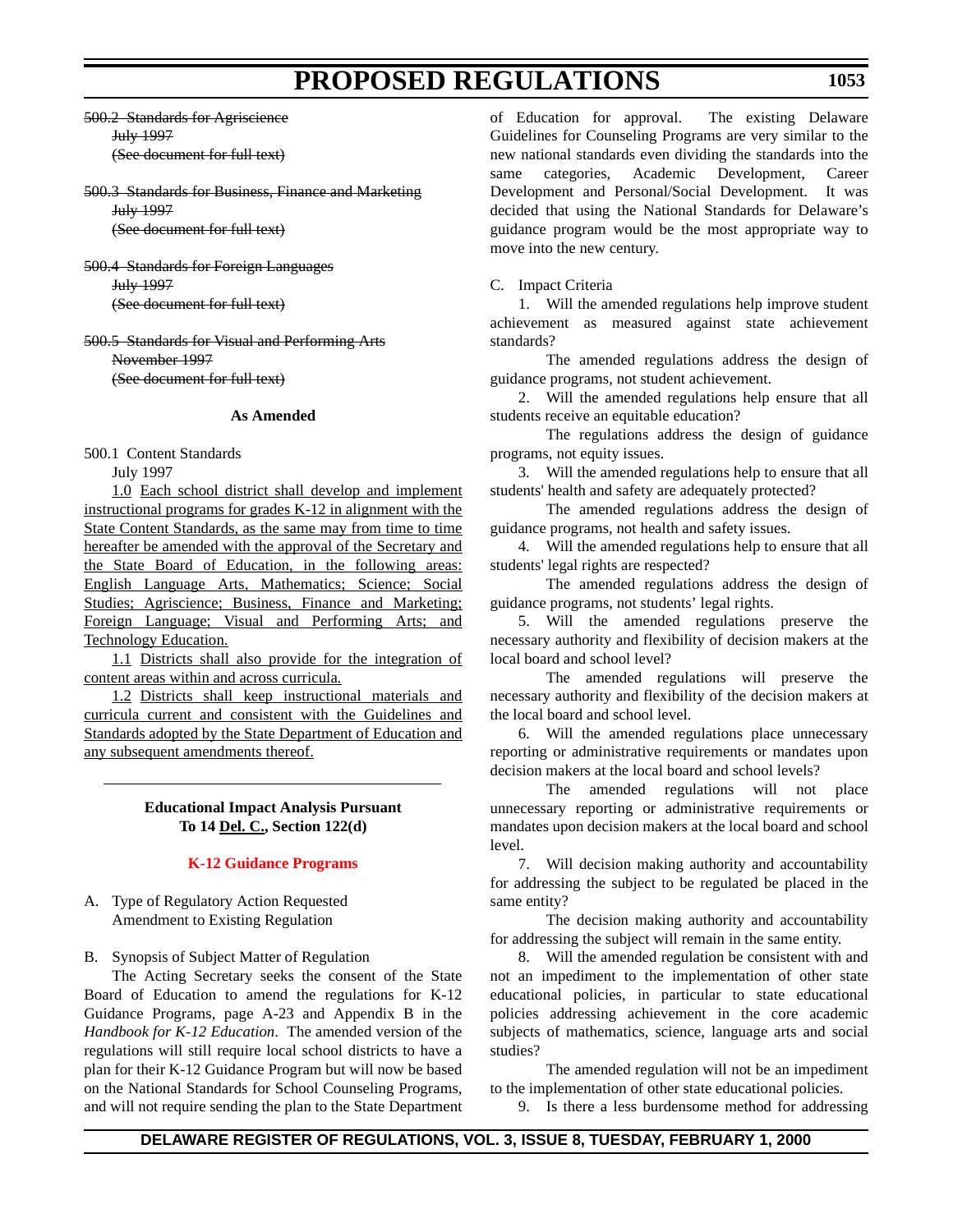~~500.2 Standards for Agriscience~~
~~July 1997~~
~~(See document for full text)~~

~~500.3 Standards for Business, Finance and Marketing~~
~~July 1997~~
~~(See document for full text)~~

~~500.4 Standards for Foreign Languages~~
~~July 1997~~
~~(See document for full text)~~

~~500.5 Standards for Visual and Performing Arts~~
~~November 1997~~
~~(See document for full text)~~

**As Amended**

500.1 Content Standards

July 1997

<u>1.0 Each school district shall develop and implement instructional programs for grades K-12 in alignment with the State Content Standards, as the same may from time to time hereafter be amended with the approval of the Secretary and the State Board of Education, in the following areas: English Language Arts, Mathematics; Science; Social Studies; Agriscience; Business, Finance and Marketing; Foreign Language; Visual and Performing Arts; and Technology Education.</u>

<u>1.1 Districts shall also provide for the integration of content areas within and across curricula.</u>

<u>1.2 Districts shall keep instructional materials and curricula current and consistent with the Guidelines and Standards adopted by the State Department of Education and any subsequent amendments thereof.</u>

---

**Educational Impact Analysis Pursuant To 14 <u>Del. C.</u>, Section 122(d)**

**K-12 Guidance Programs**

A. Type of Regulatory Action Requested
Amendment to Existing Regulation

B. Synopsis of Subject Matter of Regulation

The Acting Secretary seeks the consent of the State Board of Education to amend the regulations for K-12 Guidance Programs, page A-23 and Appendix B in the *Handbook for K-12 Education*. The amended version of the regulations will still require local school districts to have a plan for their K-12 Guidance Program but will now be based on the National Standards for School Counseling Programs, and will not require sending the plan to the State Department of Education for approval. The existing Delaware Guidelines for Counseling Programs are very similar to the new national standards even dividing the standards into the same categories, Academic Development, Career Development and Personal/Social Development. It was decided that using the National Standards for Delaware's guidance program would be the most appropriate way to move into the new century.

C. Impact Criteria

1. Will the amended regulations help improve student achievement as measured against state achievement standards?

The amended regulations address the design of guidance programs, not student achievement.

2. Will the amended regulations help ensure that all students receive an equitable education?

The regulations address the design of guidance programs, not equity issues.

3. Will the amended regulations help to ensure that all students' health and safety are adequately protected?

The amended regulations address the design of guidance programs, not health and safety issues.

4. Will the amended regulations help to ensure that all students' legal rights are respected?

The amended regulations address the design of guidance programs, not students' legal rights.

5. Will the amended regulations preserve the necessary authority and flexibility of decision makers at the local board and school level?

The amended regulations will preserve the necessary authority and flexibility of the decision makers at the local board and school level.

6. Will the amended regulations place unnecessary reporting or administrative requirements or mandates upon decision makers at the local board and school levels?

The amended regulations will not place unnecessary reporting or administrative requirements or mandates upon decision makers at the local board and school level.

7. Will decision making authority and accountability for addressing the subject to be regulated be placed in the same entity?

The decision making authority and accountability for addressing the subject will remain in the same entity.

8. Will the amended regulation be consistent with and not an impediment to the implementation of other state educational policies, in particular to state educational policies addressing achievement in the core academic subjects of mathematics, science, language arts and social studies?

The amended regulation will not be an impediment to the implementation of other state educational policies.

9. Is there a less burdensome method for addressing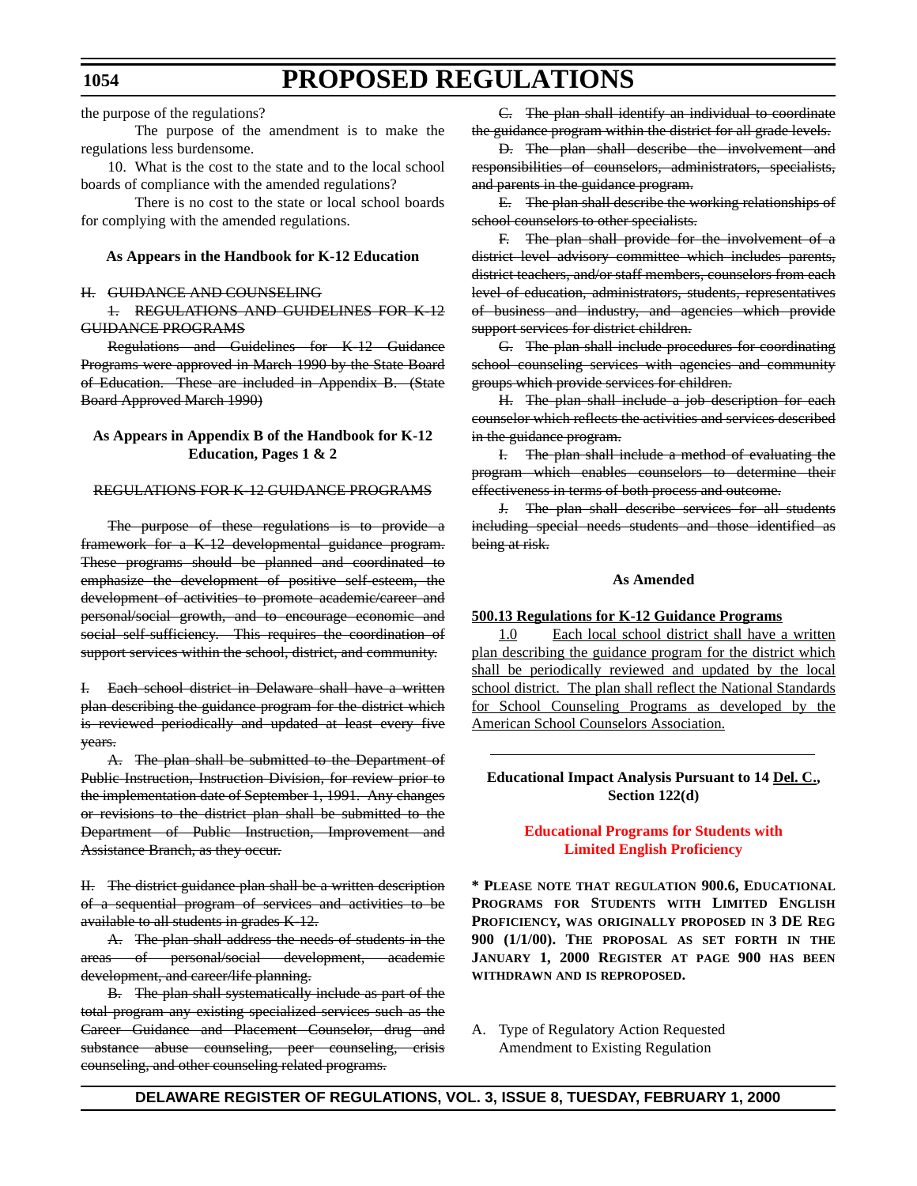the purpose of the regulations?

The purpose of the amendment is to make the regulations less burdensome.

10. What is the cost to the state and to the local school boards of compliance with the amended regulations?

There is no cost to the state or local school boards for complying with the amended regulations.

**As Appears in the Handbook for K-12 Education**

~~H. GUIDANCE AND COUNSELING~~

~~1. REGULATIONS AND GUIDELINES FOR K-12 GUIDANCE PROGRAMS~~

~~Regulations and Guidelines for K-12 Guidance Programs were approved in March 1990 by the State Board of Education. These are included in Appendix B. (State Board Approved March 1990)~~

**As Appears in Appendix B of the Handbook for K-12 Education, Pages 1 & 2**

~~REGULATIONS FOR K-12 GUIDANCE PROGRAMS~~

~~The purpose of these regulations is to provide a framework for a K-12 developmental guidance program. These programs should be planned and coordinated to emphasize the development of positive self-esteem, the development of activities to promote academic/career and personal/social growth, and to encourage economic and social self-sufficiency. This requires the coordination of support services within the school, district, and community.~~

~~I. Each school district in Delaware shall have a written plan describing the guidance program for the district which is reviewed periodically and updated at least every five years.~~

~~A. The plan shall be submitted to the Department of Public Instruction, Instruction Division, for review prior to the implementation date of September 1, 1991. Any changes or revisions to the district plan shall be submitted to the Department of Public Instruction, Improvement and Assistance Branch, as they occur.~~

~~II. The district guidance plan shall be a written description of a sequential program of services and activities to be available to all students in grades K-12.~~

~~A. The plan shall address the needs of students in the areas of personal/social development, academic development, and career/life planning.~~

~~B. The plan shall systematically include as part of the total program any existing specialized services such as the Career Guidance and Placement Counselor, drug and substance abuse counseling, peer counseling, crisis counseling, and other counseling related programs.~~

~~C. The plan shall identify an individual to coordinate the guidance program within the district for all grade levels.~~

~~D. The plan shall describe the involvement and responsibilities of counselors, administrators, specialists, and parents in the guidance program.~~

~~E. The plan shall describe the working relationships of school counselors to other specialists.~~

~~F. The plan shall provide for the involvement of a district level advisory committee which includes parents, district teachers, and/or staff members, counselors from each level of education, administrators, students, representatives of business and industry, and agencies which provide support services for district children.~~

~~G. The plan shall include procedures for coordinating school counseling services with agencies and community groups which provide services for children.~~

~~H. The plan shall include a job description for each counselor which reflects the activities and services described in the guidance program.~~

~~I. The plan shall include a method of evaluating the program which enables counselors to determine their effectiveness in terms of both process and outcome.~~

~~J. The plan shall describe services for all students including special needs students and those identified as being at risk.~~

**As Amended**

<u>**500.13 Regulations for K-12 Guidance Programs**</u>

<u>1.0 Each local school district shall have a written plan describing the guidance program for the district which shall be periodically reviewed and updated by the local school district. The plan shall reflect the National Standards for School Counseling Programs as developed by the American School Counselors Association.</u>

---

**Educational Impact Analysis Pursuant to 14 <u>Del. C.</u>, Section 122(d)**

**Educational Programs for Students with Limited English Proficiency**

**\* PLEASE NOTE THAT REGULATION 900.6, EDUCATIONAL PROGRAMS FOR STUDENTS WITH LIMITED ENGLISH PROFICIENCY, WAS ORIGINALLY PROPOSED IN 3 DE REG 900 (1/1/00). THE PROPOSAL AS SET FORTH IN THE JANUARY 1, 2000 REGISTER AT PAGE 900 HAS BEEN WITHDRAWN AND IS REPROPOSED.**

A. Type of Regulatory Action Requested
   Amendment to Existing Regulation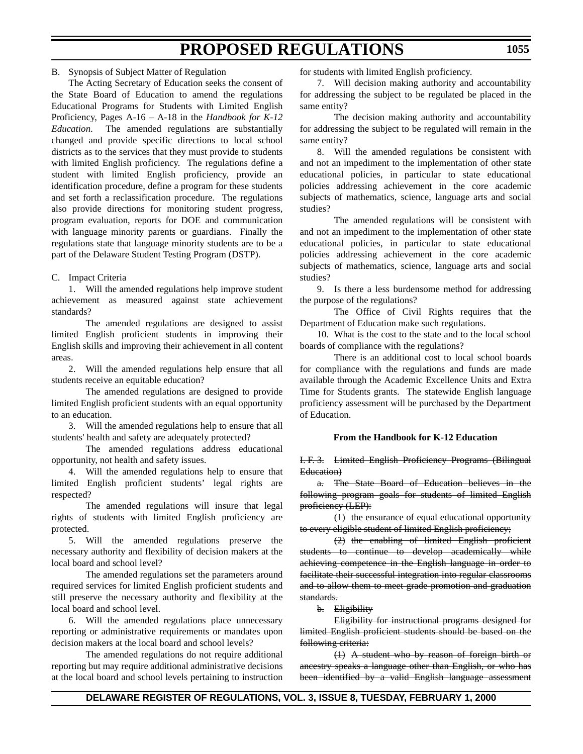B. Synopsis of Subject Matter of Regulation

The Acting Secretary of Education seeks the consent of the State Board of Education to amend the regulations Educational Programs for Students with Limited English Proficiency, Pages A-16 – A-18 in the *Handbook for K-12 Education*. The amended regulations are substantially changed and provide specific directions to local school districts as to the services that they must provide to students with limited English proficiency. The regulations define a student with limited English proficiency, provide an identification procedure, define a program for these students and set forth a reclassification procedure. The regulations also provide directions for monitoring student progress, program evaluation, reports for DOE and communication with language minority parents or guardians. Finally the regulations state that language minority students are to be a part of the Delaware Student Testing Program (DSTP).

C. Impact Criteria

1. Will the amended regulations help improve student achievement as measured against state achievement standards?

The amended regulations are designed to assist limited English proficient students in improving their English skills and improving their achievement in all content areas.

2. Will the amended regulations help ensure that all students receive an equitable education?

The amended regulations are designed to provide limited English proficient students with an equal opportunity to an education.

3. Will the amended regulations help to ensure that all students' health and safety are adequately protected?

The amended regulations address educational opportunity, not health and safety issues.

4. Will the amended regulations help to ensure that limited English proficient students' legal rights are respected?

The amended regulations will insure that legal rights of students with limited English proficiency are protected.

5. Will the amended regulations preserve the necessary authority and flexibility of decision makers at the local board and school level?

The amended regulations set the parameters around required services for limited English proficient students and still preserve the necessary authority and flexibility at the local board and school level.

6. Will the amended regulations place unnecessary reporting or administrative requirements or mandates upon decision makers at the local board and school levels?

The amended regulations do not require additional reporting but may require additional administrative decisions at the local board and school levels pertaining to instruction for students with limited English proficiency.

7. Will decision making authority and accountability for addressing the subject to be regulated be placed in the same entity?

The decision making authority and accountability for addressing the subject to be regulated will remain in the same entity?

8. Will the amended regulations be consistent with and not an impediment to the implementation of other state educational policies, in particular to state educational policies addressing achievement in the core academic subjects of mathematics, science, language arts and social studies?

The amended regulations will be consistent with and not an impediment to the implementation of other state educational policies, in particular to state educational policies addressing achievement in the core academic subjects of mathematics, science, language arts and social studies?

9. Is there a less burdensome method for addressing the purpose of the regulations?

The Office of Civil Rights requires that the Department of Education make such regulations.

10. What is the cost to the state and to the local school boards of compliance with the regulations?

There is an additional cost to local school boards for compliance with the regulations and funds are made available through the Academic Excellence Units and Extra Time for Students grants. The statewide English language proficiency assessment will be purchased by the Department of Education.

**From the Handbook for K-12 Education**

~~I. F. 3. Limited English Proficiency Programs (Bilingual Education)~~

~~a. The State Board of Education believes in the following program goals for students of limited English proficiency (LEP):~~

~~(1) the ensurance of equal educational opportunity to every eligible student of limited English proficiency;~~

~~(2) the enabling of limited English proficient students to continue to develop academically while achieving competence in the English language in order to facilitate their successful integration into regular classrooms and to allow them to meet grade promotion and graduation standards.~~

~~b. Eligibility~~

~~Eligibility for instructional programs designed for limited English proficient students should be based on the following criteria:~~

~~(1) A student who by reason of foreign birth or ancestry speaks a language other than English, or who has been identified by a valid English language assessment~~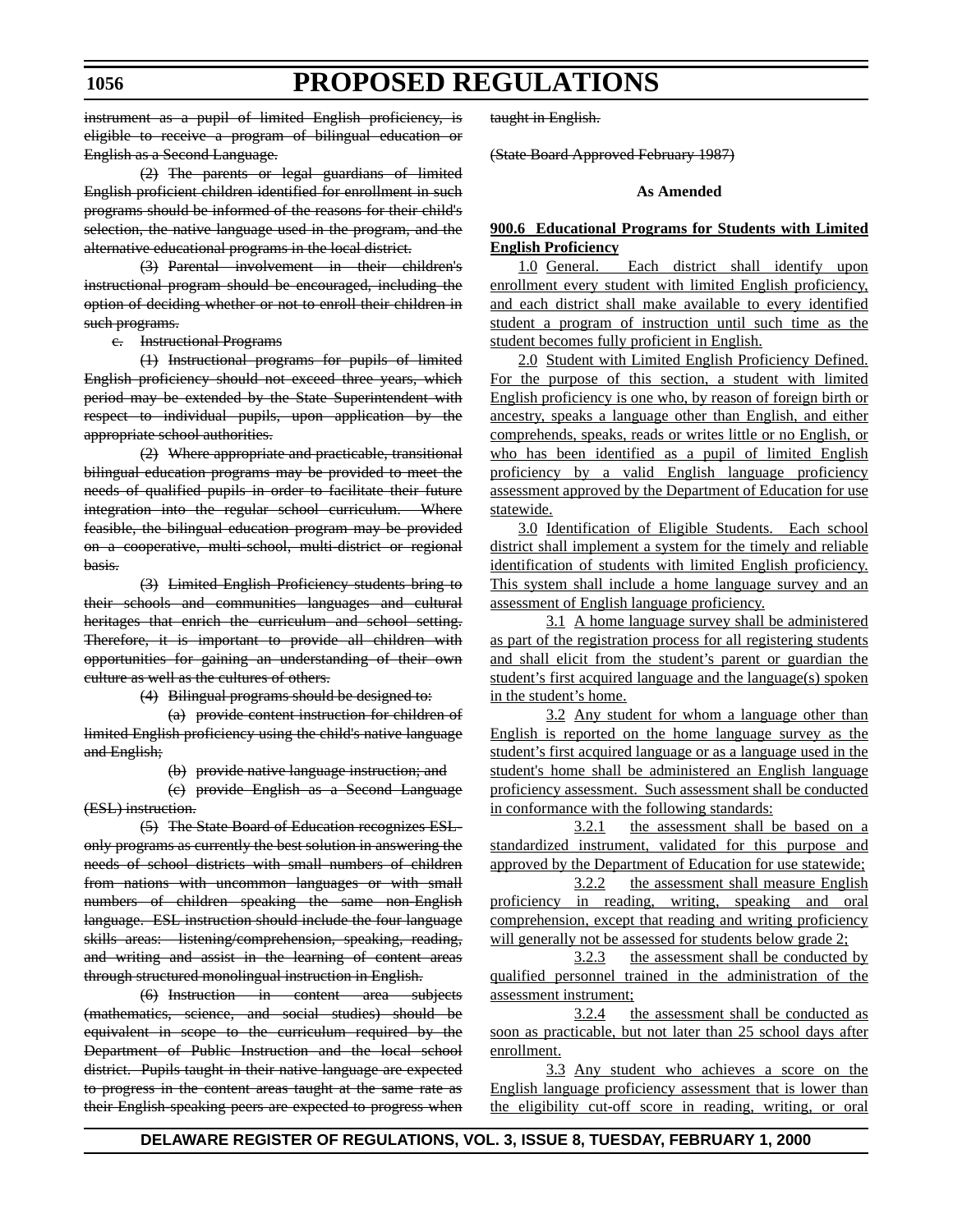~~instrument as a pupil of limited English proficiency, is eligible to receive a program of bilingual education or English as a Second Language.~~

~~(2) The parents or legal guardians of limited English proficient children identified for enrollment in such programs should be informed of the reasons for their child's selection, the native language used in the program, and the alternative educational programs in the local district.~~

~~(3) Parental involvement in their children's instructional program should be encouraged, including the option of deciding whether or not to enroll their children in such programs.~~

~~c. Instructional Programs~~

~~(1) Instructional programs for pupils of limited English proficiency should not exceed three years, which period may be extended by the State Superintendent with respect to individual pupils, upon application by the appropriate school authorities.~~

~~(2) Where appropriate and practicable, transitional bilingual education programs may be provided to meet the needs of qualified pupils in order to facilitate their future integration into the regular school curriculum. Where feasible, the bilingual education program may be provided on a cooperative, multi-school, multi-district or regional basis.~~

~~(3) Limited English Proficiency students bring to their schools and communities languages and cultural heritages that enrich the curriculum and school setting. Therefore, it is important to provide all children with opportunities for gaining an understanding of their own culture as well as the cultures of others.~~

~~(4) Bilingual programs should be designed to:~~

~~(a) provide content instruction for children of limited English proficiency using the child's native language and English;~~

~~(b) provide native language instruction; and~~

~~(c) provide English as a Second Language (ESL) instruction.~~

~~(5) The State Board of Education recognizes ESL-only programs as currently the best solution in answering the needs of school districts with small numbers of children from nations with uncommon languages or with small numbers of children speaking the same non-English language. ESL instruction should include the four language skills areas: listening/comprehension, speaking, reading, and writing and assist in the learning of content areas through structured monolingual instruction in English.~~

~~(6) Instruction in content area subjects (mathematics, science, and social studies) should be equivalent in scope to the curriculum required by the Department of Public Instruction and the local school district. Pupils taught in their native language are expected to progress in the content areas taught at the same rate as their English-speaking peers are expected to progress when taught in English.~~

~~(State Board Approved February 1987)~~

**As Amended**

**<u>900.6 Educational Programs for Students with Limited English Proficiency</u>**

<u>1.0 General. Each district shall identify upon enrollment every student with limited English proficiency, and each district shall make available to every identified student a program of instruction until such time as the student becomes fully proficient in English.</u>

<u>2.0 Student with Limited English Proficiency Defined. For the purpose of this section, a student with limited English proficiency is one who, by reason of foreign birth or ancestry, speaks a language other than English, and either comprehends, speaks, reads or writes little or no English, or who has been identified as a pupil of limited English proficiency by a valid English language proficiency assessment approved by the Department of Education for use statewide.</u>

<u>3.0 Identification of Eligible Students. Each school district shall implement a system for the timely and reliable identification of students with limited English proficiency. This system shall include a home language survey and an assessment of English language proficiency.</u>

<u>3.1 A home language survey shall be administered as part of the registration process for all registering students and shall elicit from the student's parent or guardian the student's first acquired language and the language(s) spoken in the student's home.</u>

<u>3.2 Any student for whom a language other than English is reported on the home language survey as the student's first acquired language or as a language used in the student's home shall be administered an English language proficiency assessment. Such assessment shall be conducted in conformance with the following standards:</u>

<u>3.2.1 the assessment shall be based on a standardized instrument, validated for this purpose and approved by the Department of Education for use statewide;</u>

<u>3.2.2 the assessment shall measure English proficiency in reading, writing, speaking and oral comprehension, except that reading and writing proficiency will generally not be assessed for students below grade 2;</u>

<u>3.2.3 the assessment shall be conducted by qualified personnel trained in the administration of the assessment instrument;</u>

<u>3.2.4 the assessment shall be conducted as soon as practicable, but not later than 25 school days after enrollment.</u>

<u>3.3 Any student who achieves a score on the English language proficiency assessment that is lower than the eligibility cut-off score in reading, writing, or oral</u>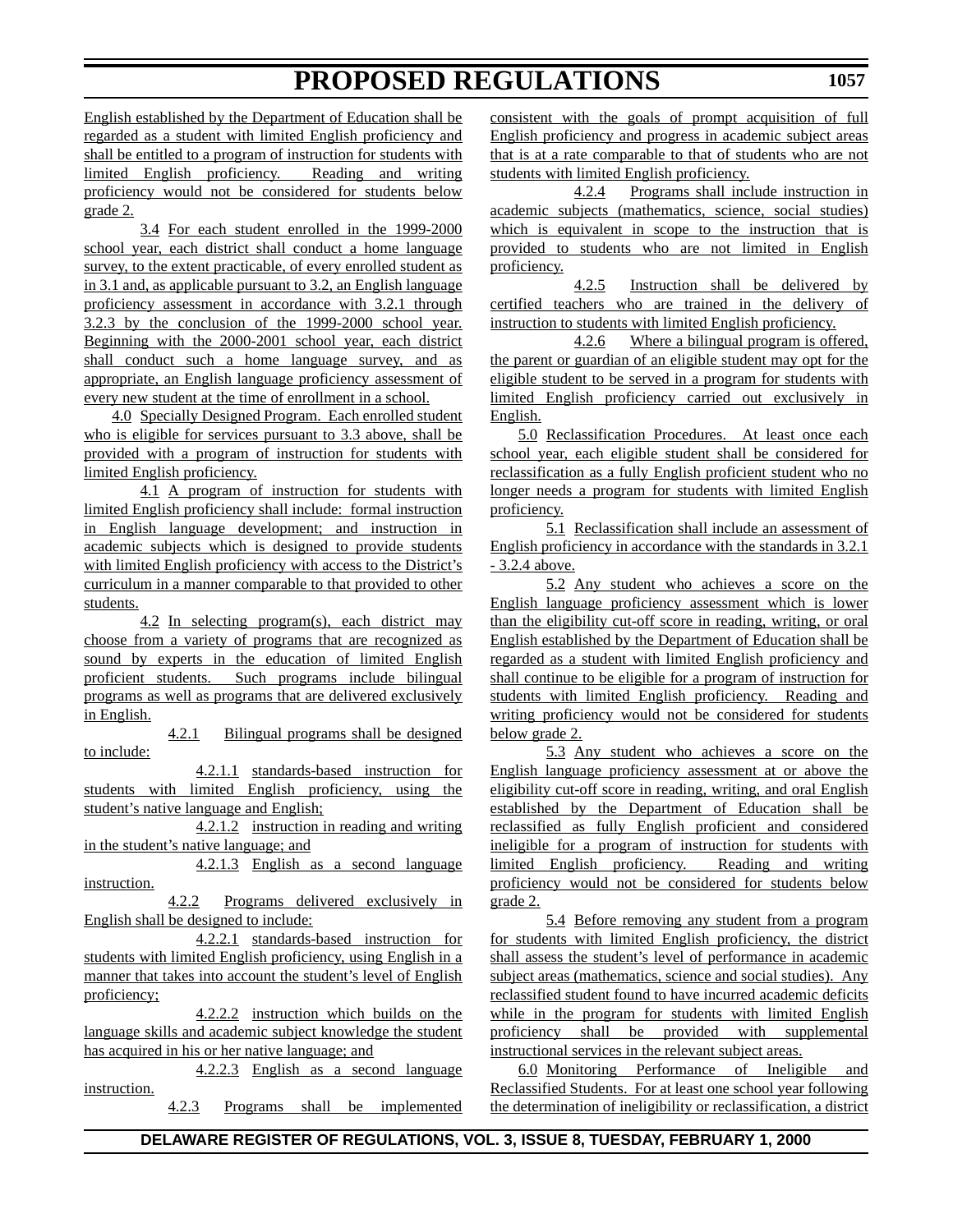English established by the Department of Education shall be regarded as a student with limited English proficiency and shall be entitled to a program of instruction for students with limited English proficiency. Reading and writing proficiency would not be considered for students below grade 2.

3.4 For each student enrolled in the 1999-2000 school year, each district shall conduct a home language survey, to the extent practicable, of every enrolled student as in 3.1 and, as applicable pursuant to 3.2, an English language proficiency assessment in accordance with 3.2.1 through 3.2.3 by the conclusion of the 1999-2000 school year. Beginning with the 2000-2001 school year, each district shall conduct such a home language survey, and as appropriate, an English language proficiency assessment of every new student at the time of enrollment in a school.

4.0 Specially Designed Program. Each enrolled student who is eligible for services pursuant to 3.3 above, shall be provided with a program of instruction for students with limited English proficiency.

4.1 A program of instruction for students with limited English proficiency shall include: formal instruction in English language development; and instruction in academic subjects which is designed to provide students with limited English proficiency with access to the District's curriculum in a manner comparable to that provided to other students.

4.2 In selecting program(s), each district may choose from a variety of programs that are recognized as sound by experts in the education of limited English proficient students. Such programs include bilingual programs as well as programs that are delivered exclusively in English.

4.2.1 Bilingual programs shall be designed to include:

4.2.1.1 standards-based instruction for students with limited English proficiency, using the student's native language and English;

4.2.1.2 instruction in reading and writing in the student's native language; and

4.2.1.3 English as a second language instruction.

4.2.2 Programs delivered exclusively in English shall be designed to include:

4.2.2.1 standards-based instruction for students with limited English proficiency, using English in a manner that takes into account the student's level of English proficiency;

4.2.2.2 instruction which builds on the language skills and academic subject knowledge the student has acquired in his or her native language; and

4.2.2.3 English as a second language instruction.

4.2.3 Programs shall be implemented consistent with the goals of prompt acquisition of full English proficiency and progress in academic subject areas that is at a rate comparable to that of students who are not students with limited English proficiency.

4.2.4 Programs shall include instruction in academic subjects (mathematics, science, social studies) which is equivalent in scope to the instruction that is provided to students who are not limited in English proficiency.

4.2.5 Instruction shall be delivered by certified teachers who are trained in the delivery of instruction to students with limited English proficiency.

4.2.6 Where a bilingual program is offered, the parent or guardian of an eligible student may opt for the eligible student to be served in a program for students with limited English proficiency carried out exclusively in English.

5.0 Reclassification Procedures. At least once each school year, each eligible student shall be considered for reclassification as a fully English proficient student who no longer needs a program for students with limited English proficiency.

5.1 Reclassification shall include an assessment of English proficiency in accordance with the standards in 3.2.1 - 3.2.4 above.

5.2 Any student who achieves a score on the English language proficiency assessment which is lower than the eligibility cut-off score in reading, writing, or oral English established by the Department of Education shall be regarded as a student with limited English proficiency and shall continue to be eligible for a program of instruction for students with limited English proficiency. Reading and writing proficiency would not be considered for students below grade 2.

5.3 Any student who achieves a score on the English language proficiency assessment at or above the eligibility cut-off score in reading, writing, and oral English established by the Department of Education shall be reclassified as fully English proficient and considered ineligible for a program of instruction for students with limited English proficiency. Reading and writing proficiency would not be considered for students below grade 2.

5.4 Before removing any student from a program for students with limited English proficiency, the district shall assess the student's level of performance in academic subject areas (mathematics, science and social studies). Any reclassified student found to have incurred academic deficits while in the program for students with limited English proficiency shall be provided with supplemental instructional services in the relevant subject areas.

6.0 Monitoring Performance of Ineligible and Reclassified Students. For at least one school year following the determination of ineligibility or reclassification, a district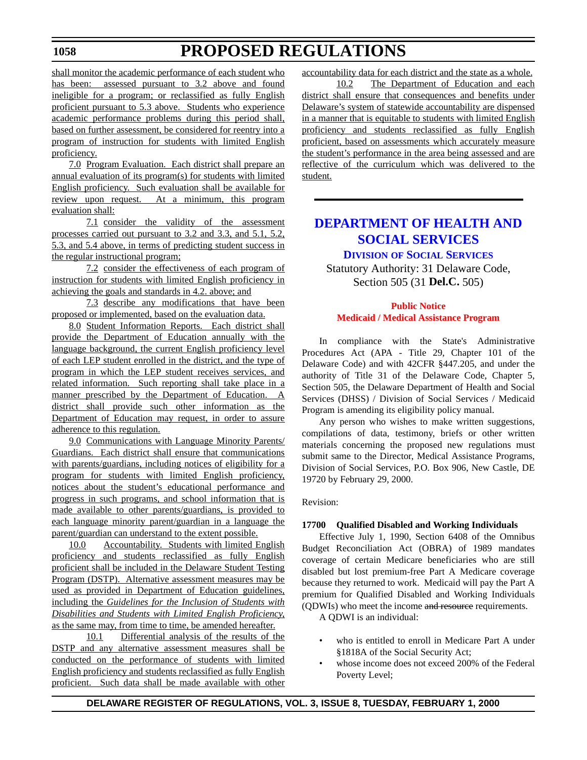shall monitor the academic performance of each student who has been: assessed pursuant to 3.2 above and found ineligible for a program; or reclassified as fully English proficient pursuant to 5.3 above. Students who experience academic performance problems during this period shall, based on further assessment, be considered for reentry into a program of instruction for students with limited English proficiency.

7.0 Program Evaluation. Each district shall prepare an annual evaluation of its program(s) for students with limited English proficiency. Such evaluation shall be available for review upon request. At a minimum, this program evaluation shall:

7.1 consider the validity of the assessment processes carried out pursuant to 3.2 and 3.3, and 5.1, 5.2, 5.3, and 5.4 above, in terms of predicting student success in the regular instructional program;

7.2 consider the effectiveness of each program of instruction for students with limited English proficiency in achieving the goals and standards in 4.2. above; and

7.3 describe any modifications that have been proposed or implemented, based on the evaluation data.

8.0 Student Information Reports. Each district shall provide the Department of Education annually with the language background, the current English proficiency level of each LEP student enrolled in the district, and the type of program in which the LEP student receives services, and related information. Such reporting shall take place in a manner prescribed by the Department of Education. A district shall provide such other information as the Department of Education may request, in order to assure adherence to this regulation.

9.0 Communications with Language Minority Parents/Guardians. Each district shall ensure that communications with parents/guardians, including notices of eligibility for a program for students with limited English proficiency, notices about the student's educational performance and progress in such programs, and school information that is made available to other parents/guardians, is provided to each language minority parent/guardian in a language the parent/guardian can understand to the extent possible.

10.0 Accountability. Students with limited English proficiency and students reclassified as fully English proficient shall be included in the Delaware Student Testing Program (DSTP). Alternative assessment measures may be used as provided in Department of Education guidelines, including the *Guidelines for the Inclusion of Students with Disabilities and Students with Limited English Proficiency*, as the same may, from time to time, be amended hereafter.

10.1 Differential analysis of the results of the DSTP and any alternative assessment measures shall be conducted on the performance of students with limited English proficiency and students reclassified as fully English proficient. Such data shall be made available with other accountability data for each district and the state as a whole.

10.2 The Department of Education and each district shall ensure that consequences and benefits under Delaware's system of statewide accountability are dispensed in a manner that is equitable to students with limited English proficiency and students reclassified as fully English proficient, based on assessments which accurately measure the student's performance in the area being assessed and are reflective of the curriculum which was delivered to the student.

# DEPARTMENT OF HEALTH AND SOCIAL SERVICES

## DIVISION OF SOCIAL SERVICES

Statutory Authority: 31 Delaware Code, Section 505 (31 **Del.C.** 505)

### Public Notice
### Medicaid / Medical Assistance Program

In compliance with the State's Administrative Procedures Act (APA - Title 29, Chapter 101 of the Delaware Code) and with 42CFR §447.205, and under the authority of Title 31 of the Delaware Code, Chapter 5, Section 505, the Delaware Department of Health and Social Services (DHSS) / Division of Social Services / Medicaid Program is amending its eligibility policy manual.

Any person who wishes to make written suggestions, compilations of data, testimony, briefs or other written materials concerning the proposed new regulations must submit same to the Director, Medical Assistance Programs, Division of Social Services, P.O. Box 906, New Castle, DE 19720 by February 29, 2000.

Revision:

**17700 Qualified Disabled and Working Individuals**

Effective July 1, 1990, Section 6408 of the Omnibus Budget Reconciliation Act (OBRA) of 1989 mandates coverage of certain Medicare beneficiaries who are still disabled but lost premium-free Part A Medicare coverage because they returned to work. Medicaid will pay the Part A premium for Qualified Disabled and Working Individuals (QDWIs) who meet the income ~~and resource~~ requirements.

A QDWI is an individual:

- who is entitled to enroll in Medicare Part A under §1818A of the Social Security Act;
- whose income does not exceed 200% of the Federal Poverty Level;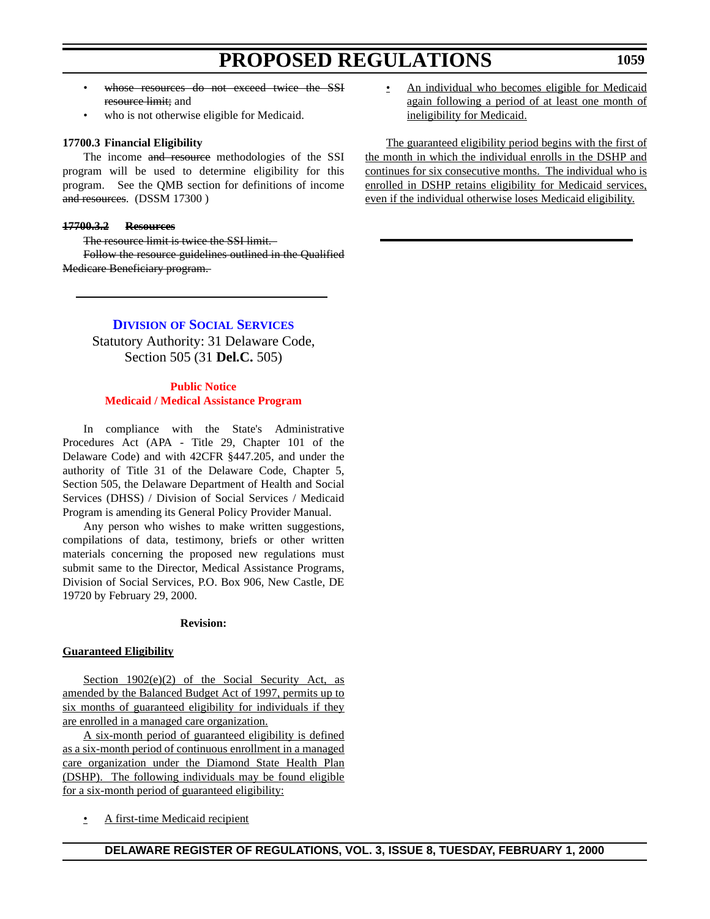- ~~whose resources do not exceed twice the SSI resource limit~~; and
- who is not otherwise eligible for Medicaid.

**17700.3 Financial Eligibility**

The income ~~and resource~~ methodologies of the SSI program will be used to determine eligibility for this program. See the QMB section for definitions of income ~~and resources~~. (DSSM 17300 )

~~**17700.3.2 Resources**~~

~~The resource limit is twice the SSI limit.~~

~~Follow the resource guidelines outlined in the Qualified Medicare Beneficiary program.~~

---

## DIVISION OF SOCIAL SERVICES

Statutory Authority: 31 Delaware Code, Section 505 (31 **Del.C.** 505)

**Public Notice**
**Medicaid / Medical Assistance Program**

In compliance with the State's Administrative Procedures Act (APA - Title 29, Chapter 101 of the Delaware Code) and with 42CFR §447.205, and under the authority of Title 31 of the Delaware Code, Chapter 5, Section 505, the Delaware Department of Health and Social Services (DHSS) / Division of Social Services / Medicaid Program is amending its General Policy Provider Manual.

Any person who wishes to make written suggestions, compilations of data, testimony, briefs or other written materials concerning the proposed new regulations must submit same to the Director, Medical Assistance Programs, Division of Social Services, P.O. Box 906, New Castle, DE 19720 by February 29, 2000.

**Revision:**

<u>**Guaranteed Eligibility**</u>

<u>Section 1902(e)(2) of the Social Security Act, as amended by the Balanced Budget Act of 1997, permits up to six months of guaranteed eligibility for individuals if they are enrolled in a managed care organization.</u>

<u>A six-month period of guaranteed eligibility is defined as a six-month period of continuous enrollment in a managed care organization under the Diamond State Health Plan (DSHP). The following individuals may be found eligible for a six-month period of guaranteed eligibility:</u>

- <u>A first-time Medicaid recipient</u>
- <u>An individual who becomes eligible for Medicaid again following a period of at least one month of ineligibility for Medicaid.</u>

<u>The guaranteed eligibility period begins with the first of the month in which the individual enrolls in the DSHP and continues for six consecutive months. The individual who is enrolled in DSHP retains eligibility for Medicaid services, even if the individual otherwise loses Medicaid eligibility.</u>

---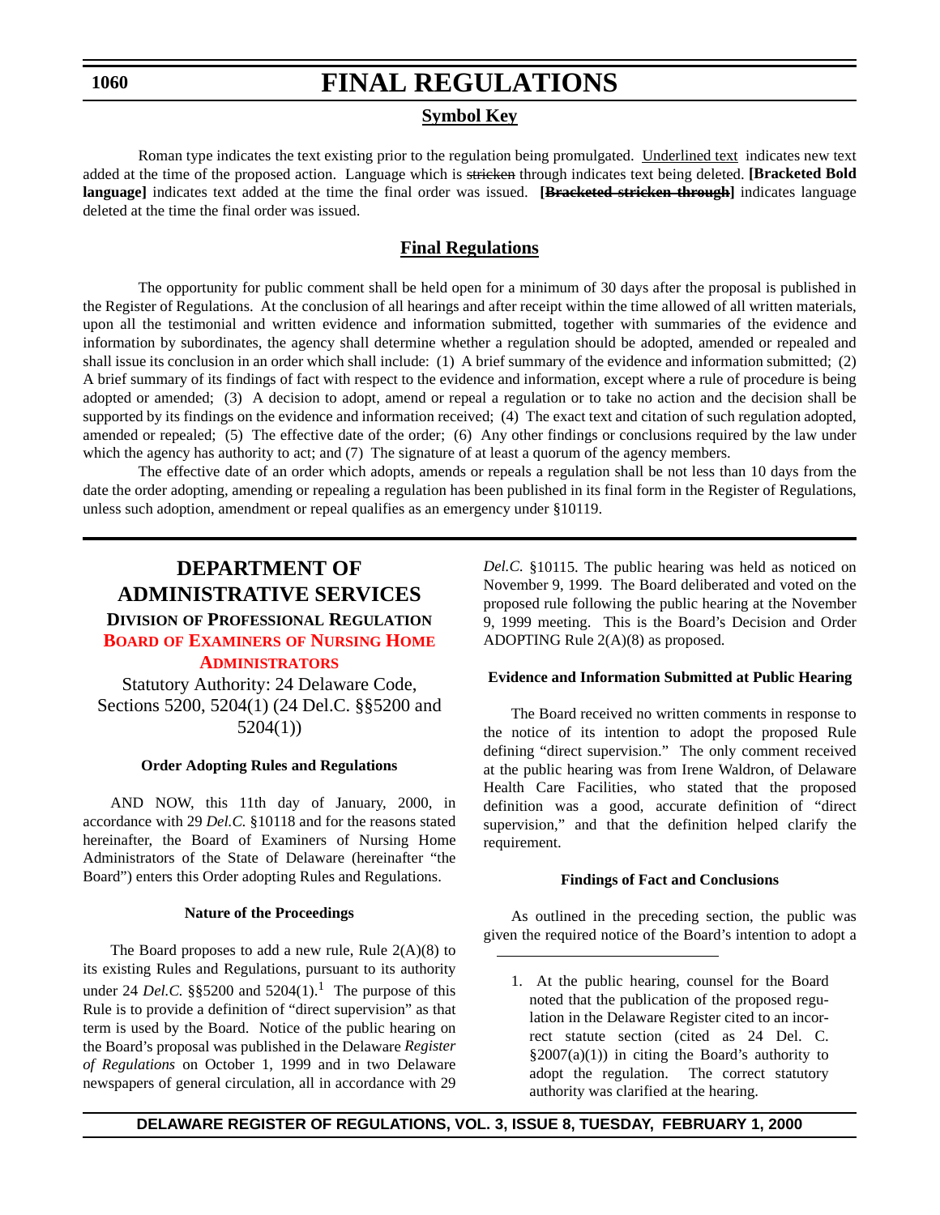# FINAL REGULATIONS

## Symbol Key

Roman type indicates the text existing prior to the regulation being promulgated. <u>Underlined text</u> indicates new text added at the time of the proposed action. Language which is ~~stricken~~ through indicates text being deleted. **[Bracketed Bold language]** indicates text added at the time the final order was issued. **[~~Bracketed stricken through~~]** indicates language deleted at the time the final order was issued.

## Final Regulations

The opportunity for public comment shall be held open for a minimum of 30 days after the proposal is published in the Register of Regulations. At the conclusion of all hearings and after receipt within the time allowed of all written materials, upon all the testimonial and written evidence and information submitted, together with summaries of the evidence and information by subordinates, the agency shall determine whether a regulation should be adopted, amended or repealed and shall issue its conclusion in an order which shall include: (1) A brief summary of the evidence and information submitted; (2) A brief summary of its findings of fact with respect to the evidence and information, except where a rule of procedure is being adopted or amended; (3) A decision to adopt, amend or repeal a regulation or to take no action and the decision shall be supported by its findings on the evidence and information received; (4) The exact text and citation of such regulation adopted, amended or repealed; (5) The effective date of the order; (6) Any other findings or conclusions required by the law under which the agency has authority to act; and (7) The signature of at least a quorum of the agency members.

The effective date of an order which adopts, amends or repeals a regulation shall be not less than 10 days from the date the order adopting, amending or repealing a regulation has been published in its final form in the Register of Regulations, unless such adoption, amendment or repeal qualifies as an emergency under §10119.

---

# DEPARTMENT OF ADMINISTRATIVE SERVICES

## DIVISION OF PROFESSIONAL REGULATION

### BOARD OF EXAMINERS OF NURSING HOME ADMINISTRATORS

Statutory Authority: 24 Delaware Code, Sections 5200, 5204(1) (24 Del.C. §§5200 and 5204(1))

**Order Adopting Rules and Regulations**

AND NOW, this 11th day of January, 2000, in accordance with 29 *Del.C.* §10118 and for the reasons stated hereinafter, the Board of Examiners of Nursing Home Administrators of the State of Delaware (hereinafter "the Board") enters this Order adopting Rules and Regulations.

**Nature of the Proceedings**

The Board proposes to add a new rule, Rule 2(A)(8) to its existing Rules and Regulations, pursuant to its authority under 24 *Del.C.* §§5200 and 5204(1).[1] The purpose of this Rule is to provide a definition of "direct supervision" as that term is used by the Board. Notice of the public hearing on the Board's proposal was published in the Delaware *Register of Regulations* on October 1, 1999 and in two Delaware newspapers of general circulation, all in accordance with 29 *Del.C.* §10115. The public hearing was held as noticed on November 9, 1999. The Board deliberated and voted on the proposed rule following the public hearing at the November 9, 1999 meeting. This is the Board's Decision and Order ADOPTING Rule 2(A)(8) as proposed.

**Evidence and Information Submitted at Public Hearing**

The Board received no written comments in response to the notice of its intention to adopt the proposed Rule defining "direct supervision." The only comment received at the public hearing was from Irene Waldron, of Delaware Health Care Facilities, who stated that the proposed definition was a good, accurate definition of "direct supervision," and that the definition helped clarify the requirement.

**Findings of Fact and Conclusions**

As outlined in the preceding section, the public was given the required notice of the Board's intention to adopt a

---

1. At the public hearing, counsel for the Board noted that the publication of the proposed regulation in the Delaware Register cited to an incorrect statute section (cited as 24 Del. C. §2007(a)(1)) in citing the Board's authority to adopt the regulation. The correct statutory authority was clarified at the hearing.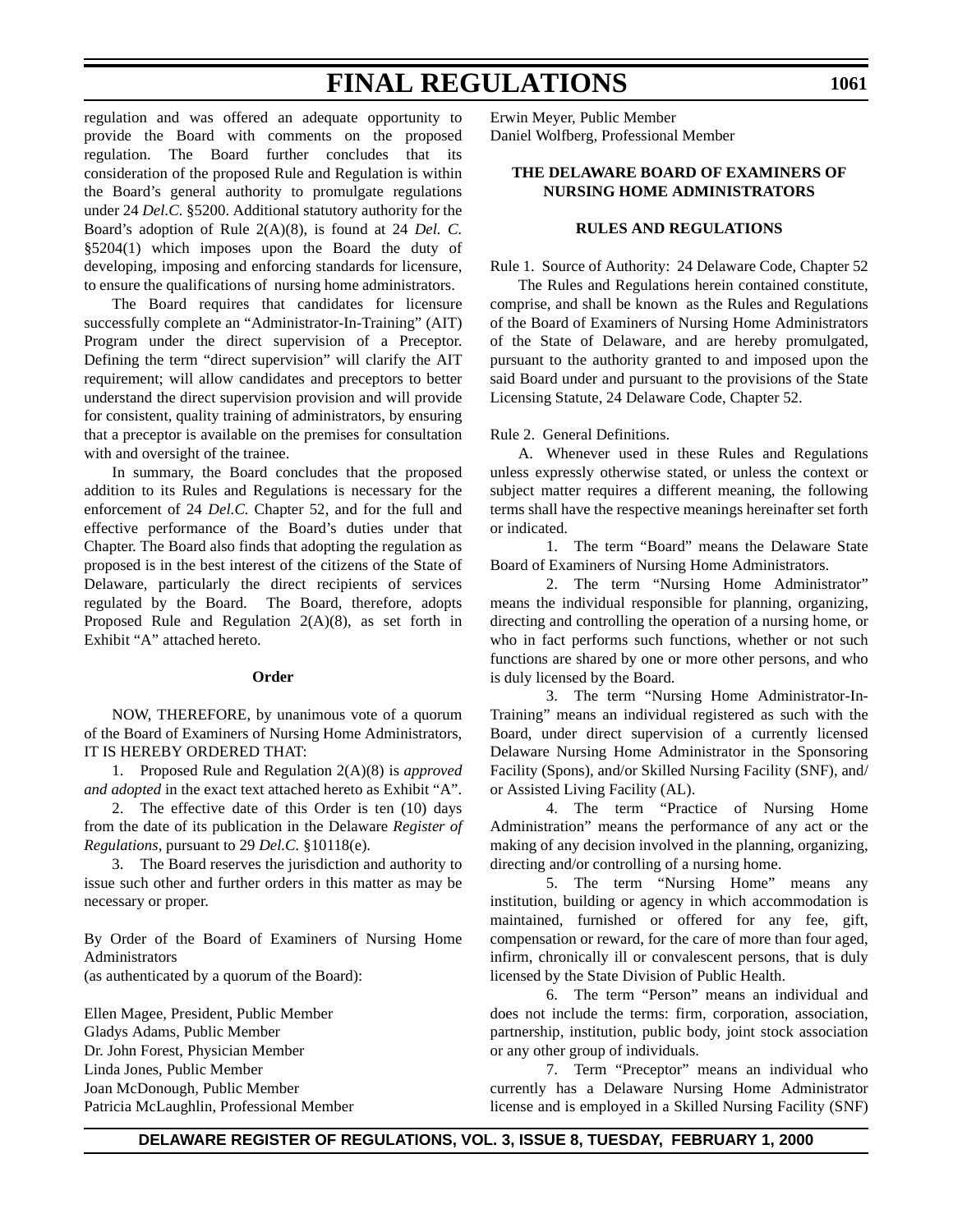regulation and was offered an adequate opportunity to provide the Board with comments on the proposed regulation. The Board further concludes that its consideration of the proposed Rule and Regulation is within the Board's general authority to promulgate regulations under 24 *Del.C.* §5200. Additional statutory authority for the Board's adoption of Rule 2(A)(8), is found at 24 *Del. C.* §5204(1) which imposes upon the Board the duty of developing, imposing and enforcing standards for licensure, to ensure the qualifications of nursing home administrators.

The Board requires that candidates for licensure successfully complete an "Administrator-In-Training" (AIT) Program under the direct supervision of a Preceptor. Defining the term "direct supervision" will clarify the AIT requirement; will allow candidates and preceptors to better understand the direct supervision provision and will provide for consistent, quality training of administrators, by ensuring that a preceptor is available on the premises for consultation with and oversight of the trainee.

In summary, the Board concludes that the proposed addition to its Rules and Regulations is necessary for the enforcement of 24 *Del.C.* Chapter 52, and for the full and effective performance of the Board's duties under that Chapter. The Board also finds that adopting the regulation as proposed is in the best interest of the citizens of the State of Delaware, particularly the direct recipients of services regulated by the Board. The Board, therefore, adopts Proposed Rule and Regulation 2(A)(8), as set forth in Exhibit "A" attached hereto.

**Order**

NOW, THEREFORE, by unanimous vote of a quorum of the Board of Examiners of Nursing Home Administrators, IT IS HEREBY ORDERED THAT:

1. Proposed Rule and Regulation 2(A)(8) is *approved and adopted* in the exact text attached hereto as Exhibit "A".

2. The effective date of this Order is ten (10) days from the date of its publication in the Delaware *Register of Regulations*, pursuant to 29 *Del.C.* §10118(e).

3. The Board reserves the jurisdiction and authority to issue such other and further orders in this matter as may be necessary or proper.

By Order of the Board of Examiners of Nursing Home Administrators
(as authenticated by a quorum of the Board):

Ellen Magee, President, Public Member
Gladys Adams, Public Member
Dr. John Forest, Physician Member
Linda Jones, Public Member
Joan McDonough, Public Member
Patricia McLaughlin, Professional Member
Erwin Meyer, Public Member
Daniel Wolfberg, Professional Member

**THE DELAWARE BOARD OF EXAMINERS OF NURSING HOME ADMINISTRATORS**

**RULES AND REGULATIONS**

Rule 1. Source of Authority: 24 Delaware Code, Chapter 52

The Rules and Regulations herein contained constitute, comprise, and shall be known as the Rules and Regulations of the Board of Examiners of Nursing Home Administrators of the State of Delaware, and are hereby promulgated, pursuant to the authority granted to and imposed upon the said Board under and pursuant to the provisions of the State Licensing Statute, 24 Delaware Code, Chapter 52.

Rule 2. General Definitions.

A. Whenever used in these Rules and Regulations unless expressly otherwise stated, or unless the context or subject matter requires a different meaning, the following terms shall have the respective meanings hereinafter set forth or indicated.

1. The term "Board" means the Delaware State Board of Examiners of Nursing Home Administrators.

2. The term "Nursing Home Administrator" means the individual responsible for planning, organizing, directing and controlling the operation of a nursing home, or who in fact performs such functions, whether or not such functions are shared by one or more other persons, and who is duly licensed by the Board.

3. The term "Nursing Home Administrator-In-Training" means an individual registered as such with the Board, under direct supervision of a currently licensed Delaware Nursing Home Administrator in the Sponsoring Facility (Spons), and/or Skilled Nursing Facility (SNF), and/or Assisted Living Facility (AL).

4. The term "Practice of Nursing Home Administration" means the performance of any act or the making of any decision involved in the planning, organizing, directing and/or controlling of a nursing home.

5. The term "Nursing Home" means any institution, building or agency in which accommodation is maintained, furnished or offered for any fee, gift, compensation or reward, for the care of more than four aged, infirm, chronically ill or convalescent persons, that is duly licensed by the State Division of Public Health.

6. The term "Person" means an individual and does not include the terms: firm, corporation, association, partnership, institution, public body, joint stock association or any other group of individuals.

7. Term "Preceptor" means an individual who currently has a Delaware Nursing Home Administrator license and is employed in a Skilled Nursing Facility (SNF)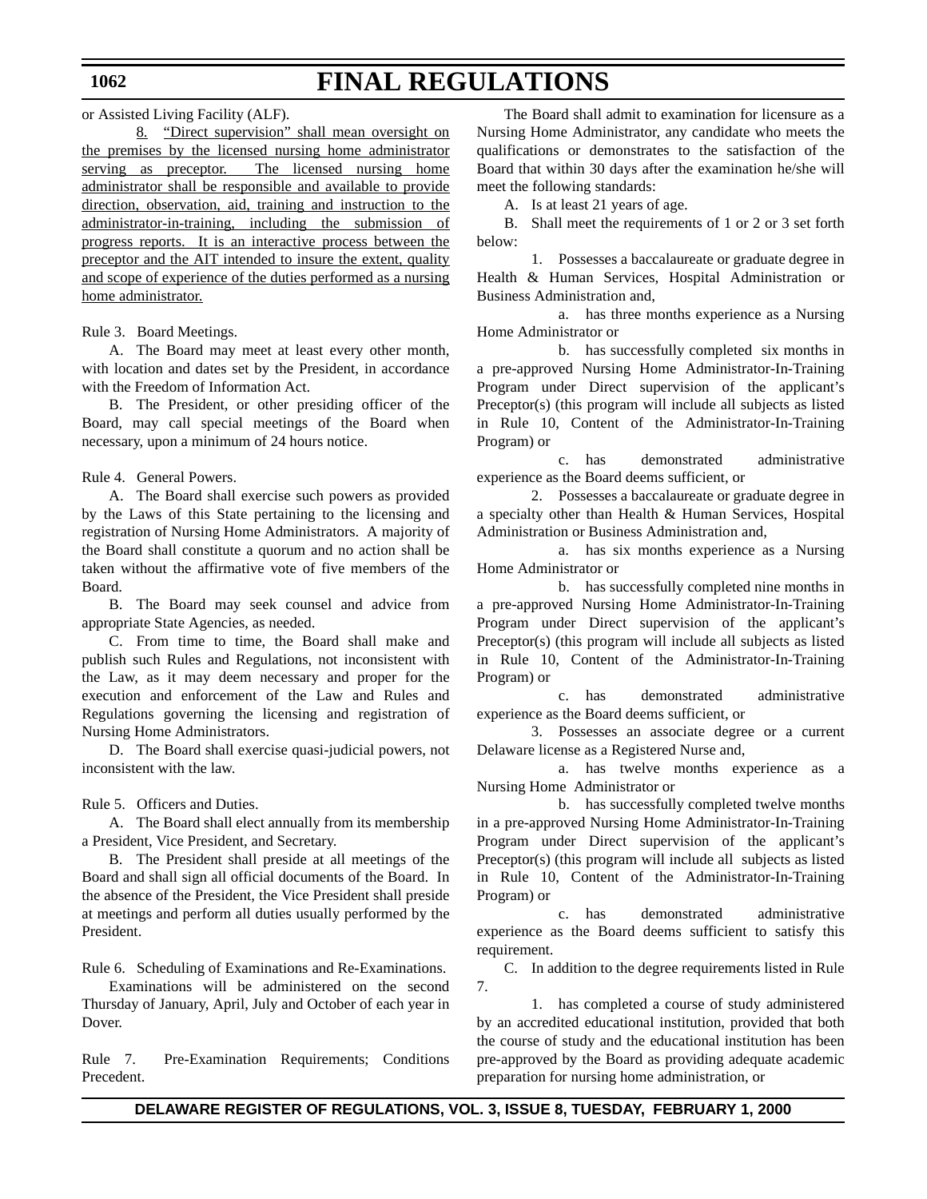or Assisted Living Facility (ALF).

<u>8. "Direct supervision" shall mean oversight on the premises by the licensed nursing home administrator serving as preceptor. The licensed nursing home administrator shall be responsible and available to provide direction, observation, aid, training and instruction to the administrator-in-training, including the submission of progress reports. It is an interactive process between the preceptor and the AIT intended to insure the extent, quality and scope of experience of the duties performed as a nursing home administrator.</u>

Rule 3. Board Meetings.

A. The Board may meet at least every other month, with location and dates set by the President, in accordance with the Freedom of Information Act.

B. The President, or other presiding officer of the Board, may call special meetings of the Board when necessary, upon a minimum of 24 hours notice.

Rule 4. General Powers.

A. The Board shall exercise such powers as provided by the Laws of this State pertaining to the licensing and registration of Nursing Home Administrators. A majority of the Board shall constitute a quorum and no action shall be taken without the affirmative vote of five members of the Board.

B. The Board may seek counsel and advice from appropriate State Agencies, as needed.

C. From time to time, the Board shall make and publish such Rules and Regulations, not inconsistent with the Law, as it may deem necessary and proper for the execution and enforcement of the Law and Rules and Regulations governing the licensing and registration of Nursing Home Administrators.

D. The Board shall exercise quasi-judicial powers, not inconsistent with the law.

Rule 5. Officers and Duties.

A. The Board shall elect annually from its membership a President, Vice President, and Secretary.

B. The President shall preside at all meetings of the Board and shall sign all official documents of the Board. In the absence of the President, the Vice President shall preside at meetings and perform all duties usually performed by the President.

Rule 6. Scheduling of Examinations and Re-Examinations.

Examinations will be administered on the second Thursday of January, April, July and October of each year in Dover.

Rule 7. Pre-Examination Requirements; Conditions Precedent.

The Board shall admit to examination for licensure as a Nursing Home Administrator, any candidate who meets the qualifications or demonstrates to the satisfaction of the Board that within 30 days after the examination he/she will meet the following standards:

A. Is at least 21 years of age.

B. Shall meet the requirements of 1 or 2 or 3 set forth below:

1. Possesses a baccalaureate or graduate degree in Health & Human Services, Hospital Administration or Business Administration and,

a. has three months experience as a Nursing Home Administrator or

b. has successfully completed six months in a pre-approved Nursing Home Administrator-In-Training Program under Direct supervision of the applicant's Preceptor(s) (this program will include all subjects as listed in Rule 10, Content of the Administrator-In-Training Program) or

c. has demonstrated administrative experience as the Board deems sufficient, or

2. Possesses a baccalaureate or graduate degree in a specialty other than Health & Human Services, Hospital Administration or Business Administration and,

a. has six months experience as a Nursing Home Administrator or

b. has successfully completed nine months in a pre-approved Nursing Home Administrator-In-Training Program under Direct supervision of the applicant's Preceptor(s) (this program will include all subjects as listed in Rule 10, Content of the Administrator-In-Training Program) or

c. has demonstrated administrative experience as the Board deems sufficient, or

3. Possesses an associate degree or a current Delaware license as a Registered Nurse and,

a. has twelve months experience as a Nursing Home Administrator or

b. has successfully completed twelve months in a pre-approved Nursing Home Administrator-In-Training Program under Direct supervision of the applicant's Preceptor(s) (this program will include all subjects as listed in Rule 10, Content of the Administrator-In-Training Program) or

c. has demonstrated administrative experience as the Board deems sufficient to satisfy this requirement.

C. In addition to the degree requirements listed in Rule 7.

1. has completed a course of study administered by an accredited educational institution, provided that both the course of study and the educational institution has been pre-approved by the Board as providing adequate academic preparation for nursing home administration, or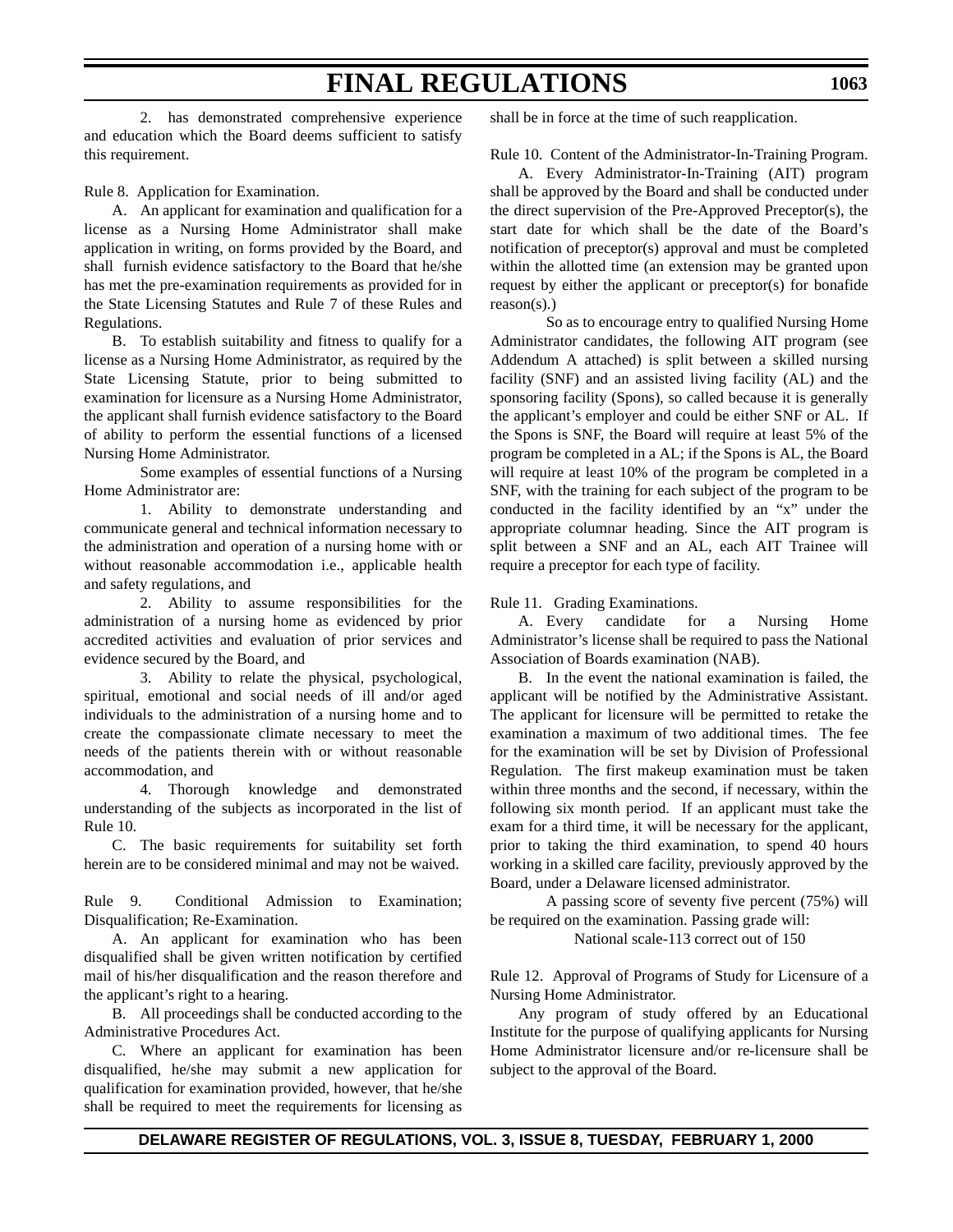2. has demonstrated comprehensive experience and education which the Board deems sufficient to satisfy this requirement.

Rule 8. Application for Examination.

A. An applicant for examination and qualification for a license as a Nursing Home Administrator shall make application in writing, on forms provided by the Board, and shall furnish evidence satisfactory to the Board that he/she has met the pre-examination requirements as provided for in the State Licensing Statutes and Rule 7 of these Rules and Regulations.

B. To establish suitability and fitness to qualify for a license as a Nursing Home Administrator, as required by the State Licensing Statute, prior to being submitted to examination for licensure as a Nursing Home Administrator, the applicant shall furnish evidence satisfactory to the Board of ability to perform the essential functions of a licensed Nursing Home Administrator.

Some examples of essential functions of a Nursing Home Administrator are:

1. Ability to demonstrate understanding and communicate general and technical information necessary to the administration and operation of a nursing home with or without reasonable accommodation i.e., applicable health and safety regulations, and

2. Ability to assume responsibilities for the administration of a nursing home as evidenced by prior accredited activities and evaluation of prior services and evidence secured by the Board, and

3. Ability to relate the physical, psychological, spiritual, emotional and social needs of ill and/or aged individuals to the administration of a nursing home and to create the compassionate climate necessary to meet the needs of the patients therein with or without reasonable accommodation, and

4. Thorough knowledge and demonstrated understanding of the subjects as incorporated in the list of Rule 10.

C. The basic requirements for suitability set forth herein are to be considered minimal and may not be waived.

Rule 9. Conditional Admission to Examination; Disqualification; Re-Examination.

A. An applicant for examination who has been disqualified shall be given written notification by certified mail of his/her disqualification and the reason therefore and the applicant's right to a hearing.

B. All proceedings shall be conducted according to the Administrative Procedures Act.

C. Where an applicant for examination has been disqualified, he/she may submit a new application for qualification for examination provided, however, that he/she shall be required to meet the requirements for licensing as shall be in force at the time of such reapplication.

Rule 10. Content of the Administrator-In-Training Program.

A. Every Administrator-In-Training (AIT) program shall be approved by the Board and shall be conducted under the direct supervision of the Pre-Approved Preceptor(s), the start date for which shall be the date of the Board's notification of preceptor(s) approval and must be completed within the allotted time (an extension may be granted upon request by either the applicant or preceptor(s) for bonafide reason(s).)

So as to encourage entry to qualified Nursing Home Administrator candidates, the following AIT program (see Addendum A attached) is split between a skilled nursing facility (SNF) and an assisted living facility (AL) and the sponsoring facility (Spons), so called because it is generally the applicant's employer and could be either SNF or AL. If the Spons is SNF, the Board will require at least 5% of the program be completed in a AL; if the Spons is AL, the Board will require at least 10% of the program be completed in a SNF, with the training for each subject of the program to be conducted in the facility identified by an "x" under the appropriate columnar heading. Since the AIT program is split between a SNF and an AL, each AIT Trainee will require a preceptor for each type of facility.

Rule 11. Grading Examinations.

A. Every candidate for a Nursing Home Administrator's license shall be required to pass the National Association of Boards examination (NAB).

B. In the event the national examination is failed, the applicant will be notified by the Administrative Assistant. The applicant for licensure will be permitted to retake the examination a maximum of two additional times. The fee for the examination will be set by Division of Professional Regulation. The first makeup examination must be taken within three months and the second, if necessary, within the following six month period. If an applicant must take the exam for a third time, it will be necessary for the applicant, prior to taking the third examination, to spend 40 hours working in a skilled care facility, previously approved by the Board, under a Delaware licensed administrator.

A passing score of seventy five percent (75%) will be required on the examination. Passing grade will:

National scale-113 correct out of 150

Rule 12. Approval of Programs of Study for Licensure of a Nursing Home Administrator.

Any program of study offered by an Educational Institute for the purpose of qualifying applicants for Nursing Home Administrator licensure and/or re-licensure shall be subject to the approval of the Board.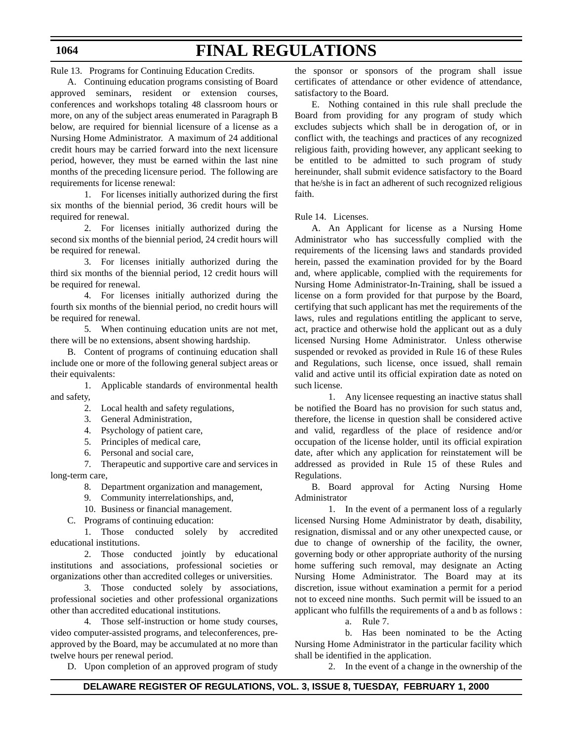Rule 13. Programs for Continuing Education Credits.

A. Continuing education programs consisting of Board approved seminars, resident or extension courses, conferences and workshops totaling 48 classroom hours or more, on any of the subject areas enumerated in Paragraph B below, are required for biennial licensure of a license as a Nursing Home Administrator. A maximum of 24 additional credit hours may be carried forward into the next licensure period, however, they must be earned within the last nine months of the preceding licensure period. The following are requirements for license renewal:

1. For licenses initially authorized during the first six months of the biennial period, 36 credit hours will be required for renewal.

2. For licenses initially authorized during the second six months of the biennial period, 24 credit hours will be required for renewal.

3. For licenses initially authorized during the third six months of the biennial period, 12 credit hours will be required for renewal.

4. For licenses initially authorized during the fourth six months of the biennial period, no credit hours will be required for renewal.

5. When continuing education units are not met, there will be no extensions, absent showing hardship.

B. Content of programs of continuing education shall include one or more of the following general subject areas or their equivalents:

1. Applicable standards of environmental health and safety,

2. Local health and safety regulations,

3. General Administration,

4. Psychology of patient care,

5. Principles of medical care,

6. Personal and social care,

7. Therapeutic and supportive care and services in long-term care,

8. Department organization and management,

9. Community interrelationships, and,

10. Business or financial management.

C. Programs of continuing education:

1. Those conducted solely by accredited educational institutions.

2. Those conducted jointly by educational institutions and associations, professional societies or organizations other than accredited colleges or universities.

3. Those conducted solely by associations, professional societies and other professional organizations other than accredited educational institutions.

4. Those self-instruction or home study courses, video computer-assisted programs, and teleconferences, pre-approved by the Board, may be accumulated at no more than twelve hours per renewal period.

D. Upon completion of an approved program of study the sponsor or sponsors of the program shall issue certificates of attendance or other evidence of attendance, satisfactory to the Board.

E. Nothing contained in this rule shall preclude the Board from providing for any program of study which excludes subjects which shall be in derogation of, or in conflict with, the teachings and practices of any recognized religious faith, providing however, any applicant seeking to be entitled to be admitted to such program of study hereinunder, shall submit evidence satisfactory to the Board that he/she is in fact an adherent of such recognized religious faith.

Rule 14. Licenses.

A. An Applicant for license as a Nursing Home Administrator who has successfully complied with the requirements of the licensing laws and standards provided herein, passed the examination provided for by the Board and, where applicable, complied with the requirements for Nursing Home Administrator-In-Training, shall be issued a license on a form provided for that purpose by the Board, certifying that such applicant has met the requirements of the laws, rules and regulations entitling the applicant to serve, act, practice and otherwise hold the applicant out as a duly licensed Nursing Home Administrator. Unless otherwise suspended or revoked as provided in Rule 16 of these Rules and Regulations, such license, once issued, shall remain valid and active until its official expiration date as noted on such license.

1. Any licensee requesting an inactive status shall be notified the Board has no provision for such status and, therefore, the license in question shall be considered active and valid, regardless of the place of residence and/or occupation of the license holder, until its official expiration date, after which any application for reinstatement will be addressed as provided in Rule 15 of these Rules and Regulations.

B. Board approval for Acting Nursing Home Administrator

1. In the event of a permanent loss of a regularly licensed Nursing Home Administrator by death, disability, resignation, dismissal and or any other unexpected cause, or due to change of ownership of the facility, the owner, governing body or other appropriate authority of the nursing home suffering such removal, may designate an Acting Nursing Home Administrator. The Board may at its discretion, issue without examination a permit for a period not to exceed nine months. Such permit will be issued to an applicant who fulfills the requirements of a and b as follows :

a. Rule 7.

b. Has been nominated to be the Acting Nursing Home Administrator in the particular facility which shall be identified in the application.

2. In the event of a change in the ownership of the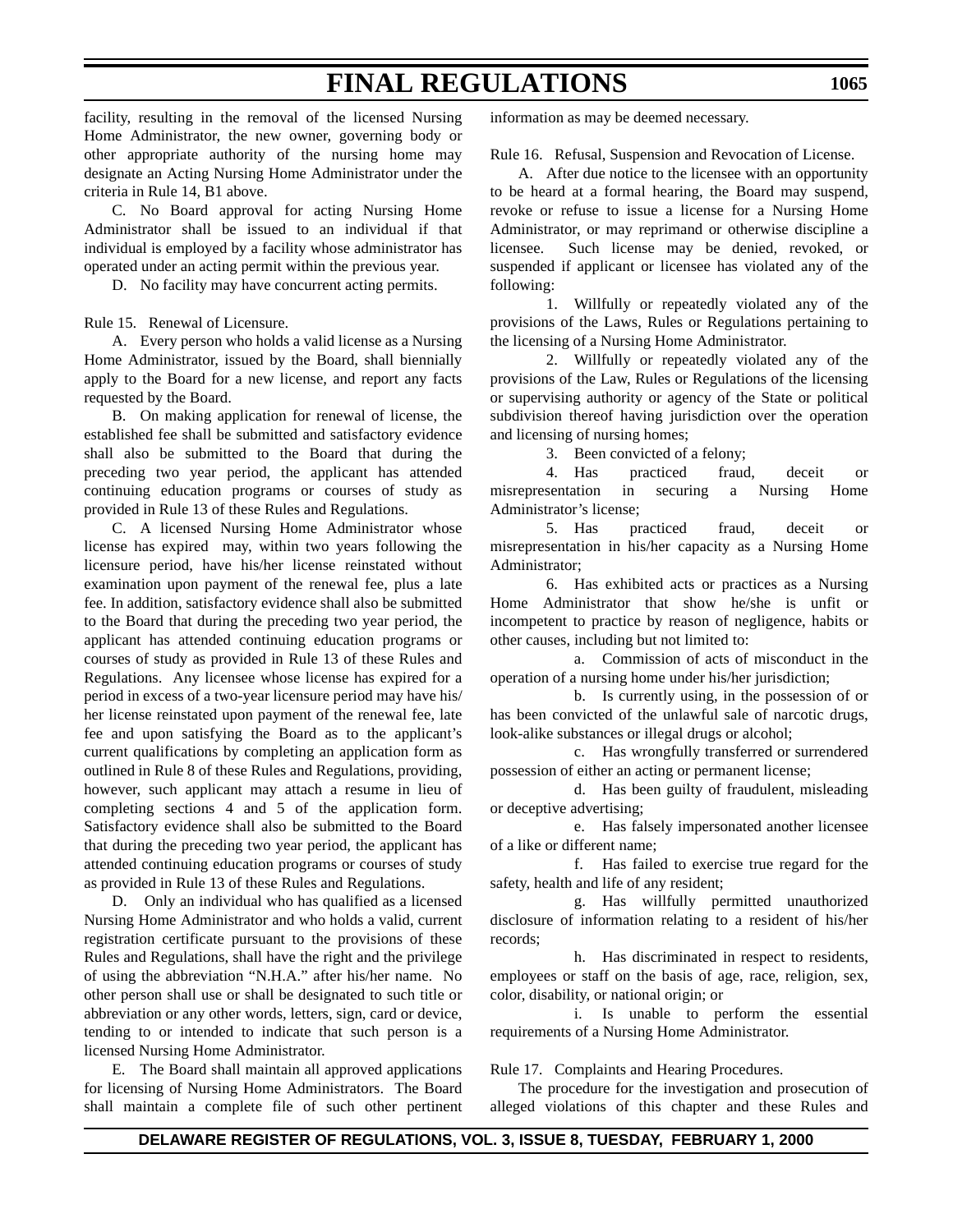facility, resulting in the removal of the licensed Nursing Home Administrator, the new owner, governing body or other appropriate authority of the nursing home may designate an Acting Nursing Home Administrator under the criteria in Rule 14, B1 above.

C. No Board approval for acting Nursing Home Administrator shall be issued to an individual if that individual is employed by a facility whose administrator has operated under an acting permit within the previous year.

D. No facility may have concurrent acting permits.

Rule 15. Renewal of Licensure.

A. Every person who holds a valid license as a Nursing Home Administrator, issued by the Board, shall biennially apply to the Board for a new license, and report any facts requested by the Board.

B. On making application for renewal of license, the established fee shall be submitted and satisfactory evidence shall also be submitted to the Board that during the preceding two year period, the applicant has attended continuing education programs or courses of study as provided in Rule 13 of these Rules and Regulations.

C. A licensed Nursing Home Administrator whose license has expired may, within two years following the licensure period, have his/her license reinstated without examination upon payment of the renewal fee, plus a late fee. In addition, satisfactory evidence shall also be submitted to the Board that during the preceding two year period, the applicant has attended continuing education programs or courses of study as provided in Rule 13 of these Rules and Regulations. Any licensee whose license has expired for a period in excess of a two-year licensure period may have his/her license reinstated upon payment of the renewal fee, late fee and upon satisfying the Board as to the applicant's current qualifications by completing an application form as outlined in Rule 8 of these Rules and Regulations, providing, however, such applicant may attach a resume in lieu of completing sections 4 and 5 of the application form. Satisfactory evidence shall also be submitted to the Board that during the preceding two year period, the applicant has attended continuing education programs or courses of study as provided in Rule 13 of these Rules and Regulations.

D. Only an individual who has qualified as a licensed Nursing Home Administrator and who holds a valid, current registration certificate pursuant to the provisions of these Rules and Regulations, shall have the right and the privilege of using the abbreviation "N.H.A." after his/her name. No other person shall use or shall be designated to such title or abbreviation or any other words, letters, sign, card or device, tending to or intended to indicate that such person is a licensed Nursing Home Administrator.

E. The Board shall maintain all approved applications for licensing of Nursing Home Administrators. The Board shall maintain a complete file of such other pertinent information as may be deemed necessary.

Rule 16. Refusal, Suspension and Revocation of License.

A. After due notice to the licensee with an opportunity to be heard at a formal hearing, the Board may suspend, revoke or refuse to issue a license for a Nursing Home Administrator, or may reprimand or otherwise discipline a licensee. Such license may be denied, revoked, or suspended if applicant or licensee has violated any of the following:

1. Willfully or repeatedly violated any of the provisions of the Laws, Rules or Regulations pertaining to the licensing of a Nursing Home Administrator.

2. Willfully or repeatedly violated any of the provisions of the Law, Rules or Regulations of the licensing or supervising authority or agency of the State or political subdivision thereof having jurisdiction over the operation and licensing of nursing homes;

3. Been convicted of a felony;

4. Has practiced fraud, deceit or misrepresentation in securing a Nursing Home Administrator's license;

5. Has practiced fraud, deceit or misrepresentation in his/her capacity as a Nursing Home Administrator;

6. Has exhibited acts or practices as a Nursing Home Administrator that show he/she is unfit or incompetent to practice by reason of negligence, habits or other causes, including but not limited to:

a. Commission of acts of misconduct in the operation of a nursing home under his/her jurisdiction;

b. Is currently using, in the possession of or has been convicted of the unlawful sale of narcotic drugs, look-alike substances or illegal drugs or alcohol;

c. Has wrongfully transferred or surrendered possession of either an acting or permanent license;

d. Has been guilty of fraudulent, misleading or deceptive advertising;

e. Has falsely impersonated another licensee of a like or different name;

f. Has failed to exercise true regard for the safety, health and life of any resident;

g. Has willfully permitted unauthorized disclosure of information relating to a resident of his/her records;

h. Has discriminated in respect to residents, employees or staff on the basis of age, race, religion, sex, color, disability, or national origin; or

i. Is unable to perform the essential requirements of a Nursing Home Administrator.

Rule 17. Complaints and Hearing Procedures.

The procedure for the investigation and prosecution of alleged violations of this chapter and these Rules and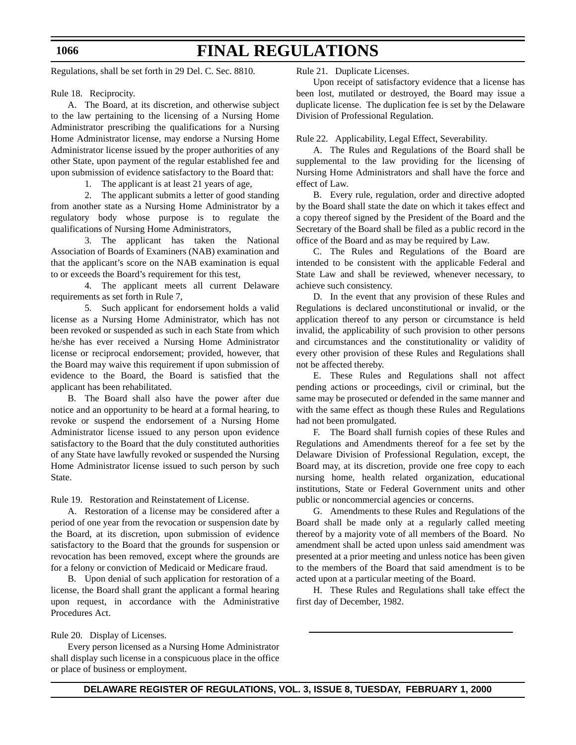Regulations, shall be set forth in 29 Del. C. Sec. 8810.

Rule 18. Reciprocity.

A. The Board, at its discretion, and otherwise subject to the law pertaining to the licensing of a Nursing Home Administrator prescribing the qualifications for a Nursing Home Administrator license, may endorse a Nursing Home Administrator license issued by the proper authorities of any other State, upon payment of the regular established fee and upon submission of evidence satisfactory to the Board that:

1. The applicant is at least 21 years of age,

2. The applicant submits a letter of good standing from another state as a Nursing Home Administrator by a regulatory body whose purpose is to regulate the qualifications of Nursing Home Administrators,

3. The applicant has taken the National Association of Boards of Examiners (NAB) examination and that the applicant's score on the NAB examination is equal to or exceeds the Board's requirement for this test,

4. The applicant meets all current Delaware requirements as set forth in Rule 7,

5. Such applicant for endorsement holds a valid license as a Nursing Home Administrator, which has not been revoked or suspended as such in each State from which he/she has ever received a Nursing Home Administrator license or reciprocal endorsement; provided, however, that the Board may waive this requirement if upon submission of evidence to the Board, the Board is satisfied that the applicant has been rehabilitated.

B. The Board shall also have the power after due notice and an opportunity to be heard at a formal hearing, to revoke or suspend the endorsement of a Nursing Home Administrator license issued to any person upon evidence satisfactory to the Board that the duly constituted authorities of any State have lawfully revoked or suspended the Nursing Home Administrator license issued to such person by such State.

Rule 19. Restoration and Reinstatement of License.

A. Restoration of a license may be considered after a period of one year from the revocation or suspension date by the Board, at its discretion, upon submission of evidence satisfactory to the Board that the grounds for suspension or revocation has been removed, except where the grounds are for a felony or conviction of Medicaid or Medicare fraud.

B. Upon denial of such application for restoration of a license, the Board shall grant the applicant a formal hearing upon request, in accordance with the Administrative Procedures Act.

Rule 20. Display of Licenses.

Every person licensed as a Nursing Home Administrator shall display such license in a conspicuous place in the office or place of business or employment.

Rule 21. Duplicate Licenses.

Upon receipt of satisfactory evidence that a license has been lost, mutilated or destroyed, the Board may issue a duplicate license. The duplication fee is set by the Delaware Division of Professional Regulation.

Rule 22. Applicability, Legal Effect, Severability.

A. The Rules and Regulations of the Board shall be supplemental to the law providing for the licensing of Nursing Home Administrators and shall have the force and effect of Law.

B. Every rule, regulation, order and directive adopted by the Board shall state the date on which it takes effect and a copy thereof signed by the President of the Board and the Secretary of the Board shall be filed as a public record in the office of the Board and as may be required by Law.

C. The Rules and Regulations of the Board are intended to be consistent with the applicable Federal and State Law and shall be reviewed, whenever necessary, to achieve such consistency.

D. In the event that any provision of these Rules and Regulations is declared unconstitutional or invalid, or the application thereof to any person or circumstance is held invalid, the applicability of such provision to other persons and circumstances and the constitutionality or validity of every other provision of these Rules and Regulations shall not be affected thereby.

E. These Rules and Regulations shall not affect pending actions or proceedings, civil or criminal, but the same may be prosecuted or defended in the same manner and with the same effect as though these Rules and Regulations had not been promulgated.

F. The Board shall furnish copies of these Rules and Regulations and Amendments thereof for a fee set by the Delaware Division of Professional Regulation, except, the Board may, at its discretion, provide one free copy to each nursing home, health related organization, educational institutions, State or Federal Government units and other public or noncommercial agencies or concerns.

G. Amendments to these Rules and Regulations of the Board shall be made only at a regularly called meeting thereof by a majority vote of all members of the Board. No amendment shall be acted upon unless said amendment was presented at a prior meeting and unless notice has been given to the members of the Board that said amendment is to be acted upon at a particular meeting of the Board.

H. These Rules and Regulations shall take effect the first day of December, 1982.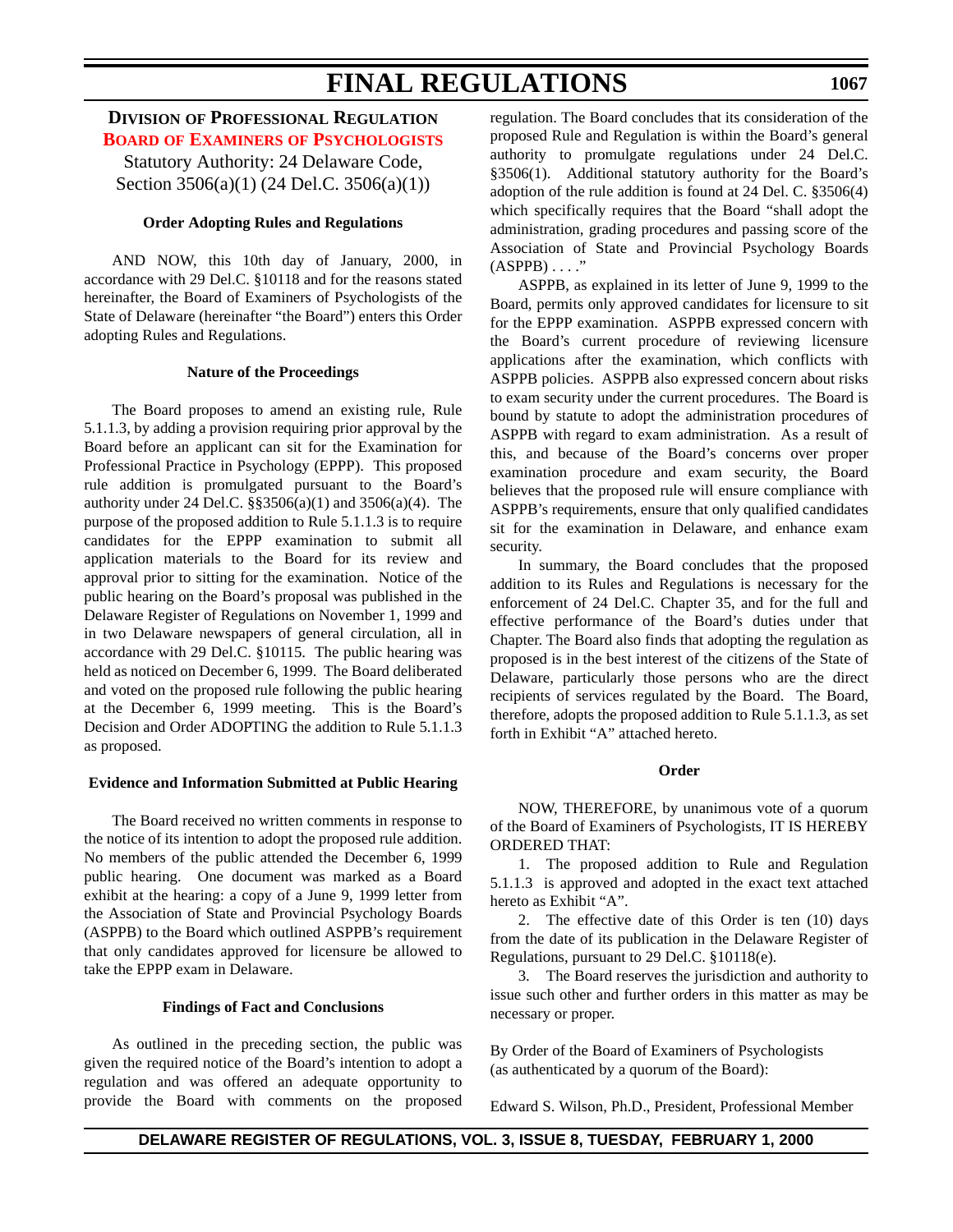## DIVISION OF PROFESSIONAL REGULATION

### BOARD OF EXAMINERS OF PSYCHOLOGISTS

Statutory Authority: 24 Delaware Code, Section 3506(a)(1) (24 Del.C. 3506(a)(1))

**Order Adopting Rules and Regulations**

AND NOW, this 10th day of January, 2000, in accordance with 29 Del.C. §10118 and for the reasons stated hereinafter, the Board of Examiners of Psychologists of the State of Delaware (hereinafter "the Board") enters this Order adopting Rules and Regulations.

**Nature of the Proceedings**

The Board proposes to amend an existing rule, Rule 5.1.1.3, by adding a provision requiring prior approval by the Board before an applicant can sit for the Examination for Professional Practice in Psychology (EPPP). This proposed rule addition is promulgated pursuant to the Board's authority under 24 Del.C. §§3506(a)(1) and 3506(a)(4). The purpose of the proposed addition to Rule 5.1.1.3 is to require candidates for the EPPP examination to submit all application materials to the Board for its review and approval prior to sitting for the examination. Notice of the public hearing on the Board's proposal was published in the Delaware Register of Regulations on November 1, 1999 and in two Delaware newspapers of general circulation, all in accordance with 29 Del.C. §10115. The public hearing was held as noticed on December 6, 1999. The Board deliberated and voted on the proposed rule following the public hearing at the December 6, 1999 meeting. This is the Board's Decision and Order ADOPTING the addition to Rule 5.1.1.3 as proposed.

**Evidence and Information Submitted at Public Hearing**

The Board received no written comments in response to the notice of its intention to adopt the proposed rule addition. No members of the public attended the December 6, 1999 public hearing. One document was marked as a Board exhibit at the hearing: a copy of a June 9, 1999 letter from the Association of State and Provincial Psychology Boards (ASPPB) to the Board which outlined ASPPB's requirement that only candidates approved for licensure be allowed to take the EPPP exam in Delaware.

**Findings of Fact and Conclusions**

As outlined in the preceding section, the public was given the required notice of the Board's intention to adopt a regulation and was offered an adequate opportunity to provide the Board with comments on the proposed regulation. The Board concludes that its consideration of the proposed Rule and Regulation is within the Board's general authority to promulgate regulations under 24 Del.C. §3506(1). Additional statutory authority for the Board's adoption of the rule addition is found at 24 Del. C. §3506(4) which specifically requires that the Board "shall adopt the administration, grading procedures and passing score of the Association of State and Provincial Psychology Boards (ASPPB) . . . ."

ASPPB, as explained in its letter of June 9, 1999 to the Board, permits only approved candidates for licensure to sit for the EPPP examination. ASPPB expressed concern with the Board's current procedure of reviewing licensure applications after the examination, which conflicts with ASPPB policies. ASPPB also expressed concern about risks to exam security under the current procedures. The Board is bound by statute to adopt the administration procedures of ASPPB with regard to exam administration. As a result of this, and because of the Board's concerns over proper examination procedure and exam security, the Board believes that the proposed rule will ensure compliance with ASPPB's requirements, ensure that only qualified candidates sit for the examination in Delaware, and enhance exam security.

In summary, the Board concludes that the proposed addition to its Rules and Regulations is necessary for the enforcement of 24 Del.C. Chapter 35, and for the full and effective performance of the Board's duties under that Chapter. The Board also finds that adopting the regulation as proposed is in the best interest of the citizens of the State of Delaware, particularly those persons who are the direct recipients of services regulated by the Board. The Board, therefore, adopts the proposed addition to Rule 5.1.1.3, as set forth in Exhibit "A" attached hereto.

**Order**

NOW, THEREFORE, by unanimous vote of a quorum of the Board of Examiners of Psychologists, IT IS HEREBY ORDERED THAT:

1. The proposed addition to Rule and Regulation 5.1.1.3 is approved and adopted in the exact text attached hereto as Exhibit "A".

2. The effective date of this Order is ten (10) days from the date of its publication in the Delaware Register of Regulations, pursuant to 29 Del.C. §10118(e).

3. The Board reserves the jurisdiction and authority to issue such other and further orders in this matter as may be necessary or proper.

By Order of the Board of Examiners of Psychologists
(as authenticated by a quorum of the Board):

Edward S. Wilson, Ph.D., President, Professional Member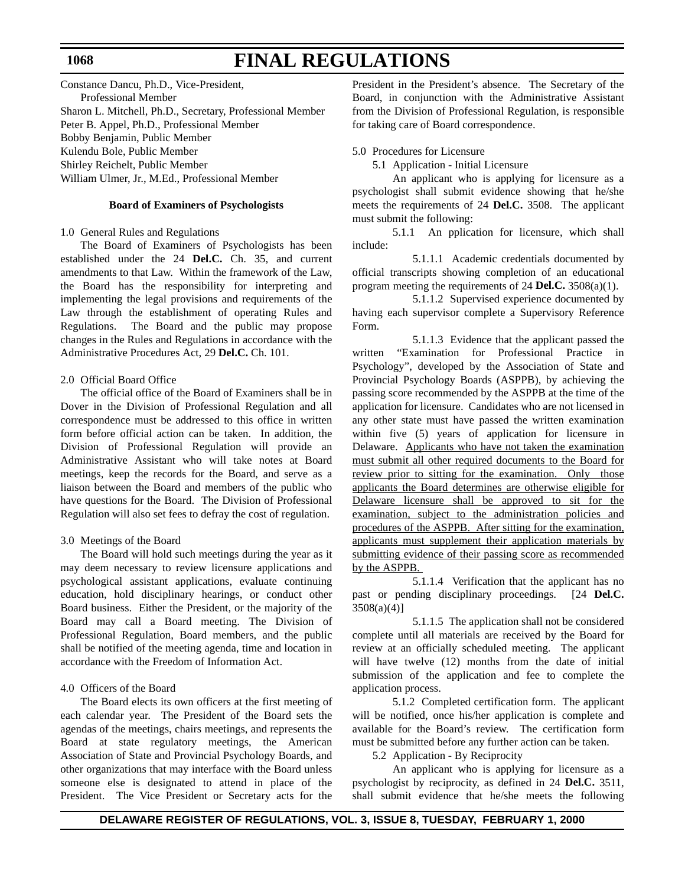Constance Dancu, Ph.D., Vice-President, Professional Member
Sharon L. Mitchell, Ph.D., Secretary, Professional Member
Peter B. Appel, Ph.D., Professional Member
Bobby Benjamin, Public Member
Kulendu Bole, Public Member
Shirley Reichelt, Public Member
William Ulmer, Jr., M.Ed., Professional Member

**Board of Examiners of Psychologists**

1.0 General Rules and Regulations

The Board of Examiners of Psychologists has been established under the 24 **Del.C.** Ch. 35, and current amendments to that Law. Within the framework of the Law, the Board has the responsibility for interpreting and implementing the legal provisions and requirements of the Law through the establishment of operating Rules and Regulations. The Board and the public may propose changes in the Rules and Regulations in accordance with the Administrative Procedures Act, 29 **Del.C.** Ch. 101.

2.0 Official Board Office

The official office of the Board of Examiners shall be in Dover in the Division of Professional Regulation and all correspondence must be addressed to this office in written form before official action can be taken. In addition, the Division of Professional Regulation will provide an Administrative Assistant who will take notes at Board meetings, keep the records for the Board, and serve as a liaison between the Board and members of the public who have questions for the Board. The Division of Professional Regulation will also set fees to defray the cost of regulation.

3.0 Meetings of the Board

The Board will hold such meetings during the year as it may deem necessary to review licensure applications and psychological assistant applications, evaluate continuing education, hold disciplinary hearings, or conduct other Board business. Either the President, or the majority of the Board may call a Board meeting. The Division of Professional Regulation, Board members, and the public shall be notified of the meeting agenda, time and location in accordance with the Freedom of Information Act.

4.0 Officers of the Board

The Board elects its own officers at the first meeting of each calendar year. The President of the Board sets the agendas of the meetings, chairs meetings, and represents the Board at state regulatory meetings, the American Association of State and Provincial Psychology Boards, and other organizations that may interface with the Board unless someone else is designated to attend in place of the President. The Vice President or Secretary acts for the President in the President's absence. The Secretary of the Board, in conjunction with the Administrative Assistant from the Division of Professional Regulation, is responsible for taking care of Board correspondence.

5.0 Procedures for Licensure

5.1 Application - Initial Licensure

An applicant who is applying for licensure as a psychologist shall submit evidence showing that he/she meets the requirements of 24 **Del.C.** 3508. The applicant must submit the following:

5.1.1 An pplication for licensure, which shall include:

5.1.1.1 Academic credentials documented by official transcripts showing completion of an educational program meeting the requirements of 24 **Del.C.** 3508(a)(1).

5.1.1.2 Supervised experience documented by having each supervisor complete a Supervisory Reference Form.

5.1.1.3 Evidence that the applicant passed the written "Examination for Professional Practice in Psychology", developed by the Association of State and Provincial Psychology Boards (ASPPB), by achieving the passing score recommended by the ASPPB at the time of the application for licensure. Candidates who are not licensed in any other state must have passed the written examination within five (5) years of application for licensure in Delaware. <u>Applicants who have not taken the examination must submit all other required documents to the Board for review prior to sitting for the examination. Only those applicants the Board determines are otherwise eligible for Delaware licensure shall be approved to sit for the examination, subject to the administration policies and procedures of the ASPPB. After sitting for the examination, applicants must supplement their application materials by submitting evidence of their passing score as recommended by the ASPPB.</u>

5.1.1.4 Verification that the applicant has no past or pending disciplinary proceedings. [24 **Del.C.** 3508(a)(4)]

5.1.1.5 The application shall not be considered complete until all materials are received by the Board for review at an officially scheduled meeting. The applicant will have twelve (12) months from the date of initial submission of the application and fee to complete the application process.

5.1.2 Completed certification form. The applicant will be notified, once his/her application is complete and available for the Board's review. The certification form must be submitted before any further action can be taken.

5.2 Application - By Reciprocity

An applicant who is applying for licensure as a psychologist by reciprocity, as defined in 24 **Del.C.** 3511, shall submit evidence that he/she meets the following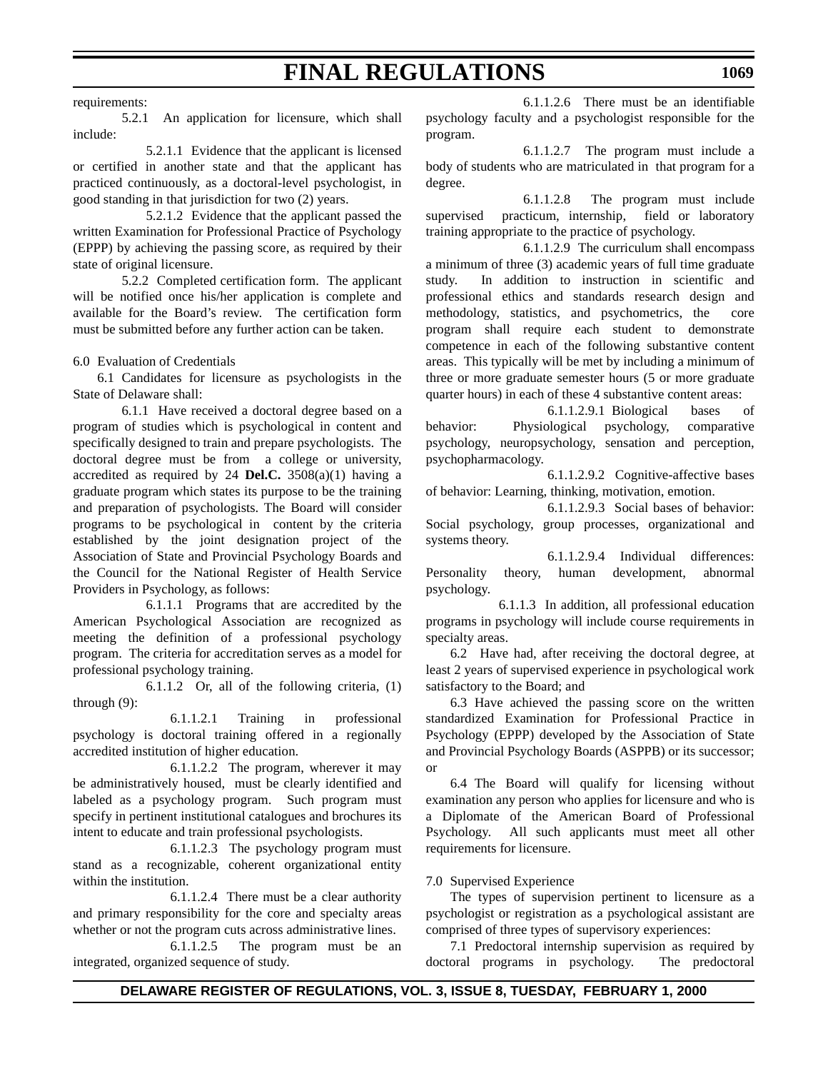requirements:

5.2.1 An application for licensure, which shall include:

5.2.1.1 Evidence that the applicant is licensed or certified in another state and that the applicant has practiced continuously, as a doctoral-level psychologist, in good standing in that jurisdiction for two (2) years.

5.2.1.2 Evidence that the applicant passed the written Examination for Professional Practice of Psychology (EPPP) by achieving the passing score, as required by their state of original licensure.

5.2.2 Completed certification form. The applicant will be notified once his/her application is complete and available for the Board's review. The certification form must be submitted before any further action can be taken.

6.0 Evaluation of Credentials

6.1 Candidates for licensure as psychologists in the State of Delaware shall:

6.1.1 Have received a doctoral degree based on a program of studies which is psychological in content and specifically designed to train and prepare psychologists. The doctoral degree must be from a college or university, accredited as required by 24 **Del.C.** 3508(a)(1) having a graduate program which states its purpose to be the training and preparation of psychologists. The Board will consider programs to be psychological in content by the criteria established by the joint designation project of the Association of State and Provincial Psychology Boards and the Council for the National Register of Health Service Providers in Psychology, as follows:

6.1.1.1 Programs that are accredited by the American Psychological Association are recognized as meeting the definition of a professional psychology program. The criteria for accreditation serves as a model for professional psychology training.

6.1.1.2 Or, all of the following criteria, (1) through (9):

6.1.1.2.1 Training in professional psychology is doctoral training offered in a regionally accredited institution of higher education.

6.1.1.2.2 The program, wherever it may be administratively housed, must be clearly identified and labeled as a psychology program. Such program must specify in pertinent institutional catalogues and brochures its intent to educate and train professional psychologists.

6.1.1.2.3 The psychology program must stand as a recognizable, coherent organizational entity within the institution.

6.1.1.2.4 There must be a clear authority and primary responsibility for the core and specialty areas whether or not the program cuts across administrative lines.

6.1.1.2.5 The program must be an integrated, organized sequence of study.

6.1.1.2.6 There must be an identifiable psychology faculty and a psychologist responsible for the program.

6.1.1.2.7 The program must include a body of students who are matriculated in that program for a degree.

6.1.1.2.8 The program must include supervised practicum, internship, field or laboratory training appropriate to the practice of psychology.

6.1.1.2.9 The curriculum shall encompass a minimum of three (3) academic years of full time graduate study. In addition to instruction in scientific and professional ethics and standards research design and methodology, statistics, and psychometrics, the core program shall require each student to demonstrate competence in each of the following substantive content areas. This typically will be met by including a minimum of three or more graduate semester hours (5 or more graduate quarter hours) in each of these 4 substantive content areas:

6.1.1.2.9.1 Biological bases of behavior: Physiological psychology, comparative psychology, neuropsychology, sensation and perception, psychopharmacology.

6.1.1.2.9.2 Cognitive-affective bases of behavior: Learning, thinking, motivation, emotion.

6.1.1.2.9.3 Social bases of behavior: Social psychology, group processes, organizational and systems theory.

6.1.1.2.9.4 Individual differences: Personality theory, human development, abnormal psychology.

6.1.1.3 In addition, all professional education programs in psychology will include course requirements in specialty areas.

6.2 Have had, after receiving the doctoral degree, at least 2 years of supervised experience in psychological work satisfactory to the Board; and

6.3 Have achieved the passing score on the written standardized Examination for Professional Practice in Psychology (EPPP) developed by the Association of State and Provincial Psychology Boards (ASPPB) or its successor; or

6.4 The Board will qualify for licensing without examination any person who applies for licensure and who is a Diplomate of the American Board of Professional Psychology. All such applicants must meet all other requirements for licensure.

7.0 Supervised Experience

The types of supervision pertinent to licensure as a psychologist or registration as a psychological assistant are comprised of three types of supervisory experiences:

7.1 Predoctoral internship supervision as required by doctoral programs in psychology. The predoctoral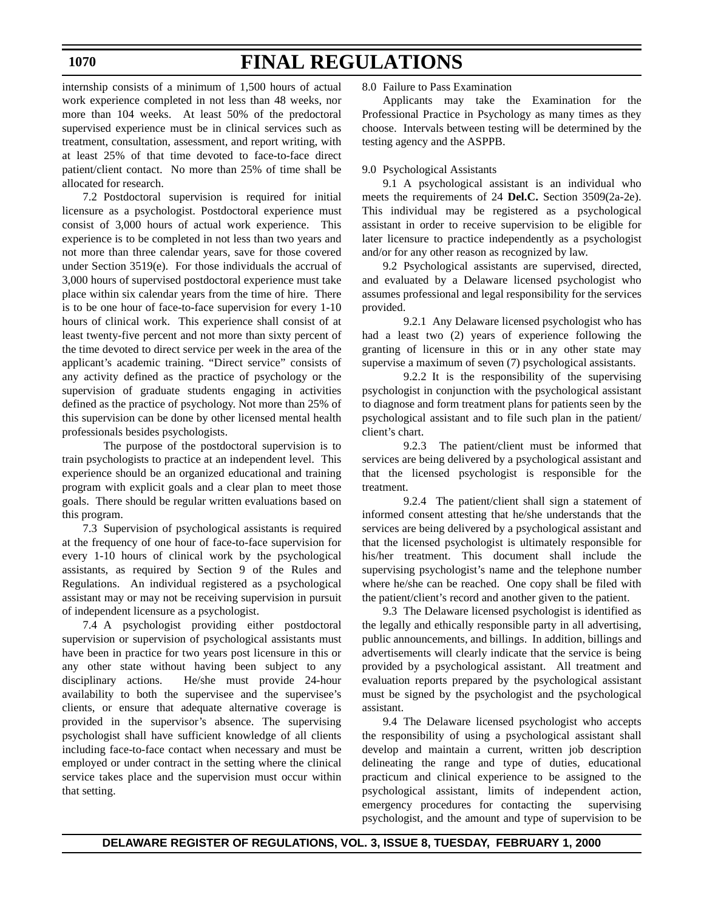internship consists of a minimum of 1,500 hours of actual work experience completed in not less than 48 weeks, nor more than 104 weeks. At least 50% of the predoctoral supervised experience must be in clinical services such as treatment, consultation, assessment, and report writing, with at least 25% of that time devoted to face-to-face direct patient/client contact. No more than 25% of time shall be allocated for research.

7.2 Postdoctoral supervision is required for initial licensure as a psychologist. Postdoctoral experience must consist of 3,000 hours of actual work experience. This experience is to be completed in not less than two years and not more than three calendar years, save for those covered under Section 3519(e). For those individuals the accrual of 3,000 hours of supervised postdoctoral experience must take place within six calendar years from the time of hire. There is to be one hour of face-to-face supervision for every 1-10 hours of clinical work. This experience shall consist of at least twenty-five percent and not more than sixty percent of the time devoted to direct service per week in the area of the applicant's academic training. "Direct service" consists of any activity defined as the practice of psychology or the supervision of graduate students engaging in activities defined as the practice of psychology. Not more than 25% of this supervision can be done by other licensed mental health professionals besides psychologists.

The purpose of the postdoctoral supervision is to train psychologists to practice at an independent level. This experience should be an organized educational and training program with explicit goals and a clear plan to meet those goals. There should be regular written evaluations based on this program.

7.3 Supervision of psychological assistants is required at the frequency of one hour of face-to-face supervision for every 1-10 hours of clinical work by the psychological assistants, as required by Section 9 of the Rules and Regulations. An individual registered as a psychological assistant may or may not be receiving supervision in pursuit of independent licensure as a psychologist.

7.4 A psychologist providing either postdoctoral supervision or supervision of psychological assistants must have been in practice for two years post licensure in this or any other state without having been subject to any disciplinary actions. He/she must provide 24-hour availability to both the supervisee and the supervisee's clients, or ensure that adequate alternative coverage is provided in the supervisor's absence. The supervising psychologist shall have sufficient knowledge of all clients including face-to-face contact when necessary and must be employed or under contract in the setting where the clinical service takes place and the supervision must occur within that setting.

8.0 Failure to Pass Examination

Applicants may take the Examination for the Professional Practice in Psychology as many times as they choose. Intervals between testing will be determined by the testing agency and the ASPPB.

9.0 Psychological Assistants

9.1 A psychological assistant is an individual who meets the requirements of 24 **Del.C.** Section 3509(2a-2e). This individual may be registered as a psychological assistant in order to receive supervision to be eligible for later licensure to practice independently as a psychologist and/or for any other reason as recognized by law.

9.2 Psychological assistants are supervised, directed, and evaluated by a Delaware licensed psychologist who assumes professional and legal responsibility for the services provided.

9.2.1 Any Delaware licensed psychologist who has had a least two (2) years of experience following the granting of licensure in this or in any other state may supervise a maximum of seven (7) psychological assistants.

9.2.2 It is the responsibility of the supervising psychologist in conjunction with the psychological assistant to diagnose and form treatment plans for patients seen by the psychological assistant and to file such plan in the patient/client's chart.

9.2.3 The patient/client must be informed that services are being delivered by a psychological assistant and that the licensed psychologist is responsible for the treatment.

9.2.4 The patient/client shall sign a statement of informed consent attesting that he/she understands that the services are being delivered by a psychological assistant and that the licensed psychologist is ultimately responsible for his/her treatment. This document shall include the supervising psychologist's name and the telephone number where he/she can be reached. One copy shall be filed with the patient/client's record and another given to the patient.

9.3 The Delaware licensed psychologist is identified as the legally and ethically responsible party in all advertising, public announcements, and billings. In addition, billings and advertisements will clearly indicate that the service is being provided by a psychological assistant. All treatment and evaluation reports prepared by the psychological assistant must be signed by the psychologist and the psychological assistant.

9.4 The Delaware licensed psychologist who accepts the responsibility of using a psychological assistant shall develop and maintain a current, written job description delineating the range and type of duties, educational practicum and clinical experience to be assigned to the psychological assistant, limits of independent action, emergency procedures for contacting the supervising psychologist, and the amount and type of supervision to be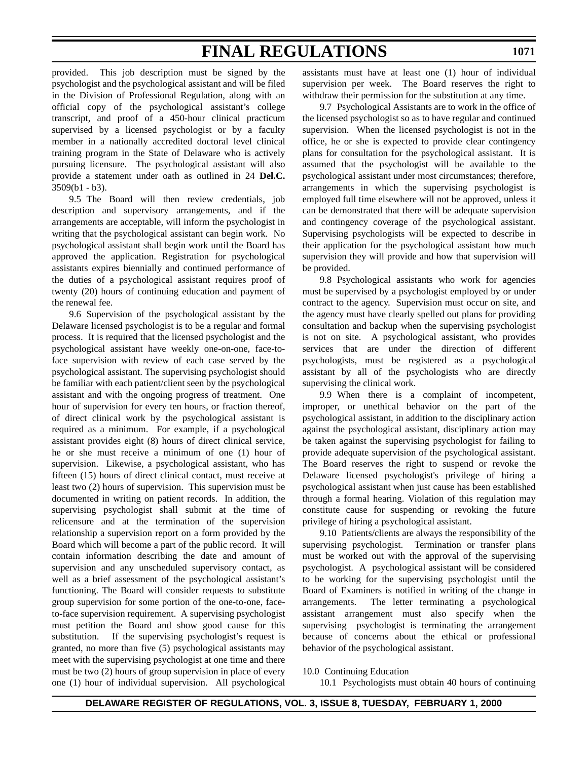provided. This job description must be signed by the psychologist and the psychological assistant and will be filed in the Division of Professional Regulation, along with an official copy of the psychological assistant's college transcript, and proof of a 450-hour clinical practicum supervised by a licensed psychologist or by a faculty member in a nationally accredited doctoral level clinical training program in the State of Delaware who is actively pursuing licensure. The psychological assistant will also provide a statement under oath as outlined in 24 **Del.C.** 3509(b1 - b3).

9.5 The Board will then review credentials, job description and supervisory arrangements, and if the arrangements are acceptable, will inform the psychologist in writing that the psychological assistant can begin work. No psychological assistant shall begin work until the Board has approved the application. Registration for psychological assistants expires biennially and continued performance of the duties of a psychological assistant requires proof of twenty (20) hours of continuing education and payment of the renewal fee.

9.6 Supervision of the psychological assistant by the Delaware licensed psychologist is to be a regular and formal process. It is required that the licensed psychologist and the psychological assistant have weekly one-on-one, face-to-face supervision with review of each case served by the psychological assistant. The supervising psychologist should be familiar with each patient/client seen by the psychological assistant and with the ongoing progress of treatment. One hour of supervision for every ten hours, or fraction thereof, of direct clinical work by the psychological assistant is required as a minimum. For example, if a psychological assistant provides eight (8) hours of direct clinical service, he or she must receive a minimum of one (1) hour of supervision. Likewise, a psychological assistant, who has fifteen (15) hours of direct clinical contact, must receive at least two (2) hours of supervision. This supervision must be documented in writing on patient records. In addition, the supervising psychologist shall submit at the time of relicensure and at the termination of the supervision relationship a supervision report on a form provided by the Board which will become a part of the public record. It will contain information describing the date and amount of supervision and any unscheduled supervisory contact, as well as a brief assessment of the psychological assistant's functioning. The Board will consider requests to substitute group supervision for some portion of the one-to-one, face-to-face supervision requirement. A supervising psychologist must petition the Board and show good cause for this substitution. If the supervising psychologist's request is granted, no more than five (5) psychological assistants may meet with the supervising psychologist at one time and there must be two (2) hours of group supervision in place of every one (1) hour of individual supervision. All psychological assistants must have at least one (1) hour of individual supervision per week. The Board reserves the right to withdraw their permission for the substitution at any time.

9.7 Psychological Assistants are to work in the office of the licensed psychologist so as to have regular and continued supervision. When the licensed psychologist is not in the office, he or she is expected to provide clear contingency plans for consultation for the psychological assistant. It is assumed that the psychologist will be available to the psychological assistant under most circumstances; therefore, arrangements in which the supervising psychologist is employed full time elsewhere will not be approved, unless it can be demonstrated that there will be adequate supervision and contingency coverage of the psychological assistant. Supervising psychologists will be expected to describe in their application for the psychological assistant how much supervision they will provide and how that supervision will be provided.

9.8 Psychological assistants who work for agencies must be supervised by a psychologist employed by or under contract to the agency. Supervision must occur on site, and the agency must have clearly spelled out plans for providing consultation and backup when the supervising psychologist is not on site. A psychological assistant, who provides services that are under the direction of different psychologists, must be registered as a psychological assistant by all of the psychologists who are directly supervising the clinical work.

9.9 When there is a complaint of incompetent, improper, or unethical behavior on the part of the psychological assistant, in addition to the disciplinary action against the psychological assistant, disciplinary action may be taken against the supervising psychologist for failing to provide adequate supervision of the psychological assistant. The Board reserves the right to suspend or revoke the Delaware licensed psychologist's privilege of hiring a psychological assistant when just cause has been established through a formal hearing. Violation of this regulation may constitute cause for suspending or revoking the future privilege of hiring a psychological assistant.

9.10 Patients/clients are always the responsibility of the supervising psychologist. Termination or transfer plans must be worked out with the approval of the supervising psychologist. A psychological assistant will be considered to be working for the supervising psychologist until the Board of Examiners is notified in writing of the change in arrangements. The letter terminating a psychological assistant arrangement must also specify when the supervising psychologist is terminating the arrangement because of concerns about the ethical or professional behavior of the psychological assistant.

10.0 Continuing Education

10.1 Psychologists must obtain 40 hours of continuing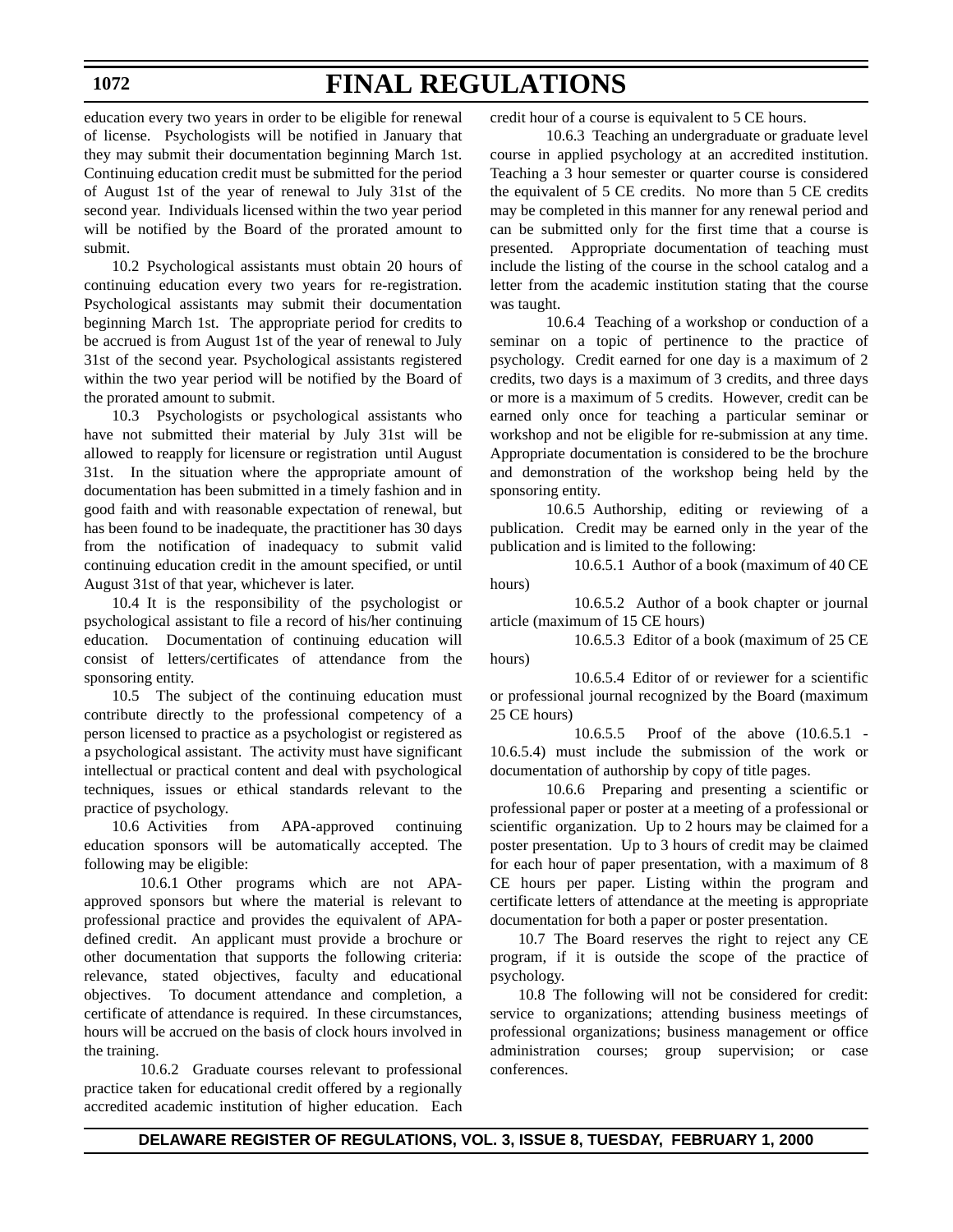education every two years in order to be eligible for renewal of license. Psychologists will be notified in January that they may submit their documentation beginning March 1st. Continuing education credit must be submitted for the period of August 1st of the year of renewal to July 31st of the second year. Individuals licensed within the two year period will be notified by the Board of the prorated amount to submit.

10.2 Psychological assistants must obtain 20 hours of continuing education every two years for re-registration. Psychological assistants may submit their documentation beginning March 1st. The appropriate period for credits to be accrued is from August 1st of the year of renewal to July 31st of the second year. Psychological assistants registered within the two year period will be notified by the Board of the prorated amount to submit.

10.3 Psychologists or psychological assistants who have not submitted their material by July 31st will be allowed to reapply for licensure or registration until August 31st. In the situation where the appropriate amount of documentation has been submitted in a timely fashion and in good faith and with reasonable expectation of renewal, but has been found to be inadequate, the practitioner has 30 days from the notification of inadequacy to submit valid continuing education credit in the amount specified, or until August 31st of that year, whichever is later.

10.4 It is the responsibility of the psychologist or psychological assistant to file a record of his/her continuing education. Documentation of continuing education will consist of letters/certificates of attendance from the sponsoring entity.

10.5 The subject of the continuing education must contribute directly to the professional competency of a person licensed to practice as a psychologist or registered as a psychological assistant. The activity must have significant intellectual or practical content and deal with psychological techniques, issues or ethical standards relevant to the practice of psychology.

10.6 Activities from APA-approved continuing education sponsors will be automatically accepted. The following may be eligible:

10.6.1 Other programs which are not APA-approved sponsors but where the material is relevant to professional practice and provides the equivalent of APA-defined credit. An applicant must provide a brochure or other documentation that supports the following criteria: relevance, stated objectives, faculty and educational objectives. To document attendance and completion, a certificate of attendance is required. In these circumstances, hours will be accrued on the basis of clock hours involved in the training.

10.6.2 Graduate courses relevant to professional practice taken for educational credit offered by a regionally accredited academic institution of higher education. Each credit hour of a course is equivalent to 5 CE hours.

10.6.3 Teaching an undergraduate or graduate level course in applied psychology at an accredited institution. Teaching a 3 hour semester or quarter course is considered the equivalent of 5 CE credits. No more than 5 CE credits may be completed in this manner for any renewal period and can be submitted only for the first time that a course is presented. Appropriate documentation of teaching must include the listing of the course in the school catalog and a letter from the academic institution stating that the course was taught.

10.6.4 Teaching of a workshop or conduction of a seminar on a topic of pertinence to the practice of psychology. Credit earned for one day is a maximum of 2 credits, two days is a maximum of 3 credits, and three days or more is a maximum of 5 credits. However, credit can be earned only once for teaching a particular seminar or workshop and not be eligible for re-submission at any time. Appropriate documentation is considered to be the brochure and demonstration of the workshop being held by the sponsoring entity.

10.6.5 Authorship, editing or reviewing of a publication. Credit may be earned only in the year of the publication and is limited to the following:

10.6.5.1 Author of a book (maximum of 40 CE hours)

10.6.5.2 Author of a book chapter or journal article (maximum of 15 CE hours)

10.6.5.3 Editor of a book (maximum of 25 CE hours)

10.6.5.4 Editor of or reviewer for a scientific or professional journal recognized by the Board (maximum 25 CE hours)

10.6.5.5 Proof of the above (10.6.5.1 - 10.6.5.4) must include the submission of the work or documentation of authorship by copy of title pages.

10.6.6 Preparing and presenting a scientific or professional paper or poster at a meeting of a professional or scientific organization. Up to 2 hours may be claimed for a poster presentation. Up to 3 hours of credit may be claimed for each hour of paper presentation, with a maximum of 8 CE hours per paper. Listing within the program and certificate letters of attendance at the meeting is appropriate documentation for both a paper or poster presentation.

10.7 The Board reserves the right to reject any CE program, if it is outside the scope of the practice of psychology.

10.8 The following will not be considered for credit: service to organizations; attending business meetings of professional organizations; business management or office administration courses; group supervision; or case conferences.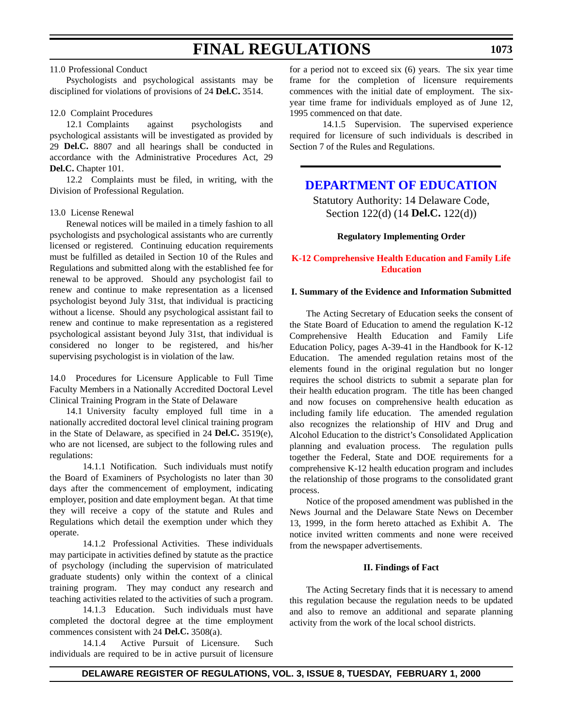11.0 Professional Conduct

Psychologists and psychological assistants may be disciplined for violations of provisions of 24 **Del.C.** 3514.

12.0 Complaint Procedures

12.1 Complaints against psychologists and psychological assistants will be investigated as provided by 29 **Del.C.** 8807 and all hearings shall be conducted in accordance with the Administrative Procedures Act, 29 **Del.C.** Chapter 101.

12.2 Complaints must be filed, in writing, with the Division of Professional Regulation.

13.0 License Renewal

Renewal notices will be mailed in a timely fashion to all psychologists and psychological assistants who are currently licensed or registered. Continuing education requirements must be fulfilled as detailed in Section 10 of the Rules and Regulations and submitted along with the established fee for renewal to be approved. Should any psychologist fail to renew and continue to make representation as a licensed psychologist beyond July 31st, that individual is practicing without a license. Should any psychological assistant fail to renew and continue to make representation as a registered psychological assistant beyond July 31st, that individual is considered no longer to be registered, and his/her supervising psychologist is in violation of the law.

14.0 Procedures for Licensure Applicable to Full Time Faculty Members in a Nationally Accredited Doctoral Level Clinical Training Program in the State of Delaware

14.1 University faculty employed full time in a nationally accredited doctoral level clinical training program in the State of Delaware, as specified in 24 **Del.C.** 3519(e), who are not licensed, are subject to the following rules and regulations:

14.1.1 Notification. Such individuals must notify the Board of Examiners of Psychologists no later than 30 days after the commencement of employment, indicating employer, position and date employment began. At that time they will receive a copy of the statute and Rules and Regulations which detail the exemption under which they operate.

14.1.2 Professional Activities. These individuals may participate in activities defined by statute as the practice of psychology (including the supervision of matriculated graduate students) only within the context of a clinical training program. They may conduct any research and teaching activities related to the activities of such a program.

14.1.3 Education. Such individuals must have completed the doctoral degree at the time employment commences consistent with 24 **Del.C.** 3508(a).

14.1.4 Active Pursuit of Licensure. Such individuals are required to be in active pursuit of licensure for a period not to exceed six (6) years. The six year time frame for the completion of licensure requirements commences with the initial date of employment. The six-year time frame for individuals employed as of June 12, 1995 commenced on that date.

14.1.5 Supervision. The supervised experience required for licensure of such individuals is described in Section 7 of the Rules and Regulations.

## DEPARTMENT OF EDUCATION

Statutory Authority: 14 Delaware Code, Section 122(d) (14 **Del.C.** 122(d))

**Regulatory Implementing Order**

**K-12 Comprehensive Health Education and Family Life Education**

**I. Summary of the Evidence and Information Submitted**

The Acting Secretary of Education seeks the consent of the State Board of Education to amend the regulation K-12 Comprehensive Health Education and Family Life Education Policy, pages A-39-41 in the Handbook for K-12 Education. The amended regulation retains most of the elements found in the original regulation but no longer requires the school districts to submit a separate plan for their health education program. The title has been changed and now focuses on comprehensive health education as including family life education. The amended regulation also recognizes the relationship of HIV and Drug and Alcohol Education to the district's Consolidated Application planning and evaluation process. The regulation pulls together the Federal, State and DOE requirements for a comprehensive K-12 health education program and includes the relationship of those programs to the consolidated grant process.

Notice of the proposed amendment was published in the News Journal and the Delaware State News on December 13, 1999, in the form hereto attached as Exhibit A. The notice invited written comments and none were received from the newspaper advertisements.

**II. Findings of Fact**

The Acting Secretary finds that it is necessary to amend this regulation because the regulation needs to be updated and also to remove an additional and separate planning activity from the work of the local school districts.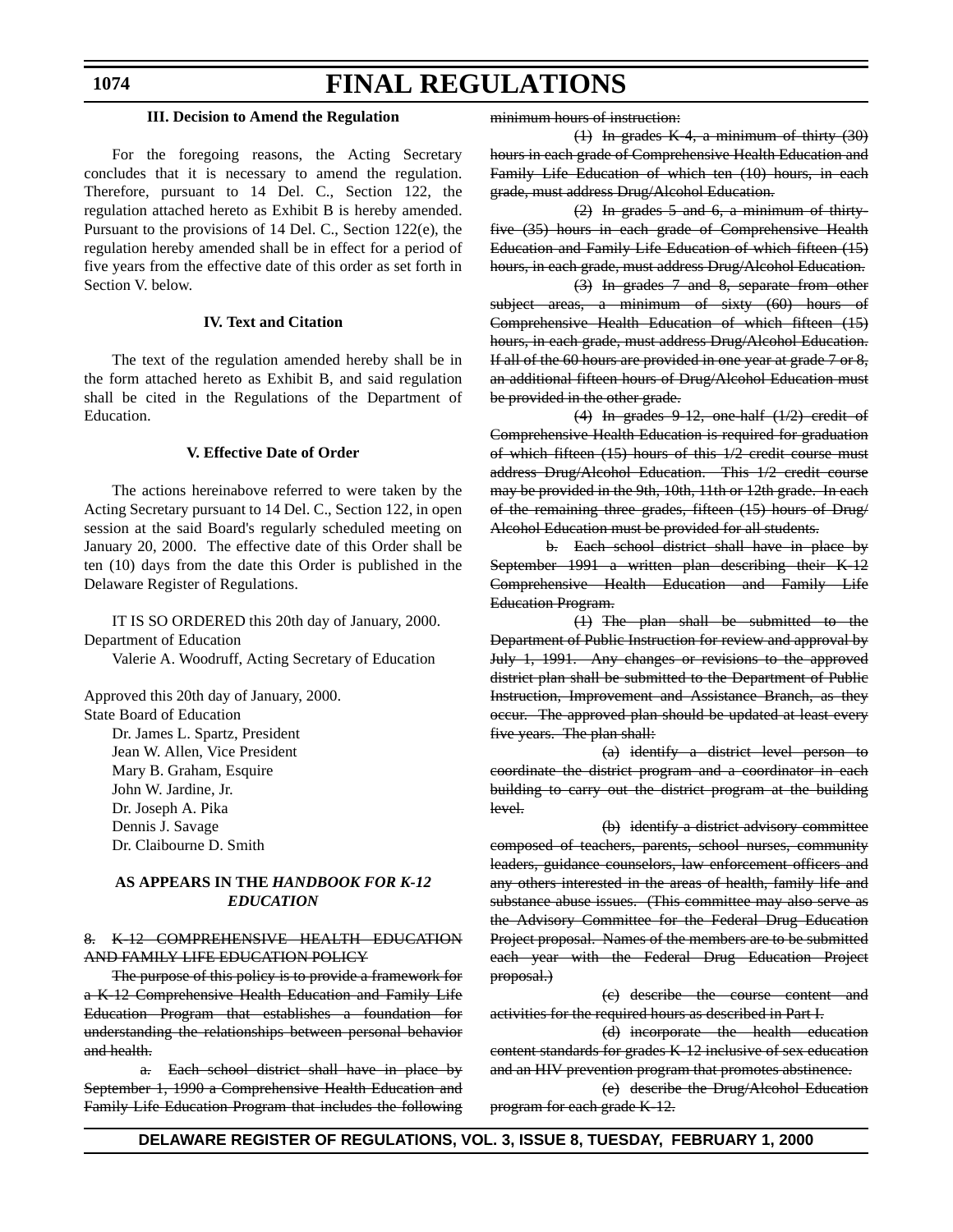### III. Decision to Amend the Regulation

For the foregoing reasons, the Acting Secretary concludes that it is necessary to amend the regulation. Therefore, pursuant to 14 Del. C., Section 122, the regulation attached hereto as Exhibit B is hereby amended. Pursuant to the provisions of 14 Del. C., Section 122(e), the regulation hereby amended shall be in effect for a period of five years from the effective date of this order as set forth in Section V. below.

### IV. Text and Citation

The text of the regulation amended hereby shall be in the form attached hereto as Exhibit B, and said regulation shall be cited in the Regulations of the Department of Education.

### V. Effective Date of Order

The actions hereinabove referred to were taken by the Acting Secretary pursuant to 14 Del. C., Section 122, in open session at the said Board's regularly scheduled meeting on January 20, 2000. The effective date of this Order shall be ten (10) days from the date this Order is published in the Delaware Register of Regulations.

IT IS SO ORDERED this 20th day of January, 2000.
Department of Education
Valerie A. Woodruff, Acting Secretary of Education

Approved this 20th day of January, 2000.
State Board of Education
Dr. James L. Spartz, President
Jean W. Allen, Vice President
Mary B. Graham, Esquire
John W. Jardine, Jr.
Dr. Joseph A. Pika
Dennis J. Savage
Dr. Claibourne D. Smith

### AS APPEARS IN THE *HANDBOOK FOR K-12 EDUCATION*

~~8. K-12 COMPREHENSIVE HEALTH EDUCATION AND FAMILY LIFE EDUCATION POLICY~~

~~The purpose of this policy is to provide a framework for a K-12 Comprehensive Health Education and Family Life Education Program that establishes a foundation for understanding the relationships between personal behavior and health.~~

~~a. Each school district shall have in place by September 1, 1990 a Comprehensive Health Education and Family Life Education Program that includes the following minimum hours of instruction:~~

~~(1) In grades K-4, a minimum of thirty (30) hours in each grade of Comprehensive Health Education and Family Life Education of which ten (10) hours, in each grade, must address Drug/Alcohol Education.~~

~~(2) In grades 5 and 6, a minimum of thirty-five (35) hours in each grade of Comprehensive Health Education and Family Life Education of which fifteen (15) hours, in each grade, must address Drug/Alcohol Education.~~

~~(3) In grades 7 and 8, separate from other subject areas, a minimum of sixty (60) hours of Comprehensive Health Education of which fifteen (15) hours, in each grade, must address Drug/Alcohol Education. If all of the 60 hours are provided in one year at grade 7 or 8, an additional fifteen hours of Drug/Alcohol Education must be provided in the other grade.~~

~~(4) In grades 9-12, one-half (1/2) credit of Comprehensive Health Education is required for graduation of which fifteen (15) hours of this 1/2 credit course must address Drug/Alcohol Education. This 1/2 credit course may be provided in the 9th, 10th, 11th or 12th grade. In each of the remaining three grades, fifteen (15) hours of Drug/Alcohol Education must be provided for all students.~~

~~b. Each school district shall have in place by September 1991 a written plan describing their K-12 Comprehensive Health Education and Family Life Education Program.~~

~~(1) The plan shall be submitted to the Department of Public Instruction for review and approval by July 1, 1991. Any changes or revisions to the approved district plan shall be submitted to the Department of Public Instruction, Improvement and Assistance Branch, as they occur. The approved plan should be updated at least every five years. The plan shall:~~

~~(a) identify a district level person to coordinate the district program and a coordinator in each building to carry out the district program at the building level.~~

~~(b) identify a district advisory committee composed of teachers, parents, school nurses, community leaders, guidance counselors, law enforcement officers and any others interested in the areas of health, family life and substance abuse issues. (This committee may also serve as the Advisory Committee for the Federal Drug Education Project proposal. Names of the members are to be submitted each year with the Federal Drug Education Project proposal.)~~

~~(c) describe the course content and activities for the required hours as described in Part I.~~

~~(d) incorporate the health education content standards for grades K-12 inclusive of sex education and an HIV prevention program that promotes abstinence.~~

~~(e) describe the Drug/Alcohol Education program for each grade K-12.~~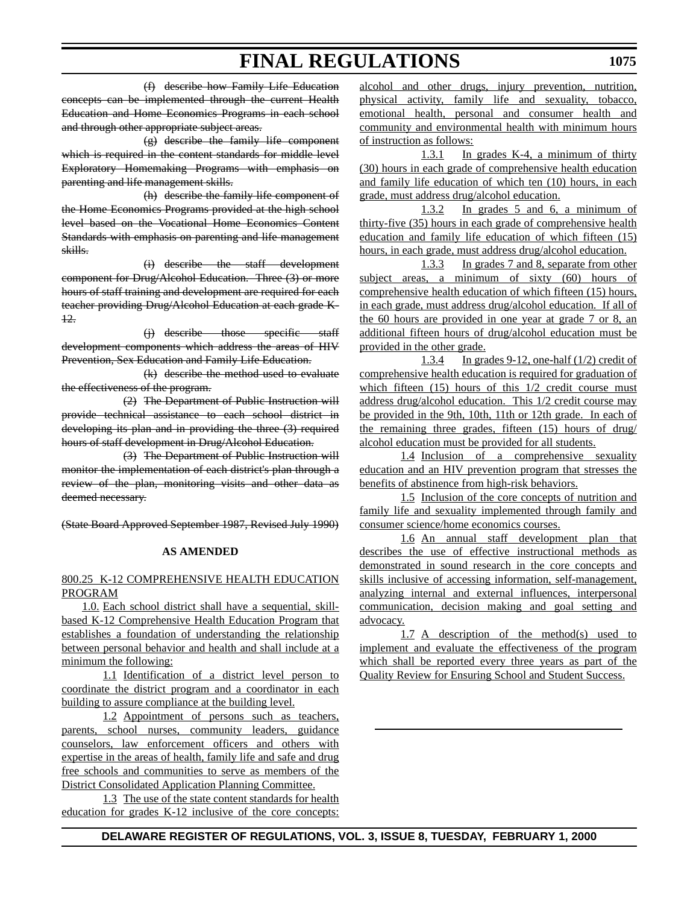~~(f) describe how Family Life Education concepts can be implemented through the current Health Education and Home Economics Programs in each school and through other appropriate subject areas.~~

~~(g) describe the family life component which is required in the content standards for middle level Exploratory Homemaking Programs with emphasis on parenting and life management skills.~~

~~(h) describe the family life component of the Home Economics Programs provided at the high school level based on the Vocational Home Economics Content Standards with emphasis on parenting and life management skills.~~

~~(i) describe the staff development component for Drug/Alcohol Education. Three (3) or more hours of staff training and development are required for each teacher providing Drug/Alcohol Education at each grade K-12.~~

~~(j) describe those specific staff development components which address the areas of HIV Prevention, Sex Education and Family Life Education.~~

~~(k) describe the method used to evaluate the effectiveness of the program.~~

~~(2) The Department of Public Instruction will provide technical assistance to each school district in developing its plan and in providing the three (3) required hours of staff development in Drug/Alcohol Education.~~

~~(3) The Department of Public Instruction will monitor the implementation of each district's plan through a review of the plan, monitoring visits and other data as deemed necessary.~~

~~(State Board Approved September 1987, Revised July 1990)~~

**AS AMENDED**

800.25 K-12 COMPREHENSIVE HEALTH EDUCATION PROGRAM

1.0. Each school district shall have a sequential, skill-based K-12 Comprehensive Health Education Program that establishes a foundation of understanding the relationship between personal behavior and health and shall include at a minimum the following:

1.1 Identification of a district level person to coordinate the district program and a coordinator in each building to assure compliance at the building level.

1.2 Appointment of persons such as teachers, parents, school nurses, community leaders, guidance counselors, law enforcement officers and others with expertise in the areas of health, family life and safe and drug free schools and communities to serve as members of the District Consolidated Application Planning Committee.

1.3 The use of the state content standards for health education for grades K-12 inclusive of the core concepts: alcohol and other drugs, injury prevention, nutrition, physical activity, family life and sexuality, tobacco, emotional health, personal and consumer health and community and environmental health with minimum hours of instruction as follows:

1.3.1 In grades K-4, a minimum of thirty (30) hours in each grade of comprehensive health education and family life education of which ten (10) hours, in each grade, must address drug/alcohol education.

1.3.2 In grades 5 and 6, a minimum of thirty-five (35) hours in each grade of comprehensive health education and family life education of which fifteen (15) hours, in each grade, must address drug/alcohol education.

1.3.3 In grades 7 and 8, separate from other subject areas, a minimum of sixty (60) hours of comprehensive health education of which fifteen (15) hours, in each grade, must address drug/alcohol education. If all of the 60 hours are provided in one year at grade 7 or 8, an additional fifteen hours of drug/alcohol education must be provided in the other grade.

1.3.4 In grades 9-12, one-half (1/2) credit of comprehensive health education is required for graduation of which fifteen (15) hours of this 1/2 credit course must address drug/alcohol education. This 1/2 credit course may be provided in the 9th, 10th, 11th or 12th grade. In each of the remaining three grades, fifteen (15) hours of drug/alcohol education must be provided for all students.

1.4 Inclusion of a comprehensive sexuality education and an HIV prevention program that stresses the benefits of abstinence from high-risk behaviors.

1.5 Inclusion of the core concepts of nutrition and family life and sexuality implemented through family and consumer science/home economics courses.

1.6 An annual staff development plan that describes the use of effective instructional methods as demonstrated in sound research in the core concepts and skills inclusive of accessing information, self-management, analyzing internal and external influences, interpersonal communication, decision making and goal setting and advocacy.

1.7 A description of the method(s) used to implement and evaluate the effectiveness of the program which shall be reported every three years as part of the Quality Review for Ensuring School and Student Success.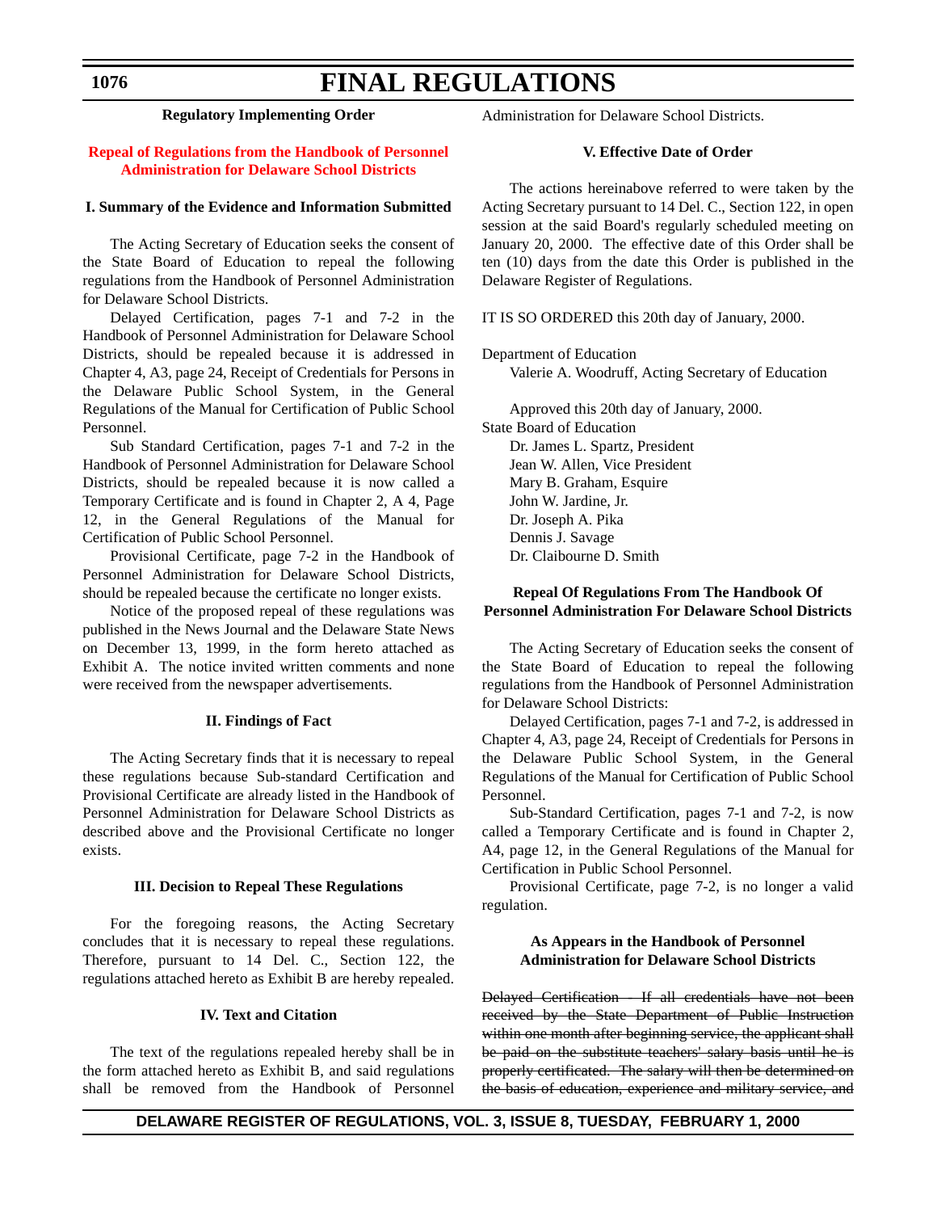**Regulatory Implementing Order**

**Repeal of Regulations from the Handbook of Personnel Administration for Delaware School Districts**

**I. Summary of the Evidence and Information Submitted**

The Acting Secretary of Education seeks the consent of the State Board of Education to repeal the following regulations from the Handbook of Personnel Administration for Delaware School Districts.

Delayed Certification, pages 7-1 and 7-2 in the Handbook of Personnel Administration for Delaware School Districts, should be repealed because it is addressed in Chapter 4, A3, page 24, Receipt of Credentials for Persons in the Delaware Public School System, in the General Regulations of the Manual for Certification of Public School Personnel.

Sub Standard Certification, pages 7-1 and 7-2 in the Handbook of Personnel Administration for Delaware School Districts, should be repealed because it is now called a Temporary Certificate and is found in Chapter 2, A 4, Page 12, in the General Regulations of the Manual for Certification of Public School Personnel.

Provisional Certificate, page 7-2 in the Handbook of Personnel Administration for Delaware School Districts, should be repealed because the certificate no longer exists.

Notice of the proposed repeal of these regulations was published in the News Journal and the Delaware State News on December 13, 1999, in the form hereto attached as Exhibit A. The notice invited written comments and none were received from the newspaper advertisements.

**II. Findings of Fact**

The Acting Secretary finds that it is necessary to repeal these regulations because Sub-standard Certification and Provisional Certificate are already listed in the Handbook of Personnel Administration for Delaware School Districts as described above and the Provisional Certificate no longer exists.

**III. Decision to Repeal These Regulations**

For the foregoing reasons, the Acting Secretary concludes that it is necessary to repeal these regulations. Therefore, pursuant to 14 Del. C., Section 122, the regulations attached hereto as Exhibit B are hereby repealed.

**IV. Text and Citation**

The text of the regulations repealed hereby shall be in the form attached hereto as Exhibit B, and said regulations shall be removed from the Handbook of Personnel Administration for Delaware School Districts.

**V. Effective Date of Order**

The actions hereinabove referred to were taken by the Acting Secretary pursuant to 14 Del. C., Section 122, in open session at the said Board's regularly scheduled meeting on January 20, 2000. The effective date of this Order shall be ten (10) days from the date this Order is published in the Delaware Register of Regulations.

IT IS SO ORDERED this 20th day of January, 2000.

Department of Education
Valerie A. Woodruff, Acting Secretary of Education

Approved this 20th day of January, 2000.
State Board of Education
Dr. James L. Spartz, President
Jean W. Allen, Vice President
Mary B. Graham, Esquire
John W. Jardine, Jr.
Dr. Joseph A. Pika
Dennis J. Savage
Dr. Claibourne D. Smith

**Repeal Of Regulations From The Handbook Of Personnel Administration For Delaware School Districts**

The Acting Secretary of Education seeks the consent of the State Board of Education to repeal the following regulations from the Handbook of Personnel Administration for Delaware School Districts:

Delayed Certification, pages 7-1 and 7-2, is addressed in Chapter 4, A3, page 24, Receipt of Credentials for Persons in the Delaware Public School System, in the General Regulations of the Manual for Certification of Public School Personnel.

Sub-Standard Certification, pages 7-1 and 7-2, is now called a Temporary Certificate and is found in Chapter 2, A4, page 12, in the General Regulations of the Manual for Certification in Public School Personnel.

Provisional Certificate, page 7-2, is no longer a valid regulation.

**As Appears in the Handbook of Personnel Administration for Delaware School Districts**

~~Delayed Certification - If all credentials have not been received by the State Department of Public Instruction within one month after beginning service, the applicant shall be paid on the substitute teachers' salary basis until he is properly certificated. The salary will then be determined on the basis of education, experience and military service, and~~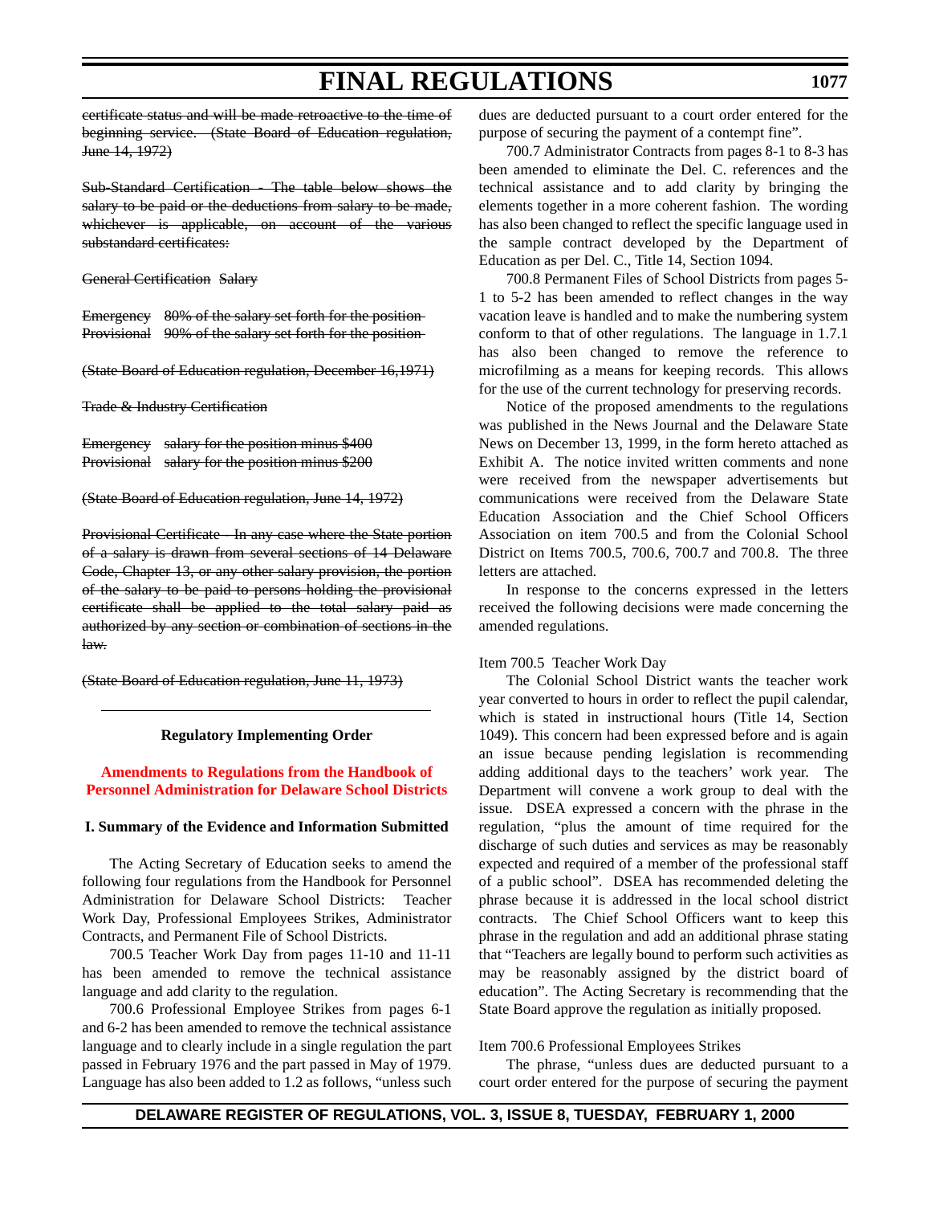~~certificate status and will be made retroactive to the time of beginning service. (State Board of Education regulation, June 14, 1972)~~

~~Sub-Standard Certification - The table below shows the salary to be paid or the deductions from salary to be made, whichever is applicable, on account of the various substandard certificates:~~

~~General Certification Salary~~

~~Emergency 80% of the salary set forth for the position~~
~~Provisional 90% of the salary set forth for the position~~

~~(State Board of Education regulation, December 16,1971)~~

~~Trade & Industry Certification~~

~~Emergency salary for the position minus $400~~
~~Provisional salary for the position minus $200~~

~~(State Board of Education regulation, June 14, 1972)~~

~~Provisional Certificate - In any case where the State portion of a salary is drawn from several sections of 14 Delaware Code, Chapter 13, or any other salary provision, the portion of the salary to be paid to persons holding the provisional certificate shall be applied to the total salary paid as authorized by any section or combination of sections in the law.~~

~~(State Board of Education regulation, June 11, 1973)~~

---

**Regulatory Implementing Order**

**Amendments to Regulations from the Handbook of Personnel Administration for Delaware School Districts**

**I. Summary of the Evidence and Information Submitted**

The Acting Secretary of Education seeks to amend the following four regulations from the Handbook for Personnel Administration for Delaware School Districts: Teacher Work Day, Professional Employees Strikes, Administrator Contracts, and Permanent File of School Districts.

700.5 Teacher Work Day from pages 11-10 and 11-11 has been amended to remove the technical assistance language and add clarity to the regulation.

700.6 Professional Employee Strikes from pages 6-1 and 6-2 has been amended to remove the technical assistance language and to clearly include in a single regulation the part passed in February 1976 and the part passed in May of 1979. Language has also been added to 1.2 as follows, "unless such dues are deducted pursuant to a court order entered for the purpose of securing the payment of a contempt fine".

700.7 Administrator Contracts from pages 8-1 to 8-3 has been amended to eliminate the Del. C. references and the technical assistance and to add clarity by bringing the elements together in a more coherent fashion. The wording has also been changed to reflect the specific language used in the sample contract developed by the Department of Education as per Del. C., Title 14, Section 1094.

700.8 Permanent Files of School Districts from pages 5-1 to 5-2 has been amended to reflect changes in the way vacation leave is handled and to make the numbering system conform to that of other regulations. The language in 1.7.1 has also been changed to remove the reference to microfilming as a means for keeping records. This allows for the use of the current technology for preserving records.

Notice of the proposed amendments to the regulations was published in the News Journal and the Delaware State News on December 13, 1999, in the form hereto attached as Exhibit A. The notice invited written comments and none were received from the newspaper advertisements but communications were received from the Delaware State Education Association and the Chief School Officers Association on item 700.5 and from the Colonial School District on Items 700.5, 700.6, 700.7 and 700.8. The three letters are attached.

In response to the concerns expressed in the letters received the following decisions were made concerning the amended regulations.

Item 700.5 Teacher Work Day

The Colonial School District wants the teacher work year converted to hours in order to reflect the pupil calendar, which is stated in instructional hours (Title 14, Section 1049). This concern had been expressed before and is again an issue because pending legislation is recommending adding additional days to the teachers' work year. The Department will convene a work group to deal with the issue. DSEA expressed a concern with the phrase in the regulation, "plus the amount of time required for the discharge of such duties and services as may be reasonably expected and required of a member of the professional staff of a public school". DSEA has recommended deleting the phrase because it is addressed in the local school district contracts. The Chief School Officers want to keep this phrase in the regulation and add an additional phrase stating that "Teachers are legally bound to perform such activities as may be reasonably assigned by the district board of education". The Acting Secretary is recommending that the State Board approve the regulation as initially proposed.

Item 700.6 Professional Employees Strikes

The phrase, "unless dues are deducted pursuant to a court order entered for the purpose of securing the payment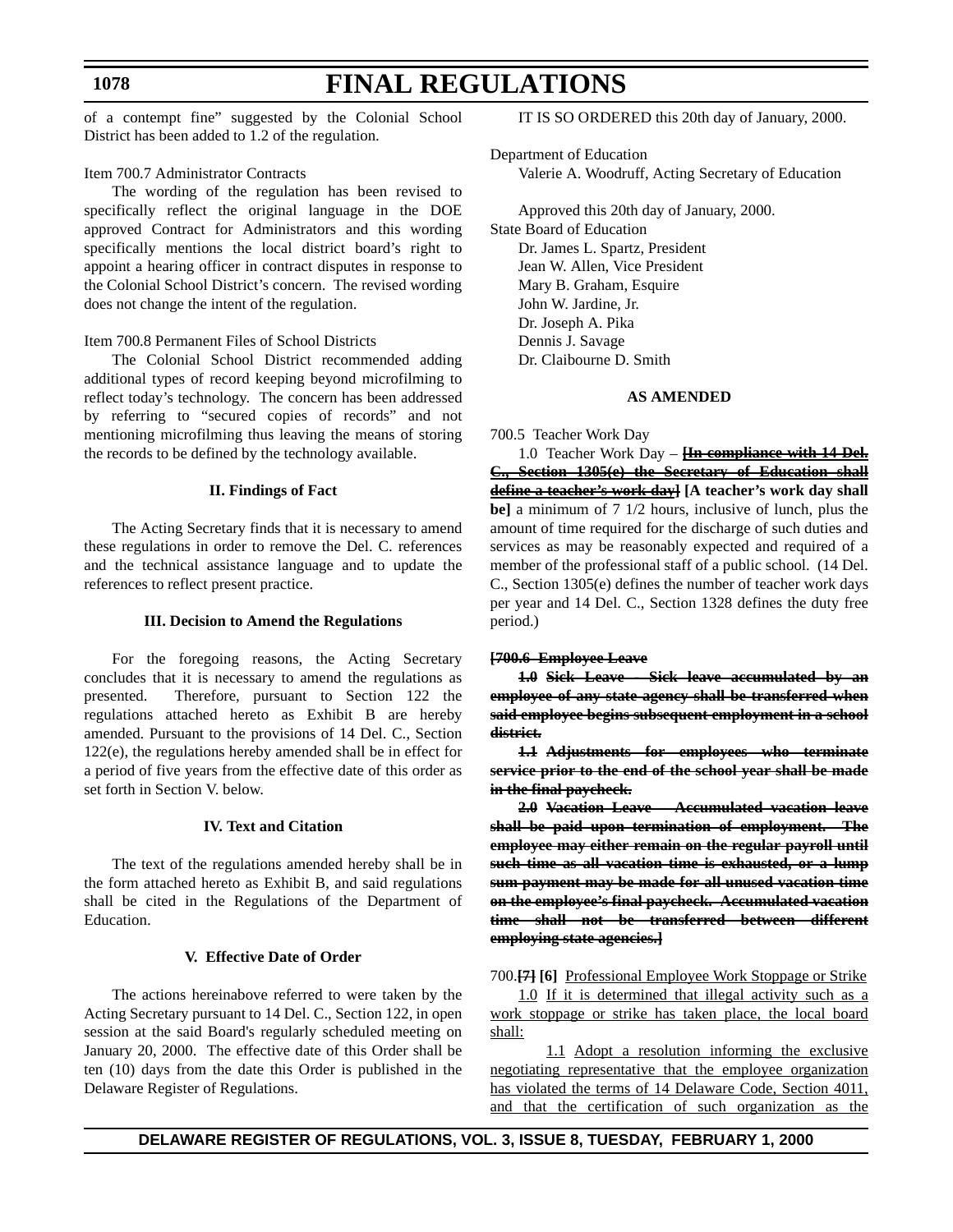of a contempt fine" suggested by the Colonial School District has been added to 1.2 of the regulation.

Item 700.7 Administrator Contracts

The wording of the regulation has been revised to specifically reflect the original language in the DOE approved Contract for Administrators and this wording specifically mentions the local district board's right to appoint a hearing officer in contract disputes in response to the Colonial School District's concern. The revised wording does not change the intent of the regulation.

Item 700.8 Permanent Files of School Districts

The Colonial School District recommended adding additional types of record keeping beyond microfilming to reflect today's technology. The concern has been addressed by referring to "secured copies of records" and not mentioning microfilming thus leaving the means of storing the records to be defined by the technology available.

**II. Findings of Fact**

The Acting Secretary finds that it is necessary to amend these regulations in order to remove the Del. C. references and the technical assistance language and to update the references to reflect present practice.

**III. Decision to Amend the Regulations**

For the foregoing reasons, the Acting Secretary concludes that it is necessary to amend the regulations as presented. Therefore, pursuant to Section 122 the regulations attached hereto as Exhibit B are hereby amended. Pursuant to the provisions of 14 Del. C., Section 122(e), the regulations hereby amended shall be in effect for a period of five years from the effective date of this order as set forth in Section V. below.

**IV. Text and Citation**

The text of the regulations amended hereby shall be in the form attached hereto as Exhibit B, and said regulations shall be cited in the Regulations of the Department of Education.

**V. Effective Date of Order**

The actions hereinabove referred to were taken by the Acting Secretary pursuant to 14 Del. C., Section 122, in open session at the said Board's regularly scheduled meeting on January 20, 2000. The effective date of this Order shall be ten (10) days from the date this Order is published in the Delaware Register of Regulations.

IT IS SO ORDERED this 20th day of January, 2000.

Department of Education
Valerie A. Woodruff, Acting Secretary of Education

Approved this 20th day of January, 2000.
State Board of Education
Dr. James L. Spartz, President
Jean W. Allen, Vice President
Mary B. Graham, Esquire
John W. Jardine, Jr.
Dr. Joseph A. Pika
Dennis J. Savage
Dr. Claibourne D. Smith

**AS AMENDED**

700.5 Teacher Work Day

1.0 Teacher Work Day – **[~~In compliance with 14 Del. C., Section 1305(e) the Secretary of Education shall define a teacher's work day~~] [A teacher's work day shall be]** a minimum of 7 1/2 hours, inclusive of lunch, plus the amount of time required for the discharge of such duties and services as may be reasonably expected and required of a member of the professional staff of a public school. (14 Del. C., Section 1305(e) defines the number of teacher work days per year and 14 Del. C., Section 1328 defines the duty free period.)

**[~~700.6 Employee Leave~~**

**~~1.0 Sick Leave - Sick leave accumulated by an employee of any state agency shall be transferred when said employee begins subsequent employment in a school district.~~**

**~~1.1 Adjustments for employees who terminate service prior to the end of the school year shall be made in the final paycheck.~~**

**~~2.0 Vacation Leave - Accumulated vacation leave shall be paid upon termination of employment. The employee may either remain on the regular payroll until such time as all vacation time is exhausted, or a lump sum payment may be made for all unused vacation time on the employee's final paycheck. Accumulated vacation time shall not be transferred between different employing state agencies.~~]**

700.**[~~7~~] [6]** <u>Professional Employee Work Stoppage or Strike</u>

<u>1.0 If it is determined that illegal activity such as a work stoppage or strike has taken place, the local board shall:</u>

<u>1.1 Adopt a resolution informing the exclusive negotiating representative that the employee organization has violated the terms of 14 Delaware Code, Section 4011, and that the certification of such organization as the</u>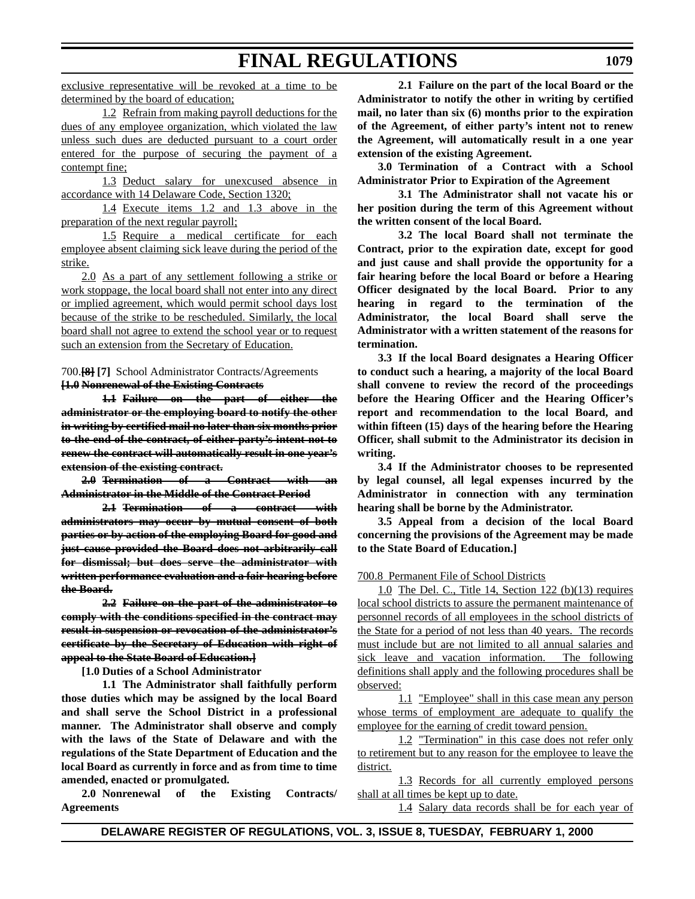exclusive representative will be revoked at a time to be determined by the board of education;

1.2 Refrain from making payroll deductions for the dues of any employee organization, which violated the law unless such dues are deducted pursuant to a court order entered for the purpose of securing the payment of a contempt fine;

1.3 Deduct salary for unexcused absence in accordance with 14 Delaware Code, Section 1320;

1.4 Execute items 1.2 and 1.3 above in the preparation of the next regular payroll;

1.5 Require a medical certificate for each employee absent claiming sick leave during the period of the strike.

2.0 As a part of any settlement following a strike or work stoppage, the local board shall not enter into any direct or implied agreement, which would permit school days lost because of the strike to be rescheduled. Similarly, the local board shall not agree to extend the school year or to request such an extension from the Secretary of Education.

700.~~[8]~~ [7] School Administrator Contracts/Agreements

**[~~1.0 Nonrenewal of the Existing Contracts~~**

**~~1.1 Failure on the part of either the administrator or the employing board to notify the other in writing by certified mail no later than six months prior to the end of the contract, of either party's intent not to renew the contract will automatically result in one year's extension of the existing contract.~~**

**~~2.0 Termination of a Contract with an Administrator in the Middle of the Contract Period~~**

**~~2.1 Termination of a contract with administrators may occur by mutual consent of both parties or by action of the employing Board for good and just cause provided the Board does not arbitrarily call for dismissal; but does serve the administrator with written performance evaluation and a fair hearing before the Board.~~**

**~~2.2 Failure on the part of the administrator to comply with the conditions specified in the contract may result in suspension or revocation of the administrator's certificate by the Secretary of Education with right of appeal to the State Board of Education.~~]**

**[1.0 Duties of a School Administrator**

**1.1 The Administrator shall faithfully perform those duties which may be assigned by the local Board and shall serve the School District in a professional manner. The Administrator shall observe and comply with the laws of the State of Delaware and with the regulations of the State Department of Education and the local Board as currently in force and as from time to time amended, enacted or promulgated.**

**2.0 Nonrenewal of the Existing Contracts/Agreements**

**2.1 Failure on the part of the local Board or the Administrator to notify the other in writing by certified mail, no later than six (6) months prior to the expiration of the Agreement, of either party's intent not to renew the Agreement, will automatically result in a one year extension of the existing Agreement.**

**3.0 Termination of a Contract with a School Administrator Prior to Expiration of the Agreement**

**3.1 The Administrator shall not vacate his or her position during the term of this Agreement without the written consent of the local Board.**

**3.2 The local Board shall not terminate the Contract, prior to the expiration date, except for good and just cause and shall provide the opportunity for a fair hearing before the local Board or before a Hearing Officer designated by the local Board. Prior to any hearing in regard to the termination of the Administrator, the local Board shall serve the Administrator with a written statement of the reasons for termination.**

**3.3 If the local Board designates a Hearing Officer to conduct such a hearing, a majority of the local Board shall convene to review the record of the proceedings before the Hearing Officer and the Hearing Officer's report and recommendation to the local Board, and within fifteen (15) days of the hearing before the Hearing Officer, shall submit to the Administrator its decision in writing.**

**3.4 If the Administrator chooses to be represented by legal counsel, all legal expenses incurred by the Administrator in connection with any termination hearing shall be borne by the Administrator.**

**3.5 Appeal from a decision of the local Board concerning the provisions of the Agreement may be made to the State Board of Education.]**

700.8 Permanent File of School Districts

1.0 The Del. C., Title 14, Section 122 (b)(13) requires local school districts to assure the permanent maintenance of personnel records of all employees in the school districts of the State for a period of not less than 40 years. The records must include but are not limited to all annual salaries and sick leave and vacation information. The following definitions shall apply and the following procedures shall be observed:

1.1 "Employee" shall in this case mean any person whose terms of employment are adequate to qualify the employee for the earning of credit toward pension.

1.2 "Termination" in this case does not refer only to retirement but to any reason for the employee to leave the district.

1.3 Records for all currently employed persons shall at all times be kept up to date.

1.4 Salary data records shall be for each year of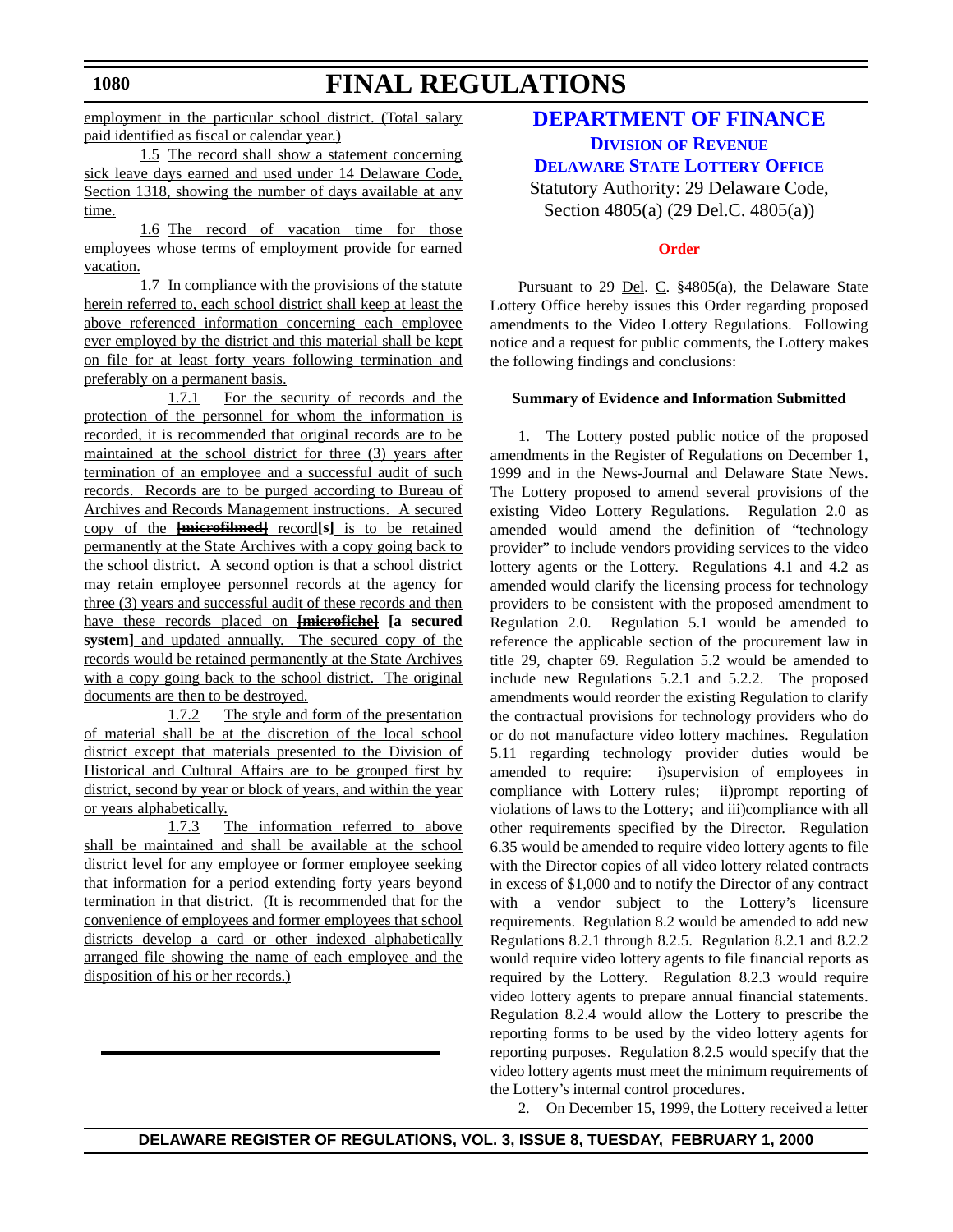employment in the particular school district. (Total salary paid identified as fiscal or calendar year.)

1.5 The record shall show a statement concerning sick leave days earned and used under 14 Delaware Code, Section 1318, showing the number of days available at any time.

1.6 The record of vacation time for those employees whose terms of employment provide for earned vacation.

1.7 In compliance with the provisions of the statute herein referred to, each school district shall keep at least the above referenced information concerning each employee ever employed by the district and this material shall be kept on file for at least forty years following termination and preferably on a permanent basis.

1.7.1 For the security of records and the protection of the personnel for whom the information is recorded, it is recommended that original records are to be maintained at the school district for three (3) years after termination of an employee and a successful audit of such records. Records are to be purged according to Bureau of Archives and Records Management instructions. A secured copy of the ~~[microfilmed]~~ record**[s]** is to be retained permanently at the State Archives with a copy going back to the school district. A second option is that a school district may retain employee personnel records at the agency for three (3) years and successful audit of these records and then have these records placed on ~~[microfiche]~~ **[a secured system]** and updated annually. The secured copy of the records would be retained permanently at the State Archives with a copy going back to the school district. The original documents are then to be destroyed.

1.7.2 The style and form of the presentation of material shall be at the discretion of the local school district except that materials presented to the Division of Historical and Cultural Affairs are to be grouped first by district, second by year or block of years, and within the year or years alphabetically.

1.7.3 The information referred to above shall be maintained and shall be available at the school district level for any employee or former employee seeking that information for a period extending forty years beyond termination in that district. (It is recommended that for the convenience of employees and former employees that school districts develop a card or other indexed alphabetically arranged file showing the name of each employee and the disposition of his or her records.)

# DEPARTMENT OF FINANCE

## Division of Revenue

## Delaware State Lottery Office

Statutory Authority: 29 Delaware Code, Section 4805(a) (29 Del.C. 4805(a))

### Order

Pursuant to 29 Del. C. §4805(a), the Delaware State Lottery Office hereby issues this Order regarding proposed amendments to the Video Lottery Regulations. Following notice and a request for public comments, the Lottery makes the following findings and conclusions:

**Summary of Evidence and Information Submitted**

1. The Lottery posted public notice of the proposed amendments in the Register of Regulations on December 1, 1999 and in the News-Journal and Delaware State News. The Lottery proposed to amend several provisions of the existing Video Lottery Regulations. Regulation 2.0 as amended would amend the definition of "technology provider" to include vendors providing services to the video lottery agents or the Lottery. Regulations 4.1 and 4.2 as amended would clarify the licensing process for technology providers to be consistent with the proposed amendment to Regulation 2.0. Regulation 5.1 would be amended to reference the applicable section of the procurement law in title 29, chapter 69. Regulation 5.2 would be amended to include new Regulations 5.2.1 and 5.2.2. The proposed amendments would reorder the existing Regulation to clarify the contractual provisions for technology providers who do or do not manufacture video lottery machines. Regulation 5.11 regarding technology provider duties would be amended to require: i)supervision of employees in compliance with Lottery rules; ii)prompt reporting of violations of laws to the Lottery; and iii)compliance with all other requirements specified by the Director. Regulation 6.35 would be amended to require video lottery agents to file with the Director copies of all video lottery related contracts in excess of $1,000 and to notify the Director of any contract with a vendor subject to the Lottery's licensure requirements. Regulation 8.2 would be amended to add new Regulations 8.2.1 through 8.2.5. Regulation 8.2.1 and 8.2.2 would require video lottery agents to file financial reports as required by the Lottery. Regulation 8.2.3 would require video lottery agents to prepare annual financial statements. Regulation 8.2.4 would allow the Lottery to prescribe the reporting forms to be used by the video lottery agents for reporting purposes. Regulation 8.2.5 would specify that the video lottery agents must meet the minimum requirements of the Lottery's internal control procedures.

2. On December 15, 1999, the Lottery received a letter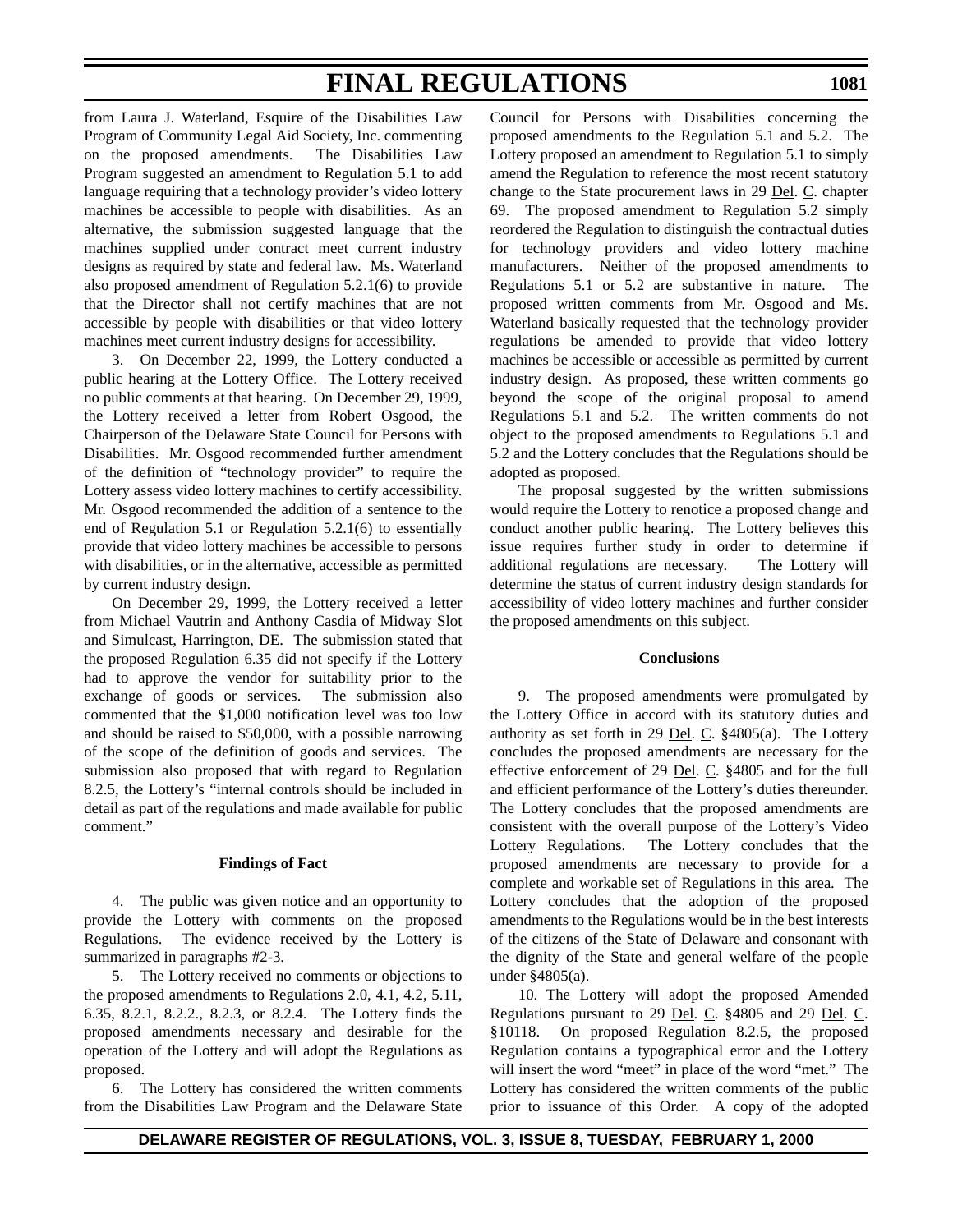from Laura J. Waterland, Esquire of the Disabilities Law Program of Community Legal Aid Society, Inc. commenting on the proposed amendments. The Disabilities Law Program suggested an amendment to Regulation 5.1 to add language requiring that a technology provider's video lottery machines be accessible to people with disabilities. As an alternative, the submission suggested language that the machines supplied under contract meet current industry designs as required by state and federal law. Ms. Waterland also proposed amendment of Regulation 5.2.1(6) to provide that the Director shall not certify machines that are not accessible by people with disabilities or that video lottery machines meet current industry designs for accessibility.

3. On December 22, 1999, the Lottery conducted a public hearing at the Lottery Office. The Lottery received no public comments at that hearing. On December 29, 1999, the Lottery received a letter from Robert Osgood, the Chairperson of the Delaware State Council for Persons with Disabilities. Mr. Osgood recommended further amendment of the definition of "technology provider" to require the Lottery assess video lottery machines to certify accessibility. Mr. Osgood recommended the addition of a sentence to the end of Regulation 5.1 or Regulation 5.2.1(6) to essentially provide that video lottery machines be accessible to persons with disabilities, or in the alternative, accessible as permitted by current industry design.

On December 29, 1999, the Lottery received a letter from Michael Vautrin and Anthony Casdia of Midway Slot and Simulcast, Harrington, DE. The submission stated that the proposed Regulation 6.35 did not specify if the Lottery had to approve the vendor for suitability prior to the exchange of goods or services. The submission also commented that the $1,000 notification level was too low and should be raised to $50,000, with a possible narrowing of the scope of the definition of goods and services. The submission also proposed that with regard to Regulation 8.2.5, the Lottery's "internal controls should be included in detail as part of the regulations and made available for public comment."

**Findings of Fact**

4. The public was given notice and an opportunity to provide the Lottery with comments on the proposed Regulations. The evidence received by the Lottery is summarized in paragraphs #2-3.

5. The Lottery received no comments or objections to the proposed amendments to Regulations 2.0, 4.1, 4.2, 5.11, 6.35, 8.2.1, 8.2.2., 8.2.3, or 8.2.4. The Lottery finds the proposed amendments necessary and desirable for the operation of the Lottery and will adopt the Regulations as proposed.

6. The Lottery has considered the written comments from the Disabilities Law Program and the Delaware State Council for Persons with Disabilities concerning the proposed amendments to the Regulation 5.1 and 5.2. The Lottery proposed an amendment to Regulation 5.1 to simply amend the Regulation to reference the most recent statutory change to the State procurement laws in 29 Del. C. chapter 69. The proposed amendment to Regulation 5.2 simply reordered the Regulation to distinguish the contractual duties for technology providers and video lottery machine manufacturers. Neither of the proposed amendments to Regulations 5.1 or 5.2 are substantive in nature. The proposed written comments from Mr. Osgood and Ms. Waterland basically requested that the technology provider regulations be amended to provide that video lottery machines be accessible or accessible as permitted by current industry design. As proposed, these written comments go beyond the scope of the original proposal to amend Regulations 5.1 and 5.2. The written comments do not object to the proposed amendments to Regulations 5.1 and 5.2 and the Lottery concludes that the Regulations should be adopted as proposed.

The proposal suggested by the written submissions would require the Lottery to renotice a proposed change and conduct another public hearing. The Lottery believes this issue requires further study in order to determine if additional regulations are necessary. The Lottery will determine the status of current industry design standards for accessibility of video lottery machines and further consider the proposed amendments on this subject.

**Conclusions**

9. The proposed amendments were promulgated by the Lottery Office in accord with its statutory duties and authority as set forth in 29 Del. C. §4805(a). The Lottery concludes the proposed amendments are necessary for the effective enforcement of 29 Del. C. §4805 and for the full and efficient performance of the Lottery's duties thereunder. The Lottery concludes that the proposed amendments are consistent with the overall purpose of the Lottery's Video Lottery Regulations. The Lottery concludes that the proposed amendments are necessary to provide for a complete and workable set of Regulations in this area. The Lottery concludes that the adoption of the proposed amendments to the Regulations would be in the best interests of the citizens of the State of Delaware and consonant with the dignity of the State and general welfare of the people under §4805(a).

10. The Lottery will adopt the proposed Amended Regulations pursuant to 29 Del. C. §4805 and 29 Del. C. §10118. On proposed Regulation 8.2.5, the proposed Regulation contains a typographical error and the Lottery will insert the word "meet" in place of the word "met." The Lottery has considered the written comments of the public prior to issuance of this Order. A copy of the adopted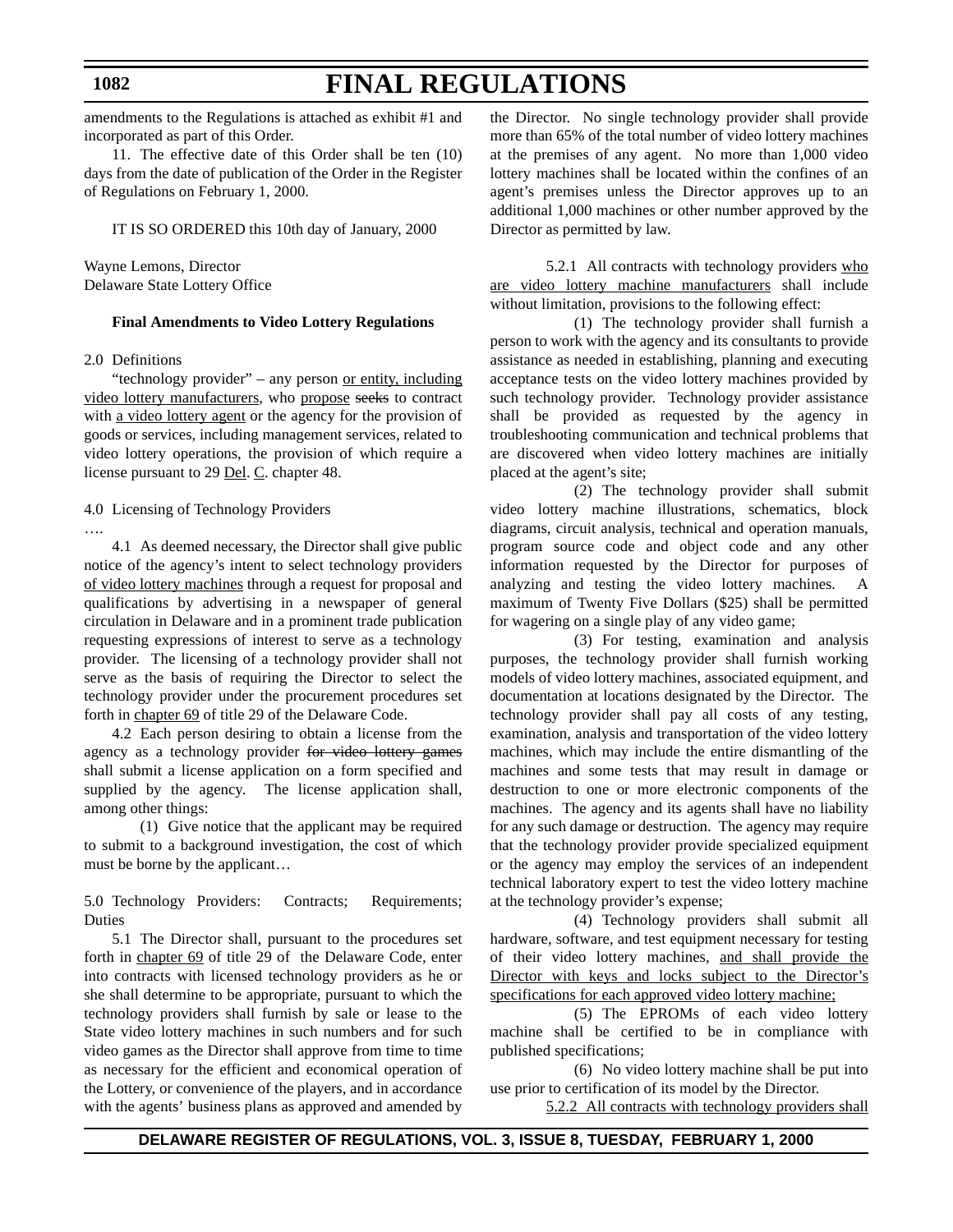amendments to the Regulations is attached as exhibit #1 and incorporated as part of this Order.

11. The effective date of this Order shall be ten (10) days from the date of publication of the Order in the Register of Regulations on February 1, 2000.

IT IS SO ORDERED this 10th day of January, 2000

Wayne Lemons, Director
Delaware State Lottery Office

**Final Amendments to Video Lottery Regulations**

2.0 Definitions

"technology provider" – any person or entity, including video lottery manufacturers, who propose ~~seeks~~ to contract with a video lottery agent or the agency for the provision of goods or services, including management services, related to video lottery operations, the provision of which require a license pursuant to 29 Del. C. chapter 48.

4.0 Licensing of Technology Providers

….

4.1 As deemed necessary, the Director shall give public notice of the agency's intent to select technology providers of video lottery machines through a request for proposal and qualifications by advertising in a newspaper of general circulation in Delaware and in a prominent trade publication requesting expressions of interest to serve as a technology provider. The licensing of a technology provider shall not serve as the basis of requiring the Director to select the technology provider under the procurement procedures set forth in chapter 69 of title 29 of the Delaware Code.

4.2 Each person desiring to obtain a license from the agency as a technology provider ~~for video lottery games~~ shall submit a license application on a form specified and supplied by the agency. The license application shall, among other things:

(1) Give notice that the applicant may be required to submit to a background investigation, the cost of which must be borne by the applicant…

5.0 Technology Providers: Contracts; Requirements; Duties

5.1 The Director shall, pursuant to the procedures set forth in chapter 69 of title 29 of the Delaware Code, enter into contracts with licensed technology providers as he or she shall determine to be appropriate, pursuant to which the technology providers shall furnish by sale or lease to the State video lottery machines in such numbers and for such video games as the Director shall approve from time to time as necessary for the efficient and economical operation of the Lottery, or convenience of the players, and in accordance with the agents' business plans as approved and amended by the Director. No single technology provider shall provide more than 65% of the total number of video lottery machines at the premises of any agent. No more than 1,000 video lottery machines shall be located within the confines of an agent's premises unless the Director approves up to an additional 1,000 machines or other number approved by the Director as permitted by law.

5.2.1 All contracts with technology providers who are video lottery machine manufacturers shall include without limitation, provisions to the following effect:

(1) The technology provider shall furnish a person to work with the agency and its consultants to provide assistance as needed in establishing, planning and executing acceptance tests on the video lottery machines provided by such technology provider. Technology provider assistance shall be provided as requested by the agency in troubleshooting communication and technical problems that are discovered when video lottery machines are initially placed at the agent's site;

(2) The technology provider shall submit video lottery machine illustrations, schematics, block diagrams, circuit analysis, technical and operation manuals, program source code and object code and any other information requested by the Director for purposes of analyzing and testing the video lottery machines. A maximum of Twenty Five Dollars ($25) shall be permitted for wagering on a single play of any video game;

(3) For testing, examination and analysis purposes, the technology provider shall furnish working models of video lottery machines, associated equipment, and documentation at locations designated by the Director. The technology provider shall pay all costs of any testing, examination, analysis and transportation of the video lottery machines, which may include the entire dismantling of the machines and some tests that may result in damage or destruction to one or more electronic components of the machines. The agency and its agents shall have no liability for any such damage or destruction. The agency may require that the technology provider provide specialized equipment or the agency may employ the services of an independent technical laboratory expert to test the video lottery machine at the technology provider's expense;

(4) Technology providers shall submit all hardware, software, and test equipment necessary for testing of their video lottery machines, and shall provide the Director with keys and locks subject to the Director's specifications for each approved video lottery machine;

(5) The EPROMs of each video lottery machine shall be certified to be in compliance with published specifications;

(6) No video lottery machine shall be put into use prior to certification of its model by the Director.

5.2.2 All contracts with technology providers shall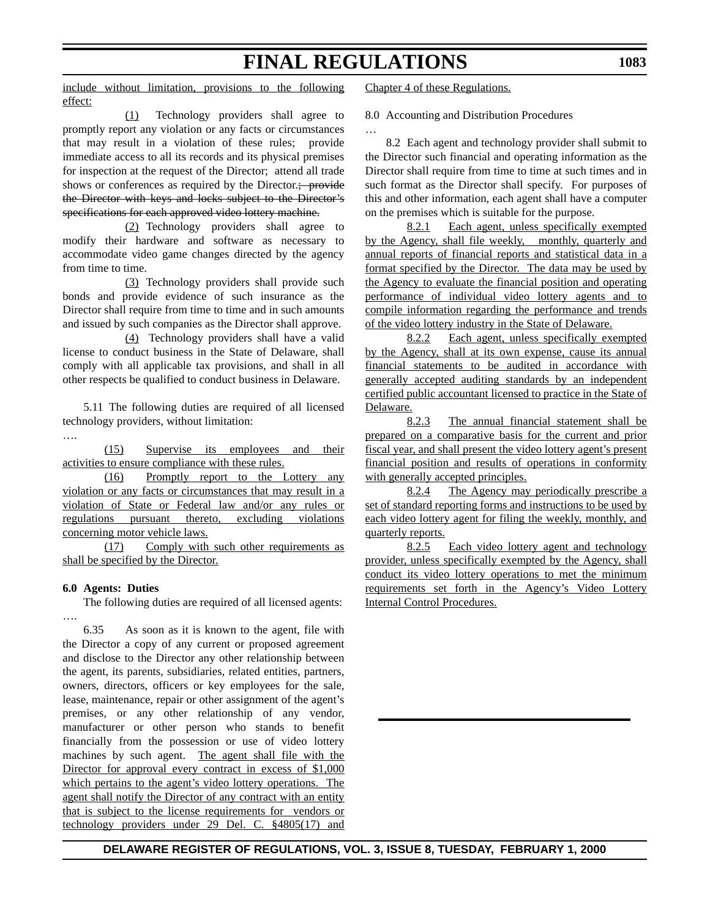include without limitation, provisions to the following effect:

(1) Technology providers shall agree to promptly report any violation or any facts or circumstances that may result in a violation of these rules; provide immediate access to all its records and its physical premises for inspection at the request of the Director; attend all trade shows or conferences as required by the Director.~~; provide the Director with keys and locks subject to the Director's specifications for each approved video lottery machine.~~

(2) Technology providers shall agree to modify their hardware and software as necessary to accommodate video game changes directed by the agency from time to time.

(3) Technology providers shall provide such bonds and provide evidence of such insurance as the Director shall require from time to time and in such amounts and issued by such companies as the Director shall approve.

(4) Technology providers shall have a valid license to conduct business in the State of Delaware, shall comply with all applicable tax provisions, and shall in all other respects be qualified to conduct business in Delaware.

5.11 The following duties are required of all licensed technology providers, without limitation:

….

(15) Supervise its employees and their activities to ensure compliance with these rules.

(16) Promptly report to the Lottery any violation or any facts or circumstances that may result in a violation of State or Federal law and/or any rules or regulations pursuant thereto, excluding violations concerning motor vehicle laws.

(17) Comply with such other requirements as shall be specified by the Director.

**6.0 Agents: Duties**

The following duties are required of all licensed agents:

….

6.35 As soon as it is known to the agent, file with the Director a copy of any current or proposed agreement and disclose to the Director any other relationship between the agent, its parents, subsidiaries, related entities, partners, owners, directors, officers or key employees for the sale, lease, maintenance, repair or other assignment of the agent's premises, or any other relationship of any vendor, manufacturer or other person who stands to benefit financially from the possession or use of video lottery machines by such agent. The agent shall file with the Director for approval every contract in excess of $1,000 which pertains to the agent's video lottery operations. The agent shall notify the Director of any contract with an entity that is subject to the license requirements for vendors or technology providers under 29 Del. C. §4805(17) and Chapter 4 of these Regulations.

8.0 Accounting and Distribution Procedures

…

8.2 Each agent and technology provider shall submit to the Director such financial and operating information as the Director shall require from time to time at such times and in such format as the Director shall specify. For purposes of this and other information, each agent shall have a computer on the premises which is suitable for the purpose.

8.2.1 Each agent, unless specifically exempted by the Agency, shall file weekly, monthly, quarterly and annual reports of financial reports and statistical data in a format specified by the Director. The data may be used by the Agency to evaluate the financial position and operating performance of individual video lottery agents and to compile information regarding the performance and trends of the video lottery industry in the State of Delaware.

8.2.2 Each agent, unless specifically exempted by the Agency, shall at its own expense, cause its annual financial statements to be audited in accordance with generally accepted auditing standards by an independent certified public accountant licensed to practice in the State of Delaware.

8.2.3 The annual financial statement shall be prepared on a comparative basis for the current and prior fiscal year, and shall present the video lottery agent's present financial position and results of operations in conformity with generally accepted principles.

8.2.4 The Agency may periodically prescribe a set of standard reporting forms and instructions to be used by each video lottery agent for filing the weekly, monthly, and quarterly reports.

8.2.5 Each video lottery agent and technology provider, unless specifically exempted by the Agency, shall conduct its video lottery operations to met the minimum requirements set forth in the Agency's Video Lottery Internal Control Procedures.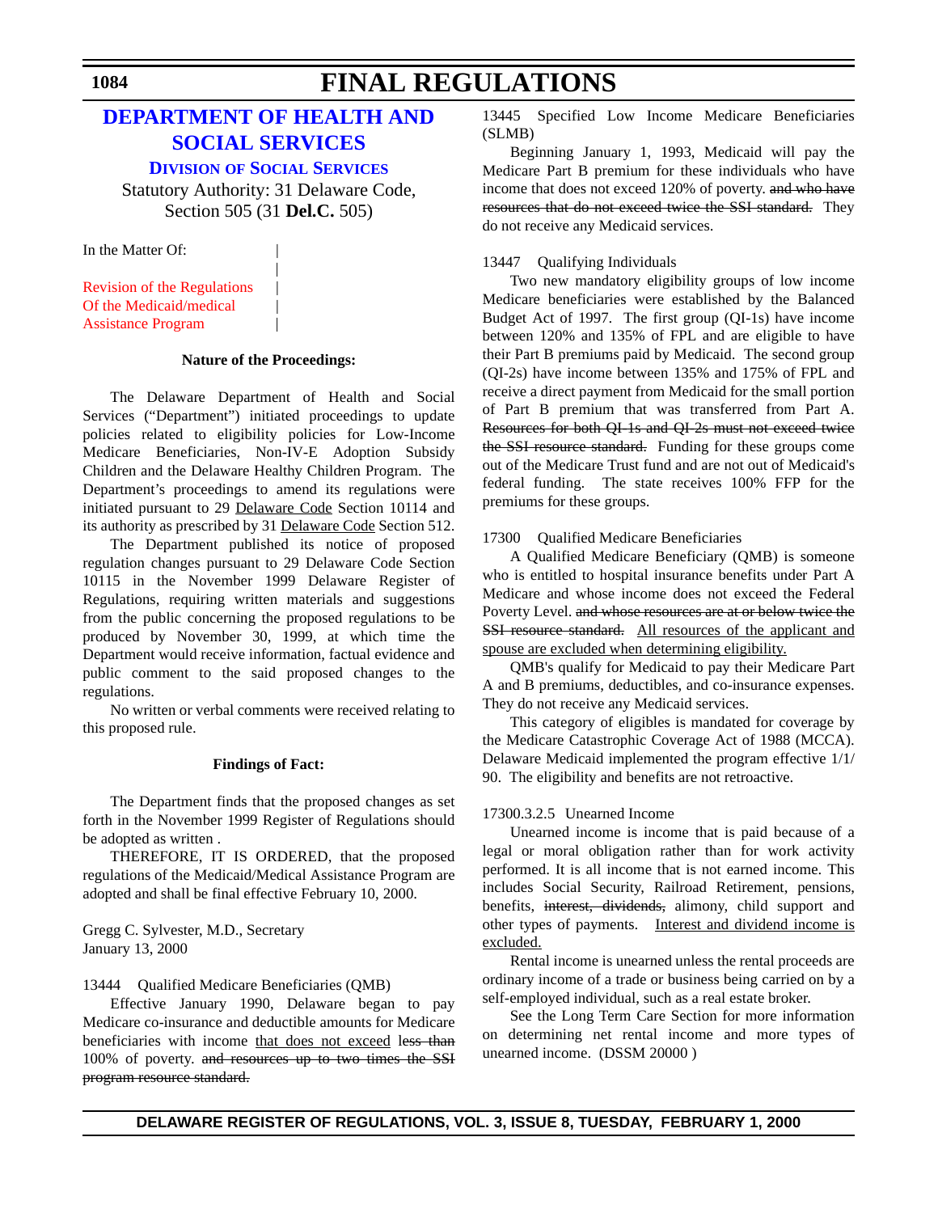# DEPARTMENT OF HEALTH AND SOCIAL SERVICES

## DIVISION OF SOCIAL SERVICES

Statutory Authority: 31 Delaware Code, Section 505 (31 **Del.C.** 505)

In the Matter Of:

Revision of the Regulations Of the Medicaid/medical Assistance Program

**Nature of the Proceedings:**

The Delaware Department of Health and Social Services ("Department") initiated proceedings to update policies related to eligibility policies for Low-Income Medicare Beneficiaries, Non-IV-E Adoption Subsidy Children and the Delaware Healthy Children Program. The Department's proceedings to amend its regulations were initiated pursuant to 29 Delaware Code Section 10114 and its authority as prescribed by 31 Delaware Code Section 512.

The Department published its notice of proposed regulation changes pursuant to 29 Delaware Code Section 10115 in the November 1999 Delaware Register of Regulations, requiring written materials and suggestions from the public concerning the proposed regulations to be produced by November 30, 1999, at which time the Department would receive information, factual evidence and public comment to the said proposed changes to the regulations.

No written or verbal comments were received relating to this proposed rule.

**Findings of Fact:**

The Department finds that the proposed changes as set forth in the November 1999 Register of Regulations should be adopted as written .

THEREFORE, IT IS ORDERED, that the proposed regulations of the Medicaid/Medical Assistance Program are adopted and shall be final effective February 10, 2000.

Gregg C. Sylvester, M.D., Secretary
January 13, 2000

13444 Qualified Medicare Beneficiaries (QMB)

Effective January 1990, Delaware began to pay Medicare co-insurance and deductible amounts for Medicare beneficiaries with income that does not exceed l~~ess than~~ 100% of poverty. ~~and resources up to two times the SSI program resource standard.~~

13445 Specified Low Income Medicare Beneficiaries (SLMB)

Beginning January 1, 1993, Medicaid will pay the Medicare Part B premium for these individuals who have income that does not exceed 120% of poverty. ~~and who have resources that do not exceed twice the SSI standard.~~ They do not receive any Medicaid services.

13447 Qualifying Individuals

Two new mandatory eligibility groups of low income Medicare beneficiaries were established by the Balanced Budget Act of 1997. The first group (QI-1s) have income between 120% and 135% of FPL and are eligible to have their Part B premiums paid by Medicaid. The second group (QI-2s) have income between 135% and 175% of FPL and receive a direct payment from Medicaid for the small portion of Part B premium that was transferred from Part A. ~~Resources for both QI-1s and QI-2s must not exceed twice the SSI resource standard.~~ Funding for these groups come out of the Medicare Trust fund and are not out of Medicaid's federal funding. The state receives 100% FFP for the premiums for these groups.

17300 Qualified Medicare Beneficiaries

A Qualified Medicare Beneficiary (QMB) is someone who is entitled to hospital insurance benefits under Part A Medicare and whose income does not exceed the Federal Poverty Level. ~~and whose resources are at or below twice the SSI resource standard.~~ All resources of the applicant and spouse are excluded when determining eligibility.

QMB's qualify for Medicaid to pay their Medicare Part A and B premiums, deductibles, and co-insurance expenses. They do not receive any Medicaid services.

This category of eligibles is mandated for coverage by the Medicare Catastrophic Coverage Act of 1988 (MCCA). Delaware Medicaid implemented the program effective 1/1/90. The eligibility and benefits are not retroactive.

17300.3.2.5 Unearned Income

Unearned income is income that is paid because of a legal or moral obligation rather than for work activity performed. It is all income that is not earned income. This includes Social Security, Railroad Retirement, pensions, benefits, ~~interest, dividends,~~ alimony, child support and other types of payments. Interest and dividend income is excluded.

Rental income is unearned unless the rental proceeds are ordinary income of a trade or business being carried on by a self-employed individual, such as a real estate broker.

See the Long Term Care Section for more information on determining net rental income and more types of unearned income. (DSSM 20000 )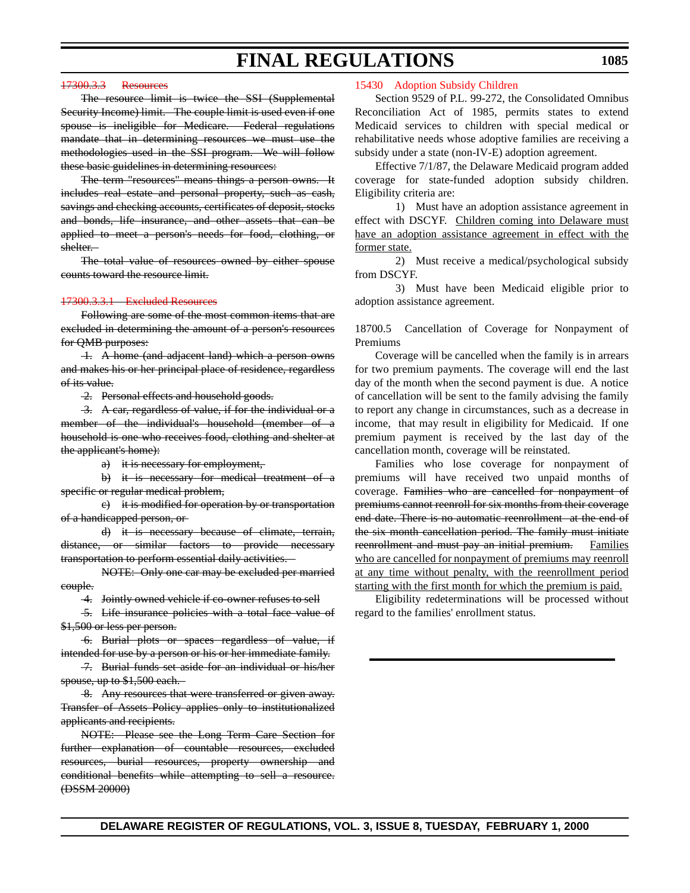~~17300.3.3 Resources~~

~~The resource limit is twice the SSI (Supplemental Security Income) limit. The couple limit is used even if one spouse is ineligible for Medicare. Federal regulations mandate that in determining resources we must use the methodologies used in the SSI program. We will follow these basic guidelines in determining resources:~~

~~The term "resources" means things a person owns. It includes real estate and personal property, such as cash, savings and checking accounts, certificates of deposit, stocks and bonds, life insurance, and other assets that can be applied to meet a person's needs for food, clothing, or shelter.~~

~~The total value of resources owned by either spouse counts toward the resource limit.~~

~~17300.3.3.1 Excluded Resources~~

~~Following are some of the most common items that are excluded in determining the amount of a person's resources for QMB purposes:~~

~~1. A home (and adjacent land) which a person owns and makes his or her principal place of residence, regardless of its value.~~

~~2. Personal effects and household goods.~~

~~3. A car, regardless of value, if for the individual or a member of the individual's household (member of a household is one who receives food, clothing and shelter at the applicant's home):~~

~~a) it is necessary for employment,~~

~~b) it is necessary for medical treatment of a specific or regular medical problem,~~

~~c) it is modified for operation by or transportation of a handicapped person, or~~

~~d) it is necessary because of climate, terrain, distance, or similar factors to provide necessary transportation to perform essential daily activities.~~

~~NOTE: Only one car may be excluded per married couple.~~

~~4. Jointly owned vehicle if co-owner refuses to sell~~

~~5. Life insurance policies with a total face value of $1,500 or less per person.~~

~~6. Burial plots or spaces regardless of value, if intended for use by a person or his or her immediate family.~~

~~7. Burial funds set aside for an individual or his/her spouse, up to $1,500 each.~~

~~8. Any resources that were transferred or given away. Transfer of Assets Policy applies only to institutionalized applicants and recipients.~~

~~NOTE: Please see the Long Term Care Section for further explanation of countable resources, excluded resources, burial resources, property ownership and conditional benefits while attempting to sell a resource. (DSSM 20000)~~

15430 Adoption Subsidy Children

Section 9529 of P.L. 99-272, the Consolidated Omnibus Reconciliation Act of 1985, permits states to extend Medicaid services to children with special medical or rehabilitative needs whose adoptive families are receiving a subsidy under a state (non-IV-E) adoption agreement.

Effective 7/1/87, the Delaware Medicaid program added coverage for state-funded adoption subsidy children. Eligibility criteria are:

1) Must have an adoption assistance agreement in effect with DSCYF. <u>Children coming into Delaware must have an adoption assistance agreement in effect with the former state.</u>

2) Must receive a medical/psychological subsidy from DSCYF.

3) Must have been Medicaid eligible prior to adoption assistance agreement.

18700.5 Cancellation of Coverage for Nonpayment of Premiums

Coverage will be cancelled when the family is in arrears for two premium payments. The coverage will end the last day of the month when the second payment is due. A notice of cancellation will be sent to the family advising the family to report any change in circumstances, such as a decrease in income, that may result in eligibility for Medicaid. If one premium payment is received by the last day of the cancellation month, coverage will be reinstated.

Families who lose coverage for nonpayment of premiums will have received two unpaid months of coverage. ~~Families who are cancelled for nonpayment of premiums cannot reenroll for six months from their coverage end date. There is no automatic reenrollment at the end of the six month cancellation period. The family must initiate reenrollment and must pay an initial premium.~~ <u>Families who are cancelled for nonpayment of premiums may reenroll at any time without penalty, with the reenrollment period starting with the first month for which the premium is paid.</u>

Eligibility redeterminations will be processed without regard to the families' enrollment status.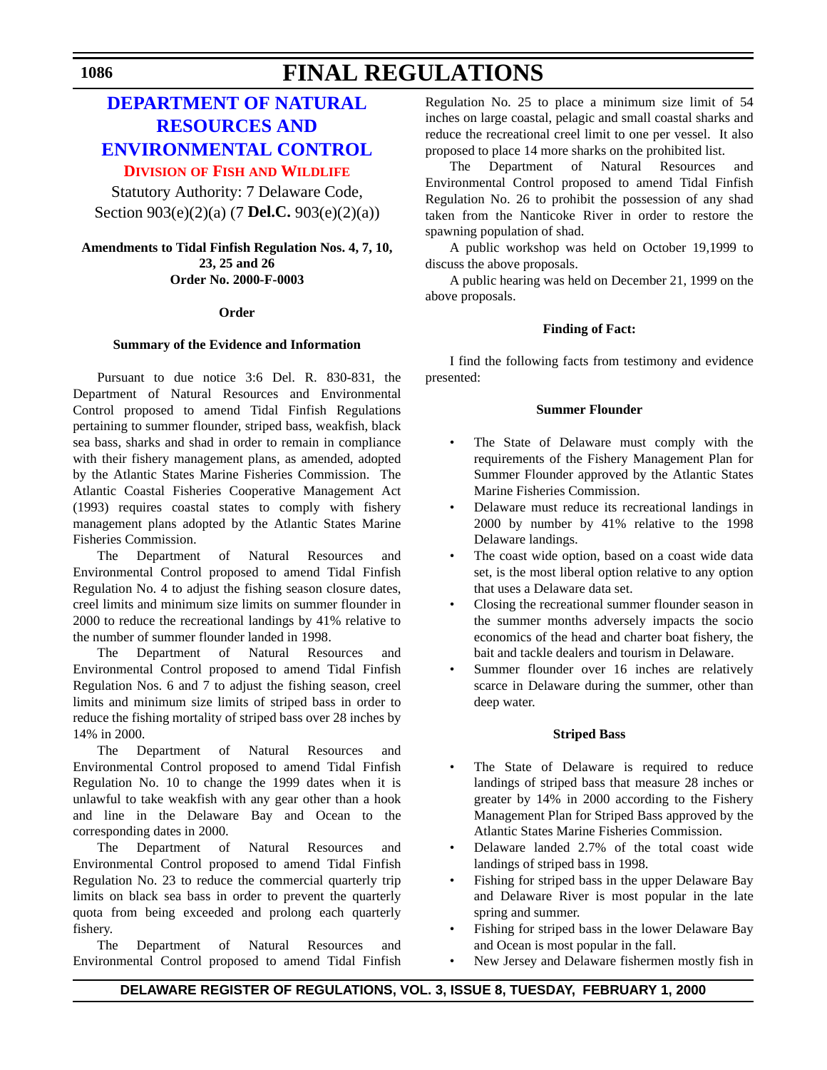# FINAL REGULATIONS

## DEPARTMENT OF NATURAL RESOURCES AND ENVIRONMENTAL CONTROL

### DIVISION OF FISH AND WILDLIFE

Statutory Authority: 7 Delaware Code, Section 903(e)(2)(a) (7 **Del.C.** 903(e)(2)(a))

**Amendments to Tidal Finfish Regulation Nos. 4, 7, 10, 23, 25 and 26**
**Order No. 2000-F-0003**

**Order**

**Summary of the Evidence and Information**

Pursuant to due notice 3:6 Del. R. 830-831, the Department of Natural Resources and Environmental Control proposed to amend Tidal Finfish Regulations pertaining to summer flounder, striped bass, weakfish, black sea bass, sharks and shad in order to remain in compliance with their fishery management plans, as amended, adopted by the Atlantic States Marine Fisheries Commission. The Atlantic Coastal Fisheries Cooperative Management Act (1993) requires coastal states to comply with fishery management plans adopted by the Atlantic States Marine Fisheries Commission.

The Department of Natural Resources and Environmental Control proposed to amend Tidal Finfish Regulation No. 4 to adjust the fishing season closure dates, creel limits and minimum size limits on summer flounder in 2000 to reduce the recreational landings by 41% relative to the number of summer flounder landed in 1998.

The Department of Natural Resources and Environmental Control proposed to amend Tidal Finfish Regulation Nos. 6 and 7 to adjust the fishing season, creel limits and minimum size limits of striped bass in order to reduce the fishing mortality of striped bass over 28 inches by 14% in 2000.

The Department of Natural Resources and Environmental Control proposed to amend Tidal Finfish Regulation No. 10 to change the 1999 dates when it is unlawful to take weakfish with any gear other than a hook and line in the Delaware Bay and Ocean to the corresponding dates in 2000.

The Department of Natural Resources and Environmental Control proposed to amend Tidal Finfish Regulation No. 23 to reduce the commercial quarterly trip limits on black sea bass in order to prevent the quarterly quota from being exceeded and prolong each quarterly fishery.

The Department of Natural Resources and Environmental Control proposed to amend Tidal Finfish Regulation No. 25 to place a minimum size limit of 54 inches on large coastal, pelagic and small coastal sharks and reduce the recreational creel limit to one per vessel. It also proposed to place 14 more sharks on the prohibited list.

The Department of Natural Resources and Environmental Control proposed to amend Tidal Finfish Regulation No. 26 to prohibit the possession of any shad taken from the Nanticoke River in order to restore the spawning population of shad.

A public workshop was held on October 19,1999 to discuss the above proposals.

A public hearing was held on December 21, 1999 on the above proposals.

**Finding of Fact:**

I find the following facts from testimony and evidence presented:

**Summer Flounder**

- The State of Delaware must comply with the requirements of the Fishery Management Plan for Summer Flounder approved by the Atlantic States Marine Fisheries Commission.
- Delaware must reduce its recreational landings in 2000 by number by 41% relative to the 1998 Delaware landings.
- The coast wide option, based on a coast wide data set, is the most liberal option relative to any option that uses a Delaware data set.
- Closing the recreational summer flounder season in the summer months adversely impacts the socio economics of the head and charter boat fishery, the bait and tackle dealers and tourism in Delaware.
- Summer flounder over 16 inches are relatively scarce in Delaware during the summer, other than deep water.

**Striped Bass**

- The State of Delaware is required to reduce landings of striped bass that measure 28 inches or greater by 14% in 2000 according to the Fishery Management Plan for Striped Bass approved by the Atlantic States Marine Fisheries Commission.
- Delaware landed 2.7% of the total coast wide landings of striped bass in 1998.
- Fishing for striped bass in the upper Delaware Bay and Delaware River is most popular in the late spring and summer.
- Fishing for striped bass in the lower Delaware Bay and Ocean is most popular in the fall.
- New Jersey and Delaware fishermen mostly fish in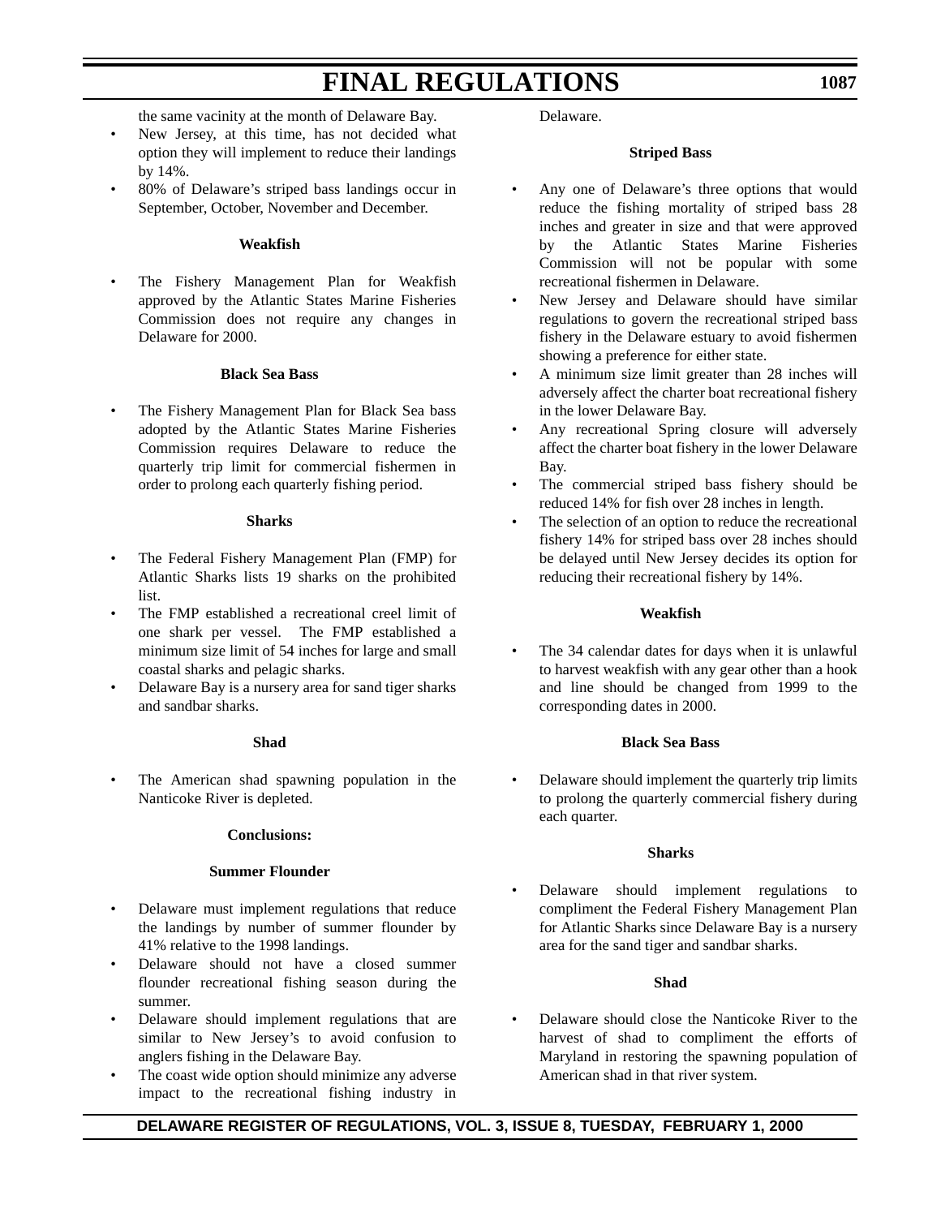the same vacinity at the month of Delaware Bay.

- New Jersey, at this time, has not decided what option they will implement to reduce their landings by 14%.
- 80% of Delaware's striped bass landings occur in September, October, November and December.

**Weakfish**

- The Fishery Management Plan for Weakfish approved by the Atlantic States Marine Fisheries Commission does not require any changes in Delaware for 2000.

**Black Sea Bass**

- The Fishery Management Plan for Black Sea bass adopted by the Atlantic States Marine Fisheries Commission requires Delaware to reduce the quarterly trip limit for commercial fishermen in order to prolong each quarterly fishing period.

**Sharks**

- The Federal Fishery Management Plan (FMP) for Atlantic Sharks lists 19 sharks on the prohibited list.
- The FMP established a recreational creel limit of one shark per vessel. The FMP established a minimum size limit of 54 inches for large and small coastal sharks and pelagic sharks.
- Delaware Bay is a nursery area for sand tiger sharks and sandbar sharks.

**Shad**

- The American shad spawning population in the Nanticoke River is depleted.

**Conclusions:**

**Summer Flounder**

- Delaware must implement regulations that reduce the landings by number of summer flounder by 41% relative to the 1998 landings.
- Delaware should not have a closed summer flounder recreational fishing season during the summer.
- Delaware should implement regulations that are similar to New Jersey's to avoid confusion to anglers fishing in the Delaware Bay.
- The coast wide option should minimize any adverse impact to the recreational fishing industry in Delaware.

**Striped Bass**

- Any one of Delaware's three options that would reduce the fishing mortality of striped bass 28 inches and greater in size and that were approved by the Atlantic States Marine Fisheries Commission will not be popular with some recreational fishermen in Delaware.
- New Jersey and Delaware should have similar regulations to govern the recreational striped bass fishery in the Delaware estuary to avoid fishermen showing a preference for either state.
- A minimum size limit greater than 28 inches will adversely affect the charter boat recreational fishery in the lower Delaware Bay.
- Any recreational Spring closure will adversely affect the charter boat fishery in the lower Delaware Bay.
- The commercial striped bass fishery should be reduced 14% for fish over 28 inches in length.
- The selection of an option to reduce the recreational fishery 14% for striped bass over 28 inches should be delayed until New Jersey decides its option for reducing their recreational fishery by 14%.

**Weakfish**

- The 34 calendar dates for days when it is unlawful to harvest weakfish with any gear other than a hook and line should be changed from 1999 to the corresponding dates in 2000.

**Black Sea Bass**

- Delaware should implement the quarterly trip limits to prolong the quarterly commercial fishery during each quarter.

**Sharks**

- Delaware should implement regulations to compliment the Federal Fishery Management Plan for Atlantic Sharks since Delaware Bay is a nursery area for the sand tiger and sandbar sharks.

**Shad**

- Delaware should close the Nanticoke River to the harvest of shad to compliment the efforts of Maryland in restoring the spawning population of American shad in that river system.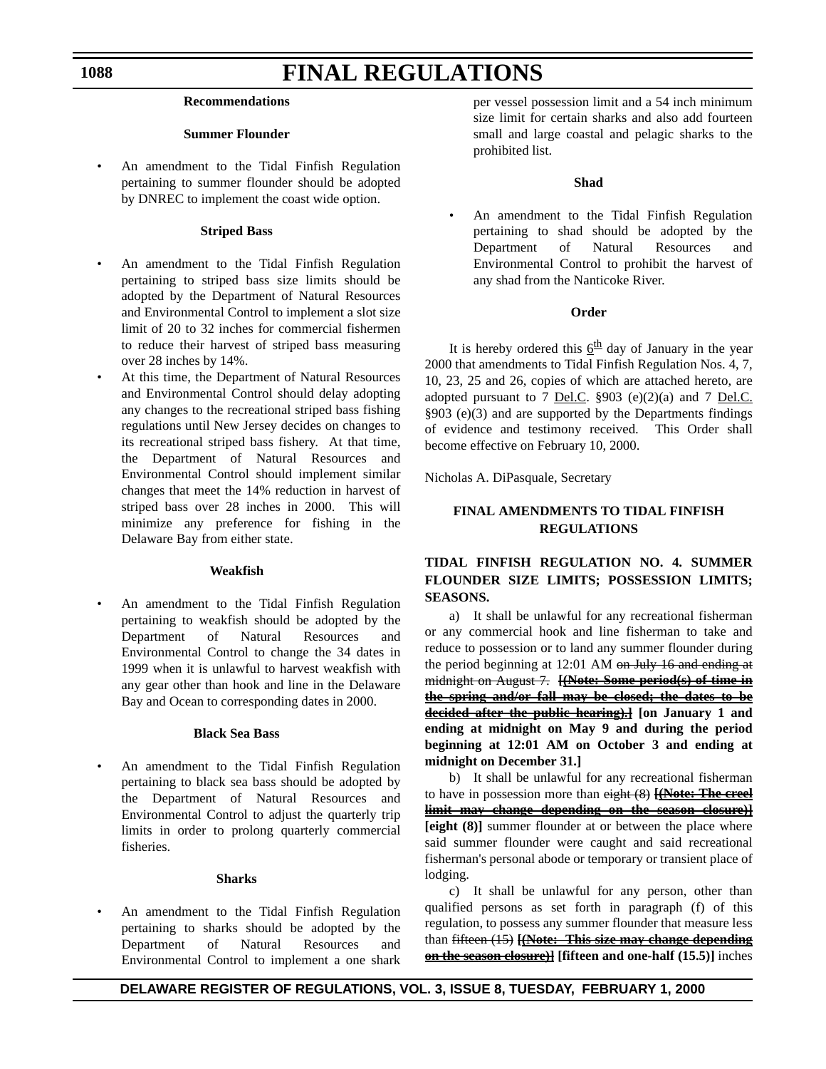**Recommendations**

**Summer Flounder**

- An amendment to the Tidal Finfish Regulation pertaining to summer flounder should be adopted by DNREC to implement the coast wide option.

**Striped Bass**

- An amendment to the Tidal Finfish Regulation pertaining to striped bass size limits should be adopted by the Department of Natural Resources and Environmental Control to implement a slot size limit of 20 to 32 inches for commercial fishermen to reduce their harvest of striped bass measuring over 28 inches by 14%.
- At this time, the Department of Natural Resources and Environmental Control should delay adopting any changes to the recreational striped bass fishing regulations until New Jersey decides on changes to its recreational striped bass fishery. At that time, the Department of Natural Resources and Environmental Control should implement similar changes that meet the 14% reduction in harvest of striped bass over 28 inches in 2000. This will minimize any preference for fishing in the Delaware Bay from either state.

**Weakfish**

- An amendment to the Tidal Finfish Regulation pertaining to weakfish should be adopted by the Department of Natural Resources and Environmental Control to change the 34 dates in 1999 when it is unlawful to harvest weakfish with any gear other than hook and line in the Delaware Bay and Ocean to corresponding dates in 2000.

**Black Sea Bass**

- An amendment to the Tidal Finfish Regulation pertaining to black sea bass should be adopted by the Department of Natural Resources and Environmental Control to adjust the quarterly trip limits in order to prolong quarterly commercial fisheries.

**Sharks**

- An amendment to the Tidal Finfish Regulation pertaining to sharks should be adopted by the Department of Natural Resources and Environmental Control to implement a one shark per vessel possession limit and a 54 inch minimum size limit for certain sharks and also add fourteen small and large coastal and pelagic sharks to the prohibited list.

**Shad**

- An amendment to the Tidal Finfish Regulation pertaining to shad should be adopted by the Department of Natural Resources and Environmental Control to prohibit the harvest of any shad from the Nanticoke River.

**Order**

It is hereby ordered this 6th day of January in the year 2000 that amendments to Tidal Finfish Regulation Nos. 4, 7, 10, 23, 25 and 26, copies of which are attached hereto, are adopted pursuant to 7 Del.C. §903 (e)(2)(a) and 7 Del.C. §903 (e)(3) and are supported by the Departments findings of evidence and testimony received. This Order shall become effective on February 10, 2000.

Nicholas A. DiPasquale, Secretary

**FINAL AMENDMENTS TO TIDAL FINFISH REGULATIONS**

**TIDAL FINFISH REGULATION NO. 4. SUMMER FLOUNDER SIZE LIMITS; POSSESSION LIMITS; SEASONS.**

a) It shall be unlawful for any recreational fisherman or any commercial hook and line fisherman to take and reduce to possession or to land any summer flounder during the period beginning at 12:01 AM ~~on July 16 and ending at midnight on August 7.~~ **[~~(Note: Some period(s) of time in the spring and/or fall may be closed; the dates to be decided after the public hearing).~~] [on January 1 and ending at midnight on May 9 and during the period beginning at 12:01 AM on October 3 and ending at midnight on December 31.]**

b) It shall be unlawful for any recreational fisherman to have in possession more than ~~eight (8)~~ **[~~(Note: The creel limit may change depending on the season closure)~~] [eight (8)]** summer flounder at or between the place where said summer flounder were caught and said recreational fisherman's personal abode or temporary or transient place of lodging.

c) It shall be unlawful for any person, other than qualified persons as set forth in paragraph (f) of this regulation, to possess any summer flounder that measure less than ~~fifteen (15)~~ **[~~(Note: This size may change depending on the season closure)~~] [fifteen and one-half (15.5)]** inches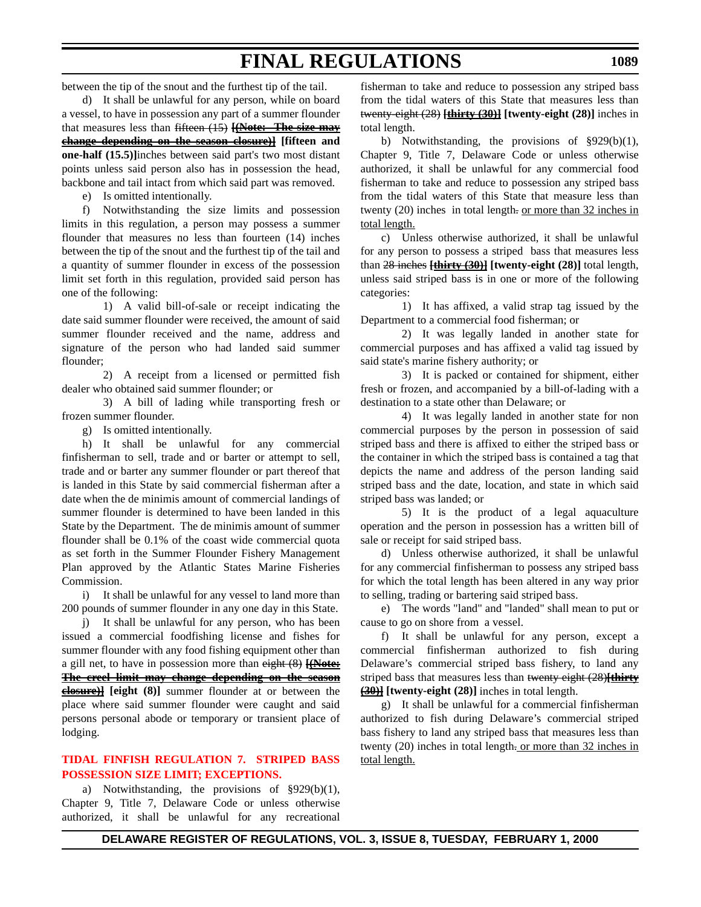between the tip of the snout and the furthest tip of the tail.

d) It shall be unlawful for any person, while on board a vessel, to have in possession any part of a summer flounder that measures less than ~~fifteen (15)~~ **[~~(Note: The size may change depending on the season closure)~~] [fifteen and one-half (15.5)]**inches between said part's two most distant points unless said person also has in possession the head, backbone and tail intact from which said part was removed.

e) Is omitted intentionally.

f) Notwithstanding the size limits and possession limits in this regulation, a person may possess a summer flounder that measures no less than fourteen (14) inches between the tip of the snout and the furthest tip of the tail and a quantity of summer flounder in excess of the possession limit set forth in this regulation, provided said person has one of the following:

1) A valid bill-of-sale or receipt indicating the date said summer flounder were received, the amount of said summer flounder received and the name, address and signature of the person who had landed said summer flounder;

2) A receipt from a licensed or permitted fish dealer who obtained said summer flounder; or

3) A bill of lading while transporting fresh or frozen summer flounder.

g) Is omitted intentionally.

h) It shall be unlawful for any commercial finfisherman to sell, trade and or barter or attempt to sell, trade and or barter any summer flounder or part thereof that is landed in this State by said commercial fisherman after a date when the de minimis amount of commercial landings of summer flounder is determined to have been landed in this State by the Department. The de minimis amount of summer flounder shall be 0.1% of the coast wide commercial quota as set forth in the Summer Flounder Fishery Management Plan approved by the Atlantic States Marine Fisheries Commission.

i) It shall be unlawful for any vessel to land more than 200 pounds of summer flounder in any one day in this State.

j) It shall be unlawful for any person, who has been issued a commercial foodfishing license and fishes for summer flounder with any food fishing equipment other than a gill net, to have in possession more than ~~eight (8)~~ **[~~(Note: The creel limit may change depending on the season closure)~~] [eight (8)]** summer flounder at or between the place where said summer flounder were caught and said persons personal abode or temporary or transient place of lodging.

## TIDAL FINFISH REGULATION 7. STRIPED BASS POSSESSION SIZE LIMIT; EXCEPTIONS.

a) Notwithstanding, the provisions of §929(b)(1), Chapter 9, Title 7, Delaware Code or unless otherwise authorized, it shall be unlawful for any recreational fisherman to take and reduce to possession any striped bass from the tidal waters of this State that measures less than ~~twenty-eight (28)~~ **[~~thirty (30)~~] [twenty-eight (28)]** inches in total length.

b) Notwithstanding, the provisions of §929(b)(1), Chapter 9, Title 7, Delaware Code or unless otherwise authorized, it shall be unlawful for any commercial food fisherman to take and reduce to possession any striped bass from the tidal waters of this State that measure less than twenty (20) inches in total length~~.~~ <u>or more than 32 inches in total length.</u>

c) Unless otherwise authorized, it shall be unlawful for any person to possess a striped bass that measures less than ~~28 inches~~ **[~~thirty (30)~~] [twenty-eight (28)]** total length, unless said striped bass is in one or more of the following categories:

1) It has affixed, a valid strap tag issued by the Department to a commercial food fisherman; or

2) It was legally landed in another state for commercial purposes and has affixed a valid tag issued by said state's marine fishery authority; or

3) It is packed or contained for shipment, either fresh or frozen, and accompanied by a bill-of-lading with a destination to a state other than Delaware; or

4) It was legally landed in another state for non commercial purposes by the person in possession of said striped bass and there is affixed to either the striped bass or the container in which the striped bass is contained a tag that depicts the name and address of the person landing said striped bass and the date, location, and state in which said striped bass was landed; or

5) It is the product of a legal aquaculture operation and the person in possession has a written bill of sale or receipt for said striped bass.

d) Unless otherwise authorized, it shall be unlawful for any commercial finfisherman to possess any striped bass for which the total length has been altered in any way prior to selling, trading or bartering said striped bass.

e) The words "land" and "landed" shall mean to put or cause to go on shore from a vessel.

f) It shall be unlawful for any person, except a commercial finfisherman authorized to fish during Delaware's commercial striped bass fishery, to land any striped bass that measures less than ~~twenty-eight (28)~~**[~~thirty (30)~~] [twenty-eight (28)]** inches in total length.

g) It shall be unlawful for a commercial finfisherman authorized to fish during Delaware's commercial striped bass fishery to land any striped bass that measures less than twenty (20) inches in total length~~.~~ <u>or more than 32 inches in total length.</u>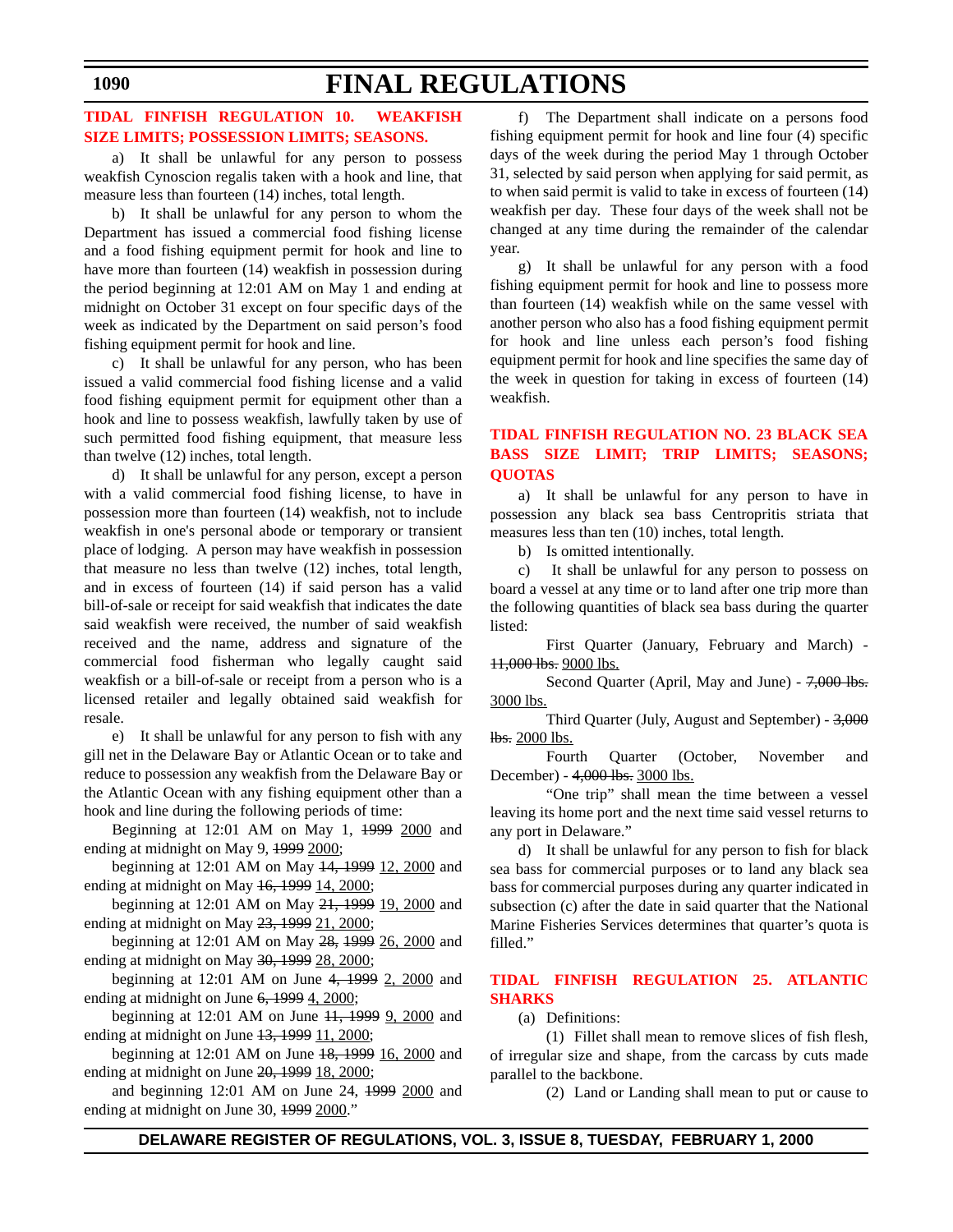### TIDAL FINFISH REGULATION 10. WEAKFISH SIZE LIMITS; POSSESSION LIMITS; SEASONS.

a) It shall be unlawful for any person to possess weakfish Cynoscion regalis taken with a hook and line, that measure less than fourteen (14) inches, total length.

b) It shall be unlawful for any person to whom the Department has issued a commercial food fishing license and a food fishing equipment permit for hook and line to have more than fourteen (14) weakfish in possession during the period beginning at 12:01 AM on May 1 and ending at midnight on October 31 except on four specific days of the week as indicated by the Department on said person's food fishing equipment permit for hook and line.

c) It shall be unlawful for any person, who has been issued a valid commercial food fishing license and a valid food fishing equipment permit for equipment other than a hook and line to possess weakfish, lawfully taken by use of such permitted food fishing equipment, that measure less than twelve (12) inches, total length.

d) It shall be unlawful for any person, except a person with a valid commercial food fishing license, to have in possession more than fourteen (14) weakfish, not to include weakfish in one's personal abode or temporary or transient place of lodging. A person may have weakfish in possession that measure no less than twelve (12) inches, total length, and in excess of fourteen (14) if said person has a valid bill-of-sale or receipt for said weakfish that indicates the date said weakfish were received, the number of said weakfish received and the name, address and signature of the commercial food fisherman who legally caught said weakfish or a bill-of-sale or receipt from a person who is a licensed retailer and legally obtained said weakfish for resale.

e) It shall be unlawful for any person to fish with any gill net in the Delaware Bay or Atlantic Ocean or to take and reduce to possession any weakfish from the Delaware Bay or the Atlantic Ocean with any fishing equipment other than a hook and line during the following periods of time:

Beginning at 12:01 AM on May 1, ~~1999~~ 2000 and ending at midnight on May 9, ~~1999~~ 2000;

beginning at 12:01 AM on May ~~14, 1999~~ 12, 2000 and ending at midnight on May ~~16, 1999~~ 14, 2000;

beginning at 12:01 AM on May ~~21, 1999~~ 19, 2000 and ending at midnight on May ~~23, 1999~~ 21, 2000;

beginning at 12:01 AM on May ~~28, 1999~~ 26, 2000 and ending at midnight on May ~~30, 1999~~ 28, 2000;

beginning at 12:01 AM on June ~~4, 1999~~ 2, 2000 and ending at midnight on June ~~6, 1999~~ 4, 2000;

beginning at 12:01 AM on June ~~11, 1999~~ 9, 2000 and ending at midnight on June ~~13, 1999~~ 11, 2000;

beginning at 12:01 AM on June ~~18, 1999~~ 16, 2000 and ending at midnight on June ~~20, 1999~~ 18, 2000;

and beginning 12:01 AM on June 24, ~~1999~~ 2000 and ending at midnight on June 30, ~~1999~~ 2000."

f) The Department shall indicate on a persons food fishing equipment permit for hook and line four (4) specific days of the week during the period May 1 through October 31, selected by said person when applying for said permit, as to when said permit is valid to take in excess of fourteen (14) weakfish per day. These four days of the week shall not be changed at any time during the remainder of the calendar year.

g) It shall be unlawful for any person with a food fishing equipment permit for hook and line to possess more than fourteen (14) weakfish while on the same vessel with another person who also has a food fishing equipment permit for hook and line unless each person's food fishing equipment permit for hook and line specifies the same day of the week in question for taking in excess of fourteen (14) weakfish.

### TIDAL FINFISH REGULATION NO. 23 BLACK SEA BASS SIZE LIMIT; TRIP LIMITS; SEASONS; QUOTAS

a) It shall be unlawful for any person to have in possession any black sea bass Centropritis striata that measures less than ten (10) inches, total length.

b) Is omitted intentionally.

c) It shall be unlawful for any person to possess on board a vessel at any time or to land after one trip more than the following quantities of black sea bass during the quarter listed:

First Quarter (January, February and March) - ~~11,000 lbs.~~ 9000 lbs.

Second Quarter (April, May and June) - ~~7,000 lbs.~~ 3000 lbs.

Third Quarter (July, August and September) - ~~3,000 lbs.~~ 2000 lbs.

Fourth Quarter (October, November and December) - ~~4,000 lbs.~~ 3000 lbs.

"One trip" shall mean the time between a vessel leaving its home port and the next time said vessel returns to any port in Delaware."

d) It shall be unlawful for any person to fish for black sea bass for commercial purposes or to land any black sea bass for commercial purposes during any quarter indicated in subsection (c) after the date in said quarter that the National Marine Fisheries Services determines that quarter's quota is filled."

### TIDAL FINFISH REGULATION 25. ATLANTIC SHARKS

(a) Definitions:

(1) Fillet shall mean to remove slices of fish flesh, of irregular size and shape, from the carcass by cuts made parallel to the backbone.

(2) Land or Landing shall mean to put or cause to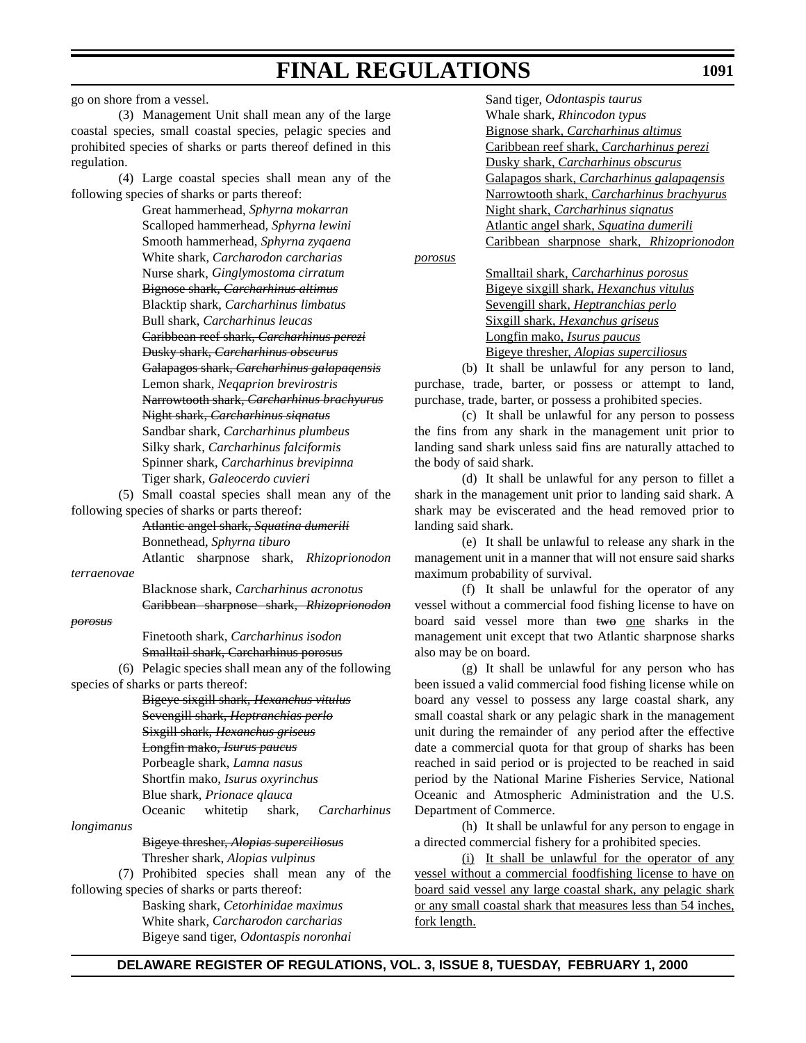go on shore from a vessel.

(3) Management Unit shall mean any of the large coastal species, small coastal species, pelagic species and prohibited species of sharks or parts thereof defined in this regulation.

(4) Large coastal species shall mean any of the following species of sharks or parts thereof:

Great hammerhead, *Sphyrna mokarran*
Scalloped hammerhead, *Sphyrna lewini*
Smooth hammerhead, *Sphyrna zyqaena*
White shark, *Carcharodon carcharias*
Nurse shark, *Ginglymostoma cirratum*
~~Bignose shark, *Carcharhinus altimus*~~
Blacktip shark, *Carcharhinus limbatus*
Bull shark, *Carcharhinus leucas*
~~Caribbean reef shark, *Carcharhinus perezi*~~
~~Dusky shark, *Carcharhinus obscurus*~~
~~Galapagos shark, *Carcharhinus galapaqensis*~~
Lemon shark, *Neqaprion brevirostris*
~~Narrowtooth shark, *Carcharhinus brachyurus*~~
~~Night shark, *Carcharhinus siqnatus*~~
Sandbar shark, *Carcharhinus plumbeus*
Silky shark, *Carcharhinus falciformis*
Spinner shark, *Carcharhinus brevipinna*
Tiger shark, *Galeocerdo cuvieri*

(5) Small coastal species shall mean any of the following species of sharks or parts thereof:

~~Atlantic angel shark, *Squatina dumerili*~~
Bonnethead, *Sphyrna tiburo*
Atlantic sharpnose shark, *Rhizoprionodon terraenovae*
Blacknose shark, *Carcharhinus acronotus*
~~Caribbean sharpnose shark, *Rhizoprionodon porosus*~~
Finetooth shark, *Carcharhinus isodon*
~~Smalltail shark, Carcharhinus porosus~~

(6) Pelagic species shall mean any of the following species of sharks or parts thereof:

~~Bigeye sixgill shark, *Hexanchus vitulus*~~
~~Sevengill shark, *Heptranchias perlo*~~
~~Sixgill shark, *Hexanchus griseus*~~
~~Longfin mako, *Isurus paucus*~~
Porbeagle shark, *Lamna nasus*
Shortfin mako, *Isurus oxyrinchus*
Blue shark, *Prionace qlauca*
Oceanic whitetip shark, *Carcharhinus longimanus*
~~Bigeye thresher, *Alopias superciliosus*~~
Thresher shark, *Alopias vulpinus*

(7) Prohibited species shall mean any of the following species of sharks or parts thereof:

Basking shark, *Cetorhinidae maximus*
White shark, *Carcharodon carcharias*
Bigeye sand tiger, *Odontaspis noronhai*
Sand tiger, *Odontaspis taurus*
Whale shark, *Rhincodon typus*
<u>Bignose shark, *Carcharhinus altimus*</u>
<u>Caribbean reef shark, *Carcharhinus perezi*</u>
<u>Dusky shark, *Carcharhinus obscurus*</u>
<u>Galapagos shark, *Carcharhinus galapaqensis*</u>
<u>Narrowtooth shark, *Carcharhinus brachyurus*</u>
<u>Night shark, *Carcharhinus siqnatus*</u>
<u>Atlantic angel shark, *Squatina dumerili*</u>
<u>Caribbean sharpnose shark, *Rhizoprionodon porosus*</u>
<u>Smalltail shark, *Carcharhinus porosus*</u>
<u>Bigeye sixgill shark, *Hexanchus vitulus*</u>
<u>Sevengill shark, *Heptranchias perlo*</u>
<u>Sixgill shark, *Hexanchus griseus*</u>
<u>Longfin mako, *Isurus paucus*</u>
<u>Bigeye thresher, *Alopias superciliosus*</u>

(b) It shall be unlawful for any person to land, purchase, trade, barter, or possess or attempt to land, purchase, trade, barter, or possess a prohibited species.

(c) It shall be unlawful for any person to possess the fins from any shark in the management unit prior to landing sand shark unless said fins are naturally attached to the body of said shark.

(d) It shall be unlawful for any person to fillet a shark in the management unit prior to landing said shark. A shark may be eviscerated and the head removed prior to landing said shark.

(e) It shall be unlawful to release any shark in the management unit in a manner that will not ensure said sharks maximum probability of survival.

(f) It shall be unlawful for the operator of any vessel without a commercial food fishing license to have on board said vessel more than ~~two~~ <u>one</u> shark~~s~~ in the management unit except that two Atlantic sharpnose sharks also may be on board.

(g) It shall be unlawful for any person who has been issued a valid commercial food fishing license while on board any vessel to possess any large coastal shark, any small coastal shark or any pelagic shark in the management unit during the remainder of any period after the effective date a commercial quota for that group of sharks has been reached in said period or is projected to be reached in said period by the National Marine Fisheries Service, National Oceanic and Atmospheric Administration and the U.S. Department of Commerce.

(h) It shall be unlawful for any person to engage in a directed commercial fishery for a prohibited species.

<u>(i) It shall be unlawful for the operator of any vessel without a commercial foodfishing license to have on board said vessel any large coastal shark, any pelagic shark or any small coastal shark that measures less than 54 inches, fork length.</u>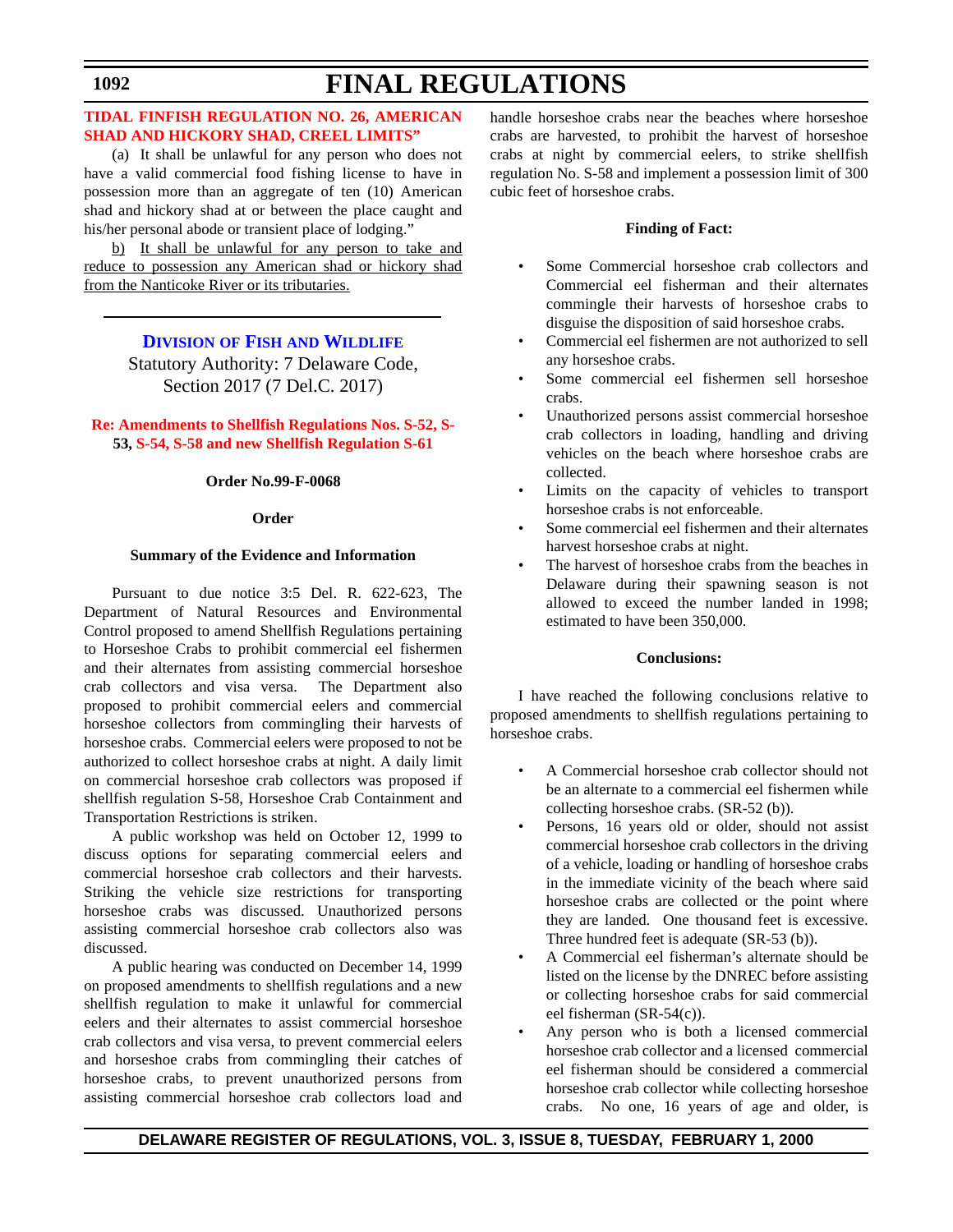**TIDAL FINFISH REGULATION NO. 26, AMERICAN SHAD AND HICKORY SHAD, CREEL LIMITS"**

(a) It shall be unlawful for any person who does not have a valid commercial food fishing license to have in possession more than an aggregate of ten (10) American shad and hickory shad at or between the place caught and his/her personal abode or transient place of lodging."

b) It shall be unlawful for any person to take and reduce to possession any American shad or hickory shad from the Nanticoke River or its tributaries.

---

## DIVISION OF FISH AND WILDLIFE

Statutory Authority: 7 Delaware Code, Section 2017 (7 Del.C. 2017)

**Re: Amendments to Shellfish Regulations Nos. S-52, S-53, S-54, S-58 and new Shellfish Regulation S-61**

**Order No.99-F-0068**

**Order**

**Summary of the Evidence and Information**

Pursuant to due notice 3:5 Del. R. 622-623, The Department of Natural Resources and Environmental Control proposed to amend Shellfish Regulations pertaining to Horseshoe Crabs to prohibit commercial eel fishermen and their alternates from assisting commercial horseshoe crab collectors and visa versa. The Department also proposed to prohibit commercial eelers and commercial horseshoe collectors from commingling their harvests of horseshoe crabs. Commercial eelers were proposed to not be authorized to collect horseshoe crabs at night. A daily limit on commercial horseshoe crab collectors was proposed if shellfish regulation S-58, Horseshoe Crab Containment and Transportation Restrictions is striken.

A public workshop was held on October 12, 1999 to discuss options for separating commercial eelers and commercial horseshoe crab collectors and their harvests. Striking the vehicle size restrictions for transporting horseshoe crabs was discussed. Unauthorized persons assisting commercial horseshoe crab collectors also was discussed.

A public hearing was conducted on December 14, 1999 on proposed amendments to shellfish regulations and a new shellfish regulation to make it unlawful for commercial eelers and their alternates to assist commercial horseshoe crab collectors and visa versa, to prevent commercial eelers and horseshoe crabs from commingling their catches of horseshoe crabs, to prevent unauthorized persons from assisting commercial horseshoe crab collectors load and handle horseshoe crabs near the beaches where horseshoe crabs are harvested, to prohibit the harvest of horseshoe crabs at night by commercial eelers, to strike shellfish regulation No. S-58 and implement a possession limit of 300 cubic feet of horseshoe crabs.

**Finding of Fact:**

- Some Commercial horseshoe crab collectors and Commercial eel fisherman and their alternates commingle their harvests of horseshoe crabs to disguise the disposition of said horseshoe crabs.
- Commercial eel fishermen are not authorized to sell any horseshoe crabs.
- Some commercial eel fishermen sell horseshoe crabs.
- Unauthorized persons assist commercial horseshoe crab collectors in loading, handling and driving vehicles on the beach where horseshoe crabs are collected.
- Limits on the capacity of vehicles to transport horseshoe crabs is not enforceable.
- Some commercial eel fishermen and their alternates harvest horseshoe crabs at night.
- The harvest of horseshoe crabs from the beaches in Delaware during their spawning season is not allowed to exceed the number landed in 1998; estimated to have been 350,000.

**Conclusions:**

I have reached the following conclusions relative to proposed amendments to shellfish regulations pertaining to horseshoe crabs.

- A Commercial horseshoe crab collector should not be an alternate to a commercial eel fishermen while collecting horseshoe crabs. (SR-52 (b)).
- Persons, 16 years old or older, should not assist commercial horseshoe crab collectors in the driving of a vehicle, loading or handling of horseshoe crabs in the immediate vicinity of the beach where said horseshoe crabs are collected or the point where they are landed. One thousand feet is excessive. Three hundred feet is adequate (SR-53 (b)).
- A Commercial eel fisherman's alternate should be listed on the license by the DNREC before assisting or collecting horseshoe crabs for said commercial eel fisherman (SR-54(c)).
- Any person who is both a licensed commercial horseshoe crab collector and a licensed commercial eel fisherman should be considered a commercial horseshoe crab collector while collecting horseshoe crabs. No one, 16 years of age and older, is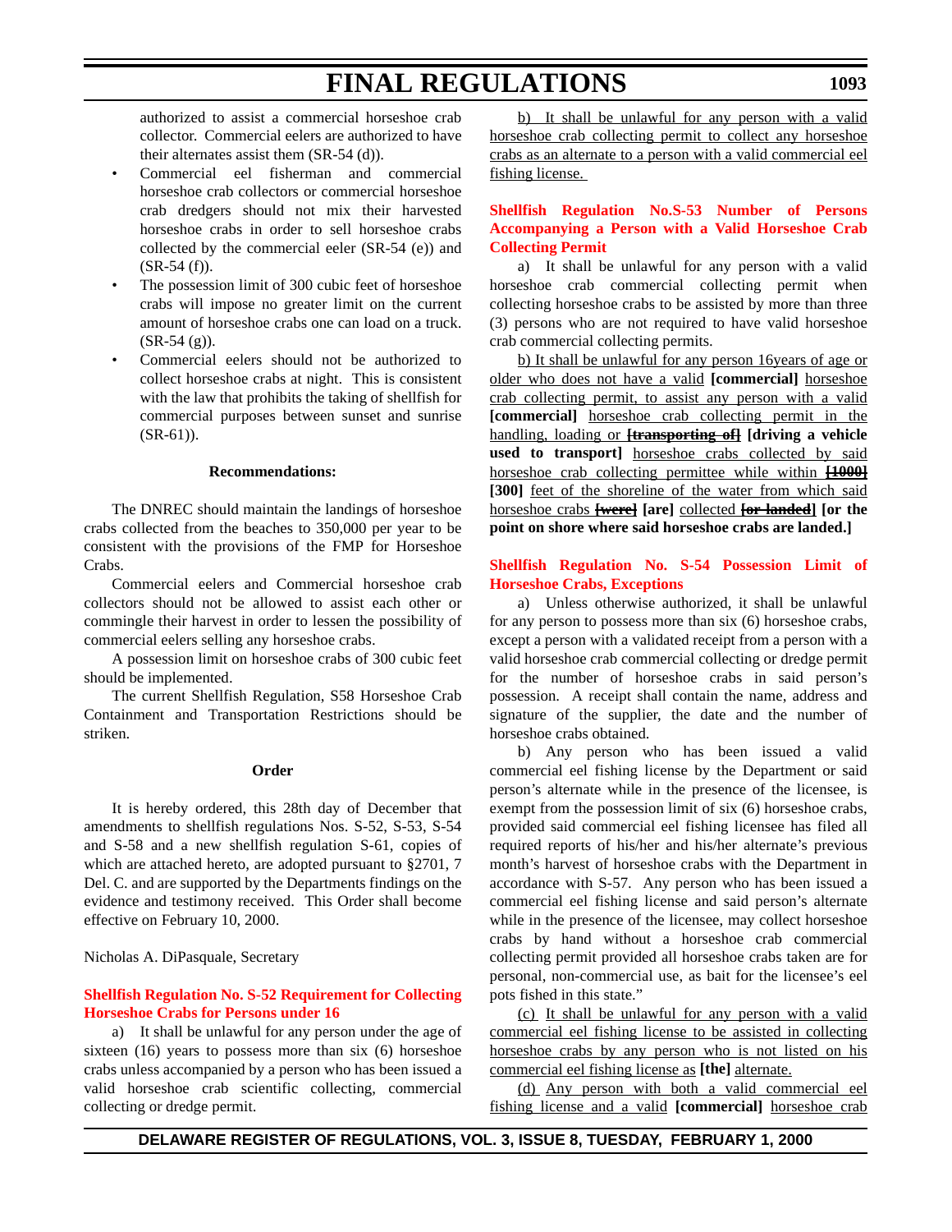authorized to assist a commercial horseshoe crab collector. Commercial eelers are authorized to have their alternates assist them (SR-54 (d)).

- Commercial eel fisherman and commercial horseshoe crab collectors or commercial horseshoe crab dredgers should not mix their harvested horseshoe crabs in order to sell horseshoe crabs collected by the commercial eeler (SR-54 (e)) and (SR-54 (f)).
- The possession limit of 300 cubic feet of horseshoe crabs will impose no greater limit on the current amount of horseshoe crabs one can load on a truck. (SR-54 (g)).
- Commercial eelers should not be authorized to collect horseshoe crabs at night. This is consistent with the law that prohibits the taking of shellfish for commercial purposes between sunset and sunrise (SR-61)).

**Recommendations:**

The DNREC should maintain the landings of horseshoe crabs collected from the beaches to 350,000 per year to be consistent with the provisions of the FMP for Horseshoe Crabs.

Commercial eelers and Commercial horseshoe crab collectors should not be allowed to assist each other or commingle their harvest in order to lessen the possibility of commercial eelers selling any horseshoe crabs.

A possession limit on horseshoe crabs of 300 cubic feet should be implemented.

The current Shellfish Regulation, S58 Horseshoe Crab Containment and Transportation Restrictions should be striken.

**Order**

It is hereby ordered, this 28th day of December that amendments to shellfish regulations Nos. S-52, S-53, S-54 and S-58 and a new shellfish regulation S-61, copies of which are attached hereto, are adopted pursuant to §2701, 7 Del. C. and are supported by the Departments findings on the evidence and testimony received. This Order shall become effective on February 10, 2000.

Nicholas A. DiPasquale, Secretary

**Shellfish Regulation No. S-52 Requirement for Collecting Horseshoe Crabs for Persons under 16**

a) It shall be unlawful for any person under the age of sixteen (16) years to possess more than six (6) horseshoe crabs unless accompanied by a person who has been issued a valid horseshoe crab scientific collecting, commercial collecting or dredge permit.

b) It shall be unlawful for any person with a valid horseshoe crab collecting permit to collect any horseshoe crabs as an alternate to a person with a valid commercial eel fishing license.

**Shellfish Regulation No.S-53 Number of Persons Accompanying a Person with a Valid Horseshoe Crab Collecting Permit**

a) It shall be unlawful for any person with a valid horseshoe crab commercial collecting permit when collecting horseshoe crabs to be assisted by more than three (3) persons who are not required to have valid horseshoe crab commercial collecting permits.

b) It shall be unlawful for any person 16years of age or older who does not have a valid **[commercial]** horseshoe crab collecting permit, to assist any person with a valid **[commercial]** horseshoe crab collecting permit in the handling, loading or ~~**[transporting of]**~~ **[driving a vehicle used to transport]** horseshoe crabs collected by said horseshoe crab collecting permittee while within ~~**[1000]**~~ **[300]** feet of the shoreline of the water from which said horseshoe crabs ~~**[were]**~~ **[are]** collected ~~**[or landed]**~~ **[or the point on shore where said horseshoe crabs are landed.]**

**Shellfish Regulation No. S-54 Possession Limit of Horseshoe Crabs, Exceptions**

a) Unless otherwise authorized, it shall be unlawful for any person to possess more than six (6) horseshoe crabs, except a person with a validated receipt from a person with a valid horseshoe crab commercial collecting or dredge permit for the number of horseshoe crabs in said person's possession. A receipt shall contain the name, address and signature of the supplier, the date and the number of horseshoe crabs obtained.

b) Any person who has been issued a valid commercial eel fishing license by the Department or said person's alternate while in the presence of the licensee, is exempt from the possession limit of six (6) horseshoe crabs, provided said commercial eel fishing licensee has filed all required reports of his/her and his/her alternate's previous month's harvest of horseshoe crabs with the Department in accordance with S-57. Any person who has been issued a commercial eel fishing license and said person's alternate while in the presence of the licensee, may collect horseshoe crabs by hand without a horseshoe crab commercial collecting permit provided all horseshoe crabs taken are for personal, non-commercial use, as bait for the licensee's eel pots fished in this state."

(c) It shall be unlawful for any person with a valid commercial eel fishing license to be assisted in collecting horseshoe crabs by any person who is not listed on his commercial eel fishing license as **[the]** alternate.

(d) Any person with both a valid commercial eel fishing license and a valid **[commercial]** horseshoe crab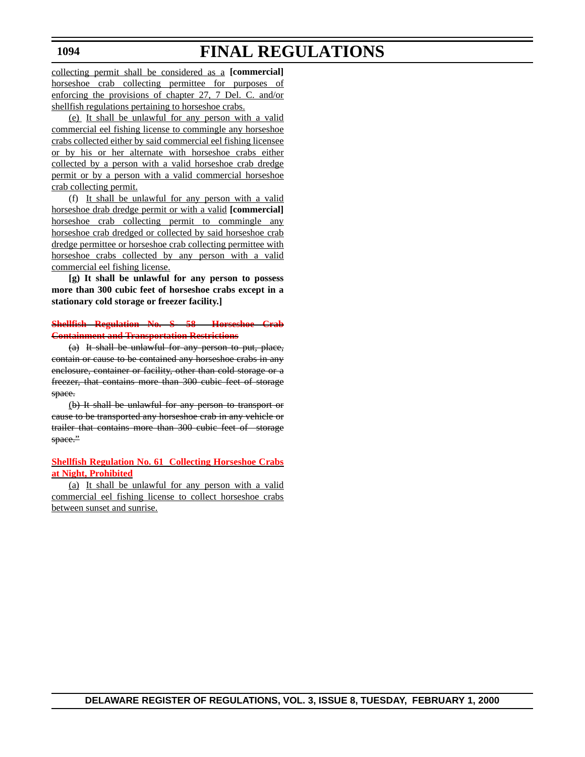collecting permit shall be considered as a **[commercial]** horseshoe crab collecting permittee for purposes of enforcing the provisions of chapter 27, 7 Del. C. and/or shellfish regulations pertaining to horseshoe crabs.

(e) It shall be unlawful for any person with a valid commercial eel fishing license to commingle any horseshoe crabs collected either by said commercial eel fishing licensee or by his or her alternate with horseshoe crabs either collected by a person with a valid horseshoe crab dredge permit or by a person with a valid commercial horseshoe crab collecting permit.

(f) It shall be unlawful for any person with a valid horseshoe drab dredge permit or with a valid **[commercial]** horseshoe crab collecting permit to commingle any horseshoe crab dredged or collected by said horseshoe crab dredge permittee or horseshoe crab collecting permittee with horseshoe crabs collected by any person with a valid commercial eel fishing license.

**[g) It shall be unlawful for any person to possess more than 300 cubic feet of horseshoe crabs except in a stationary cold storage or freezer facility.]**

~~**Shellfish Regulation No. S- 58 Horseshoe Crab Containment and Transportation Restrictions**~~

~~(a) It shall be unlawful for any person to put, place, contain or cause to be contained any horseshoe crabs in any enclosure, container or facility, other than cold storage or a freezer, that contains more than 300 cubic feet of storage space.~~

~~(b) It shall be unlawful for any person to transport or cause to be transported any horseshoe crab in any vehicle or trailer that contains more than 300 cubic feet of storage space."~~

**Shellfish Regulation No. 61 Collecting Horseshoe Crabs at Night, Prohibited**

(a) It shall be unlawful for any person with a valid commercial eel fishing license to collect horseshoe crabs between sunset and sunrise.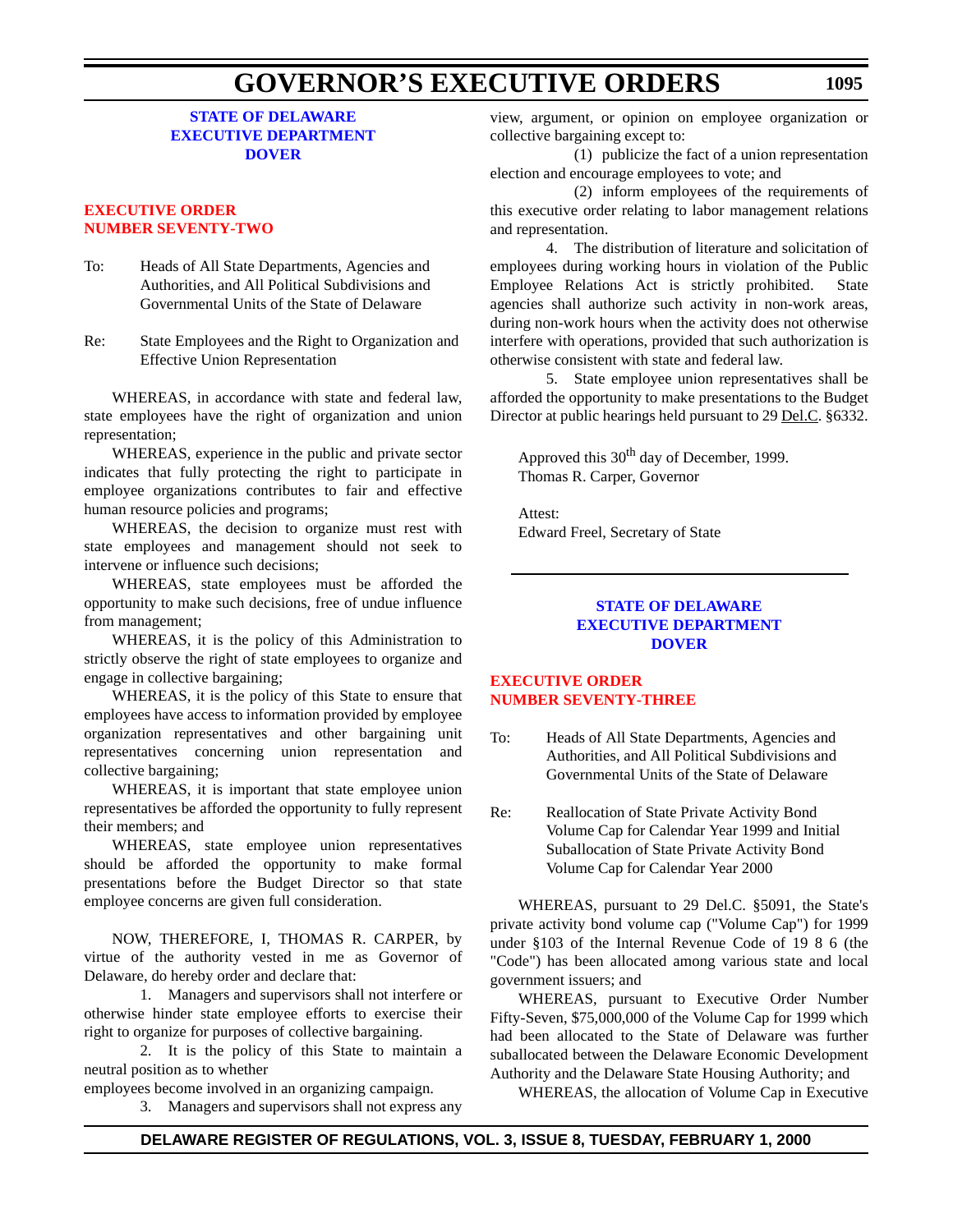**STATE OF DELAWARE**
**EXECUTIVE DEPARTMENT**
**DOVER**

## EXECUTIVE ORDER NUMBER SEVENTY-TWO

To: Heads of All State Departments, Agencies and Authorities, and All Political Subdivisions and Governmental Units of the State of Delaware

Re: State Employees and the Right to Organization and Effective Union Representation

WHEREAS, in accordance with state and federal law, state employees have the right of organization and union representation;

WHEREAS, experience in the public and private sector indicates that fully protecting the right to participate in employee organizations contributes to fair and effective human resource policies and programs;

WHEREAS, the decision to organize must rest with state employees and management should not seek to intervene or influence such decisions;

WHEREAS, state employees must be afforded the opportunity to make such decisions, free of undue influence from management;

WHEREAS, it is the policy of this Administration to strictly observe the right of state employees to organize and engage in collective bargaining;

WHEREAS, it is the policy of this State to ensure that employees have access to information provided by employee organization representatives and other bargaining unit representatives concerning union representation and collective bargaining;

WHEREAS, it is important that state employee union representatives be afforded the opportunity to fully represent their members; and

WHEREAS, state employee union representatives should be afforded the opportunity to make formal presentations before the Budget Director so that state employee concerns are given full consideration.

NOW, THEREFORE, I, THOMAS R. CARPER, by virtue of the authority vested in me as Governor of Delaware, do hereby order and declare that:

1. Managers and supervisors shall not interfere or otherwise hinder state employee efforts to exercise their right to organize for purposes of collective bargaining.

2. It is the policy of this State to maintain a neutral position as to whether employees become involved in an organizing campaign.

3. Managers and supervisors shall not express any view, argument, or opinion on employee organization or collective bargaining except to:

(1) publicize the fact of a union representation election and encourage employees to vote; and

(2) inform employees of the requirements of this executive order relating to labor management relations and representation.

4. The distribution of literature and solicitation of employees during working hours in violation of the Public Employee Relations Act is strictly prohibited. State agencies shall authorize such activity in non-work areas, during non-work hours when the activity does not otherwise interfere with operations, provided that such authorization is otherwise consistent with state and federal law.

5. State employee union representatives shall be afforded the opportunity to make presentations to the Budget Director at public hearings held pursuant to 29 Del.C. §6332.

Approved this 30th day of December, 1999.
Thomas R. Carper, Governor

Attest:
Edward Freel, Secretary of State

---

**STATE OF DELAWARE**
**EXECUTIVE DEPARTMENT**
**DOVER**

## EXECUTIVE ORDER NUMBER SEVENTY-THREE

To: Heads of All State Departments, Agencies and Authorities, and All Political Subdivisions and Governmental Units of the State of Delaware

Re: Reallocation of State Private Activity Bond Volume Cap for Calendar Year 1999 and Initial Suballocation of State Private Activity Bond Volume Cap for Calendar Year 2000

WHEREAS, pursuant to 29 Del.C. §5091, the State's private activity bond volume cap ("Volume Cap") for 1999 under §103 of the Internal Revenue Code of 1986 (the "Code") has been allocated among various state and local government issuers; and

WHEREAS, pursuant to Executive Order Number Fifty-Seven, $75,000,000 of the Volume Cap for 1999 which had been allocated to the State of Delaware was further suballocated between the Delaware Economic Development Authority and the Delaware State Housing Authority; and

WHEREAS, the allocation of Volume Cap in Executive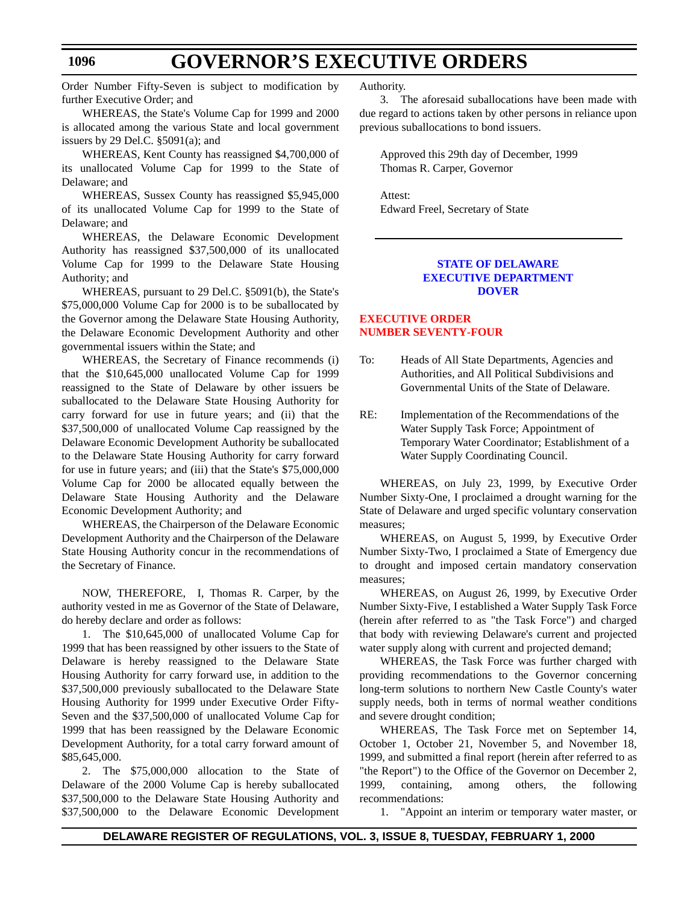Order Number Fifty-Seven is subject to modification by further Executive Order; and

WHEREAS, the State's Volume Cap for 1999 and 2000 is allocated among the various State and local government issuers by 29 Del.C. §5091(a); and

WHEREAS, Kent County has reassigned $4,700,000 of its unallocated Volume Cap for 1999 to the State of Delaware; and

WHEREAS, Sussex County has reassigned $5,945,000 of its unallocated Volume Cap for 1999 to the State of Delaware; and

WHEREAS, the Delaware Economic Development Authority has reassigned $37,500,000 of its unallocated Volume Cap for 1999 to the Delaware State Housing Authority; and

WHEREAS, pursuant to 29 Del.C. §5091(b), the State's $75,000,000 Volume Cap for 2000 is to be suballocated by the Governor among the Delaware State Housing Authority, the Delaware Economic Development Authority and other governmental issuers within the State; and

WHEREAS, the Secretary of Finance recommends (i) that the $10,645,000 unallocated Volume Cap for 1999 reassigned to the State of Delaware by other issuers be suballocated to the Delaware State Housing Authority for carry forward for use in future years; and (ii) that the $37,500,000 of unallocated Volume Cap reassigned by the Delaware Economic Development Authority be suballocated to the Delaware State Housing Authority for carry forward for use in future years; and (iii) that the State's $75,000,000 Volume Cap for 2000 be allocated equally between the Delaware State Housing Authority and the Delaware Economic Development Authority; and

WHEREAS, the Chairperson of the Delaware Economic Development Authority and the Chairperson of the Delaware State Housing Authority concur in the recommendations of the Secretary of Finance.

NOW, THEREFORE, I, Thomas R. Carper, by the authority vested in me as Governor of the State of Delaware, do hereby declare and order as follows:

1. The $10,645,000 of unallocated Volume Cap for 1999 that has been reassigned by other issuers to the State of Delaware is hereby reassigned to the Delaware State Housing Authority for carry forward use, in addition to the $37,500,000 previously suballocated to the Delaware State Housing Authority for 1999 under Executive Order Fifty-Seven and the $37,500,000 of unallocated Volume Cap for 1999 that has been reassigned by the Delaware Economic Development Authority, for a total carry forward amount of $85,645,000.

2. The $75,000,000 allocation to the State of Delaware of the 2000 Volume Cap is hereby suballocated $37,500,000 to the Delaware State Housing Authority and $37,500,000 to the Delaware Economic Development Authority.

3. The aforesaid suballocations have been made with due regard to actions taken by other persons in reliance upon previous suballocations to bond issuers.

Approved this 29th day of December, 1999
Thomas R. Carper, Governor

Attest:
Edward Freel, Secretary of State

---

**STATE OF DELAWARE**
**EXECUTIVE DEPARTMENT**
**DOVER**

## EXECUTIVE ORDER NUMBER SEVENTY-FOUR

To: Heads of All State Departments, Agencies and Authorities, and All Political Subdivisions and Governmental Units of the State of Delaware.

RE: Implementation of the Recommendations of the Water Supply Task Force; Appointment of Temporary Water Coordinator; Establishment of a Water Supply Coordinating Council.

WHEREAS, on July 23, 1999, by Executive Order Number Sixty-One, I proclaimed a drought warning for the State of Delaware and urged specific voluntary conservation measures;

WHEREAS, on August 5, 1999, by Executive Order Number Sixty-Two, I proclaimed a State of Emergency due to drought and imposed certain mandatory conservation measures;

WHEREAS, on August 26, 1999, by Executive Order Number Sixty-Five, I established a Water Supply Task Force (herein after referred to as "the Task Force") and charged that body with reviewing Delaware's current and projected water supply along with current and projected demand;

WHEREAS, the Task Force was further charged with providing recommendations to the Governor concerning long-term solutions to northern New Castle County's water supply needs, both in terms of normal weather conditions and severe drought condition;

WHEREAS, The Task Force met on September 14, October 1, October 21, November 5, and November 18, 1999, and submitted a final report (herein after referred to as "the Report") to the Office of the Governor on December 2, 1999, containing, among others, the following recommendations:

1. "Appoint an interim or temporary water master, or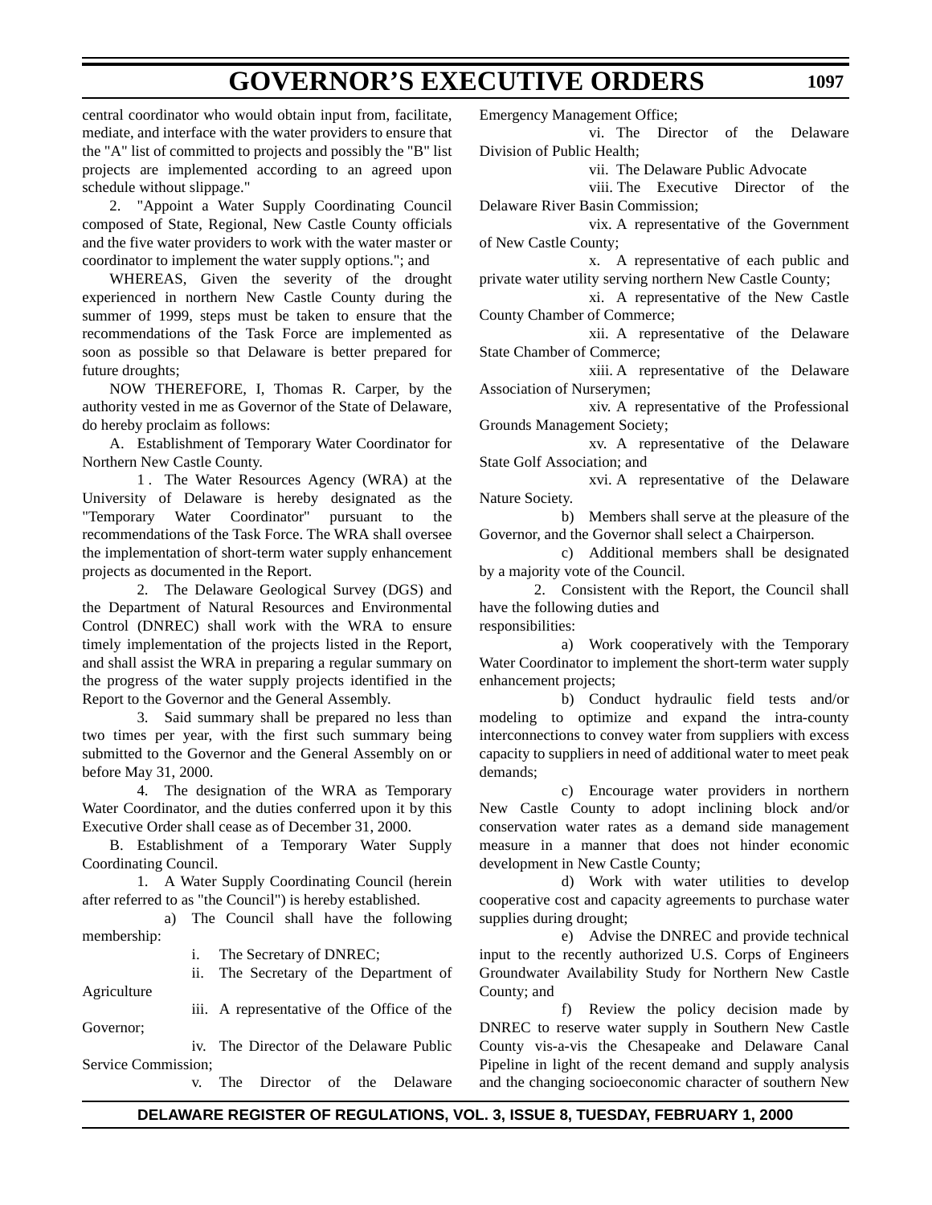central coordinator who would obtain input from, facilitate, mediate, and interface with the water providers to ensure that the "A" list of committed to projects and possibly the "B" list projects are implemented according to an agreed upon schedule without slippage."

2. "Appoint a Water Supply Coordinating Council composed of State, Regional, New Castle County officials and the five water providers to work with the water master or coordinator to implement the water supply options."; and

WHEREAS, Given the severity of the drought experienced in northern New Castle County during the summer of 1999, steps must be taken to ensure that the recommendations of the Task Force are implemented as soon as possible so that Delaware is better prepared for future droughts;

NOW THEREFORE, I, Thomas R. Carper, by the authority vested in me as Governor of the State of Delaware, do hereby proclaim as follows:

A. Establishment of Temporary Water Coordinator for Northern New Castle County.

1 . The Water Resources Agency (WRA) at the University of Delaware is hereby designated as the "Temporary Water Coordinator" pursuant to the recommendations of the Task Force. The WRA shall oversee the implementation of short-term water supply enhancement projects as documented in the Report.

2. The Delaware Geological Survey (DGS) and the Department of Natural Resources and Environmental Control (DNREC) shall work with the WRA to ensure timely implementation of the projects listed in the Report, and shall assist the WRA in preparing a regular summary on the progress of the water supply projects identified in the Report to the Governor and the General Assembly.

3. Said summary shall be prepared no less than two times per year, with the first such summary being submitted to the Governor and the General Assembly on or before May 31, 2000.

4. The designation of the WRA as Temporary Water Coordinator, and the duties conferred upon it by this Executive Order shall cease as of December 31, 2000.

B. Establishment of a Temporary Water Supply Coordinating Council.

1. A Water Supply Coordinating Council (herein after referred to as "the Council") is hereby established.

a) The Council shall have the following membership:

i. The Secretary of DNREC;

ii. The Secretary of the Department of Agriculture

iii. A representative of the Office of the Governor;

iv. The Director of the Delaware Public Service Commission;

v. The Director of the Delaware Emergency Management Office;

vi. The Director of the Delaware Division of Public Health;

vii. The Delaware Public Advocate

viii. The Executive Director of the Delaware River Basin Commission;

vix. A representative of the Government of New Castle County;

x. A representative of each public and private water utility serving northern New Castle County;

xi. A representative of the New Castle County Chamber of Commerce;

xii. A representative of the Delaware State Chamber of Commerce;

xiii. A representative of the Delaware Association of Nurserymen;

xiv. A representative of the Professional Grounds Management Society;

xv. A representative of the Delaware State Golf Association; and

xvi. A representative of the Delaware Nature Society.

b) Members shall serve at the pleasure of the Governor, and the Governor shall select a Chairperson.

c) Additional members shall be designated by a majority vote of the Council.

2. Consistent with the Report, the Council shall have the following duties and responsibilities:

a) Work cooperatively with the Temporary Water Coordinator to implement the short-term water supply enhancement projects;

b) Conduct hydraulic field tests and/or modeling to optimize and expand the intra-county interconnections to convey water from suppliers with excess capacity to suppliers in need of additional water to meet peak demands;

c) Encourage water providers in northern New Castle County to adopt inclining block and/or conservation water rates as a demand side management measure in a manner that does not hinder economic development in New Castle County;

d) Work with water utilities to develop cooperative cost and capacity agreements to purchase water supplies during drought;

e) Advise the DNREC and provide technical input to the recently authorized U.S. Corps of Engineers Groundwater Availability Study for Northern New Castle County; and

f) Review the policy decision made by DNREC to reserve water supply in Southern New Castle County vis-a-vis the Chesapeake and Delaware Canal Pipeline in light of the recent demand and supply analysis and the changing socioeconomic character of southern New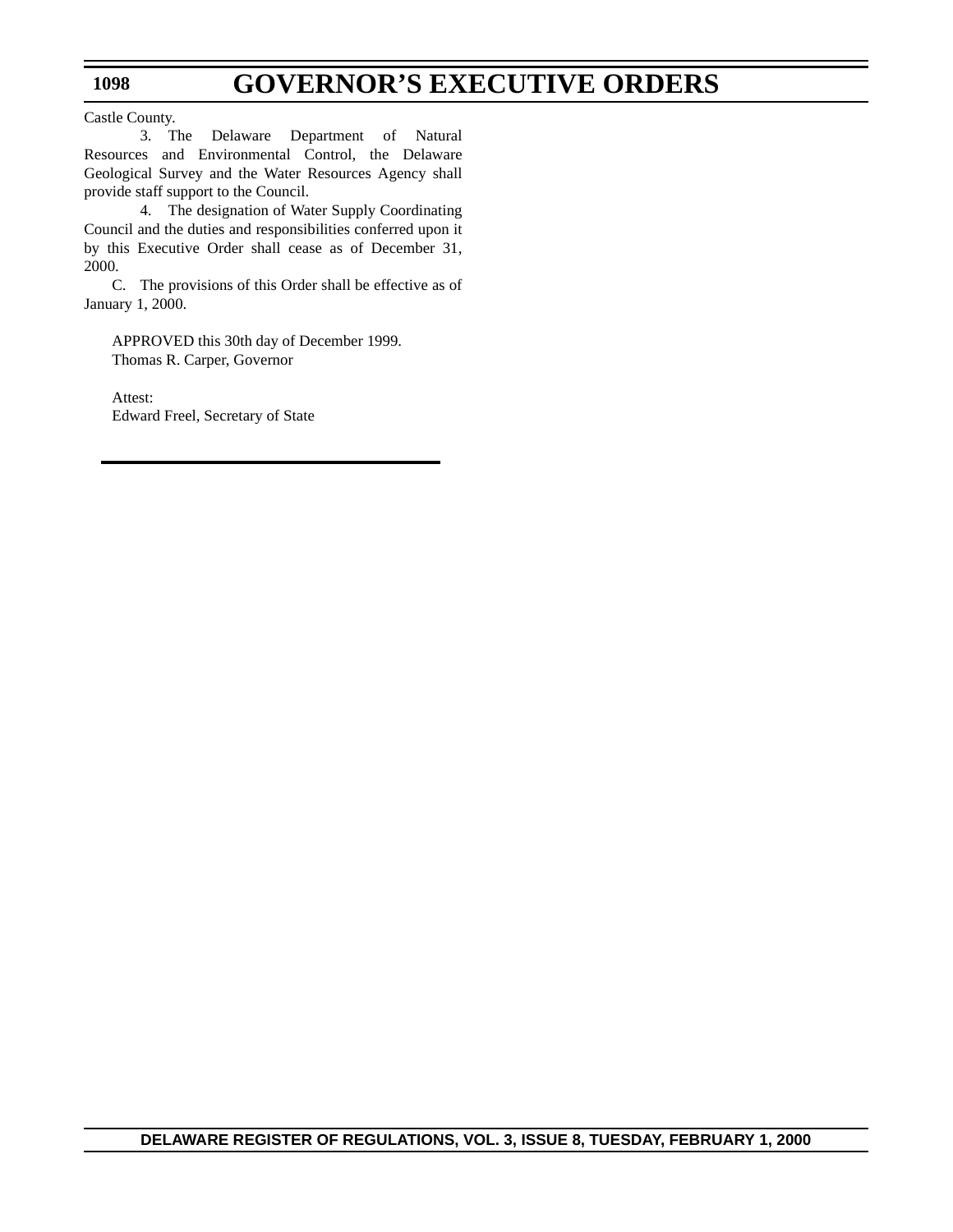Castle County.

3. The Delaware Department of Natural Resources and Environmental Control, the Delaware Geological Survey and the Water Resources Agency shall provide staff support to the Council.

4. The designation of Water Supply Coordinating Council and the duties and responsibilities conferred upon it by this Executive Order shall cease as of December 31, 2000.

C. The provisions of this Order shall be effective as of January 1, 2000.

APPROVED this 30th day of December 1999.
Thomas R. Carper, Governor

Attest:
Edward Freel, Secretary of State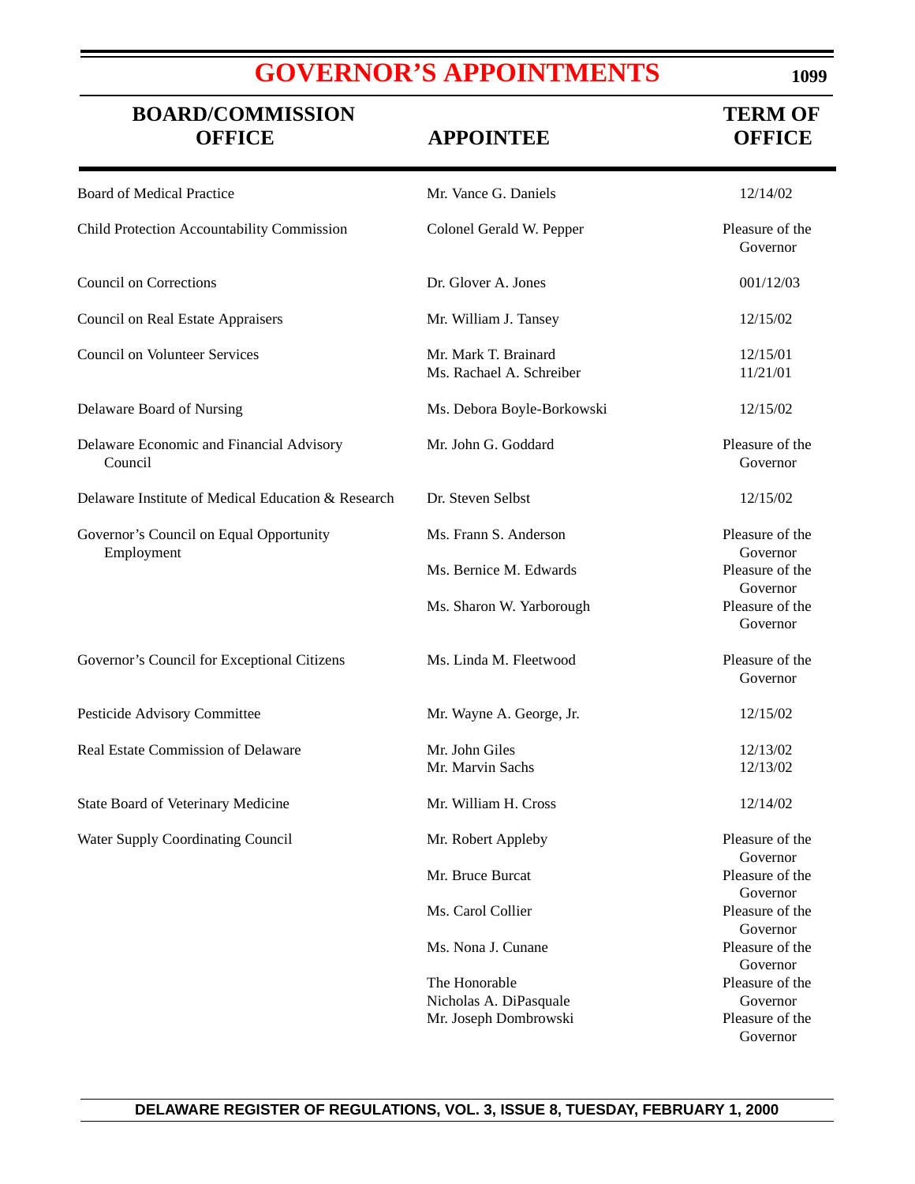# GOVERNOR'S APPOINTMENTS

| BOARD/COMMISSION OFFICE | APPOINTEE | TERM OF OFFICE |
|---|---|---|
| Board of Medical Practice | Mr. Vance G. Daniels | 12/14/02 |
| Child Protection Accountability Commission | Colonel Gerald W. Pepper | Pleasure of the Governor |
| Council on Corrections | Dr. Glover A. Jones | 001/12/03 |
| Council on Real Estate Appraisers | Mr. William J. Tansey | 12/15/02 |
| Council on Volunteer Services | Mr. Mark T. Brainard | 12/15/01 |
| | Ms. Rachael A. Schreiber | 11/21/01 |
| Delaware Board of Nursing | Ms. Debora Boyle-Borkowski | 12/15/02 |
| Delaware Economic and Financial Advisory Council | Mr. John G. Goddard | Pleasure of the Governor |
| Delaware Institute of Medical Education & Research | Dr. Steven Selbst | 12/15/02 |
| Governor's Council on Equal Opportunity Employment | Ms. Frann S. Anderson | Pleasure of the Governor |
| | Ms. Bernice M. Edwards | Pleasure of the Governor |
| | Ms. Sharon W. Yarborough | Pleasure of the Governor |
| Governor's Council for Exceptional Citizens | Ms. Linda M. Fleetwood | Pleasure of the Governor |
| Pesticide Advisory Committee | Mr. Wayne A. George, Jr. | 12/15/02 |
| Real Estate Commission of Delaware | Mr. John Giles | 12/13/02 |
| | Mr. Marvin Sachs | 12/13/02 |
| State Board of Veterinary Medicine | Mr. William H. Cross | 12/14/02 |
| Water Supply Coordinating Council | Mr. Robert Appleby | Pleasure of the Governor |
| | Mr. Bruce Burcat | Pleasure of the Governor |
| | Ms. Carol Collier | Pleasure of the Governor |
| | Ms. Nona J. Cunane | Pleasure of the Governor |
| | The Honorable Nicholas A. DiPasquale | Pleasure of the Governor |
| | Mr. Joseph Dombrowski | Pleasure of the Governor |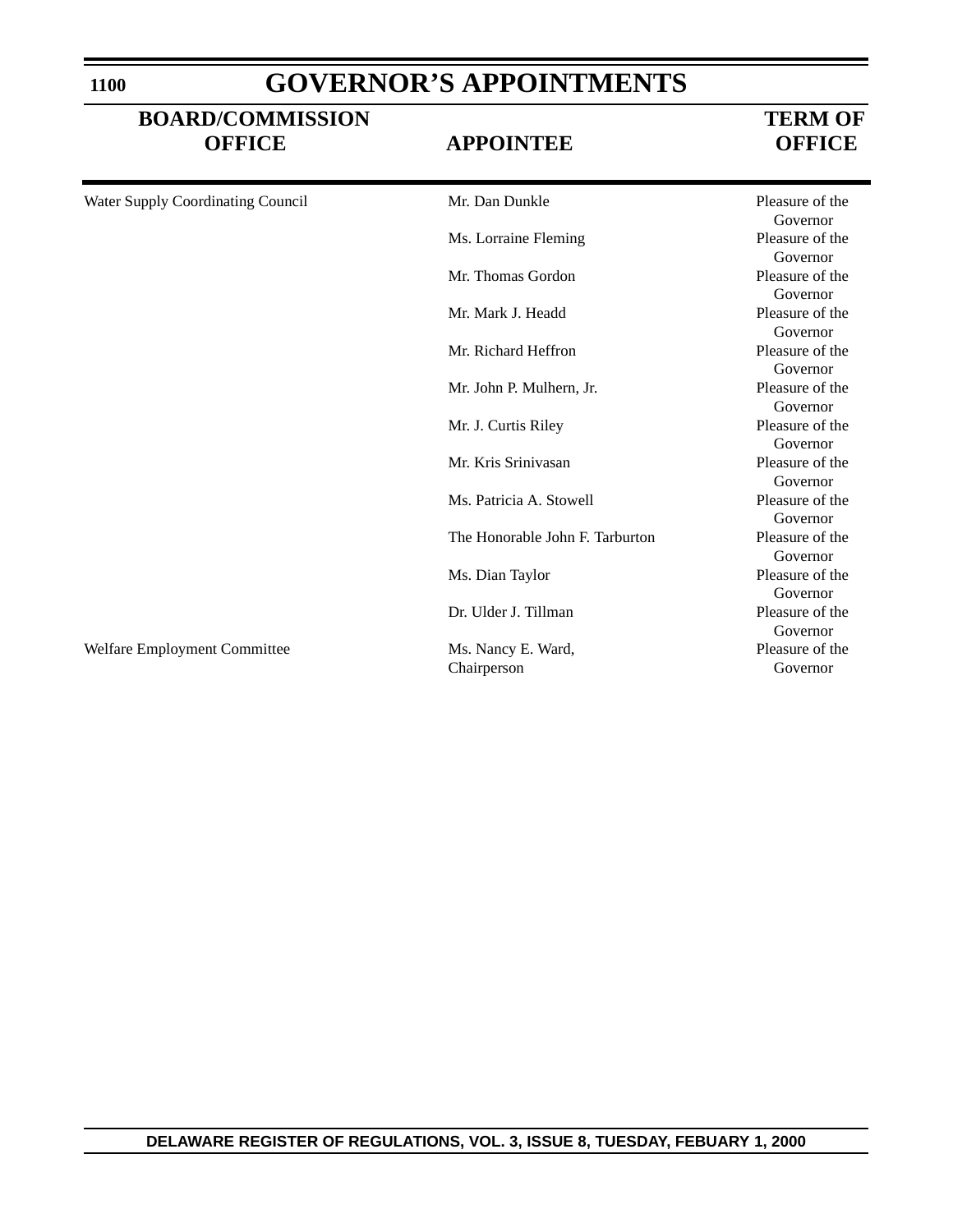# GOVERNOR'S APPOINTMENTS

| BOARD/COMMISSION OFFICE | APPOINTEE | TERM OF OFFICE |
|---|---|---|
| Water Supply Coordinating Council | Mr. Dan Dunkle | Pleasure of the Governor |
| | Ms. Lorraine Fleming | Pleasure of the Governor |
| | Mr. Thomas Gordon | Pleasure of the Governor |
| | Mr. Mark J. Headd | Pleasure of the Governor |
| | Mr. Richard Heffron | Pleasure of the Governor |
| | Mr. John P. Mulhern, Jr. | Pleasure of the Governor |
| | Mr. J. Curtis Riley | Pleasure of the Governor |
| | Mr. Kris Srinivasan | Pleasure of the Governor |
| | Ms. Patricia A. Stowell | Pleasure of the Governor |
| | The Honorable John F. Tarburton | Pleasure of the Governor |
| | Ms. Dian Taylor | Pleasure of the Governor |
| | Dr. Ulder J. Tillman | Pleasure of the Governor |
| Welfare Employment Committee | Ms. Nancy E. Ward, Chairperson | Pleasure of the Governor |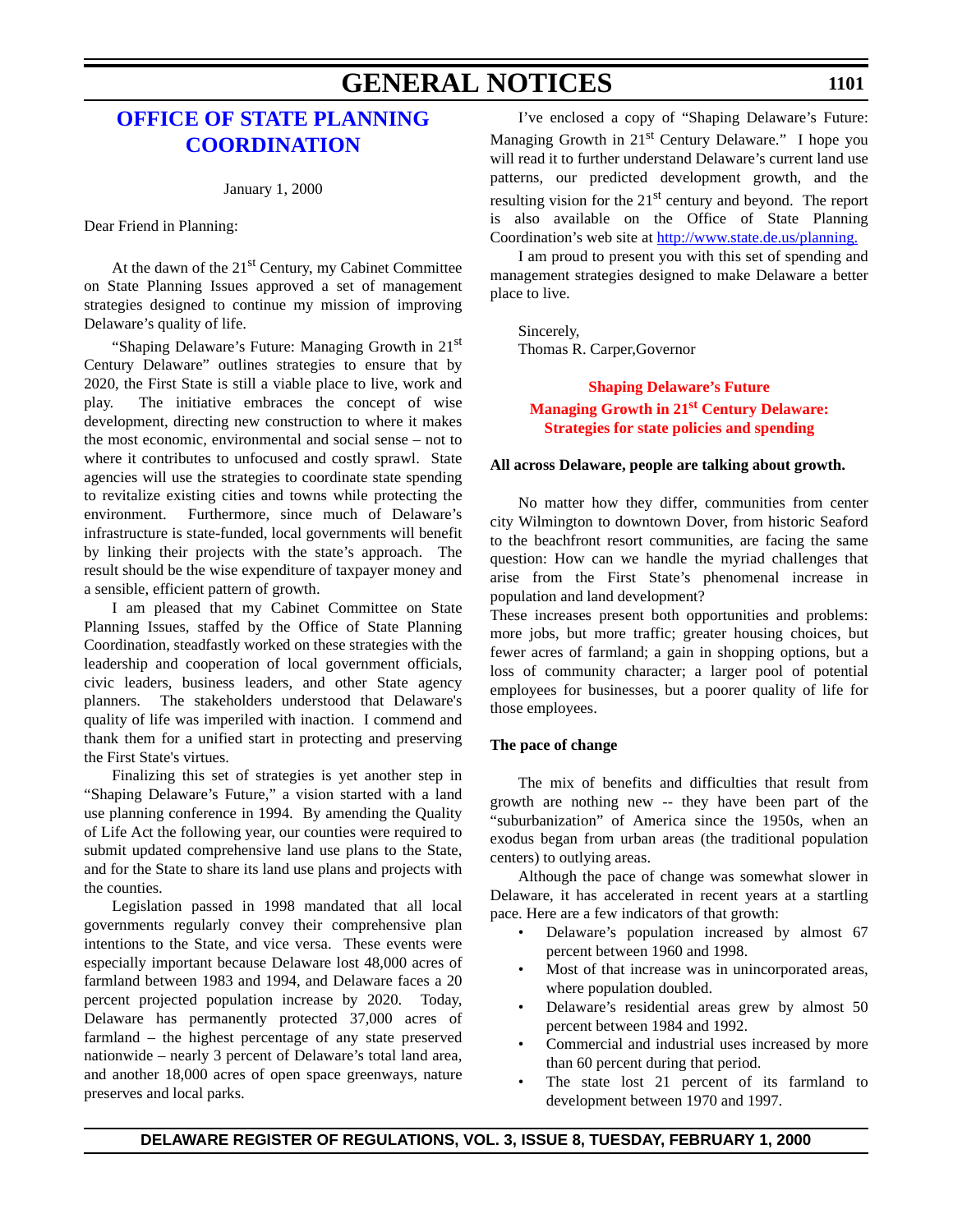# GENERAL NOTICES

## OFFICE OF STATE PLANNING COORDINATION

January 1, 2000

Dear Friend in Planning:

At the dawn of the 21st Century, my Cabinet Committee on State Planning Issues approved a set of management strategies designed to continue my mission of improving Delaware's quality of life.

"Shaping Delaware's Future: Managing Growth in 21st Century Delaware" outlines strategies to ensure that by 2020, the First State is still a viable place to live, work and play. The initiative embraces the concept of wise development, directing new construction to where it makes the most economic, environmental and social sense – not to where it contributes to unfocused and costly sprawl. State agencies will use the strategies to coordinate state spending to revitalize existing cities and towns while protecting the environment. Furthermore, since much of Delaware's infrastructure is state-funded, local governments will benefit by linking their projects with the state's approach. The result should be the wise expenditure of taxpayer money and a sensible, efficient pattern of growth.

I am pleased that my Cabinet Committee on State Planning Issues, staffed by the Office of State Planning Coordination, steadfastly worked on these strategies with the leadership and cooperation of local government officials, civic leaders, business leaders, and other State agency planners. The stakeholders understood that Delaware's quality of life was imperiled with inaction. I commend and thank them for a unified start in protecting and preserving the First State's virtues.

Finalizing this set of strategies is yet another step in "Shaping Delaware's Future," a vision started with a land use planning conference in 1994. By amending the Quality of Life Act the following year, our counties were required to submit updated comprehensive land use plans to the State, and for the State to share its land use plans and projects with the counties.

Legislation passed in 1998 mandated that all local governments regularly convey their comprehensive plan intentions to the State, and vice versa. These events were especially important because Delaware lost 48,000 acres of farmland between 1983 and 1994, and Delaware faces a 20 percent projected population increase by 2020. Today, Delaware has permanently protected 37,000 acres of farmland – the highest percentage of any state preserved nationwide – nearly 3 percent of Delaware's total land area, and another 18,000 acres of open space greenways, nature preserves and local parks.

I've enclosed a copy of "Shaping Delaware's Future: Managing Growth in 21st Century Delaware." I hope you will read it to further understand Delaware's current land use patterns, our predicted development growth, and the resulting vision for the 21st century and beyond. The report is also available on the Office of State Planning Coordination's web site at [http://www.state.de.us/planning.](http://www.state.de.us/planning)

I am proud to present you with this set of spending and management strategies designed to make Delaware a better place to live.

Sincerely,
Thomas R. Carper,Governor

### Shaping Delaware's Future
### Managing Growth in 21st Century Delaware:
### Strategies for state policies and spending

**All across Delaware, people are talking about growth.**

No matter how they differ, communities from center city Wilmington to downtown Dover, from historic Seaford to the beachfront resort communities, are facing the same question: How can we handle the myriad challenges that arise from the First State's phenomenal increase in population and land development?

These increases present both opportunities and problems: more jobs, but more traffic; greater housing choices, but fewer acres of farmland; a gain in shopping options, but a loss of community character; a larger pool of potential employees for businesses, but a poorer quality of life for those employees.

**The pace of change**

The mix of benefits and difficulties that result from growth are nothing new -- they have been part of the "suburbanization" of America since the 1950s, when an exodus began from urban areas (the traditional population centers) to outlying areas.

Although the pace of change was somewhat slower in Delaware, it has accelerated in recent years at a startling pace. Here are a few indicators of that growth:

- Delaware's population increased by almost 67 percent between 1960 and 1998.
- Most of that increase was in unincorporated areas, where population doubled.
- Delaware's residential areas grew by almost 50 percent between 1984 and 1992.
- Commercial and industrial uses increased by more than 60 percent during that period.
- The state lost 21 percent of its farmland to development between 1970 and 1997.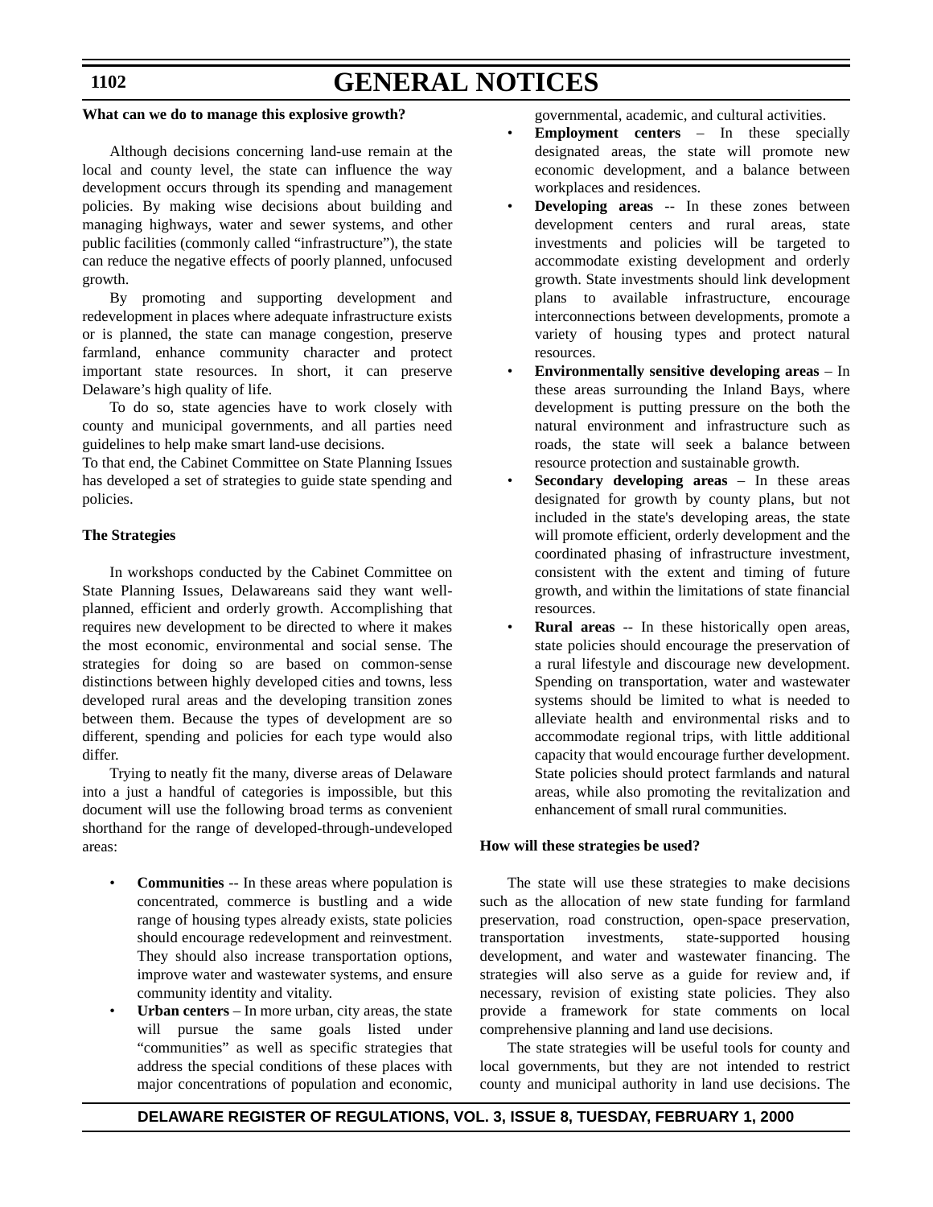**What can we do to manage this explosive growth?**

Although decisions concerning land-use remain at the local and county level, the state can influence the way development occurs through its spending and management policies. By making wise decisions about building and managing highways, water and sewer systems, and other public facilities (commonly called "infrastructure"), the state can reduce the negative effects of poorly planned, unfocused growth.

By promoting and supporting development and redevelopment in places where adequate infrastructure exists or is planned, the state can manage congestion, preserve farmland, enhance community character and protect important state resources. In short, it can preserve Delaware's high quality of life.

To do so, state agencies have to work closely with county and municipal governments, and all parties need guidelines to help make smart land-use decisions.

To that end, the Cabinet Committee on State Planning Issues has developed a set of strategies to guide state spending and policies.

**The Strategies**

In workshops conducted by the Cabinet Committee on State Planning Issues, Delawareans said they want well-planned, efficient and orderly growth. Accomplishing that requires new development to be directed to where it makes the most economic, environmental and social sense. The strategies for doing so are based on common-sense distinctions between highly developed cities and towns, less developed rural areas and the developing transition zones between them. Because the types of development are so different, spending and policies for each type would also differ.

Trying to neatly fit the many, diverse areas of Delaware into a just a handful of categories is impossible, but this document will use the following broad terms as convenient shorthand for the range of developed-through-undeveloped areas:

- **Communities** -- In these areas where population is concentrated, commerce is bustling and a wide range of housing types already exists, state policies should encourage redevelopment and reinvestment. They should also increase transportation options, improve water and wastewater systems, and ensure community identity and vitality.
- **Urban centers** – In more urban, city areas, the state will pursue the same goals listed under "communities" as well as specific strategies that address the special conditions of these places with major concentrations of population and economic, governmental, academic, and cultural activities.
- **Employment centers** – In these specially designated areas, the state will promote new economic development, and a balance between workplaces and residences.
- **Developing areas** -- In these zones between development centers and rural areas, state investments and policies will be targeted to accommodate existing development and orderly growth. State investments should link development plans to available infrastructure, encourage interconnections between developments, promote a variety of housing types and protect natural resources.
- **Environmentally sensitive developing areas** – In these areas surrounding the Inland Bays, where development is putting pressure on the both the natural environment and infrastructure such as roads, the state will seek a balance between resource protection and sustainable growth.
- **Secondary developing areas** – In these areas designated for growth by county plans, but not included in the state's developing areas, the state will promote efficient, orderly development and the coordinated phasing of infrastructure investment, consistent with the extent and timing of future growth, and within the limitations of state financial resources.
- **Rural areas** -- In these historically open areas, state policies should encourage the preservation of a rural lifestyle and discourage new development. Spending on transportation, water and wastewater systems should be limited to what is needed to alleviate health and environmental risks and to accommodate regional trips, with little additional capacity that would encourage further development. State policies should protect farmlands and natural areas, while also promoting the revitalization and enhancement of small rural communities.

**How will these strategies be used?**

The state will use these strategies to make decisions such as the allocation of new state funding for farmland preservation, road construction, open-space preservation, transportation investments, state-supported housing development, and water and wastewater financing. The strategies will also serve as a guide for review and, if necessary, revision of existing state policies. They also provide a framework for state comments on local comprehensive planning and land use decisions.

The state strategies will be useful tools for county and local governments, but they are not intended to restrict county and municipal authority in land use decisions. The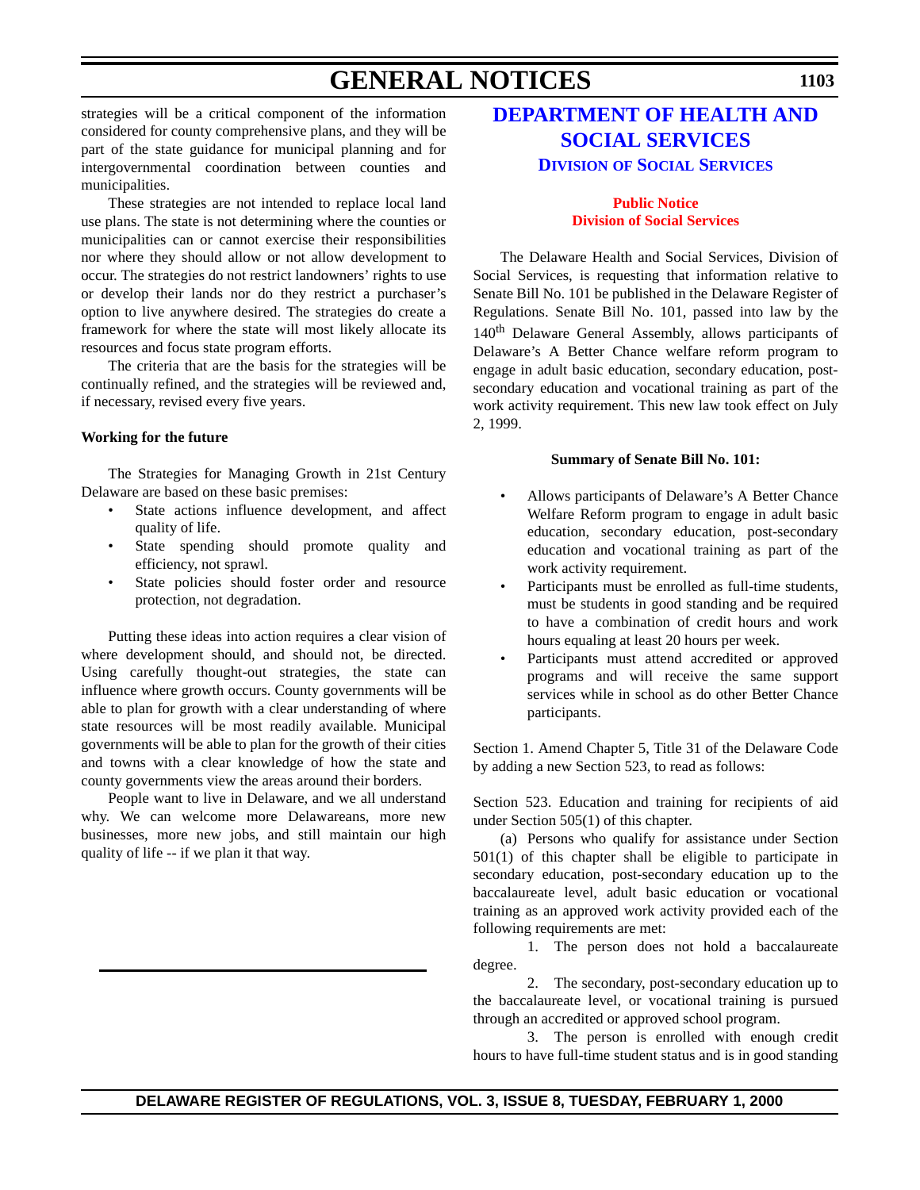strategies will be a critical component of the information considered for county comprehensive plans, and they will be part of the state guidance for municipal planning and for intergovernmental coordination between counties and municipalities.

These strategies are not intended to replace local land use plans. The state is not determining where the counties or municipalities can or cannot exercise their responsibilities nor where they should allow or not allow development to occur. The strategies do not restrict landowners' rights to use or develop their lands nor do they restrict a purchaser's option to live anywhere desired. The strategies do create a framework for where the state will most likely allocate its resources and focus state program efforts.

The criteria that are the basis for the strategies will be continually refined, and the strategies will be reviewed and, if necessary, revised every five years.

**Working for the future**

The Strategies for Managing Growth in 21st Century Delaware are based on these basic premises:

- State actions influence development, and affect quality of life.
- State spending should promote quality and efficiency, not sprawl.
- State policies should foster order and resource protection, not degradation.

Putting these ideas into action requires a clear vision of where development should, and should not, be directed. Using carefully thought-out strategies, the state can influence where growth occurs. County governments will be able to plan for growth with a clear understanding of where state resources will be most readily available. Municipal governments will be able to plan for the growth of their cities and towns with a clear knowledge of how the state and county governments view the areas around their borders.

People want to live in Delaware, and we all understand why. We can welcome more Delawareans, more new businesses, more new jobs, and still maintain our high quality of life -- if we plan it that way.

# DEPARTMENT OF HEALTH AND SOCIAL SERVICES

## DIVISION OF SOCIAL SERVICES

### Public Notice
### Division of Social Services

The Delaware Health and Social Services, Division of Social Services, is requesting that information relative to Senate Bill No. 101 be published in the Delaware Register of Regulations. Senate Bill No. 101, passed into law by the 140th Delaware General Assembly, allows participants of Delaware's A Better Chance welfare reform program to engage in adult basic education, secondary education, post-secondary education and vocational training as part of the work activity requirement. This new law took effect on July 2, 1999.

**Summary of Senate Bill No. 101:**

- Allows participants of Delaware's A Better Chance Welfare Reform program to engage in adult basic education, secondary education, post-secondary education and vocational training as part of the work activity requirement.
- Participants must be enrolled as full-time students, must be students in good standing and be required to have a combination of credit hours and work hours equaling at least 20 hours per week.
- Participants must attend accredited or approved programs and will receive the same support services while in school as do other Better Chance participants.

Section 1. Amend Chapter 5, Title 31 of the Delaware Code by adding a new Section 523, to read as follows:

Section 523. Education and training for recipients of aid under Section 505(1) of this chapter.

(a) Persons who qualify for assistance under Section 501(1) of this chapter shall be eligible to participate in secondary education, post-secondary education up to the baccalaureate level, adult basic education or vocational training as an approved work activity provided each of the following requirements are met:

1. The person does not hold a baccalaureate degree.

2. The secondary, post-secondary education up to the baccalaureate level, or vocational training is pursued through an accredited or approved school program.

3. The person is enrolled with enough credit hours to have full-time student status and is in good standing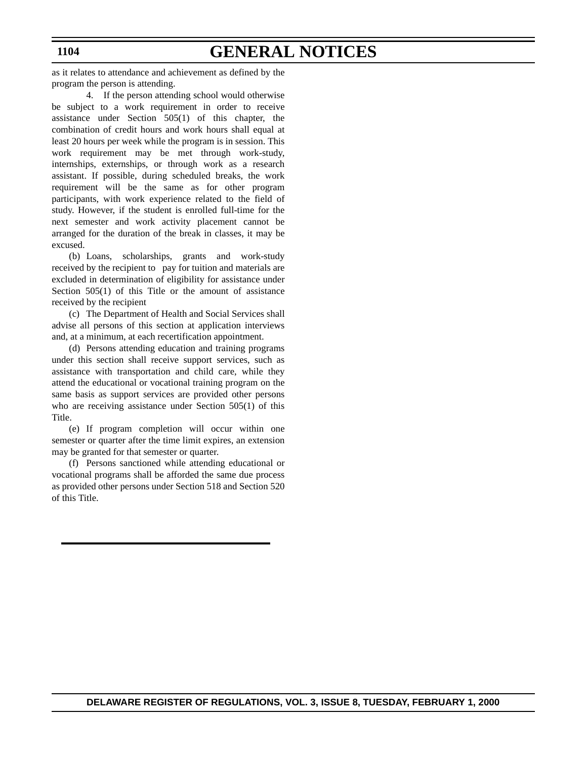as it relates to attendance and achievement as defined by the program the person is attending.

4. If the person attending school would otherwise be subject to a work requirement in order to receive assistance under Section 505(1) of this chapter, the combination of credit hours and work hours shall equal at least 20 hours per week while the program is in session. This work requirement may be met through work-study, internships, externships, or through work as a research assistant. If possible, during scheduled breaks, the work requirement will be the same as for other program participants, with work experience related to the field of study. However, if the student is enrolled full-time for the next semester and work activity placement cannot be arranged for the duration of the break in classes, it may be excused.

(b) Loans, scholarships, grants and work-study received by the recipient to pay for tuition and materials are excluded in determination of eligibility for assistance under Section 505(1) of this Title or the amount of assistance received by the recipient

(c) The Department of Health and Social Services shall advise all persons of this section at application interviews and, at a minimum, at each recertification appointment.

(d) Persons attending education and training programs under this section shall receive support services, such as assistance with transportation and child care, while they attend the educational or vocational training program on the same basis as support services are provided other persons who are receiving assistance under Section 505(1) of this Title.

(e) If program completion will occur within one semester or quarter after the time limit expires, an extension may be granted for that semester or quarter.

(f) Persons sanctioned while attending educational or vocational programs shall be afforded the same due process as provided other persons under Section 518 and Section 520 of this Title.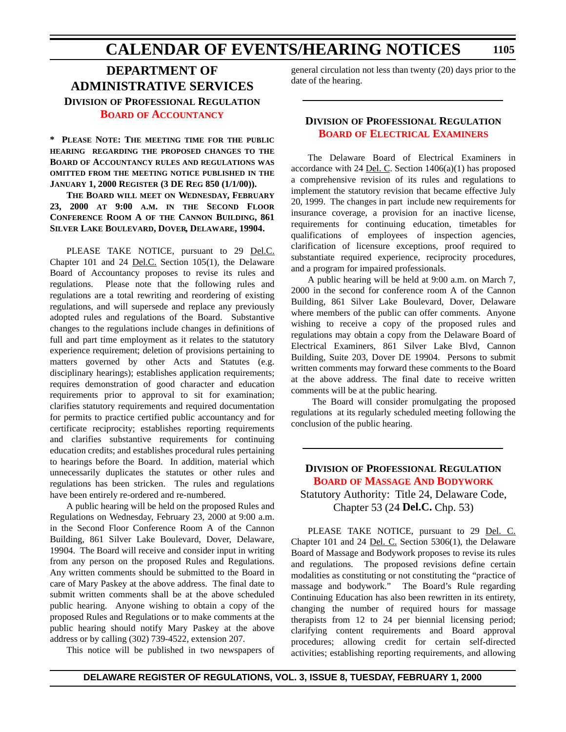# DEPARTMENT OF ADMINISTRATIVE SERVICES

## DIVISION OF PROFESSIONAL REGULATION

### BOARD OF ACCOUNTANCY

**\* PLEASE NOTE: THE MEETING TIME FOR THE PUBLIC HEARING REGARDING THE PROPOSED CHANGES TO THE BOARD OF ACCOUNTANCY RULES AND REGULATIONS WAS OMITTED FROM THE MEETING NOTICE PUBLISHED IN THE JANUARY 1, 2000 REGISTER (3 DE REG 850 (1/1/00)).**

**THE BOARD WILL MEET ON WEDNESDAY, FEBRUARY 23, 2000 AT 9:00 A.M. IN THE SECOND FLOOR CONFERENCE ROOM A OF THE CANNON BUILDING, 861 SILVER LAKE BOULEVARD, DOVER, DELAWARE, 19904.**

PLEASE TAKE NOTICE, pursuant to 29 Del.C. Chapter 101 and 24 Del.C. Section 105(1), the Delaware Board of Accountancy proposes to revise its rules and regulations. Please note that the following rules and regulations are a total rewriting and reordering of existing regulations, and will supersede and replace any previously adopted rules and regulations of the Board. Substantive changes to the regulations include changes in definitions of full and part time employment as it relates to the statutory experience requirement; deletion of provisions pertaining to matters governed by other Acts and Statutes (e.g. disciplinary hearings); establishes application requirements; requires demonstration of good character and education requirements prior to approval to sit for examination; clarifies statutory requirements and required documentation for permits to practice certified public accountancy and for certificate reciprocity; establishes reporting requirements and clarifies substantive requirements for continuing education credits; and establishes procedural rules pertaining to hearings before the Board. In addition, material which unnecessarily duplicates the statutes or other rules and regulations has been stricken. The rules and regulations have been entirely re-ordered and re-numbered.

A public hearing will be held on the proposed Rules and Regulations on Wednesday, February 23, 2000 at 9:00 a.m. in the Second Floor Conference Room A of the Cannon Building, 861 Silver Lake Boulevard, Dover, Delaware, 19904. The Board will receive and consider input in writing from any person on the proposed Rules and Regulations. Any written comments should be submitted to the Board in care of Mary Paskey at the above address. The final date to submit written comments shall be at the above scheduled public hearing. Anyone wishing to obtain a copy of the proposed Rules and Regulations or to make comments at the public hearing should notify Mary Paskey at the above address or by calling (302) 739-4522, extension 207.

This notice will be published in two newspapers of general circulation not less than twenty (20) days prior to the date of the hearing.

---

## DIVISION OF PROFESSIONAL REGULATION

### BOARD OF ELECTRICAL EXAMINERS

The Delaware Board of Electrical Examiners in accordance with 24 Del. C. Section 1406(a)(1) has proposed a comprehensive revision of its rules and regulations to implement the statutory revision that became effective July 20, 1999. The changes in part include new requirements for insurance coverage, a provision for an inactive license, requirements for continuing education, timetables for qualifications of employees of inspection agencies, clarification of licensure exceptions, proof required to substantiate required experience, reciprocity procedures, and a program for impaired professionals.

A public hearing will be held at 9:00 a.m. on March 7, 2000 in the second for conference room A of the Cannon Building, 861 Silver Lake Boulevard, Dover, Delaware where members of the public can offer comments. Anyone wishing to receive a copy of the proposed rules and regulations may obtain a copy from the Delaware Board of Electrical Examiners, 861 Silver Lake Blvd, Cannon Building, Suite 203, Dover DE 19904. Persons to submit written comments may forward these comments to the Board at the above address. The final date to receive written comments will be at the public hearing.

The Board will consider promulgating the proposed regulations at its regularly scheduled meeting following the conclusion of the public hearing.

---

## DIVISION OF PROFESSIONAL REGULATION

### BOARD OF MASSAGE AND BODYWORK

Statutory Authority: Title 24, Delaware Code, Chapter 53 (24 **Del.C.** Chp. 53)

PLEASE TAKE NOTICE, pursuant to 29 Del. C. Chapter 101 and 24 Del. C. Section 5306(1), the Delaware Board of Massage and Bodywork proposes to revise its rules and regulations. The proposed revisions define certain modalities as constituting or not constituting the "practice of massage and bodywork." The Board's Rule regarding Continuing Education has also been rewritten in its entirety, changing the number of required hours for massage therapists from 12 to 24 per biennial licensing period; clarifying content requirements and Board approval procedures; allowing credit for certain self-directed activities; establishing reporting requirements, and allowing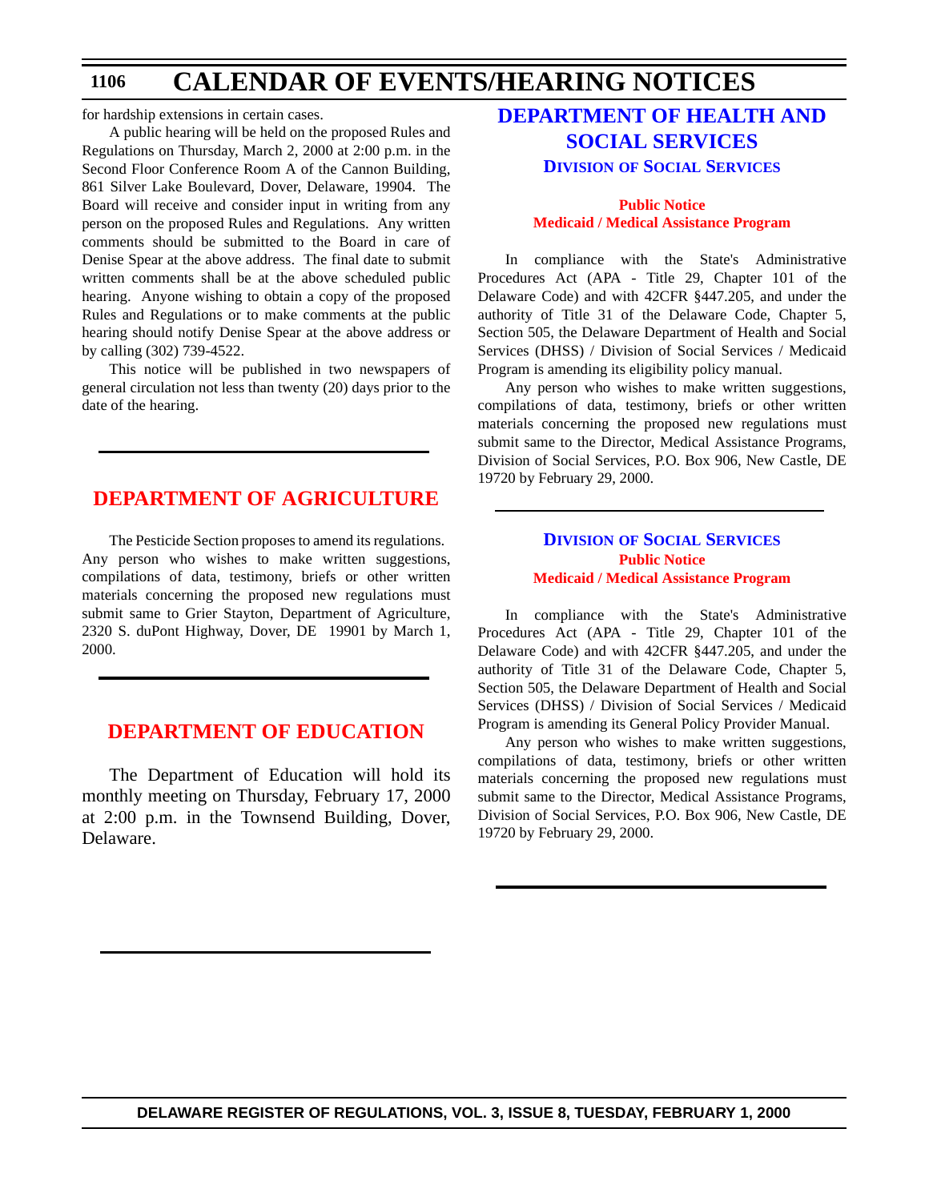for hardship extensions in certain cases.

A public hearing will be held on the proposed Rules and Regulations on Thursday, March 2, 2000 at 2:00 p.m. in the Second Floor Conference Room A of the Cannon Building, 861 Silver Lake Boulevard, Dover, Delaware, 19904. The Board will receive and consider input in writing from any person on the proposed Rules and Regulations. Any written comments should be submitted to the Board in care of Denise Spear at the above address. The final date to submit written comments shall be at the above scheduled public hearing. Anyone wishing to obtain a copy of the proposed Rules and Regulations or to make comments at the public hearing should notify Denise Spear at the above address or by calling (302) 739-4522.

This notice will be published in two newspapers of general circulation not less than twenty (20) days prior to the date of the hearing.

## DEPARTMENT OF AGRICULTURE

The Pesticide Section proposes to amend its regulations. Any person who wishes to make written suggestions, compilations of data, testimony, briefs or other written materials concerning the proposed new regulations must submit same to Grier Stayton, Department of Agriculture, 2320 S. duPont Highway, Dover, DE 19901 by March 1, 2000.

## DEPARTMENT OF EDUCATION

The Department of Education will hold its monthly meeting on Thursday, February 17, 2000 at 2:00 p.m. in the Townsend Building, Dover, Delaware.

## DEPARTMENT OF HEALTH AND SOCIAL SERVICES

### Division of Social Services

**Public Notice**
**Medicaid / Medical Assistance Program**

In compliance with the State's Administrative Procedures Act (APA - Title 29, Chapter 101 of the Delaware Code) and with 42CFR §447.205, and under the authority of Title 31 of the Delaware Code, Chapter 5, Section 505, the Delaware Department of Health and Social Services (DHSS) / Division of Social Services / Medicaid Program is amending its eligibility policy manual.

Any person who wishes to make written suggestions, compilations of data, testimony, briefs or other written materials concerning the proposed new regulations must submit same to the Director, Medical Assistance Programs, Division of Social Services, P.O. Box 906, New Castle, DE 19720 by February 29, 2000.

### Division of Social Services

**Public Notice**
**Medicaid / Medical Assistance Program**

In compliance with the State's Administrative Procedures Act (APA - Title 29, Chapter 101 of the Delaware Code) and with 42CFR §447.205, and under the authority of Title 31 of the Delaware Code, Chapter 5, Section 505, the Delaware Department of Health and Social Services (DHSS) / Division of Social Services / Medicaid Program is amending its General Policy Provider Manual.

Any person who wishes to make written suggestions, compilations of data, testimony, briefs or other written materials concerning the proposed new regulations must submit same to the Director, Medical Assistance Programs, Division of Social Services, P.O. Box 906, New Castle, DE 19720 by February 29, 2000.